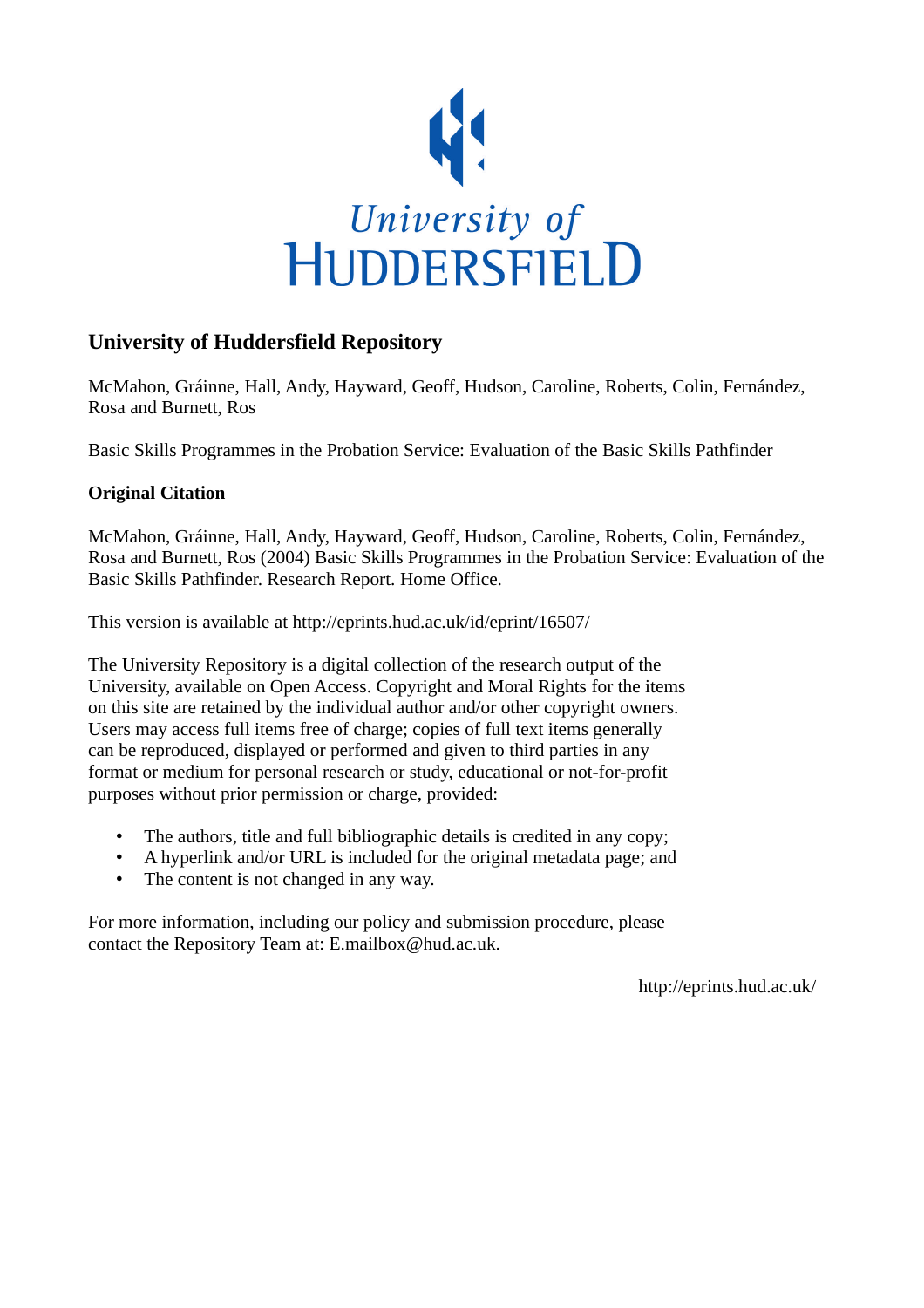University of HUDDERSFIELD

## University of Huddersfield Repository

McMahon, Gráinne, Hall, Andy, Hayward, Geoff, Hudson, Caroline, Roberts, Colin, Fernández, Rosa and Burnett, Ros

Basic Skills Programmes in the Probation Service: Evaluation of the Basic Skills Pathfinder

### Original Citation

McMahon, Gráinne, Hall, Andy, Hayward, Geoff, Hudson, Caroline, Roberts, Colin, Fernández, Rosa and Burnett, Ros (2004) Basic Skills Programmes in the Probation Service: Evaluation of the Basic Skills Pathfinder. Research Report. Home Office.

This version is available at http://eprints.hud.ac.uk/id/eprint/16507/

The University Repository is a digital collection of the research output of the University, available on Open Access. Copyright and Moral Rights for the items on this site are retained by the individual author and/or other copyright owners. Users may access full items free of charge; copies of full text items generally can be reproduced, displayed or performed and given to third parties in any format or medium for personal research or study, educational or not-for-profit purposes without prior permission or charge, provided:

- The authors, title and full bibliographic details is credited in any copy;
- A hyperlink and/or URL is included for the original metadata page; and
- The content is not changed in any way.

For more information, including our policy and submission procedure, please contact the Repository Team at: E.mailbox@hud.ac.uk.

http://eprints.hud.ac.uk/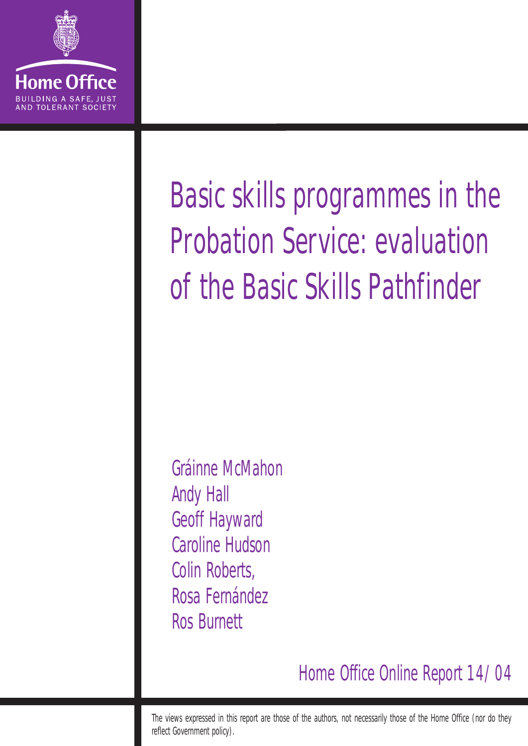Home Office

BUILDING A SAFE, JUST AND TOLERANT SOCIETY

# Basic skills programmes in the Probation Service: evaluation of the Basic Skills Pathfinder

Gráinne McMahon
Andy Hall
Geoff Hayward
Caroline Hudson
Colin Roberts,
Rosa Fernández
Ros Burnett

Home Office Online Report 14/04

The views expressed in this report are those of the authors, not necessarily those of the Home Office (nor do they reflect Government policy).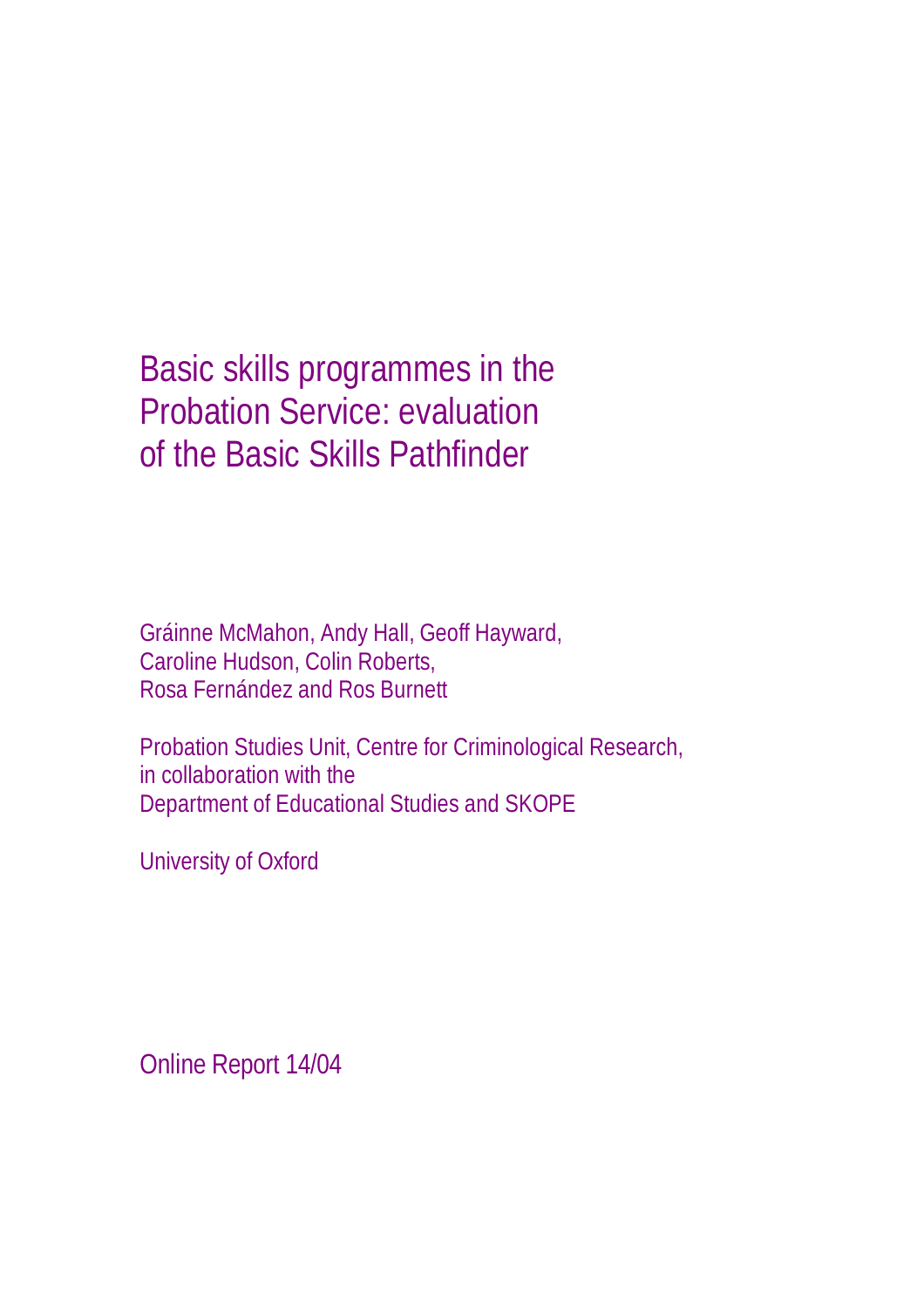# Basic skills programmes in the Probation Service: evaluation of the Basic Skills Pathfinder

Gráinne McMahon, Andy Hall, Geoff Hayward, Caroline Hudson, Colin Roberts, Rosa Fernández and Ros Burnett

Probation Studies Unit, Centre for Criminological Research, in collaboration with the Department of Educational Studies and SKOPE

University of Oxford

Online Report 14/04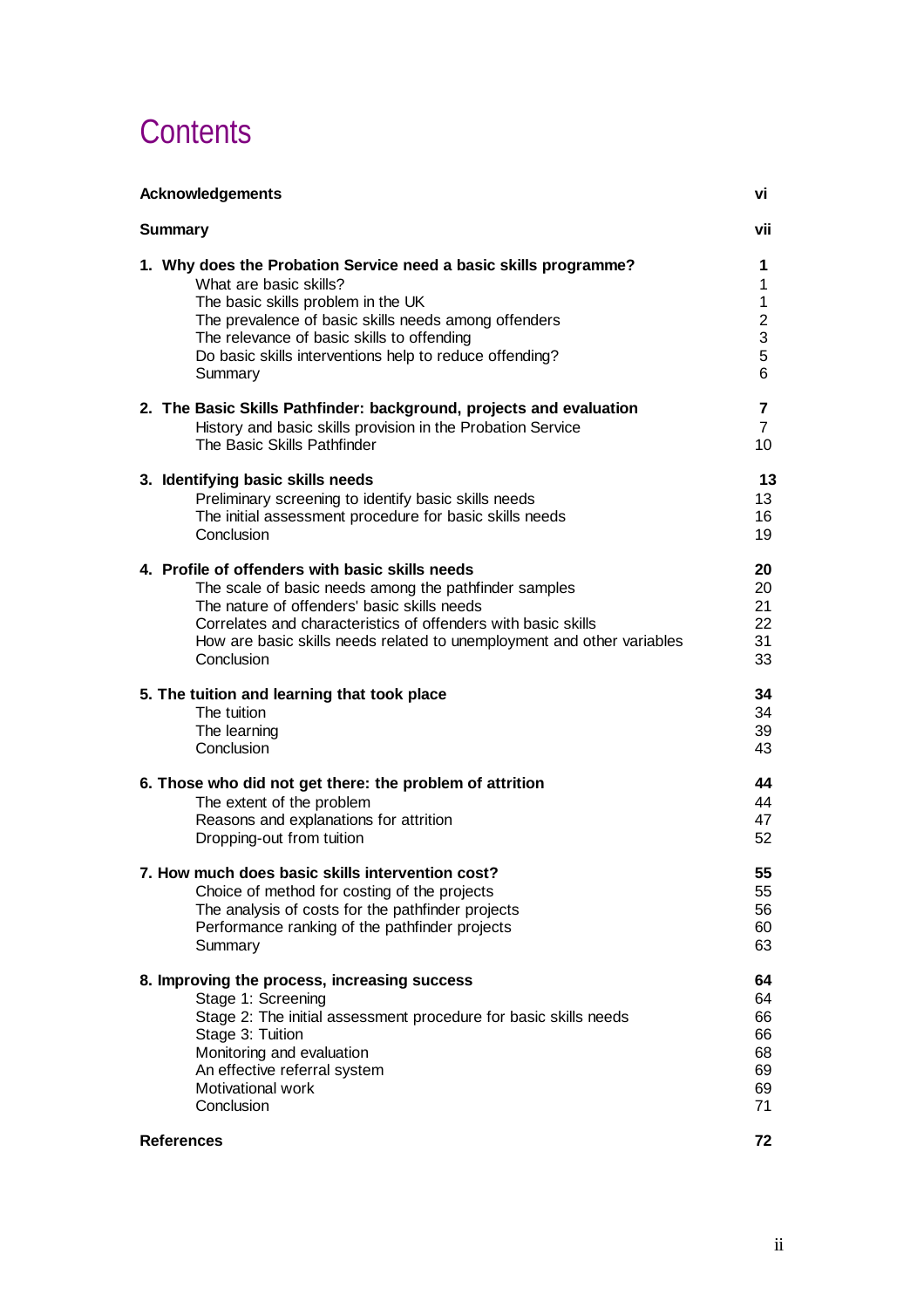# Contents

| | |
|---|---|
| **Acknowledgements** | **vi** |
| **Summary** | **vii** |
| **1. Why does the Probation Service need a basic skills programme?** | **1** |
| What are basic skills? | 1 |
| The basic skills problem in the UK | 1 |
| The prevalence of basic skills needs among offenders | 2 |
| The relevance of basic skills to offending | 3 |
| Do basic skills interventions help to reduce offending? | 5 |
| Summary | 6 |
| **2. The Basic Skills Pathfinder: background, projects and evaluation** | **7** |
| History and basic skills provision in the Probation Service | 7 |
| The Basic Skills Pathfinder | 10 |
| **3. Identifying basic skills needs** | **13** |
| Preliminary screening to identify basic skills needs | 13 |
| The initial assessment procedure for basic skills needs | 16 |
| Conclusion | 19 |
| **4. Profile of offenders with basic skills needs** | **20** |
| The scale of basic needs among the pathfinder samples | 20 |
| The nature of offenders' basic skills needs | 21 |
| Correlates and characteristics of offenders with basic skills | 22 |
| How are basic skills needs related to unemployment and other variables | 31 |
| Conclusion | 33 |
| **5. The tuition and learning that took place** | **34** |
| The tuition | 34 |
| The learning | 39 |
| Conclusion | 43 |
| **6. Those who did not get there: the problem of attrition** | **44** |
| The extent of the problem | 44 |
| Reasons and explanations for attrition | 47 |
| Dropping-out from tuition | 52 |
| **7. How much does basic skills intervention cost?** | **55** |
| Choice of method for costing of the projects | 55 |
| The analysis of costs for the pathfinder projects | 56 |
| Performance ranking of the pathfinder projects | 60 |
| Summary | 63 |
| **8. Improving the process, increasing success** | **64** |
| Stage 1: Screening | 64 |
| Stage 2: The initial assessment procedure for basic skills needs | 66 |
| Stage 3: Tuition | 66 |
| Monitoring and evaluation | 68 |
| An effective referral system | 69 |
| Motivational work | 69 |
| Conclusion | 71 |
| **References** | **72** |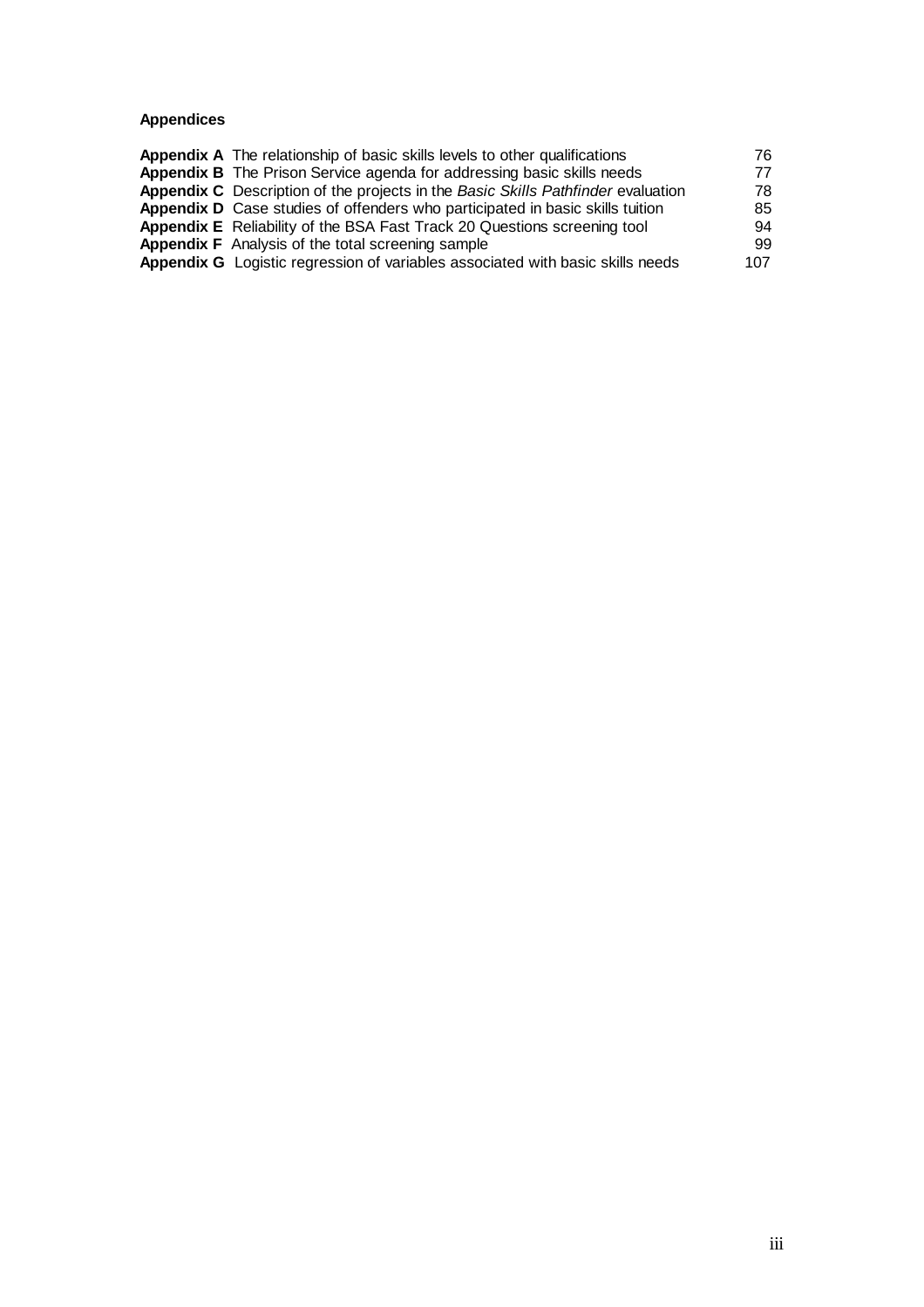**Appendices**

| | | |
|---|---|---|
| **Appendix A** | The relationship of basic skills levels to other qualifications | 76 |
| **Appendix B** | The Prison Service agenda for addressing basic skills needs | 77 |
| **Appendix C** | Description of the projects in the *Basic Skills Pathfinder* evaluation | 78 |
| **Appendix D** | Case studies of offenders who participated in basic skills tuition | 85 |
| **Appendix E** | Reliability of the BSA Fast Track 20 Questions screening tool | 94 |
| **Appendix F** | Analysis of the total screening sample | 99 |
| **Appendix G** | Logistic regression of variables associated with basic skills needs | 107 |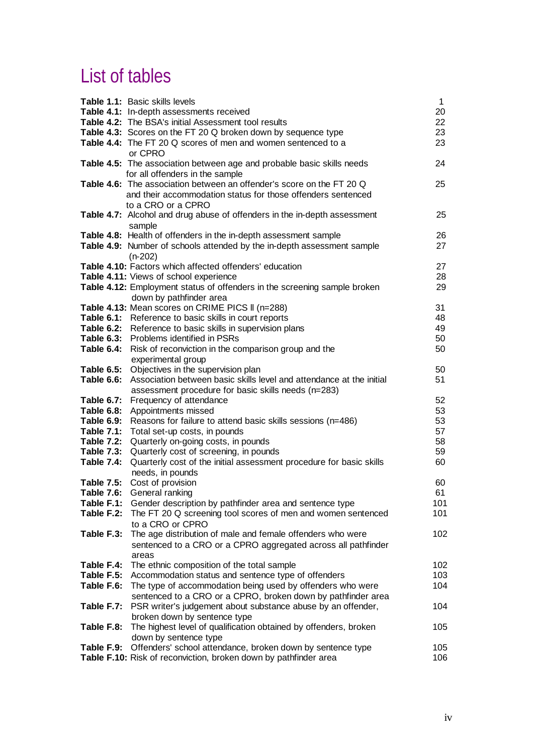# List of tables

| | | |
|---|---|---|
| **Table 1.1:** | Basic skills levels | 1 |
| **Table 4.1:** | In-depth assessments received | 20 |
| **Table 4.2:** | The BSA's initial Assessment tool results | 22 |
| **Table 4.3:** | Scores on the FT 20 Q broken down by sequence type | 23 |
| **Table 4.4:** | The FT 20 Q scores of men and women sentenced to a or CPRO | 23 |
| **Table 4.5:** | The association between age and probable basic skills needs for all offenders in the sample | 24 |
| **Table 4.6:** | The association between an offender's score on the FT 20 Q and their accommodation status for those offenders sentenced to a CRO or a CPRO | 25 |
| **Table 4.7:** | Alcohol and drug abuse of offenders in the in-depth assessment sample | 25 |
| **Table 4.8:** | Health of offenders in the in-depth assessment sample | 26 |
| **Table 4.9:** | Number of schools attended by the in-depth assessment sample (n-202) | 27 |
| **Table 4.10:** | Factors which affected offenders' education | 27 |
| **Table 4.11:** | Views of school experience | 28 |
| **Table 4.12:** | Employment status of offenders in the screening sample broken down by pathfinder area | 29 |
| **Table 4.13:** | Mean scores on CRIME PICS II (n=288) | 31 |
| **Table 6.1:** | Reference to basic skills in court reports | 48 |
| **Table 6.2:** | Reference to basic skills in supervision plans | 49 |
| **Table 6.3:** | Problems identified in PSRs | 50 |
| **Table 6.4:** | Risk of reconviction in the comparison group and the experimental group | 50 |
| **Table 6.5:** | Objectives in the supervision plan | 50 |
| **Table 6.6:** | Association between basic skills level and attendance at the initial assessment procedure for basic skills needs (n=283) | 51 |
| **Table 6.7:** | Frequency of attendance | 52 |
| **Table 6.8:** | Appointments missed | 53 |
| **Table 6.9:** | Reasons for failure to attend basic skills sessions (n=486) | 53 |
| **Table 7.1:** | Total set-up costs, in pounds | 57 |
| **Table 7.2:** | Quarterly on-going costs, in pounds | 58 |
| **Table 7.3:** | Quarterly cost of screening, in pounds | 59 |
| **Table 7.4:** | Quarterly cost of the initial assessment procedure for basic skills needs, in pounds | 60 |
| **Table 7.5:** | Cost of provision | 60 |
| **Table 7.6:** | General ranking | 61 |
| **Table F.1:** | Gender description by pathfinder area and sentence type | 101 |
| **Table F.2:** | The FT 20 Q screening tool scores of men and women sentenced to a CRO or CPRO | 101 |
| **Table F.3:** | The age distribution of male and female offenders who were sentenced to a CRO or a CPRO aggregated across all pathfinder areas | 102 |
| **Table F.4:** | The ethnic composition of the total sample | 102 |
| **Table F.5:** | Accommodation status and sentence type of offenders | 103 |
| **Table F.6:** | The type of accommodation being used by offenders who were sentenced to a CRO or a CPRO, broken down by pathfinder area | 104 |
| **Table F.7:** | PSR writer's judgement about substance abuse by an offender, broken down by sentence type | 104 |
| **Table F.8:** | The highest level of qualification obtained by offenders, broken down by sentence type | 105 |
| **Table F.9:** | Offenders' school attendance, broken down by sentence type | 105 |
| **Table F.10:** | Risk of reconviction, broken down by pathfinder area | 106 |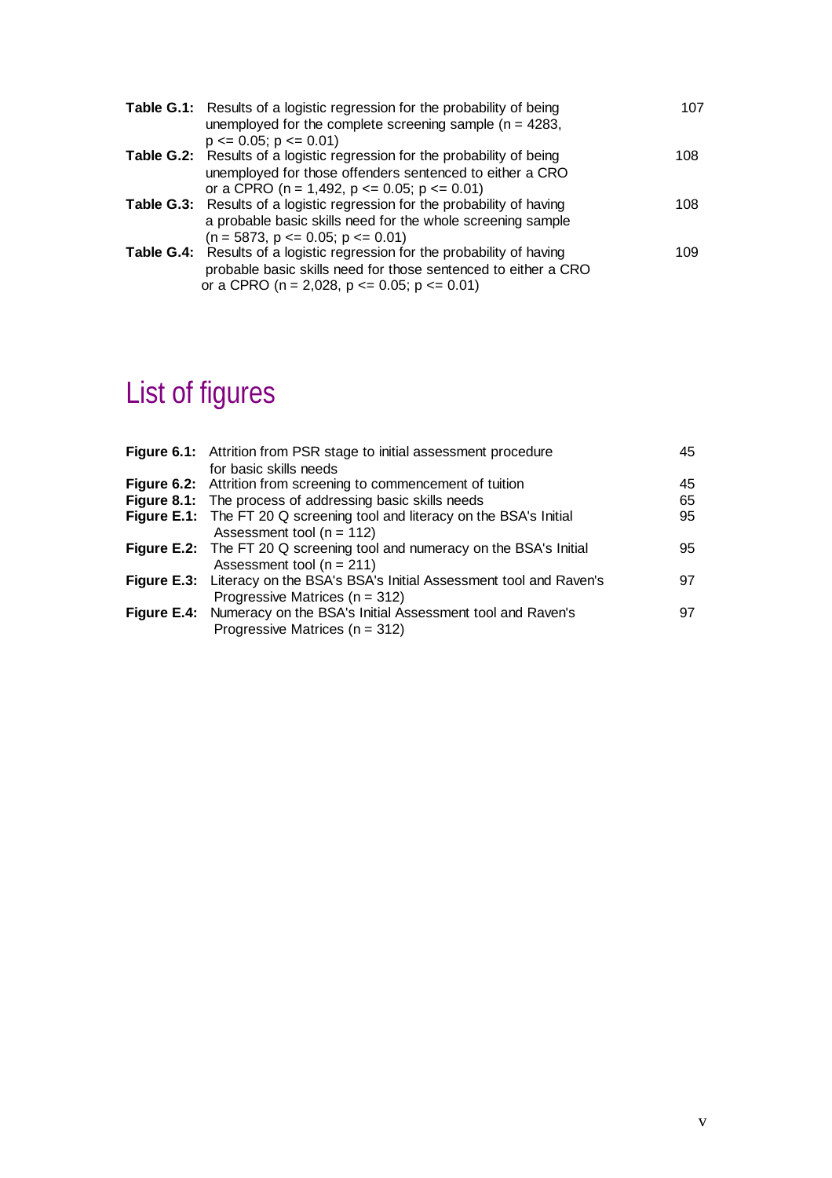| | | |
|---|---|---|
| **Table G.1:** | Results of a logistic regression for the probability of being unemployed for the complete screening sample (n = 4283, p <= 0.05; p <= 0.01) | 107 |
| **Table G.2:** | Results of a logistic regression for the probability of being unemployed for those offenders sentenced to either a CRO or a CPRO (n = 1,492, p <= 0.05; p <= 0.01) | 108 |
| **Table G.3:** | Results of a logistic regression for the probability of having a probable basic skills need for the whole screening sample (n = 5873, p <= 0.05; p <= 0.01) | 108 |
| **Table G.4:** | Results of a logistic regression for the probability of having probable basic skills need for those sentenced to either a CRO or a CPRO (n = 2,028, p <= 0.05; p <= 0.01) | 109 |

# List of figures

| | | |
|---|---|---|
| **Figure 6.1:** | Attrition from PSR stage to initial assessment procedure for basic skills needs | 45 |
| **Figure 6.2:** | Attrition from screening to commencement of tuition | 45 |
| **Figure 8.1:** | The process of addressing basic skills needs | 65 |
| **Figure E.1:** | The FT 20 Q screening tool and literacy on the BSA's Initial Assessment tool (n = 112) | 95 |
| **Figure E.2:** | The FT 20 Q screening tool and numeracy on the BSA's Initial Assessment tool (n = 211) | 95 |
| **Figure E.3:** | Literacy on the BSA's BSA's Initial Assessment tool and Raven's Progressive Matrices (n = 312) | 97 |
| **Figure E.4:** | Numeracy on the BSA's Initial Assessment tool and Raven's Progressive Matrices (n = 312) | 97 |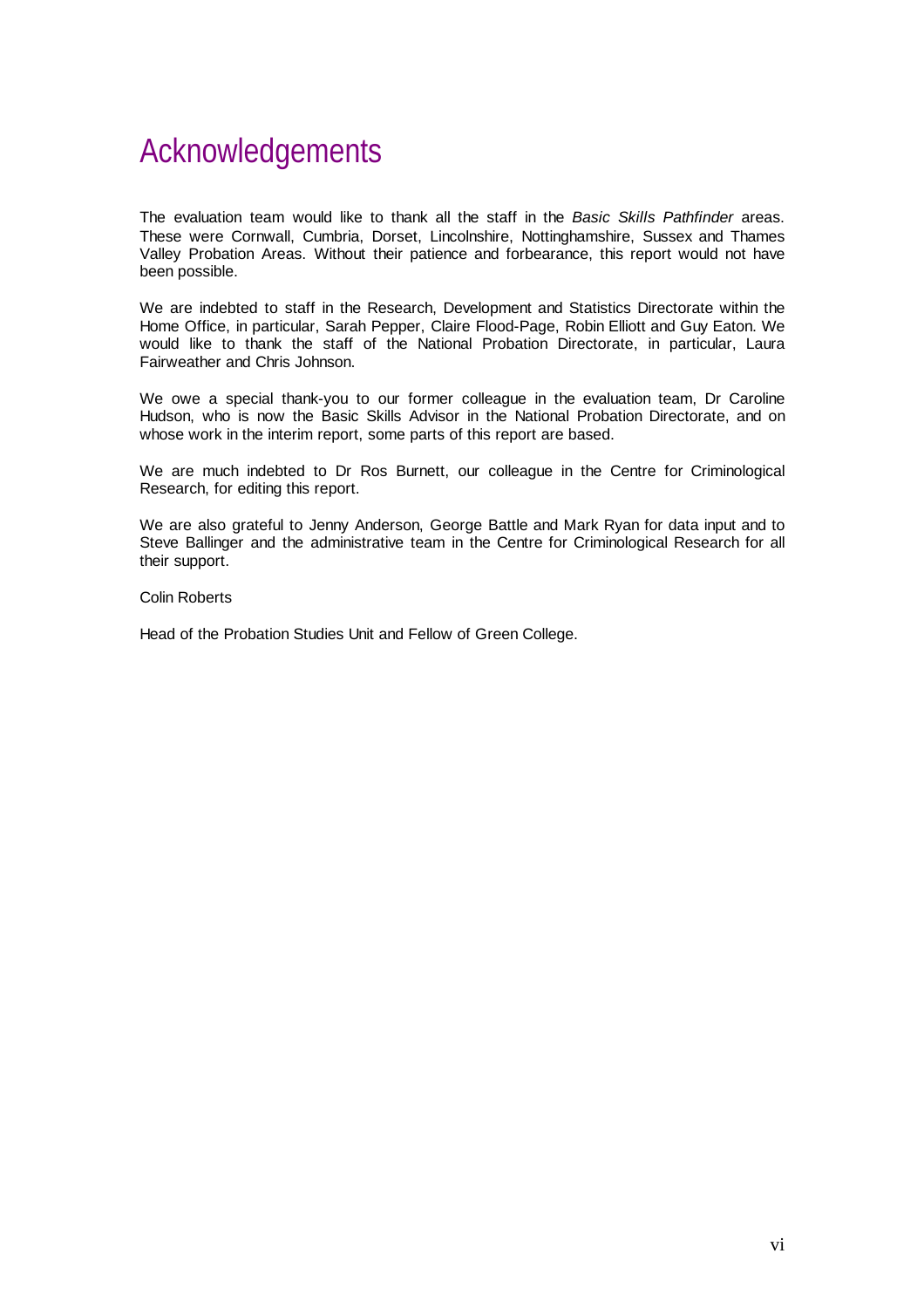# Acknowledgements

The evaluation team would like to thank all the staff in the *Basic Skills Pathfinder* areas. These were Cornwall, Cumbria, Dorset, Lincolnshire, Nottinghamshire, Sussex and Thames Valley Probation Areas. Without their patience and forbearance, this report would not have been possible.

We are indebted to staff in the Research, Development and Statistics Directorate within the Home Office, in particular, Sarah Pepper, Claire Flood-Page, Robin Elliott and Guy Eaton. We would like to thank the staff of the National Probation Directorate, in particular, Laura Fairweather and Chris Johnson.

We owe a special thank-you to our former colleague in the evaluation team, Dr Caroline Hudson, who is now the Basic Skills Advisor in the National Probation Directorate, and on whose work in the interim report, some parts of this report are based.

We are much indebted to Dr Ros Burnett, our colleague in the Centre for Criminological Research, for editing this report.

We are also grateful to Jenny Anderson, George Battle and Mark Ryan for data input and to Steve Ballinger and the administrative team in the Centre for Criminological Research for all their support.

Colin Roberts

Head of the Probation Studies Unit and Fellow of Green College.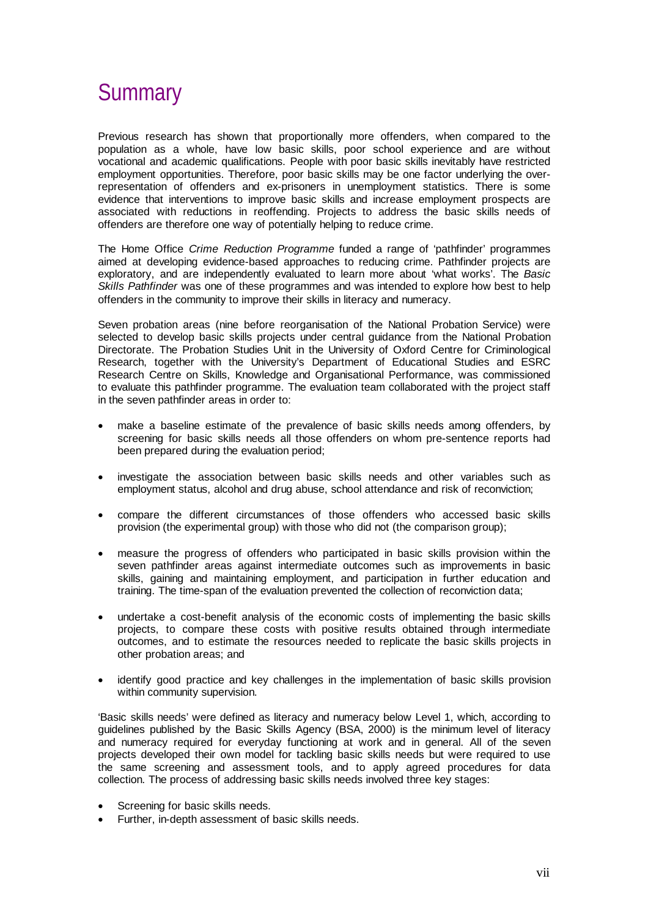# Summary

Previous research has shown that proportionally more offenders, when compared to the population as a whole, have low basic skills, poor school experience and are without vocational and academic qualifications. People with poor basic skills inevitably have restricted employment opportunities. Therefore, poor basic skills may be one factor underlying the over-representation of offenders and ex-prisoners in unemployment statistics. There is some evidence that interventions to improve basic skills and increase employment prospects are associated with reductions in reoffending. Projects to address the basic skills needs of offenders are therefore one way of potentially helping to reduce crime.

The Home Office *Crime Reduction Programme* funded a range of 'pathfinder' programmes aimed at developing evidence-based approaches to reducing crime. Pathfinder projects are exploratory, and are independently evaluated to learn more about 'what works'. The *Basic Skills Pathfinder* was one of these programmes and was intended to explore how best to help offenders in the community to improve their skills in literacy and numeracy.

Seven probation areas (nine before reorganisation of the National Probation Service) were selected to develop basic skills projects under central guidance from the National Probation Directorate. The Probation Studies Unit in the University of Oxford Centre for Criminological Research, together with the University's Department of Educational Studies and ESRC Research Centre on Skills, Knowledge and Organisational Performance, was commissioned to evaluate this pathfinder programme. The evaluation team collaborated with the project staff in the seven pathfinder areas in order to:

- make a baseline estimate of the prevalence of basic skills needs among offenders, by screening for basic skills needs all those offenders on whom pre-sentence reports had been prepared during the evaluation period;
- investigate the association between basic skills needs and other variables such as employment status, alcohol and drug abuse, school attendance and risk of reconviction;
- compare the different circumstances of those offenders who accessed basic skills provision (the experimental group) with those who did not (the comparison group);
- measure the progress of offenders who participated in basic skills provision within the seven pathfinder areas against intermediate outcomes such as improvements in basic skills, gaining and maintaining employment, and participation in further education and training. The time-span of the evaluation prevented the collection of reconviction data;
- undertake a cost-benefit analysis of the economic costs of implementing the basic skills projects, to compare these costs with positive results obtained through intermediate outcomes, and to estimate the resources needed to replicate the basic skills projects in other probation areas; and
- identify good practice and key challenges in the implementation of basic skills provision within community supervision.

'Basic skills needs' were defined as literacy and numeracy below Level 1, which, according to guidelines published by the Basic Skills Agency (BSA, 2000) is the minimum level of literacy and numeracy required for everyday functioning at work and in general. All of the seven projects developed their own model for tackling basic skills needs but were required to use the same screening and assessment tools, and to apply agreed procedures for data collection. The process of addressing basic skills needs involved three key stages:

- Screening for basic skills needs.
- Further, in-depth assessment of basic skills needs.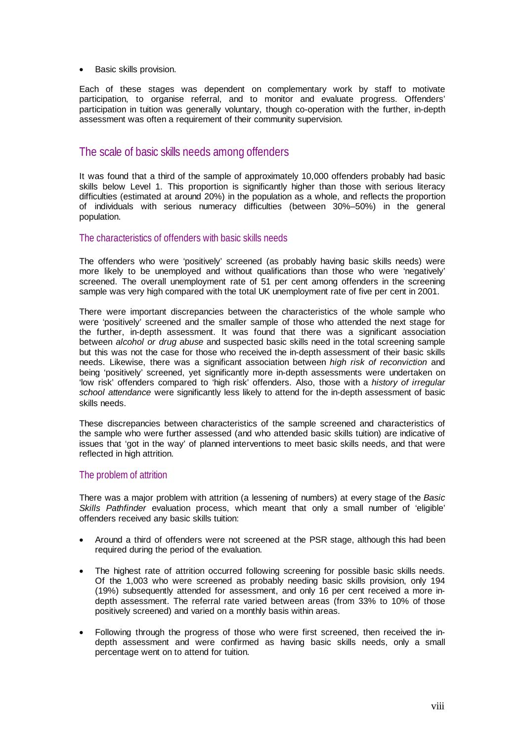- Basic skills provision.

Each of these stages was dependent on complementary work by staff to motivate participation, to organise referral, and to monitor and evaluate progress. Offenders' participation in tuition was generally voluntary, though co-operation with the further, in-depth assessment was often a requirement of their community supervision.

## The scale of basic skills needs among offenders

It was found that a third of the sample of approximately 10,000 offenders probably had basic skills below Level 1. This proportion is significantly higher than those with serious literacy difficulties (estimated at around 20%) in the population as a whole, and reflects the proportion of individuals with serious numeracy difficulties (between 30%–50%) in the general population.

### The characteristics of offenders with basic skills needs

The offenders who were 'positively' screened (as probably having basic skills needs) were more likely to be unemployed and without qualifications than those who were 'negatively' screened. The overall unemployment rate of 51 per cent among offenders in the screening sample was very high compared with the total UK unemployment rate of five per cent in 2001.

There were important discrepancies between the characteristics of the whole sample who were 'positively' screened and the smaller sample of those who attended the next stage for the further, in-depth assessment. It was found that there was a significant association between *alcohol or drug abuse* and suspected basic skills need in the total screening sample but this was not the case for those who received the in-depth assessment of their basic skills needs. Likewise, there was a significant association between *high risk of reconviction* and being 'positively' screened, yet significantly more in-depth assessments were undertaken on 'low risk' offenders compared to 'high risk' offenders. Also, those with a *history of irregular school attendance* were significantly less likely to attend for the in-depth assessment of basic skills needs.

These discrepancies between characteristics of the sample screened and characteristics of the sample who were further assessed (and who attended basic skills tuition) are indicative of issues that 'got in the way' of planned interventions to meet basic skills needs, and that were reflected in high attrition.

### The problem of attrition

There was a major problem with attrition (a lessening of numbers) at every stage of the *Basic Skills Pathfinder* evaluation process, which meant that only a small number of 'eligible' offenders received any basic skills tuition:

- Around a third of offenders were not screened at the PSR stage, although this had been required during the period of the evaluation.

- The highest rate of attrition occurred following screening for possible basic skills needs. Of the 1,003 who were screened as probably needing basic skills provision, only 194 (19%) subsequently attended for assessment, and only 16 per cent received a more in-depth assessment. The referral rate varied between areas (from 33% to 10% of those positively screened) and varied on a monthly basis within areas.

- Following through the progress of those who were first screened, then received the in-depth assessment and were confirmed as having basic skills needs, only a small percentage went on to attend for tuition.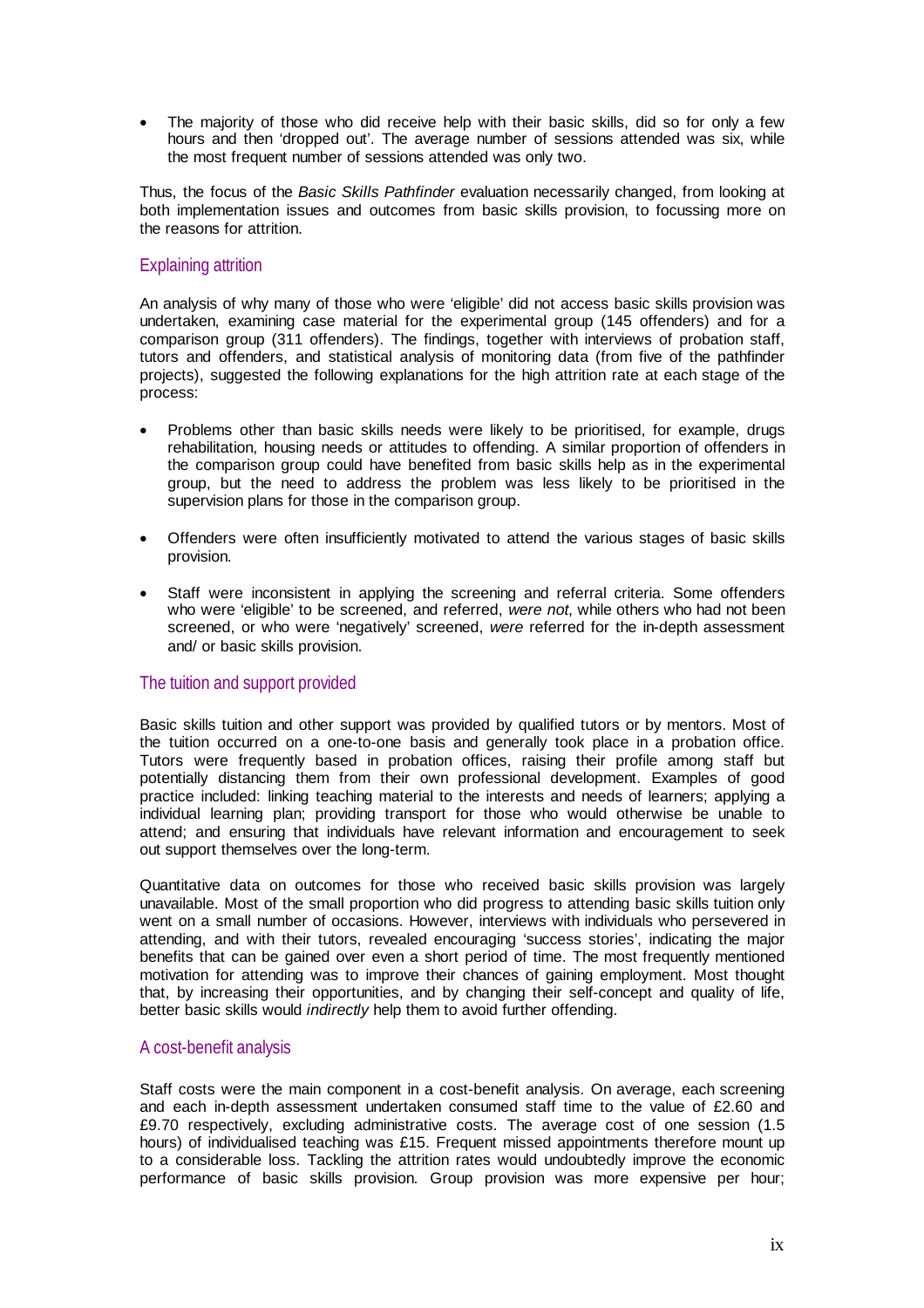- The majority of those who did receive help with their basic skills, did so for only a few hours and then 'dropped out'. The average number of sessions attended was six, while the most frequent number of sessions attended was only two.

Thus, the focus of the *Basic Skills Pathfinder* evaluation necessarily changed, from looking at both implementation issues and outcomes from basic skills provision, to focussing more on the reasons for attrition.

### Explaining attrition

An analysis of why many of those who were 'eligible' did not access basic skills provision was undertaken, examining case material for the experimental group (145 offenders) and for a comparison group (311 offenders). The findings, together with interviews of probation staff, tutors and offenders, and statistical analysis of monitoring data (from five of the pathfinder projects), suggested the following explanations for the high attrition rate at each stage of the process:

- Problems other than basic skills needs were likely to be prioritised, for example, drugs rehabilitation, housing needs or attitudes to offending. A similar proportion of offenders in the comparison group could have benefited from basic skills help as in the experimental group, but the need to address the problem was less likely to be prioritised in the supervision plans for those in the comparison group.
- Offenders were often insufficiently motivated to attend the various stages of basic skills provision.
- Staff were inconsistent in applying the screening and referral criteria. Some offenders who were 'eligible' to be screened, and referred, *were not*, while others who had not been screened, or who were 'negatively' screened, *were* referred for the in-depth assessment and/ or basic skills provision.

### The tuition and support provided

Basic skills tuition and other support was provided by qualified tutors or by mentors. Most of the tuition occurred on a one-to-one basis and generally took place in a probation office. Tutors were frequently based in probation offices, raising their profile among staff but potentially distancing them from their own professional development. Examples of good practice included: linking teaching material to the interests and needs of learners; applying a individual learning plan; providing transport for those who would otherwise be unable to attend; and ensuring that individuals have relevant information and encouragement to seek out support themselves over the long-term.

Quantitative data on outcomes for those who received basic skills provision was largely unavailable. Most of the small proportion who did progress to attending basic skills tuition only went on a small number of occasions. However, interviews with individuals who persevered in attending, and with their tutors, revealed encouraging 'success stories', indicating the major benefits that can be gained over even a short period of time. The most frequently mentioned motivation for attending was to improve their chances of gaining employment. Most thought that, by increasing their opportunities, and by changing their self-concept and quality of life, better basic skills would *indirectly* help them to avoid further offending.

### A cost-benefit analysis

Staff costs were the main component in a cost-benefit analysis. On average, each screening and each in-depth assessment undertaken consumed staff time to the value of £2.60 and £9.70 respectively, excluding administrative costs. The average cost of one session (1.5 hours) of individualised teaching was £15. Frequent missed appointments therefore mount up to a considerable loss. Tackling the attrition rates would undoubtedly improve the economic performance of basic skills provision. Group provision was more expensive per hour;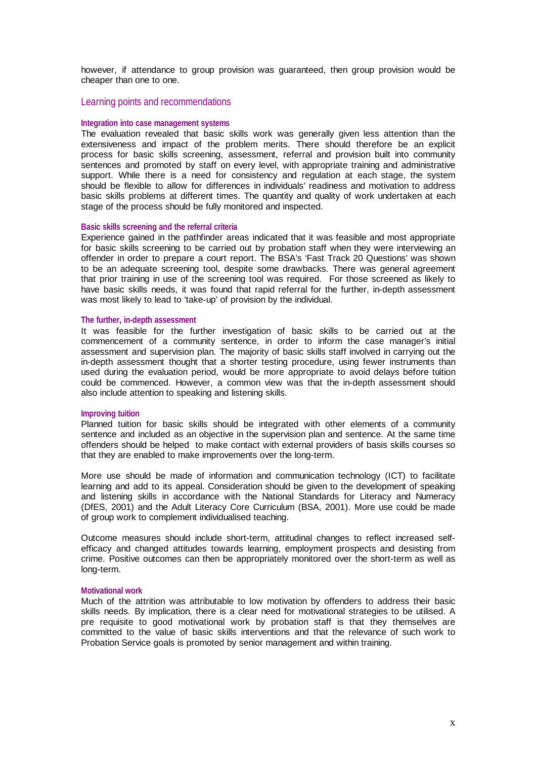however, if attendance to group provision was guaranteed, then group provision would be cheaper than one to one.

## Learning points and recommendations

### Integration into case management systems

The evaluation revealed that basic skills work was generally given less attention than the extensiveness and impact of the problem merits. There should therefore be an explicit process for basic skills screening, assessment, referral and provision built into community sentences and promoted by staff on every level, with appropriate training and administrative support. While there is a need for consistency and regulation at each stage, the system should be flexible to allow for differences in individuals' readiness and motivation to address basic skills problems at different times. The quantity and quality of work undertaken at each stage of the process should be fully monitored and inspected.

### Basic skills screening and the referral criteria

Experience gained in the pathfinder areas indicated that it was feasible and most appropriate for basic skills screening to be carried out by probation staff when they were interviewing an offender in order to prepare a court report. The BSA's 'Fast Track 20 Questions' was shown to be an adequate screening tool, despite some drawbacks. There was general agreement that prior training in use of the screening tool was required. For those screened as likely to have basic skills needs, it was found that rapid referral for the further, in-depth assessment was most likely to lead to 'take-up' of provision by the individual.

### The further, in-depth assessment

It was feasible for the further investigation of basic skills to be carried out at the commencement of a community sentence, in order to inform the case manager's initial assessment and supervision plan. The majority of basic skills staff involved in carrying out the in-depth assessment thought that a shorter testing procedure, using fewer instruments than used during the evaluation period, would be more appropriate to avoid delays before tuition could be commenced. However, a common view was that the in-depth assessment should also include attention to speaking and listening skills.

### Improving tuition

Planned tuition for basic skills should be integrated with other elements of a community sentence and included as an objective in the supervision plan and sentence. At the same time offenders should be helped to make contact with external providers of basis skills courses so that they are enabled to make improvements over the long-term.

More use should be made of information and communication technology (ICT) to facilitate learning and add to its appeal. Consideration should be given to the development of speaking and listening skills in accordance with the National Standards for Literacy and Numeracy (DfES, 2001) and the Adult Literacy Core Curriculum (BSA, 2001). More use could be made of group work to complement individualised teaching.

Outcome measures should include short-term, attitudinal changes to reflect increased self-efficacy and changed attitudes towards learning, employment prospects and desisting from crime. Positive outcomes can then be appropriately monitored over the short-term as well as long-term.

### Motivational work

Much of the attrition was attributable to low motivation by offenders to address their basic skills needs. By implication, there is a clear need for motivational strategies to be utilised. A pre requisite to good motivational work by probation staff is that they themselves are committed to the value of basic skills interventions and that the relevance of such work to Probation Service goals is promoted by senior management and within training.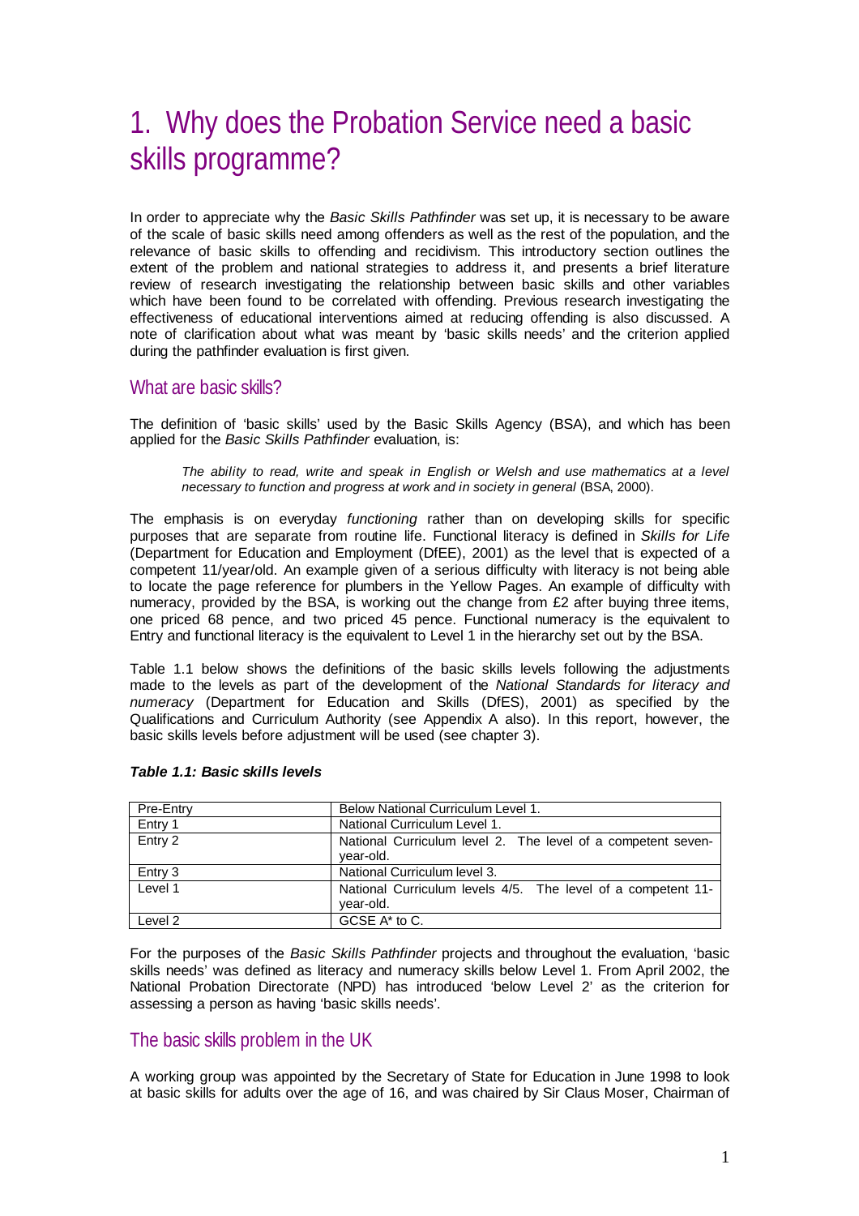# 1. Why does the Probation Service need a basic skills programme?

In order to appreciate why the *Basic Skills Pathfinder* was set up, it is necessary to be aware of the scale of basic skills need among offenders as well as the rest of the population, and the relevance of basic skills to offending and recidivism. This introductory section outlines the extent of the problem and national strategies to address it, and presents a brief literature review of research investigating the relationship between basic skills and other variables which have been found to be correlated with offending. Previous research investigating the effectiveness of educational interventions aimed at reducing offending is also discussed. A note of clarification about what was meant by 'basic skills needs' and the criterion applied during the pathfinder evaluation is first given.

## What are basic skills?

The definition of 'basic skills' used by the Basic Skills Agency (BSA), and which has been applied for the *Basic Skills Pathfinder* evaluation, is:

> *The ability to read, write and speak in English or Welsh and use mathematics at a level necessary to function and progress at work and in society in general* (BSA, 2000).

The emphasis is on everyday *functioning* rather than on developing skills for specific purposes that are separate from routine life. Functional literacy is defined in *Skills for Life* (Department for Education and Employment (DfEE), 2001) as the level that is expected of a competent 11/year/old. An example given of a serious difficulty with literacy is not being able to locate the page reference for plumbers in the Yellow Pages. An example of difficulty with numeracy, provided by the BSA, is working out the change from £2 after buying three items, one priced 68 pence, and two priced 45 pence. Functional numeracy is the equivalent to Entry and functional literacy is the equivalent to Level 1 in the hierarchy set out by the BSA.

Table 1.1 below shows the definitions of the basic skills levels following the adjustments made to the levels as part of the development of the *National Standards for literacy and numeracy* (Department for Education and Skills (DfES), 2001) as specified by the Qualifications and Curriculum Authority (see Appendix A also). In this report, however, the basic skills levels before adjustment will be used (see chapter 3).

***Table 1.1: Basic skills levels***

| | |
|---|---|
| Pre-Entry | Below National Curriculum Level 1. |
| Entry 1 | National Curriculum Level 1. |
| Entry 2 | National Curriculum level 2. The level of a competent seven-year-old. |
| Entry 3 | National Curriculum level 3. |
| Level 1 | National Curriculum levels 4/5. The level of a competent 11-year-old. |
| Level 2 | GCSE A* to C. |

For the purposes of the *Basic Skills Pathfinder* projects and throughout the evaluation, 'basic skills needs' was defined as literacy and numeracy skills below Level 1. From April 2002, the National Probation Directorate (NPD) has introduced 'below Level 2' as the criterion for assessing a person as having 'basic skills needs'.

## The basic skills problem in the UK

A working group was appointed by the Secretary of State for Education in June 1998 to look at basic skills for adults over the age of 16, and was chaired by Sir Claus Moser, Chairman of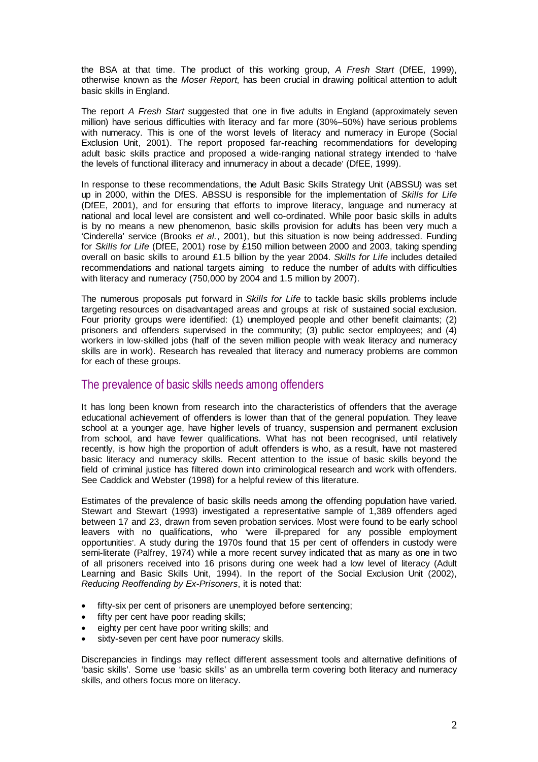the BSA at that time. The product of this working group, *A Fresh Start* (DfEE, 1999), otherwise known as the *Moser Report*, has been crucial in drawing political attention to adult basic skills in England.

The report *A Fresh Start* suggested that one in five adults in England (approximately seven million) have serious difficulties with literacy and far more (30%–50%) have serious problems with numeracy. This is one of the worst levels of literacy and numeracy in Europe (Social Exclusion Unit, 2001). The report proposed far-reaching recommendations for developing adult basic skills practice and proposed a wide-ranging national strategy intended to 'halve the levels of functional illiteracy and innumeracy in about a decade' (DfEE, 1999).

In response to these recommendations, the Adult Basic Skills Strategy Unit (ABSSU) was set up in 2000, within the DfES. ABSSU is responsible for the implementation of *Skills for Life* (DfEE, 2001), and for ensuring that efforts to improve literacy, language and numeracy at national and local level are consistent and well co-ordinated. While poor basic skills in adults is by no means a new phenomenon, basic skills provision for adults has been very much a 'Cinderella' service (Brooks *et al.*, 2001), but this situation is now being addressed. Funding for *Skills for Life* (DfEE, 2001) rose by £150 million between 2000 and 2003, taking spending overall on basic skills to around £1.5 billion by the year 2004. *Skills for Life* includes detailed recommendations and national targets aiming to reduce the number of adults with difficulties with literacy and numeracy (750,000 by 2004 and 1.5 million by 2007).

The numerous proposals put forward in *Skills for Life* to tackle basic skills problems include targeting resources on disadvantaged areas and groups at risk of sustained social exclusion. Four priority groups were identified: (1) unemployed people and other benefit claimants; (2) prisoners and offenders supervised in the community; (3) public sector employees; and (4) workers in low-skilled jobs (half of the seven million people with weak literacy and numeracy skills are in work). Research has revealed that literacy and numeracy problems are common for each of these groups.

## The prevalence of basic skills needs among offenders

It has long been known from research into the characteristics of offenders that the average educational achievement of offenders is lower than that of the general population. They leave school at a younger age, have higher levels of truancy, suspension and permanent exclusion from school, and have fewer qualifications. What has not been recognised, until relatively recently, is how high the proportion of adult offenders is who, as a result, have not mastered basic literacy and numeracy skills. Recent attention to the issue of basic skills beyond the field of criminal justice has filtered down into criminological research and work with offenders. See Caddick and Webster (1998) for a helpful review of this literature.

Estimates of the prevalence of basic skills needs among the offending population have varied. Stewart and Stewart (1993) investigated a representative sample of 1,389 offenders aged between 17 and 23, drawn from seven probation services. Most were found to be early school leavers with no qualifications, who 'were ill-prepared for any possible employment opportunities'. A study during the 1970s found that 15 per cent of offenders in custody were semi-literate (Palfrey, 1974) while a more recent survey indicated that as many as one in two of all prisoners received into 16 prisons during one week had a low level of literacy (Adult Learning and Basic Skills Unit, 1994). In the report of the Social Exclusion Unit (2002), *Reducing Reoffending by Ex-Prisoners*, it is noted that:

- fifty-six per cent of prisoners are unemployed before sentencing;
- fifty per cent have poor reading skills;
- eighty per cent have poor writing skills; and
- sixty-seven per cent have poor numeracy skills.

Discrepancies in findings may reflect different assessment tools and alternative definitions of 'basic skills'. Some use 'basic skills' as an umbrella term covering both literacy and numeracy skills, and others focus more on literacy.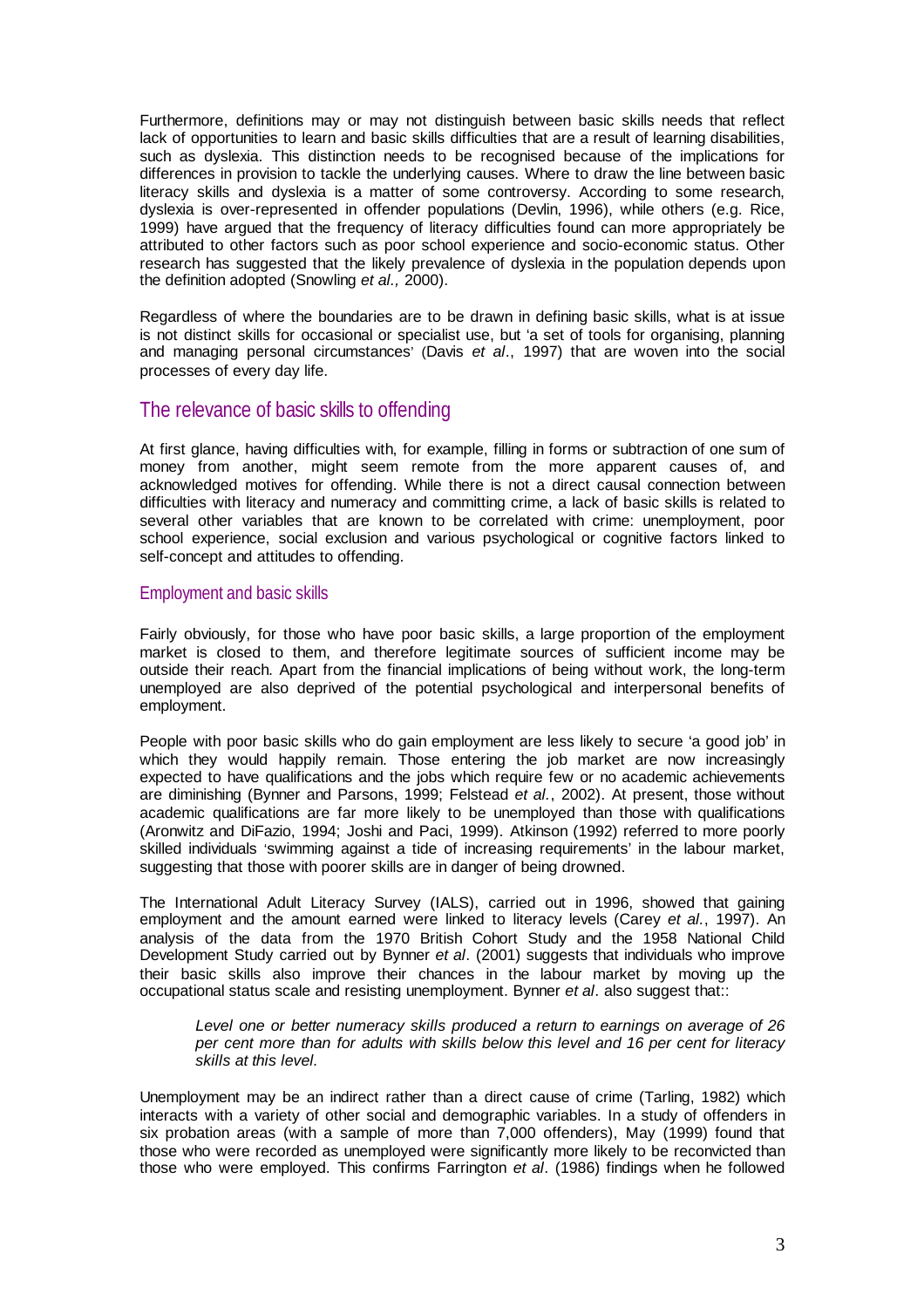Furthermore, definitions may or may not distinguish between basic skills needs that reflect lack of opportunities to learn and basic skills difficulties that are a result of learning disabilities, such as dyslexia. This distinction needs to be recognised because of the implications for differences in provision to tackle the underlying causes. Where to draw the line between basic literacy skills and dyslexia is a matter of some controversy. According to some research, dyslexia is over-represented in offender populations (Devlin, 1996), while others (e.g. Rice, 1999) have argued that the frequency of literacy difficulties found can more appropriately be attributed to other factors such as poor school experience and socio-economic status. Other research has suggested that the likely prevalence of dyslexia in the population depends upon the definition adopted (Snowling *et al.,* 2000).

Regardless of where the boundaries are to be drawn in defining basic skills, what is at issue is not distinct skills for occasional or specialist use, but 'a set of tools for organising, planning and managing personal circumstances' (Davis *et al*., 1997) that are woven into the social processes of every day life.

## The relevance of basic skills to offending

At first glance, having difficulties with, for example, filling in forms or subtraction of one sum of money from another, might seem remote from the more apparent causes of, and acknowledged motives for offending. While there is not a direct causal connection between difficulties with literacy and numeracy and committing crime, a lack of basic skills is related to several other variables that are known to be correlated with crime: unemployment, poor school experience, social exclusion and various psychological or cognitive factors linked to self-concept and attitudes to offending.

### Employment and basic skills

Fairly obviously, for those who have poor basic skills, a large proportion of the employment market is closed to them, and therefore legitimate sources of sufficient income may be outside their reach. Apart from the financial implications of being without work, the long-term unemployed are also deprived of the potential psychological and interpersonal benefits of employment.

People with poor basic skills who do gain employment are less likely to secure 'a good job' in which they would happily remain. Those entering the job market are now increasingly expected to have qualifications and the jobs which require few or no academic achievements are diminishing (Bynner and Parsons, 1999; Felstead *et al*., 2002). At present, those without academic qualifications are far more likely to be unemployed than those with qualifications (Aronwitz and DiFazio, 1994; Joshi and Paci, 1999). Atkinson (1992) referred to more poorly skilled individuals 'swimming against a tide of increasing requirements' in the labour market, suggesting that those with poorer skills are in danger of being drowned.

The International Adult Literacy Survey (IALS), carried out in 1996, showed that gaining employment and the amount earned were linked to literacy levels (Carey *et al.*, 1997). An analysis of the data from the 1970 British Cohort Study and the 1958 National Child Development Study carried out by Bynner *et al*. (2001) suggests that individuals who improve their basic skills also improve their chances in the labour market by moving up the occupational status scale and resisting unemployment. Bynner *et al*. also suggest that::

> *Level one or better numeracy skills produced a return to earnings on average of 26 per cent more than for adults with skills below this level and 16 per cent for literacy skills at this level.*

Unemployment may be an indirect rather than a direct cause of crime (Tarling, 1982) which interacts with a variety of other social and demographic variables. In a study of offenders in six probation areas (with a sample of more than 7,000 offenders), May (1999) found that those who were recorded as unemployed were significantly more likely to be reconvicted than those who were employed. This confirms Farrington *et al*. (1986) findings when he followed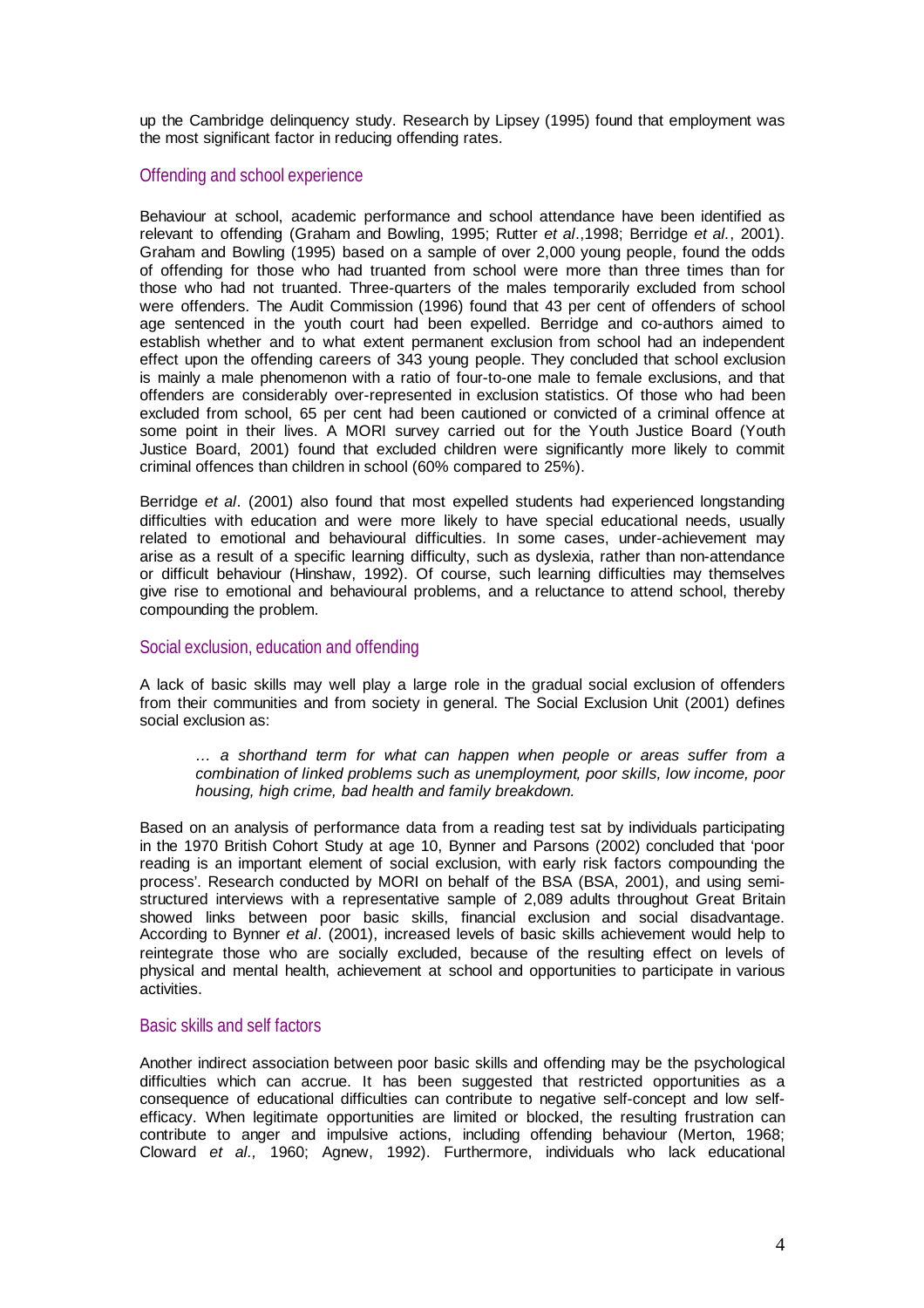up the Cambridge delinquency study. Research by Lipsey (1995) found that employment was the most significant factor in reducing offending rates.

### Offending and school experience

Behaviour at school, academic performance and school attendance have been identified as relevant to offending (Graham and Bowling, 1995; Rutter *et al*.,1998; Berridge *et al.*, 2001). Graham and Bowling (1995) based on a sample of over 2,000 young people, found the odds of offending for those who had truanted from school were more than three times than for those who had not truanted. Three-quarters of the males temporarily excluded from school were offenders. The Audit Commission (1996) found that 43 per cent of offenders of school age sentenced in the youth court had been expelled. Berridge and co-authors aimed to establish whether and to what extent permanent exclusion from school had an independent effect upon the offending careers of 343 young people. They concluded that school exclusion is mainly a male phenomenon with a ratio of four-to-one male to female exclusions, and that offenders are considerably over-represented in exclusion statistics. Of those who had been excluded from school, 65 per cent had been cautioned or convicted of a criminal offence at some point in their lives. A MORI survey carried out for the Youth Justice Board (Youth Justice Board, 2001) found that excluded children were significantly more likely to commit criminal offences than children in school (60% compared to 25%).

Berridge *et al*. (2001) also found that most expelled students had experienced longstanding difficulties with education and were more likely to have special educational needs, usually related to emotional and behavioural difficulties. In some cases, under-achievement may arise as a result of a specific learning difficulty, such as dyslexia, rather than non-attendance or difficult behaviour (Hinshaw, 1992). Of course, such learning difficulties may themselves give rise to emotional and behavioural problems, and a reluctance to attend school, thereby compounding the problem.

### Social exclusion, education and offending

A lack of basic skills may well play a large role in the gradual social exclusion of offenders from their communities and from society in general. The Social Exclusion Unit (2001) defines social exclusion as:

> *… a shorthand term for what can happen when people or areas suffer from a combination of linked problems such as unemployment, poor skills, low income, poor housing, high crime, bad health and family breakdown.*

Based on an analysis of performance data from a reading test sat by individuals participating in the 1970 British Cohort Study at age 10, Bynner and Parsons (2002) concluded that 'poor reading is an important element of social exclusion, with early risk factors compounding the process'. Research conducted by MORI on behalf of the BSA (BSA, 2001), and using semi-structured interviews with a representative sample of 2,089 adults throughout Great Britain showed links between poor basic skills, financial exclusion and social disadvantage. According to Bynner *et al*. (2001), increased levels of basic skills achievement would help to reintegrate those who are socially excluded, because of the resulting effect on levels of physical and mental health, achievement at school and opportunities to participate in various activities.

### Basic skills and self factors

Another indirect association between poor basic skills and offending may be the psychological difficulties which can accrue. It has been suggested that restricted opportunities as a consequence of educational difficulties can contribute to negative self-concept and low self-efficacy. When legitimate opportunities are limited or blocked, the resulting frustration can contribute to anger and impulsive actions, including offending behaviour (Merton, 1968; Cloward *et al.,* 1960; Agnew, 1992). Furthermore, individuals who lack educational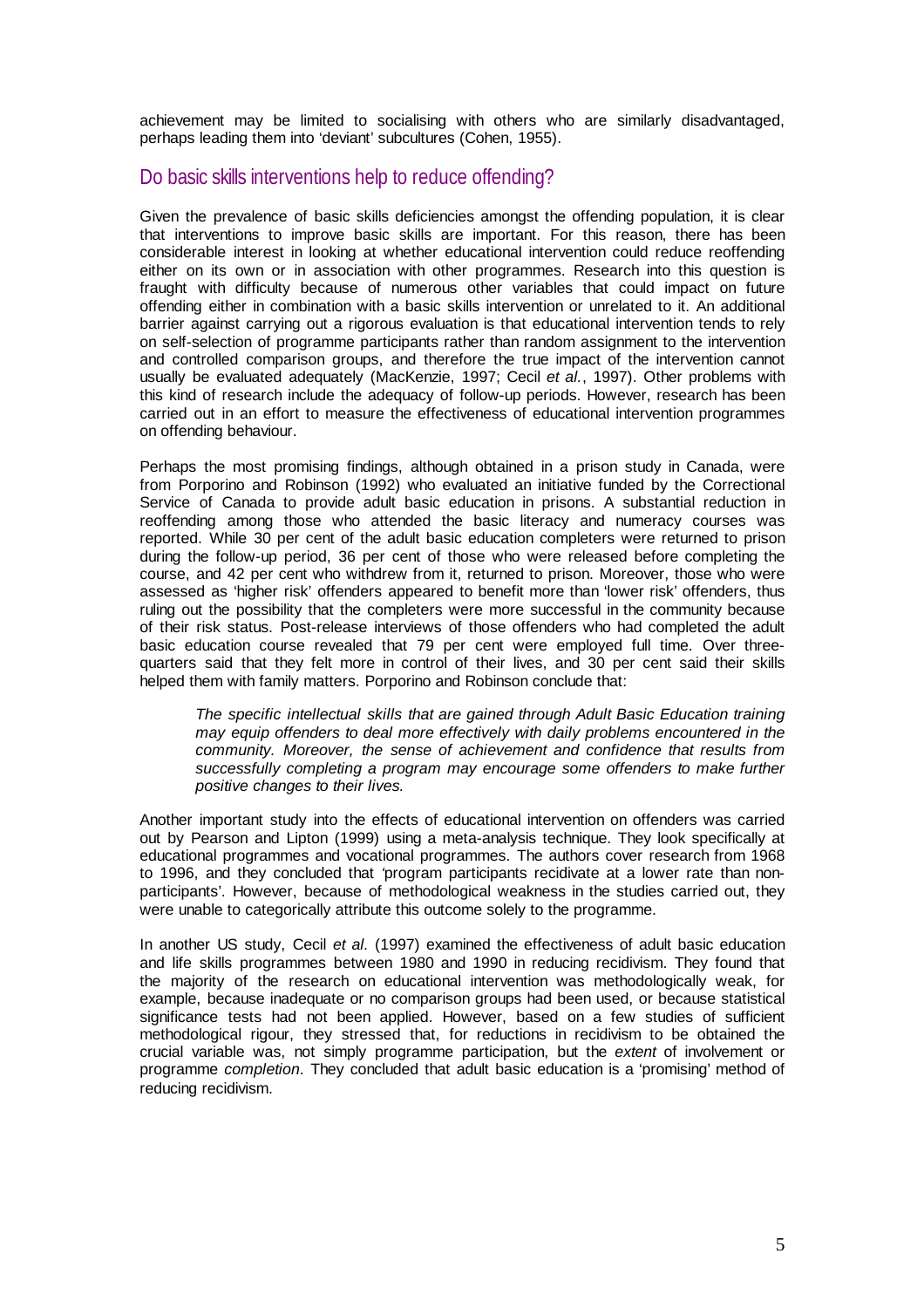achievement may be limited to socialising with others who are similarly disadvantaged, perhaps leading them into 'deviant' subcultures (Cohen, 1955).

## Do basic skills interventions help to reduce offending?

Given the prevalence of basic skills deficiencies amongst the offending population, it is clear that interventions to improve basic skills are important. For this reason, there has been considerable interest in looking at whether educational intervention could reduce reoffending either on its own or in association with other programmes. Research into this question is fraught with difficulty because of numerous other variables that could impact on future offending either in combination with a basic skills intervention or unrelated to it. An additional barrier against carrying out a rigorous evaluation is that educational intervention tends to rely on self-selection of programme participants rather than random assignment to the intervention and controlled comparison groups, and therefore the true impact of the intervention cannot usually be evaluated adequately (MacKenzie, 1997; Cecil *et al.*, 1997). Other problems with this kind of research include the adequacy of follow-up periods. However, research has been carried out in an effort to measure the effectiveness of educational intervention programmes on offending behaviour.

Perhaps the most promising findings, although obtained in a prison study in Canada, were from Porporino and Robinson (1992) who evaluated an initiative funded by the Correctional Service of Canada to provide adult basic education in prisons. A substantial reduction in reoffending among those who attended the basic literacy and numeracy courses was reported. While 30 per cent of the adult basic education completers were returned to prison during the follow-up period, 36 per cent of those who were released before completing the course, and 42 per cent who withdrew from it, returned to prison. Moreover, those who were assessed as 'higher risk' offenders appeared to benefit more than 'lower risk' offenders, thus ruling out the possibility that the completers were more successful in the community because of their risk status. Post-release interviews of those offenders who had completed the adult basic education course revealed that 79 per cent were employed full time. Over three-quarters said that they felt more in control of their lives, and 30 per cent said their skills helped them with family matters. Porporino and Robinson conclude that:

> *The specific intellectual skills that are gained through Adult Basic Education training may equip offenders to deal more effectively with daily problems encountered in the community. Moreover, the sense of achievement and confidence that results from successfully completing a program may encourage some offenders to make further positive changes to their lives.*

Another important study into the effects of educational intervention on offenders was carried out by Pearson and Lipton (1999) using a meta-analysis technique. They look specifically at educational programmes and vocational programmes. The authors cover research from 1968 to 1996, and they concluded that 'program participants recidivate at a lower rate than non-participants'. However, because of methodological weakness in the studies carried out, they were unable to categorically attribute this outcome solely to the programme.

In another US study, Cecil *et al.* (1997) examined the effectiveness of adult basic education and life skills programmes between 1980 and 1990 in reducing recidivism. They found that the majority of the research on educational intervention was methodologically weak, for example, because inadequate or no comparison groups had been used, or because statistical significance tests had not been applied. However, based on a few studies of sufficient methodological rigour, they stressed that, for reductions in recidivism to be obtained the crucial variable was, not simply programme participation, but the *extent* of involvement or programme *completion*. They concluded that adult basic education is a 'promising' method of reducing recidivism.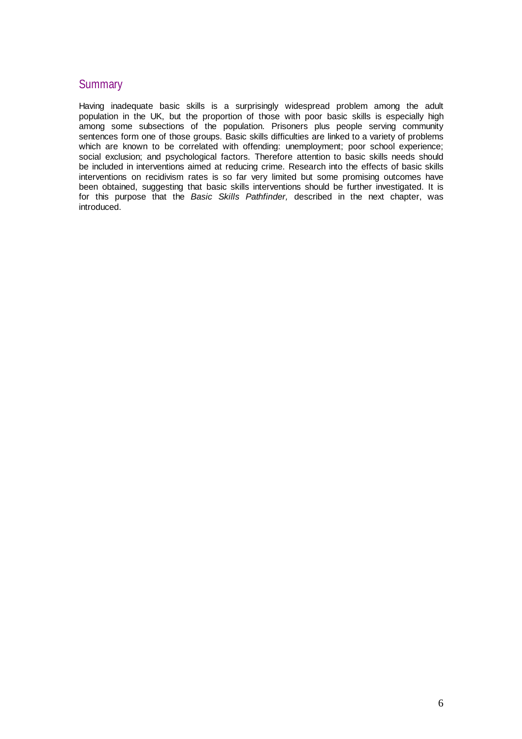## Summary

Having inadequate basic skills is a surprisingly widespread problem among the adult population in the UK, but the proportion of those with poor basic skills is especially high among some subsections of the population. Prisoners plus people serving community sentences form one of those groups. Basic skills difficulties are linked to a variety of problems which are known to be correlated with offending: unemployment; poor school experience; social exclusion; and psychological factors. Therefore attention to basic skills needs should be included in interventions aimed at reducing crime. Research into the effects of basic skills interventions on recidivism rates is so far very limited but some promising outcomes have been obtained, suggesting that basic skills interventions should be further investigated. It is for this purpose that the *Basic Skills Pathfinder,* described in the next chapter, was introduced.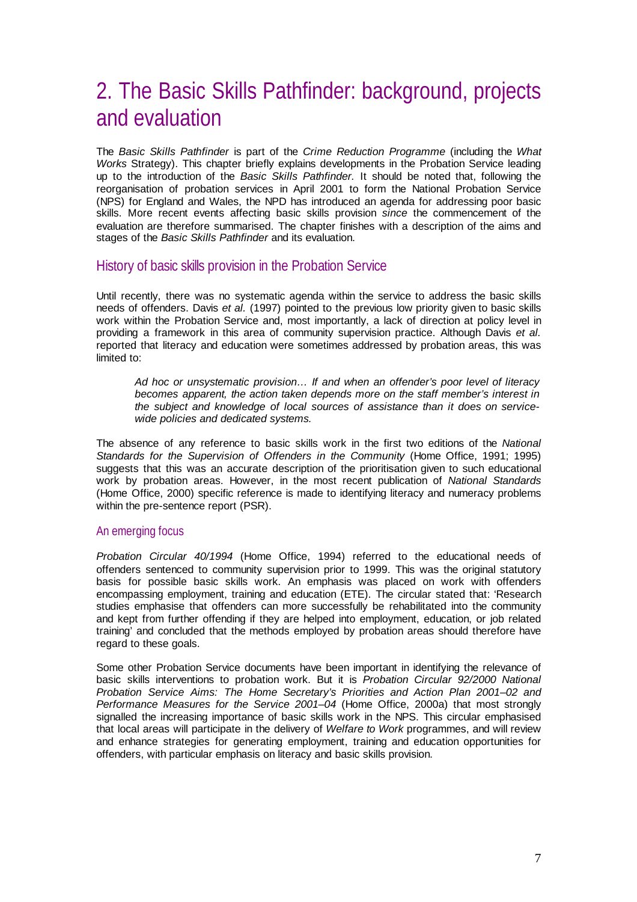# 2. The Basic Skills Pathfinder: background, projects and evaluation

The *Basic Skills Pathfinder* is part of the *Crime Reduction Programme* (including the *What Works* Strategy). This chapter briefly explains developments in the Probation Service leading up to the introduction of the *Basic Skills Pathfinder.* It should be noted that, following the reorganisation of probation services in April 2001 to form the National Probation Service (NPS) for England and Wales, the NPD has introduced an agenda for addressing poor basic skills. More recent events affecting basic skills provision *since* the commencement of the evaluation are therefore summarised. The chapter finishes with a description of the aims and stages of the *Basic Skills Pathfinder* and its evaluation.

## History of basic skills provision in the Probation Service

Until recently, there was no systematic agenda within the service to address the basic skills needs of offenders. Davis *et al.* (1997) pointed to the previous low priority given to basic skills work within the Probation Service and, most importantly, a lack of direction at policy level in providing a framework in this area of community supervision practice. Although Davis *et al.* reported that literacy and education were sometimes addressed by probation areas, this was limited to:

> *Ad hoc or unsystematic provision… If and when an offender's poor level of literacy becomes apparent, the action taken depends more on the staff member's interest in the subject and knowledge of local sources of assistance than it does on service-wide policies and dedicated systems.*

The absence of any reference to basic skills work in the first two editions of the *National Standards for the Supervision of Offenders in the Community* (Home Office, 1991; 1995) suggests that this was an accurate description of the prioritisation given to such educational work by probation areas. However, in the most recent publication of *National Standards* (Home Office, 2000) specific reference is made to identifying literacy and numeracy problems within the pre-sentence report (PSR).

### An emerging focus

*Probation Circular 40/1994* (Home Office, 1994) referred to the educational needs of offenders sentenced to community supervision prior to 1999. This was the original statutory basis for possible basic skills work. An emphasis was placed on work with offenders encompassing employment, training and education (ETE). The circular stated that: 'Research studies emphasise that offenders can more successfully be rehabilitated into the community and kept from further offending if they are helped into employment, education, or job related training' and concluded that the methods employed by probation areas should therefore have regard to these goals.

Some other Probation Service documents have been important in identifying the relevance of basic skills interventions to probation work. But it is *Probation Circular 92/2000 National Probation Service Aims: The Home Secretary's Priorities and Action Plan 2001–02 and Performance Measures for the Service 2001–04* (Home Office, 2000a) that most strongly signalled the increasing importance of basic skills work in the NPS. This circular emphasised that local areas will participate in the delivery of *Welfare to Work* programmes, and will review and enhance strategies for generating employment, training and education opportunities for offenders, with particular emphasis on literacy and basic skills provision.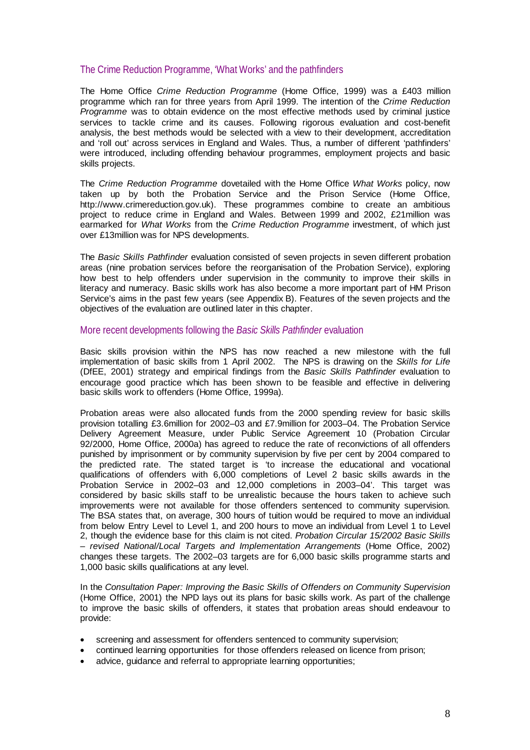## The Crime Reduction Programme, 'What Works' and the pathfinders

The Home Office *Crime Reduction Programme* (Home Office, 1999) was a £403 million programme which ran for three years from April 1999. The intention of the *Crime Reduction Programme* was to obtain evidence on the most effective methods used by criminal justice services to tackle crime and its causes. Following rigorous evaluation and cost-benefit analysis, the best methods would be selected with a view to their development, accreditation and 'roll out' across services in England and Wales. Thus, a number of different 'pathfinders' were introduced, including offending behaviour programmes, employment projects and basic skills projects.

The *Crime Reduction Programme* dovetailed with the Home Office *What Works* policy, now taken up by both the Probation Service and the Prison Service (Home Office, http://www.crimereduction.gov.uk). These programmes combine to create an ambitious project to reduce crime in England and Wales. Between 1999 and 2002, £21million was earmarked for *What Works* from the *Crime Reduction Programme* investment, of which just over £13million was for NPS developments.

The *Basic Skills Pathfinder* evaluation consisted of seven projects in seven different probation areas (nine probation services before the reorganisation of the Probation Service), exploring how best to help offenders under supervision in the community to improve their skills in literacy and numeracy. Basic skills work has also become a more important part of HM Prison Service's aims in the past few years (see Appendix B). Features of the seven projects and the objectives of the evaluation are outlined later in this chapter.

## More recent developments following the *Basic Skills Pathfinder* evaluation

Basic skills provision within the NPS has now reached a new milestone with the full implementation of basic skills from 1 April 2002. The NPS is drawing on the *Skills for Life* (DfEE, 2001) strategy and empirical findings from the *Basic Skills Pathfinder* evaluation to encourage good practice which has been shown to be feasible and effective in delivering basic skills work to offenders (Home Office, 1999a).

Probation areas were also allocated funds from the 2000 spending review for basic skills provision totalling £3.6million for 2002–03 and £7.9million for 2003–04. The Probation Service Delivery Agreement Measure, under Public Service Agreement 10 (Probation Circular 92/2000, Home Office, 2000a) has agreed to reduce the rate of reconvictions of all offenders punished by imprisonment or by community supervision by five per cent by 2004 compared to the predicted rate. The stated target is 'to increase the educational and vocational qualifications of offenders with 6,000 completions of Level 2 basic skills awards in the Probation Service in 2002–03 and 12,000 completions in 2003–04'. This target was considered by basic skills staff to be unrealistic because the hours taken to achieve such improvements were not available for those offenders sentenced to community supervision. The BSA states that, on average, 300 hours of tuition would be required to move an individual from below Entry Level to Level 1, and 200 hours to move an individual from Level 1 to Level 2, though the evidence base for this claim is not cited. *Probation Circular 15/2002 Basic Skills – revised National/Local Targets and Implementation Arrangements* (Home Office, 2002) changes these targets. The 2002–03 targets are for 6,000 basic skills programme starts and 1,000 basic skills qualifications at any level.

In the *Consultation Paper: Improving the Basic Skills of Offenders on Community Supervision* (Home Office, 2001) the NPD lays out its plans for basic skills work. As part of the challenge to improve the basic skills of offenders, it states that probation areas should endeavour to provide:

- screening and assessment for offenders sentenced to community supervision;
- continued learning opportunities for those offenders released on licence from prison;
- advice, guidance and referral to appropriate learning opportunities;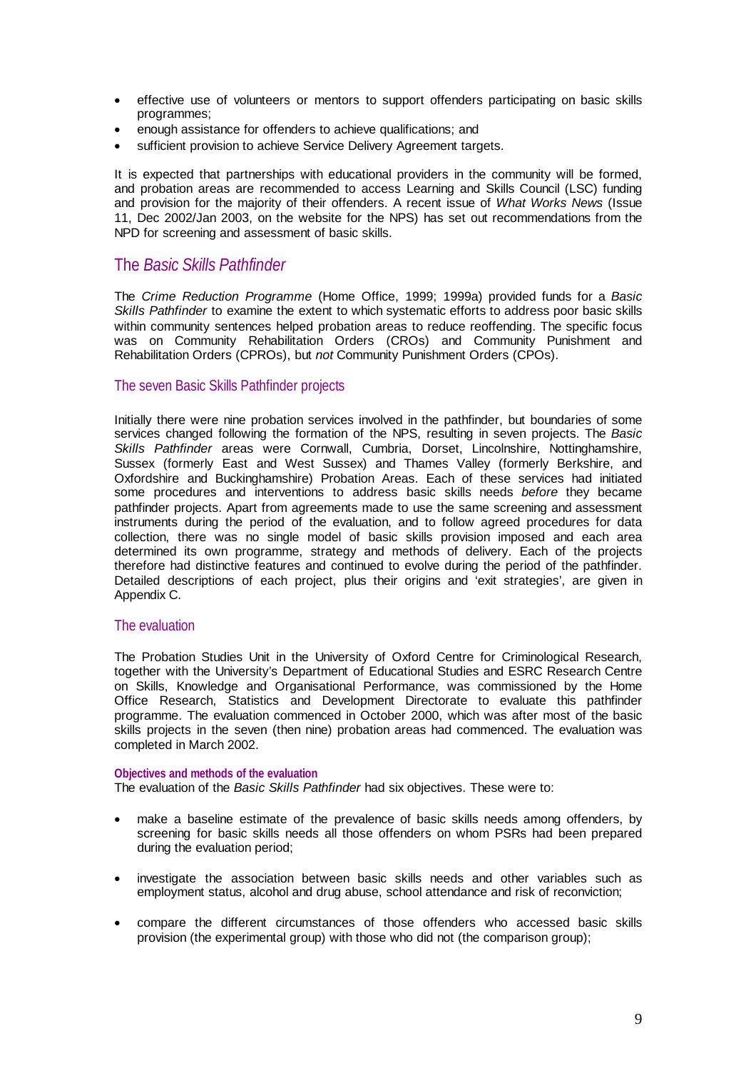- effective use of volunteers or mentors to support offenders participating on basic skills programmes;
- enough assistance for offenders to achieve qualifications; and
- sufficient provision to achieve Service Delivery Agreement targets.

It is expected that partnerships with educational providers in the community will be formed, and probation areas are recommended to access Learning and Skills Council (LSC) funding and provision for the majority of their offenders. A recent issue of *What Works News* (Issue 11, Dec 2002/Jan 2003, on the website for the NPS) has set out recommendations from the NPD for screening and assessment of basic skills.

## The *Basic Skills Pathfinder*

The *Crime Reduction Programme* (Home Office, 1999; 1999a) provided funds for a *Basic Skills Pathfinder* to examine the extent to which systematic efforts to address poor basic skills within community sentences helped probation areas to reduce reoffending. The specific focus was on Community Rehabilitation Orders (CROs) and Community Punishment and Rehabilitation Orders (CPROs), but *not* Community Punishment Orders (CPOs).

### The seven Basic Skills Pathfinder projects

Initially there were nine probation services involved in the pathfinder, but boundaries of some services changed following the formation of the NPS, resulting in seven projects. The *Basic Skills Pathfinder* areas were Cornwall, Cumbria, Dorset, Lincolnshire, Nottinghamshire, Sussex (formerly East and West Sussex) and Thames Valley (formerly Berkshire, and Oxfordshire and Buckinghamshire) Probation Areas. Each of these services had initiated some procedures and interventions to address basic skills needs *before* they became pathfinder projects. Apart from agreements made to use the same screening and assessment instruments during the period of the evaluation, and to follow agreed procedures for data collection, there was no single model of basic skills provision imposed and each area determined its own programme, strategy and methods of delivery. Each of the projects therefore had distinctive features and continued to evolve during the period of the pathfinder. Detailed descriptions of each project, plus their origins and 'exit strategies', are given in Appendix C.

### The evaluation

The Probation Studies Unit in the University of Oxford Centre for Criminological Research, together with the University's Department of Educational Studies and ESRC Research Centre on Skills, Knowledge and Organisational Performance, was commissioned by the Home Office Research, Statistics and Development Directorate to evaluate this pathfinder programme. The evaluation commenced in October 2000, which was after most of the basic skills projects in the seven (then nine) probation areas had commenced. The evaluation was completed in March 2002.

#### Objectives and methods of the evaluation

The evaluation of the *Basic Skills Pathfinder* had six objectives. These were to:

- make a baseline estimate of the prevalence of basic skills needs among offenders, by screening for basic skills needs all those offenders on whom PSRs had been prepared during the evaluation period;
- investigate the association between basic skills needs and other variables such as employment status, alcohol and drug abuse, school attendance and risk of reconviction;
- compare the different circumstances of those offenders who accessed basic skills provision (the experimental group) with those who did not (the comparison group);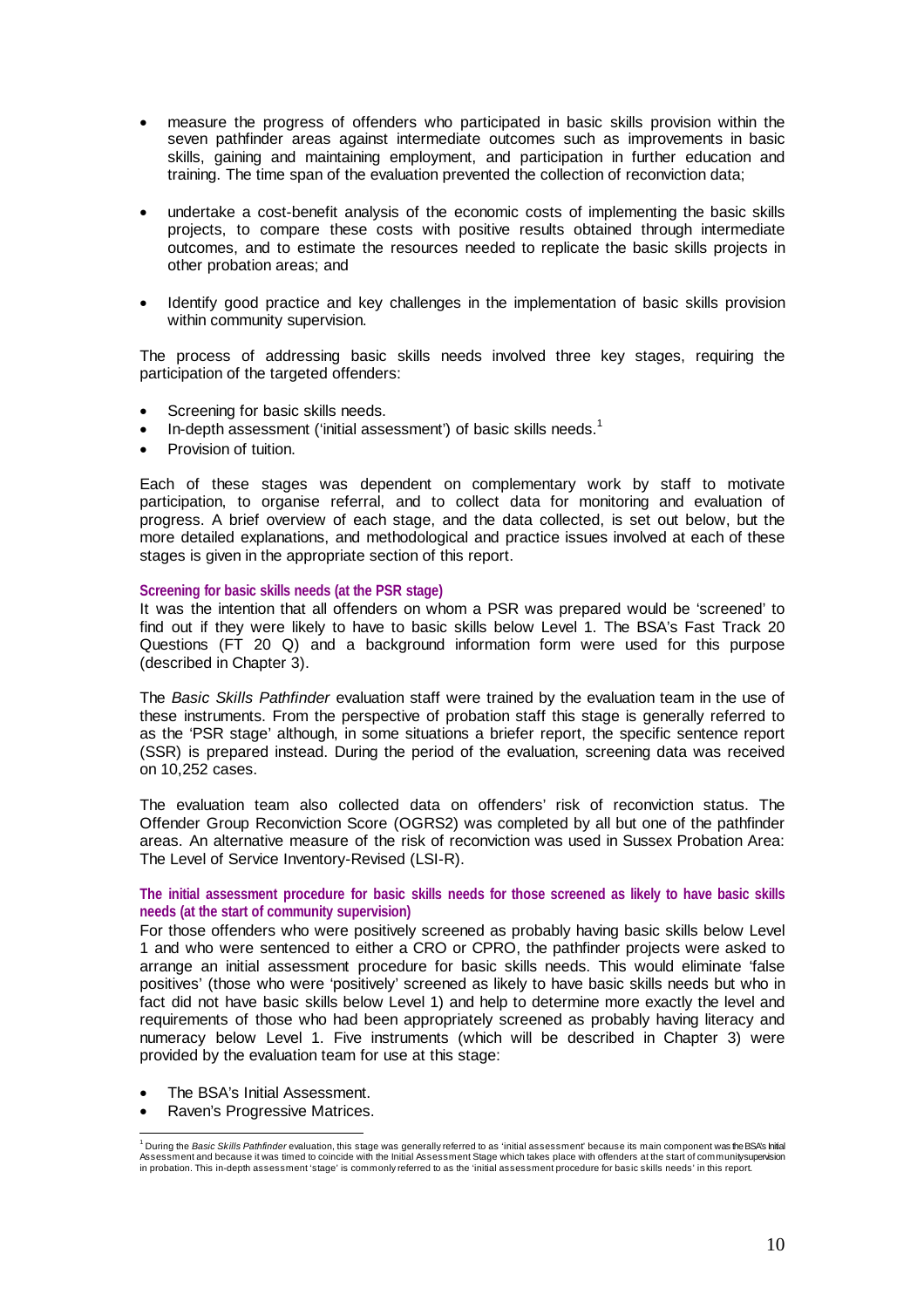- measure the progress of offenders who participated in basic skills provision within the seven pathfinder areas against intermediate outcomes such as improvements in basic skills, gaining and maintaining employment, and participation in further education and training. The time span of the evaluation prevented the collection of reconviction data;

- undertake a cost-benefit analysis of the economic costs of implementing the basic skills projects, to compare these costs with positive results obtained through intermediate outcomes, and to estimate the resources needed to replicate the basic skills projects in other probation areas; and

- Identify good practice and key challenges in the implementation of basic skills provision within community supervision.

The process of addressing basic skills needs involved three key stages, requiring the participation of the targeted offenders:

- Screening for basic skills needs.
- In-depth assessment ('initial assessment') of basic skills needs.[1]
- Provision of tuition.

Each of these stages was dependent on complementary work by staff to motivate participation, to organise referral, and to collect data for monitoring and evaluation of progress. A brief overview of each stage, and the data collected, is set out below, but the more detailed explanations, and methodological and practice issues involved at each of these stages is given in the appropriate section of this report.

**Screening for basic skills needs (at the PSR stage)**

It was the intention that all offenders on whom a PSR was prepared would be 'screened' to find out if they were likely to have to basic skills below Level 1. The BSA's Fast Track 20 Questions (FT 20 Q) and a background information form were used for this purpose (described in Chapter 3).

The *Basic Skills Pathfinder* evaluation staff were trained by the evaluation team in the use of these instruments. From the perspective of probation staff this stage is generally referred to as the 'PSR stage' although, in some situations a briefer report, the specific sentence report (SSR) is prepared instead. During the period of the evaluation, screening data was received on 10,252 cases.

The evaluation team also collected data on offenders' risk of reconviction status. The Offender Group Reconviction Score (OGRS2) was completed by all but one of the pathfinder areas. An alternative measure of the risk of reconviction was used in Sussex Probation Area: The Level of Service Inventory-Revised (LSI-R).

**The initial assessment procedure for basic skills needs for those screened as likely to have basic skills needs (at the start of community supervision)**

For those offenders who were positively screened as probably having basic skills below Level 1 and who were sentenced to either a CRO or CPRO, the pathfinder projects were asked to arrange an initial assessment procedure for basic skills needs. This would eliminate 'false positives' (those who were 'positively' screened as likely to have basic skills needs but who in fact did not have basic skills below Level 1) and help to determine more exactly the level and requirements of those who had been appropriately screened as probably having literacy and numeracy below Level 1. Five instruments (which will be described in Chapter 3) were provided by the evaluation team for use at this stage:

- The BSA's Initial Assessment.
- Raven's Progressive Matrices.

[1] During the *Basic Skills Pathfinder* evaluation, this stage was generally referred to as 'initial assessment' because its main component was the BSA's Initial Assessment and because it was timed to coincide with the Initial Assessment Stage which takes place with offenders at the start of community supervision in probation. This in-depth assessment 'stage' is commonly referred to as the 'initial assessment procedure for basic skills needs' in this report.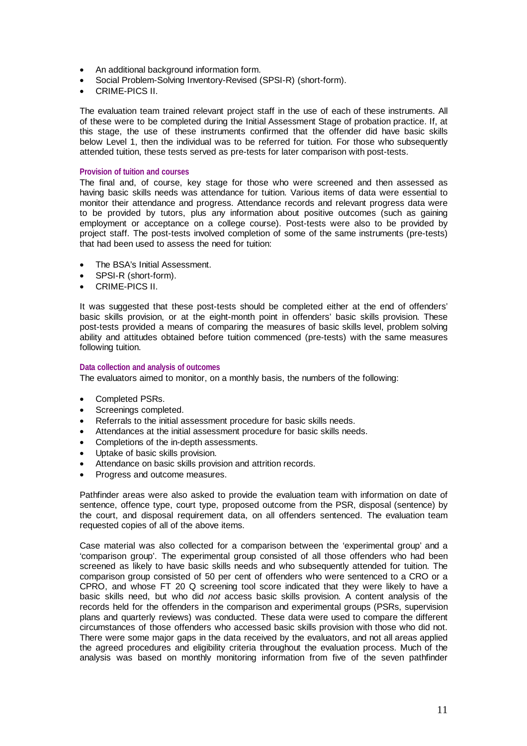- An additional background information form.
- Social Problem-Solving Inventory-Revised (SPSI-R) (short-form).
- CRIME-PICS II.

The evaluation team trained relevant project staff in the use of each of these instruments. All of these were to be completed during the Initial Assessment Stage of probation practice. If, at this stage, the use of these instruments confirmed that the offender did have basic skills below Level 1, then the individual was to be referred for tuition. For those who subsequently attended tuition, these tests served as pre-tests for later comparison with post-tests.

#### Provision of tuition and courses

The final and, of course, key stage for those who were screened and then assessed as having basic skills needs was attendance for tuition. Various items of data were essential to monitor their attendance and progress. Attendance records and relevant progress data were to be provided by tutors, plus any information about positive outcomes (such as gaining employment or acceptance on a college course). Post-tests were also to be provided by project staff. The post-tests involved completion of some of the same instruments (pre-tests) that had been used to assess the need for tuition:

- The BSA's Initial Assessment.
- SPSI-R (short-form).
- CRIME-PICS II.

It was suggested that these post-tests should be completed either at the end of offenders' basic skills provision, or at the eight-month point in offenders' basic skills provision. These post-tests provided a means of comparing the measures of basic skills level, problem solving ability and attitudes obtained before tuition commenced (pre-tests) with the same measures following tuition.

#### Data collection and analysis of outcomes

The evaluators aimed to monitor, on a monthly basis, the numbers of the following:

- Completed PSRs.
- Screenings completed.
- Referrals to the initial assessment procedure for basic skills needs.
- Attendances at the initial assessment procedure for basic skills needs.
- Completions of the in-depth assessments.
- Uptake of basic skills provision.
- Attendance on basic skills provision and attrition records.
- Progress and outcome measures.

Pathfinder areas were also asked to provide the evaluation team with information on date of sentence, offence type, court type, proposed outcome from the PSR, disposal (sentence) by the court, and disposal requirement data, on all offenders sentenced. The evaluation team requested copies of all of the above items.

Case material was also collected for a comparison between the 'experimental group' and a 'comparison group'. The experimental group consisted of all those offenders who had been screened as likely to have basic skills needs and who subsequently attended for tuition. The comparison group consisted of 50 per cent of offenders who were sentenced to a CRO or a CPRO, and whose FT 20 Q screening tool score indicated that they were likely to have a basic skills need, but who did *not* access basic skills provision. A content analysis of the records held for the offenders in the comparison and experimental groups (PSRs, supervision plans and quarterly reviews) was conducted. These data were used to compare the different circumstances of those offenders who accessed basic skills provision with those who did not. There were some major gaps in the data received by the evaluators, and not all areas applied the agreed procedures and eligibility criteria throughout the evaluation process. Much of the analysis was based on monthly monitoring information from five of the seven pathfinder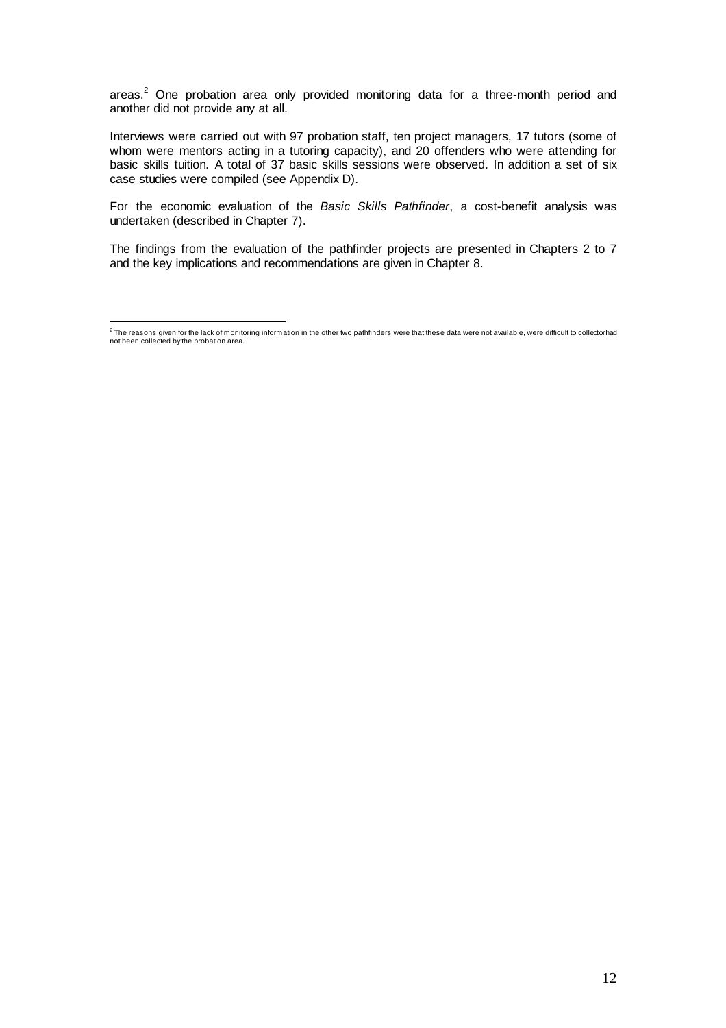areas.[2] One probation area only provided monitoring data for a three-month period and another did not provide any at all.

Interviews were carried out with 97 probation staff, ten project managers, 17 tutors (some of whom were mentors acting in a tutoring capacity), and 20 offenders who were attending for basic skills tuition. A total of 37 basic skills sessions were observed. In addition a set of six case studies were compiled (see Appendix D).

For the economic evaluation of the *Basic Skills Pathfinder*, a cost-benefit analysis was undertaken (described in Chapter 7).

The findings from the evaluation of the pathfinder projects are presented in Chapters 2 to 7 and the key implications and recommendations are given in Chapter 8.

---

[2] The reasons given for the lack of monitoring information in the other two pathfinders were that these data were not available, were difficult to collectorhad not been collected by the probation area.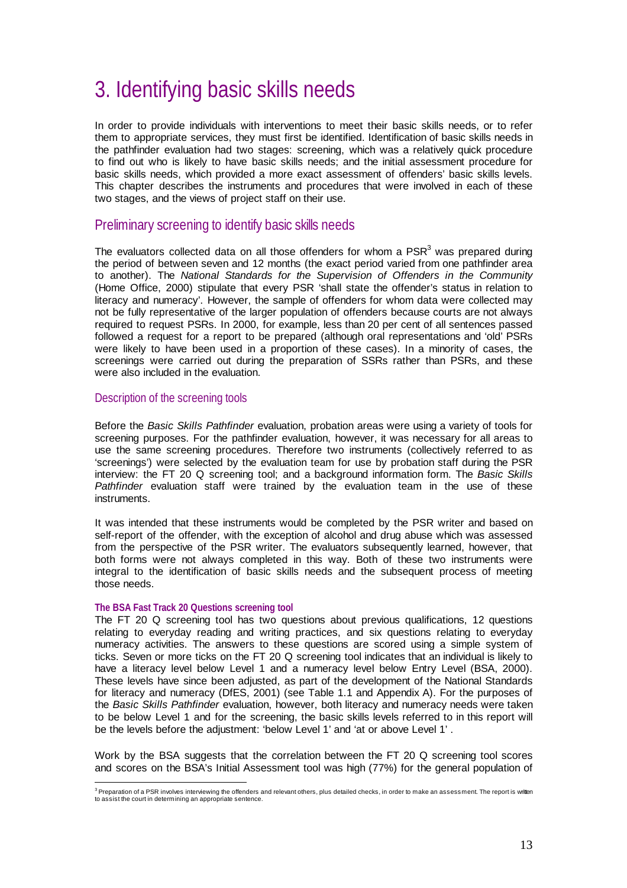# 3. Identifying basic skills needs

In order to provide individuals with interventions to meet their basic skills needs, or to refer them to appropriate services, they must first be identified. Identification of basic skills needs in the pathfinder evaluation had two stages: screening, which was a relatively quick procedure to find out who is likely to have basic skills needs; and the initial assessment procedure for basic skills needs, which provided a more exact assessment of offenders' basic skills levels. This chapter describes the instruments and procedures that were involved in each of these two stages, and the views of project staff on their use.

## Preliminary screening to identify basic skills needs

The evaluators collected data on all those offenders for whom a PSR[3] was prepared during the period of between seven and 12 months (the exact period varied from one pathfinder area to another). The *National Standards for the Supervision of Offenders in the Community* (Home Office, 2000) stipulate that every PSR 'shall state the offender's status in relation to literacy and numeracy'. However, the sample of offenders for whom data were collected may not be fully representative of the larger population of offenders because courts are not always required to request PSRs. In 2000, for example, less than 20 per cent of all sentences passed followed a request for a report to be prepared (although oral representations and 'old' PSRs were likely to have been used in a proportion of these cases). In a minority of cases, the screenings were carried out during the preparation of SSRs rather than PSRs, and these were also included in the evaluation.

### Description of the screening tools

Before the *Basic Skills Pathfinder* evaluation, probation areas were using a variety of tools for screening purposes. For the pathfinder evaluation, however, it was necessary for all areas to use the same screening procedures. Therefore two instruments (collectively referred to as 'screenings') were selected by the evaluation team for use by probation staff during the PSR interview: the FT 20 Q screening tool; and a background information form. The *Basic Skills Pathfinder* evaluation staff were trained by the evaluation team in the use of these instruments.

It was intended that these instruments would be completed by the PSR writer and based on self-report of the offender, with the exception of alcohol and drug abuse which was assessed from the perspective of the PSR writer. The evaluators subsequently learned, however, that both forms were not always completed in this way. Both of these two instruments were integral to the identification of basic skills needs and the subsequent process of meeting those needs.

#### The BSA Fast Track 20 Questions screening tool

The FT 20 Q screening tool has two questions about previous qualifications, 12 questions relating to everyday reading and writing practices, and six questions relating to everyday numeracy activities. The answers to these questions are scored using a simple system of ticks. Seven or more ticks on the FT 20 Q screening tool indicates that an individual is likely to have a literacy level below Level 1 and a numeracy level below Entry Level (BSA, 2000). These levels have since been adjusted, as part of the development of the National Standards for literacy and numeracy (DfES, 2001) (see Table 1.1 and Appendix A). For the purposes of the *Basic Skills Pathfinder* evaluation, however, both literacy and numeracy needs were taken to be below Level 1 and for the screening, the basic skills levels referred to in this report will be the levels before the adjustment: 'below Level 1' and 'at or above Level 1' .

Work by the BSA suggests that the correlation between the FT 20 Q screening tool scores and scores on the BSA's Initial Assessment tool was high (77%) for the general population of

[3] Preparation of a PSR involves interviewing the offenders and relevant others, plus detailed checks, in order to make an assessment. The report is written to assist the court in determining an appropriate sentence.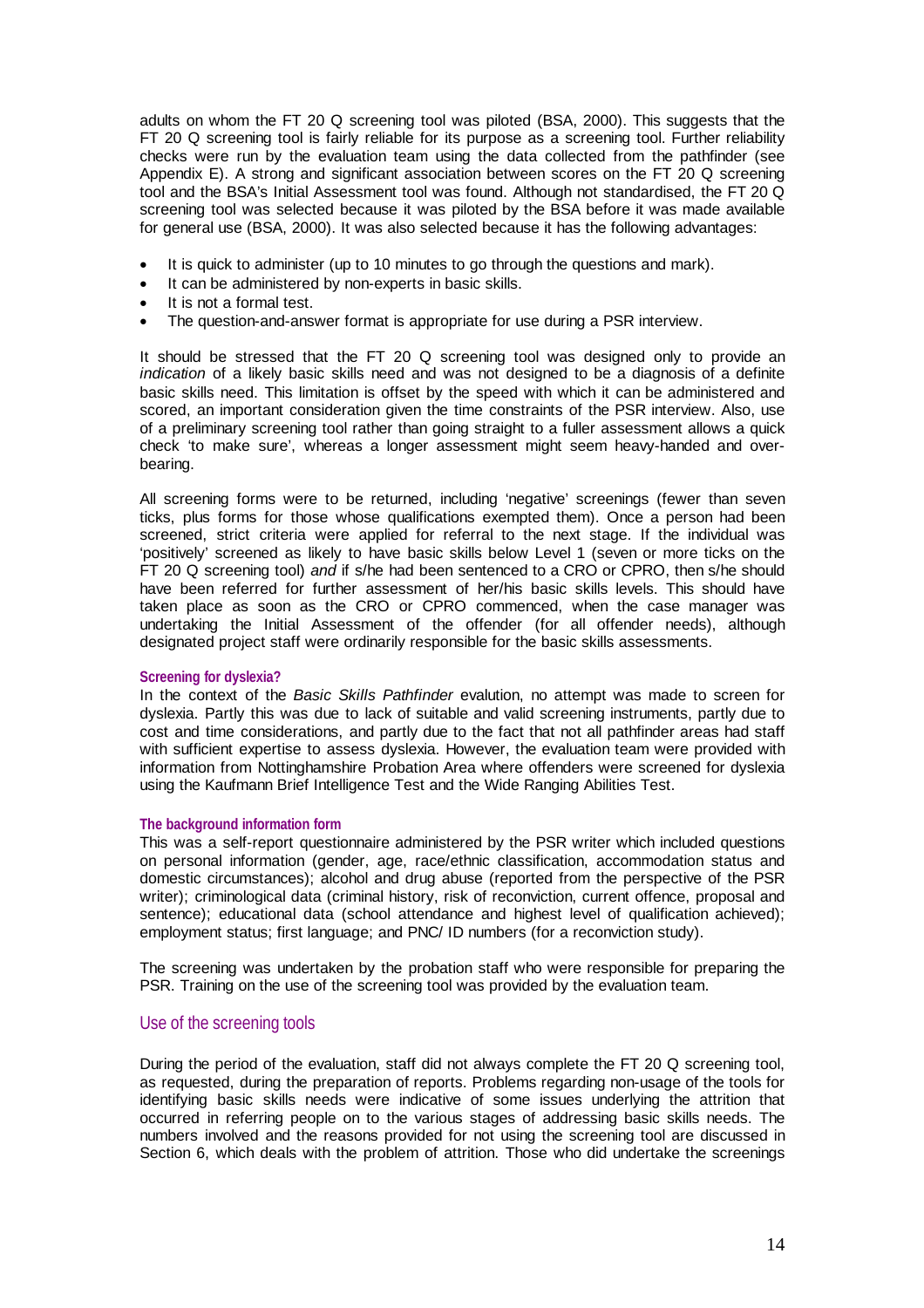adults on whom the FT 20 Q screening tool was piloted (BSA, 2000). This suggests that the FT 20 Q screening tool is fairly reliable for its purpose as a screening tool. Further reliability checks were run by the evaluation team using the data collected from the pathfinder (see Appendix E). A strong and significant association between scores on the FT 20 Q screening tool and the BSA's Initial Assessment tool was found. Although not standardised, the FT 20 Q screening tool was selected because it was piloted by the BSA before it was made available for general use (BSA, 2000). It was also selected because it has the following advantages:

- It is quick to administer (up to 10 minutes to go through the questions and mark).
- It can be administered by non-experts in basic skills.
- It is not a formal test.
- The question-and-answer format is appropriate for use during a PSR interview.

It should be stressed that the FT 20 Q screening tool was designed only to provide an *indication* of a likely basic skills need and was not designed to be a diagnosis of a definite basic skills need. This limitation is offset by the speed with which it can be administered and scored, an important consideration given the time constraints of the PSR interview. Also, use of a preliminary screening tool rather than going straight to a fuller assessment allows a quick check 'to make sure', whereas a longer assessment might seem heavy-handed and over-bearing.

All screening forms were to be returned, including 'negative' screenings (fewer than seven ticks, plus forms for those whose qualifications exempted them). Once a person had been screened, strict criteria were applied for referral to the next stage. If the individual was 'positively' screened as likely to have basic skills below Level 1 (seven or more ticks on the FT 20 Q screening tool) *and* if s/he had been sentenced to a CRO or CPRO, then s/he should have been referred for further assessment of her/his basic skills levels. This should have taken place as soon as the CRO or CPRO commenced, when the case manager was undertaking the Initial Assessment of the offender (for all offender needs), although designated project staff were ordinarily responsible for the basic skills assessments.

#### Screening for dyslexia?

In the context of the *Basic Skills Pathfinder* evalution, no attempt was made to screen for dyslexia. Partly this was due to lack of suitable and valid screening instruments, partly due to cost and time considerations, and partly due to the fact that not all pathfinder areas had staff with sufficient expertise to assess dyslexia. However, the evaluation team were provided with information from Nottinghamshire Probation Area where offenders were screened for dyslexia using the Kaufmann Brief Intelligence Test and the Wide Ranging Abilities Test.

#### The background information form

This was a self-report questionnaire administered by the PSR writer which included questions on personal information (gender, age, race/ethnic classification, accommodation status and domestic circumstances); alcohol and drug abuse (reported from the perspective of the PSR writer); criminological data (criminal history, risk of reconviction, current offence, proposal and sentence); educational data (school attendance and highest level of qualification achieved); employment status; first language; and PNC/ ID numbers (for a reconviction study).

The screening was undertaken by the probation staff who were responsible for preparing the PSR. Training on the use of the screening tool was provided by the evaluation team.

### Use of the screening tools

During the period of the evaluation, staff did not always complete the FT 20 Q screening tool, as requested, during the preparation of reports. Problems regarding non-usage of the tools for identifying basic skills needs were indicative of some issues underlying the attrition that occurred in referring people on to the various stages of addressing basic skills needs. The numbers involved and the reasons provided for not using the screening tool are discussed in Section 6, which deals with the problem of attrition. Those who did undertake the screenings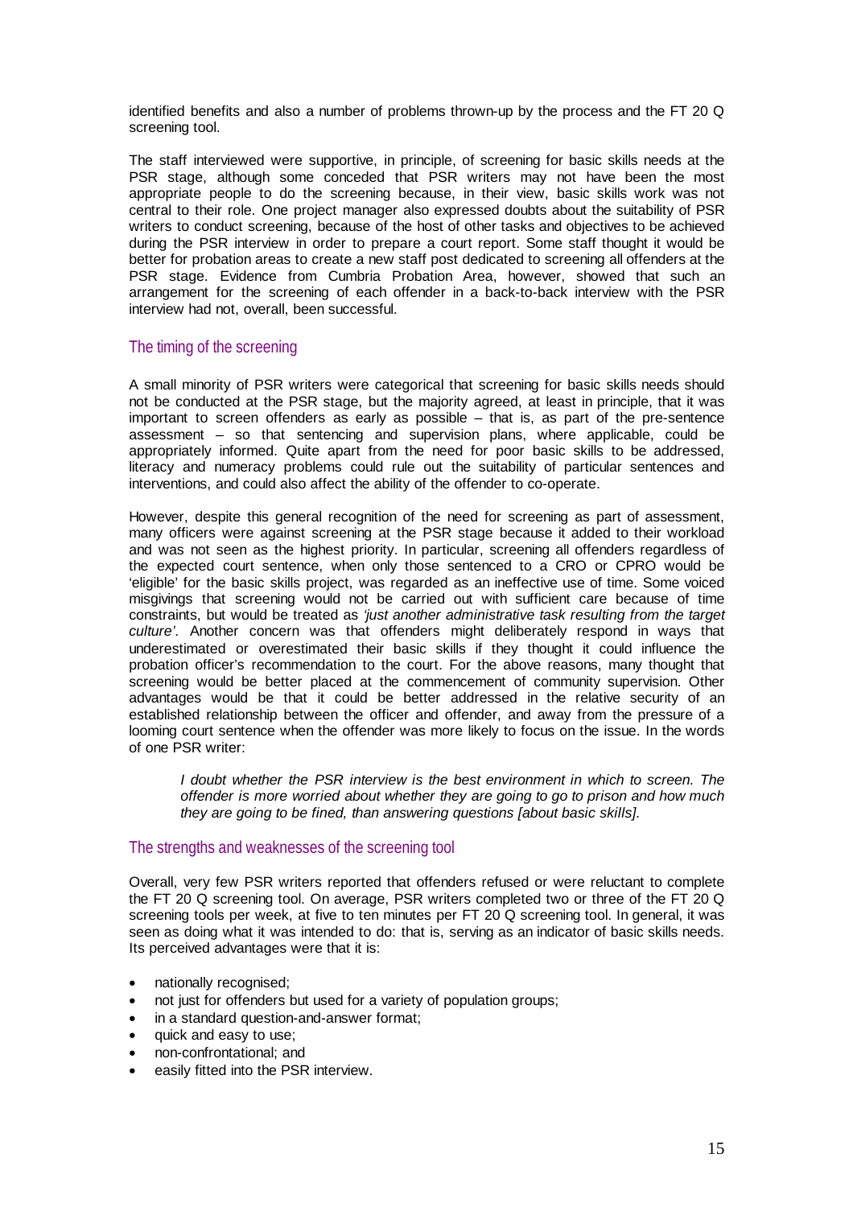identified benefits and also a number of problems thrown-up by the process and the FT 20 Q screening tool.

The staff interviewed were supportive, in principle, of screening for basic skills needs at the PSR stage, although some conceded that PSR writers may not have been the most appropriate people to do the screening because, in their view, basic skills work was not central to their role. One project manager also expressed doubts about the suitability of PSR writers to conduct screening, because of the host of other tasks and objectives to be achieved during the PSR interview in order to prepare a court report. Some staff thought it would be better for probation areas to create a new staff post dedicated to screening all offenders at the PSR stage. Evidence from Cumbria Probation Area, however, showed that such an arrangement for the screening of each offender in a back-to-back interview with the PSR interview had not, overall, been successful.

### The timing of the screening

A small minority of PSR writers were categorical that screening for basic skills needs should not be conducted at the PSR stage, but the majority agreed, at least in principle, that it was important to screen offenders as early as possible – that is, as part of the pre-sentence assessment – so that sentencing and supervision plans, where applicable, could be appropriately informed. Quite apart from the need for poor basic skills to be addressed, literacy and numeracy problems could rule out the suitability of particular sentences and interventions, and could also affect the ability of the offender to co-operate.

However, despite this general recognition of the need for screening as part of assessment, many officers were against screening at the PSR stage because it added to their workload and was not seen as the highest priority. In particular, screening all offenders regardless of the expected court sentence, when only those sentenced to a CRO or CPRO would be 'eligible' for the basic skills project, was regarded as an ineffective use of time. Some voiced misgivings that screening would not be carried out with sufficient care because of time constraints, but would be treated as *'just another administrative task resulting from the target culture'*. Another concern was that offenders might deliberately respond in ways that underestimated or overestimated their basic skills if they thought it could influence the probation officer's recommendation to the court. For the above reasons, many thought that screening would be better placed at the commencement of community supervision. Other advantages would be that it could be better addressed in the relative security of an established relationship between the officer and offender, and away from the pressure of a looming court sentence when the offender was more likely to focus on the issue. In the words of one PSR writer:

> *I doubt whether the PSR interview is the best environment in which to screen. The offender is more worried about whether they are going to go to prison and how much they are going to be fined, than answering questions [about basic skills].*

### The strengths and weaknesses of the screening tool

Overall, very few PSR writers reported that offenders refused or were reluctant to complete the FT 20 Q screening tool. On average, PSR writers completed two or three of the FT 20 Q screening tools per week, at five to ten minutes per FT 20 Q screening tool. In general, it was seen as doing what it was intended to do: that is, serving as an indicator of basic skills needs. Its perceived advantages were that it is:

- nationally recognised;
- not just for offenders but used for a variety of population groups;
- in a standard question-and-answer format;
- quick and easy to use;
- non-confrontational; and
- easily fitted into the PSR interview.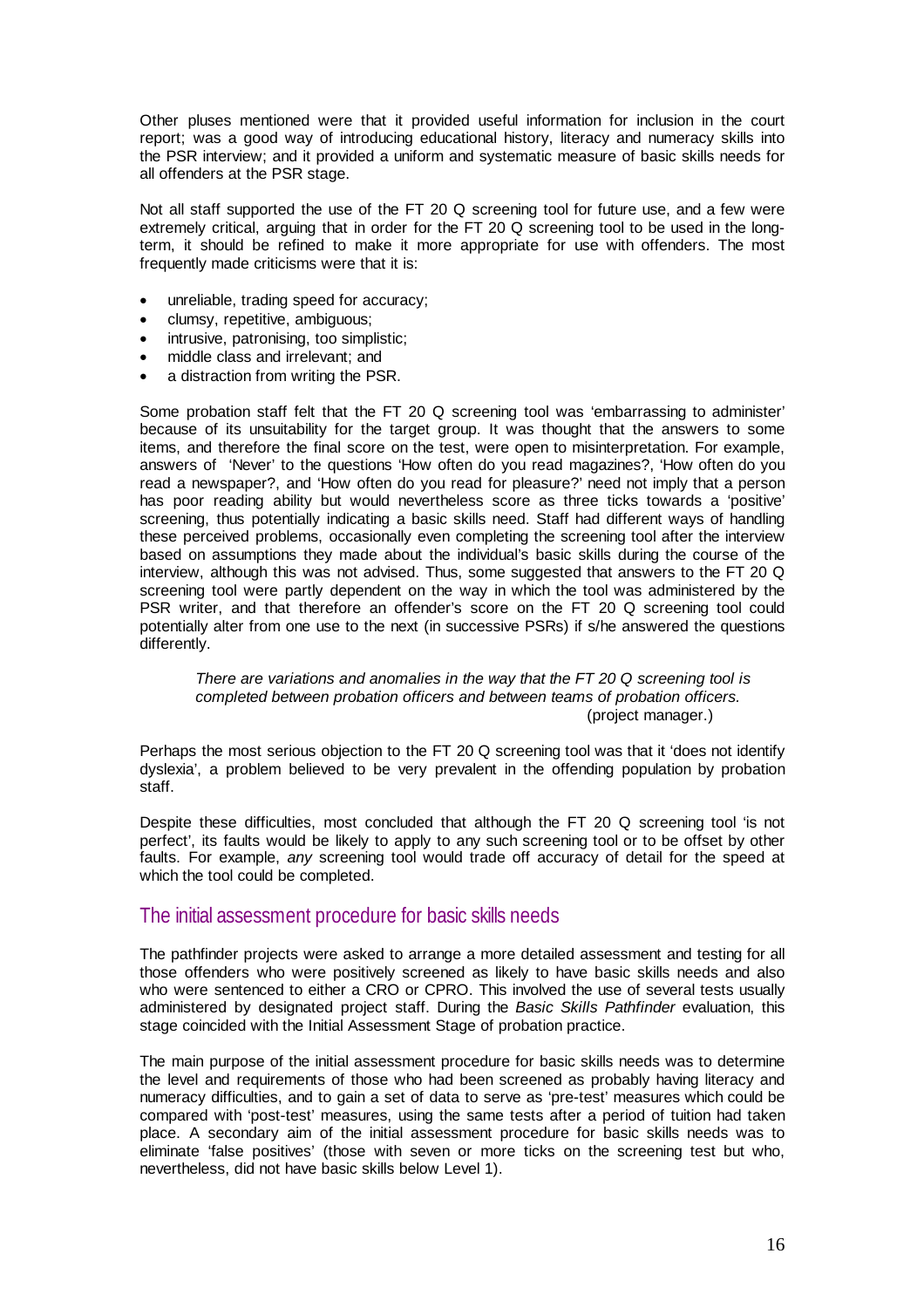Other pluses mentioned were that it provided useful information for inclusion in the court report; was a good way of introducing educational history, literacy and numeracy skills into the PSR interview; and it provided a uniform and systematic measure of basic skills needs for all offenders at the PSR stage.

Not all staff supported the use of the FT 20 Q screening tool for future use, and a few were extremely critical, arguing that in order for the FT 20 Q screening tool to be used in the long-term, it should be refined to make it more appropriate for use with offenders. The most frequently made criticisms were that it is:

- unreliable, trading speed for accuracy;
- clumsy, repetitive, ambiguous;
- intrusive, patronising, too simplistic;
- middle class and irrelevant; and
- a distraction from writing the PSR.

Some probation staff felt that the FT 20 Q screening tool was 'embarrassing to administer' because of its unsuitability for the target group. It was thought that the answers to some items, and therefore the final score on the test, were open to misinterpretation. For example, answers of 'Never' to the questions 'How often do you read magazines?, 'How often do you read a newspaper?, and 'How often do you read for pleasure?' need not imply that a person has poor reading ability but would nevertheless score as three ticks towards a 'positive' screening, thus potentially indicating a basic skills need. Staff had different ways of handling these perceived problems, occasionally even completing the screening tool after the interview based on assumptions they made about the individual's basic skills during the course of the interview, although this was not advised. Thus, some suggested that answers to the FT 20 Q screening tool were partly dependent on the way in which the tool was administered by the PSR writer, and that therefore an offender's score on the FT 20 Q screening tool could potentially alter from one use to the next (in successive PSRs) if s/he answered the questions differently.

> *There are variations and anomalies in the way that the FT 20 Q screening tool is completed between probation officers and between teams of probation officers.*
> (project manager.)

Perhaps the most serious objection to the FT 20 Q screening tool was that it 'does not identify dyslexia', a problem believed to be very prevalent in the offending population by probation staff.

Despite these difficulties, most concluded that although the FT 20 Q screening tool 'is not perfect', its faults would be likely to apply to any such screening tool or to be offset by other faults. For example, *any* screening tool would trade off accuracy of detail for the speed at which the tool could be completed.

## The initial assessment procedure for basic skills needs

The pathfinder projects were asked to arrange a more detailed assessment and testing for all those offenders who were positively screened as likely to have basic skills needs and also who were sentenced to either a CRO or CPRO. This involved the use of several tests usually administered by designated project staff. During the *Basic Skills Pathfinder* evaluation, this stage coincided with the Initial Assessment Stage of probation practice.

The main purpose of the initial assessment procedure for basic skills needs was to determine the level and requirements of those who had been screened as probably having literacy and numeracy difficulties, and to gain a set of data to serve as 'pre-test' measures which could be compared with 'post-test' measures, using the same tests after a period of tuition had taken place. A secondary aim of the initial assessment procedure for basic skills needs was to eliminate 'false positives' (those with seven or more ticks on the screening test but who, nevertheless, did not have basic skills below Level 1).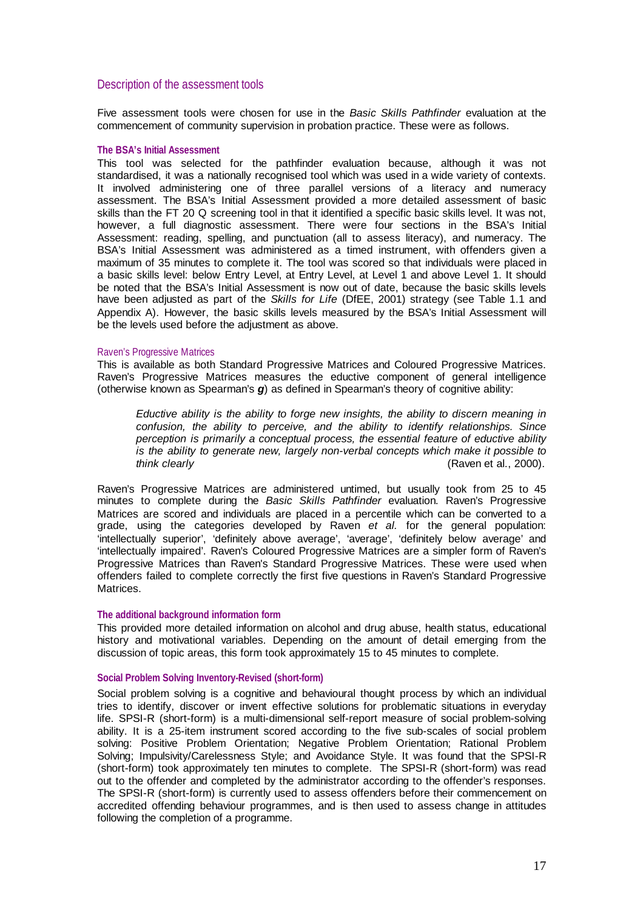## Description of the assessment tools

Five assessment tools were chosen for use in the *Basic Skills Pathfinder* evaluation at the commencement of community supervision in probation practice. These were as follows.

### The BSA's Initial Assessment

This tool was selected for the pathfinder evaluation because, although it was not standardised, it was a nationally recognised tool which was used in a wide variety of contexts. It involved administering one of three parallel versions of a literacy and numeracy assessment. The BSA's Initial Assessment provided a more detailed assessment of basic skills than the FT 20 Q screening tool in that it identified a specific basic skills level. It was not, however, a full diagnostic assessment. There were four sections in the BSA's Initial Assessment: reading, spelling, and punctuation (all to assess literacy), and numeracy. The BSA's Initial Assessment was administered as a timed instrument, with offenders given a maximum of 35 minutes to complete it. The tool was scored so that individuals were placed in a basic skills level: below Entry Level, at Entry Level, at Level 1 and above Level 1. It should be noted that the BSA's Initial Assessment is now out of date, because the basic skills levels have been adjusted as part of the *Skills for Life* (DfEE, 2001) strategy (see Table 1.1 and Appendix A). However, the basic skills levels measured by the BSA's Initial Assessment will be the levels used before the adjustment as above.

### Raven's Progressive Matrices

This is available as both Standard Progressive Matrices and Coloured Progressive Matrices. Raven's Progressive Matrices measures the eductive component of general intelligence (otherwise known as Spearman's ***g***) as defined in Spearman's theory of cognitive ability:

> *Eductive ability is the ability to forge new insights, the ability to discern meaning in confusion, the ability to perceive, and the ability to identify relationships. Since perception is primarily a conceptual process, the essential feature of eductive ability is the ability to generate new, largely non-verbal concepts which make it possible to think clearly* (Raven et al., 2000).

Raven's Progressive Matrices are administered untimed, but usually took from 25 to 45 minutes to complete during the *Basic Skills Pathfinder* evaluation. Raven's Progressive Matrices are scored and individuals are placed in a percentile which can be converted to a grade, using the categories developed by Raven *et al.* for the general population: 'intellectually superior', 'definitely above average', 'average', 'definitely below average' and 'intellectually impaired'. Raven's Coloured Progressive Matrices are a simpler form of Raven's Progressive Matrices than Raven's Standard Progressive Matrices. These were used when offenders failed to complete correctly the first five questions in Raven's Standard Progressive Matrices.

### The additional background information form

This provided more detailed information on alcohol and drug abuse, health status, educational history and motivational variables. Depending on the amount of detail emerging from the discussion of topic areas, this form took approximately 15 to 45 minutes to complete.

### Social Problem Solving Inventory-Revised (short-form)

Social problem solving is a cognitive and behavioural thought process by which an individual tries to identify, discover or invent effective solutions for problematic situations in everyday life. SPSI-R (short-form) is a multi-dimensional self-report measure of social problem-solving ability. It is a 25-item instrument scored according to the five sub-scales of social problem solving: Positive Problem Orientation; Negative Problem Orientation; Rational Problem Solving; Impulsivity/Carelessness Style; and Avoidance Style. It was found that the SPSI-R (short-form) took approximately ten minutes to complete. The SPSI-R (short-form) was read out to the offender and completed by the administrator according to the offender's responses. The SPSI-R (short-form) is currently used to assess offenders before their commencement on accredited offending behaviour programmes, and is then used to assess change in attitudes following the completion of a programme.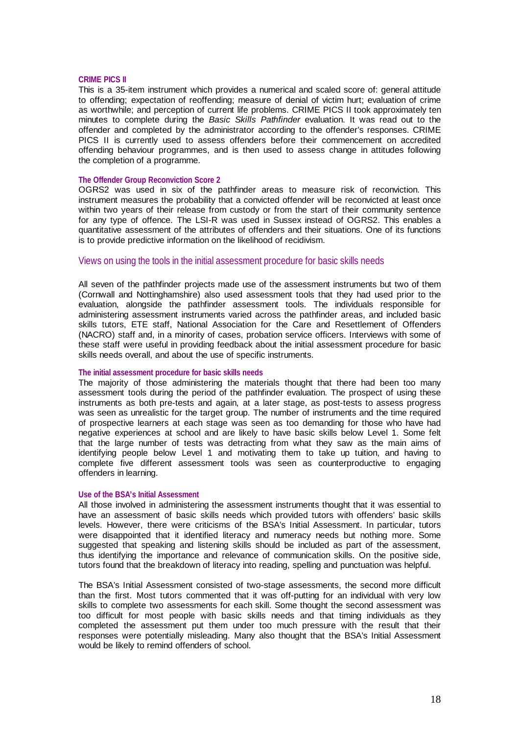#### CRIME PICS II

This is a 35-item instrument which provides a numerical and scaled score of: general attitude to offending; expectation of reoffending; measure of denial of victim hurt; evaluation of crime as worthwhile; and perception of current life problems. CRIME PICS II took approximately ten minutes to complete during the *Basic Skills Pathfinder* evaluation. It was read out to the offender and completed by the administrator according to the offender's responses. CRIME PICS II is currently used to assess offenders before their commencement on accredited offending behaviour programmes, and is then used to assess change in attitudes following the completion of a programme.

#### The Offender Group Reconviction Score 2

OGRS2 was used in six of the pathfinder areas to measure risk of reconviction. This instrument measures the probability that a convicted offender will be reconvicted at least once within two years of their release from custody or from the start of their community sentence for any type of offence. The LSI-R was used in Sussex instead of OGRS2. This enables a quantitative assessment of the attributes of offenders and their situations. One of its functions is to provide predictive information on the likelihood of recidivism.

### Views on using the tools in the initial assessment procedure for basic skills needs

All seven of the pathfinder projects made use of the assessment instruments but two of them (Cornwall and Nottinghamshire) also used assessment tools that they had used prior to the evaluation, alongside the pathfinder assessment tools. The individuals responsible for administering assessment instruments varied across the pathfinder areas, and included basic skills tutors, ETE staff, National Association for the Care and Resettlement of Offenders (NACRO) staff and, in a minority of cases, probation service officers. Interviews with some of these staff were useful in providing feedback about the initial assessment procedure for basic skills needs overall, and about the use of specific instruments.

#### The initial assessment procedure for basic skills needs

The majority of those administering the materials thought that there had been too many assessment tools during the period of the pathfinder evaluation. The prospect of using these instruments as both pre-tests and again, at a later stage, as post-tests to assess progress was seen as unrealistic for the target group. The number of instruments and the time required of prospective learners at each stage was seen as too demanding for those who have had negative experiences at school and are likely to have basic skills below Level 1. Some felt that the large number of tests was detracting from what they saw as the main aims of identifying people below Level 1 and motivating them to take up tuition, and having to complete five different assessment tools was seen as counterproductive to engaging offenders in learning.

#### Use of the BSA's Initial Assessment

All those involved in administering the assessment instruments thought that it was essential to have an assessment of basic skills needs which provided tutors with offenders' basic skills levels. However, there were criticisms of the BSA's Initial Assessment. In particular, tutors were disappointed that it identified literacy and numeracy needs but nothing more. Some suggested that speaking and listening skills should be included as part of the assessment, thus identifying the importance and relevance of communication skills. On the positive side, tutors found that the breakdown of literacy into reading, spelling and punctuation was helpful.

The BSA's Initial Assessment consisted of two-stage assessments, the second more difficult than the first. Most tutors commented that it was off-putting for an individual with very low skills to complete two assessments for each skill. Some thought the second assessment was too difficult for most people with basic skills needs and that timing individuals as they completed the assessment put them under too much pressure with the result that their responses were potentially misleading. Many also thought that the BSA's Initial Assessment would be likely to remind offenders of school.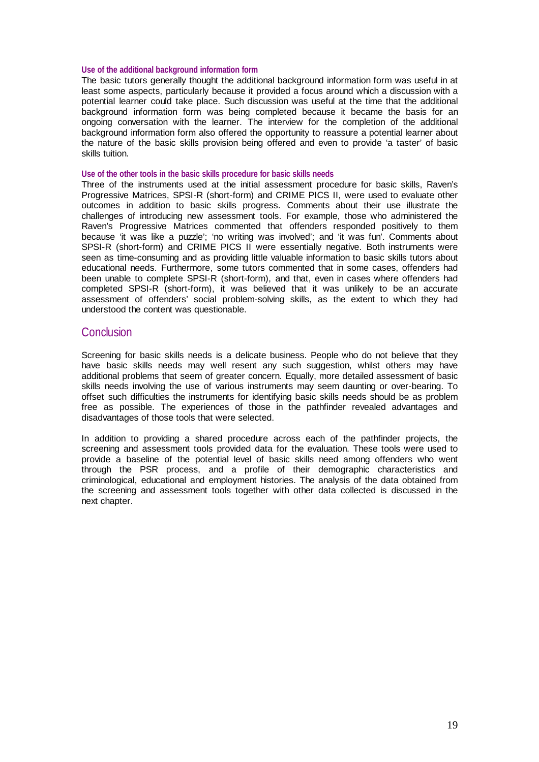#### Use of the additional background information form

The basic tutors generally thought the additional background information form was useful in at least some aspects, particularly because it provided a focus around which a discussion with a potential learner could take place. Such discussion was useful at the time that the additional background information form was being completed because it became the basis for an ongoing conversation with the learner. The interview for the completion of the additional background information form also offered the opportunity to reassure a potential learner about the nature of the basic skills provision being offered and even to provide 'a taster' of basic skills tuition.

#### Use of the other tools in the basic skills procedure for basic skills needs

Three of the instruments used at the initial assessment procedure for basic skills, Raven's Progressive Matrices, SPSI-R (short-form) and CRIME PICS II, were used to evaluate other outcomes in addition to basic skills progress. Comments about their use illustrate the challenges of introducing new assessment tools. For example, those who administered the Raven's Progressive Matrices commented that offenders responded positively to them because 'it was like a puzzle'; 'no writing was involved'; and 'it was fun'. Comments about SPSI-R (short-form) and CRIME PICS II were essentially negative. Both instruments were seen as time-consuming and as providing little valuable information to basic skills tutors about educational needs. Furthermore, some tutors commented that in some cases, offenders had been unable to complete SPSI-R (short-form), and that, even in cases where offenders had completed SPSI-R (short-form), it was believed that it was unlikely to be an accurate assessment of offenders' social problem-solving skills, as the extent to which they had understood the content was questionable.

## Conclusion

Screening for basic skills needs is a delicate business. People who do not believe that they have basic skills needs may well resent any such suggestion, whilst others may have additional problems that seem of greater concern. Equally, more detailed assessment of basic skills needs involving the use of various instruments may seem daunting or over-bearing. To offset such difficulties the instruments for identifying basic skills needs should be as problem free as possible. The experiences of those in the pathfinder revealed advantages and disadvantages of those tools that were selected.

In addition to providing a shared procedure across each of the pathfinder projects, the screening and assessment tools provided data for the evaluation. These tools were used to provide a baseline of the potential level of basic skills need among offenders who went through the PSR process, and a profile of their demographic characteristics and criminological, educational and employment histories. The analysis of the data obtained from the screening and assessment tools together with other data collected is discussed in the next chapter.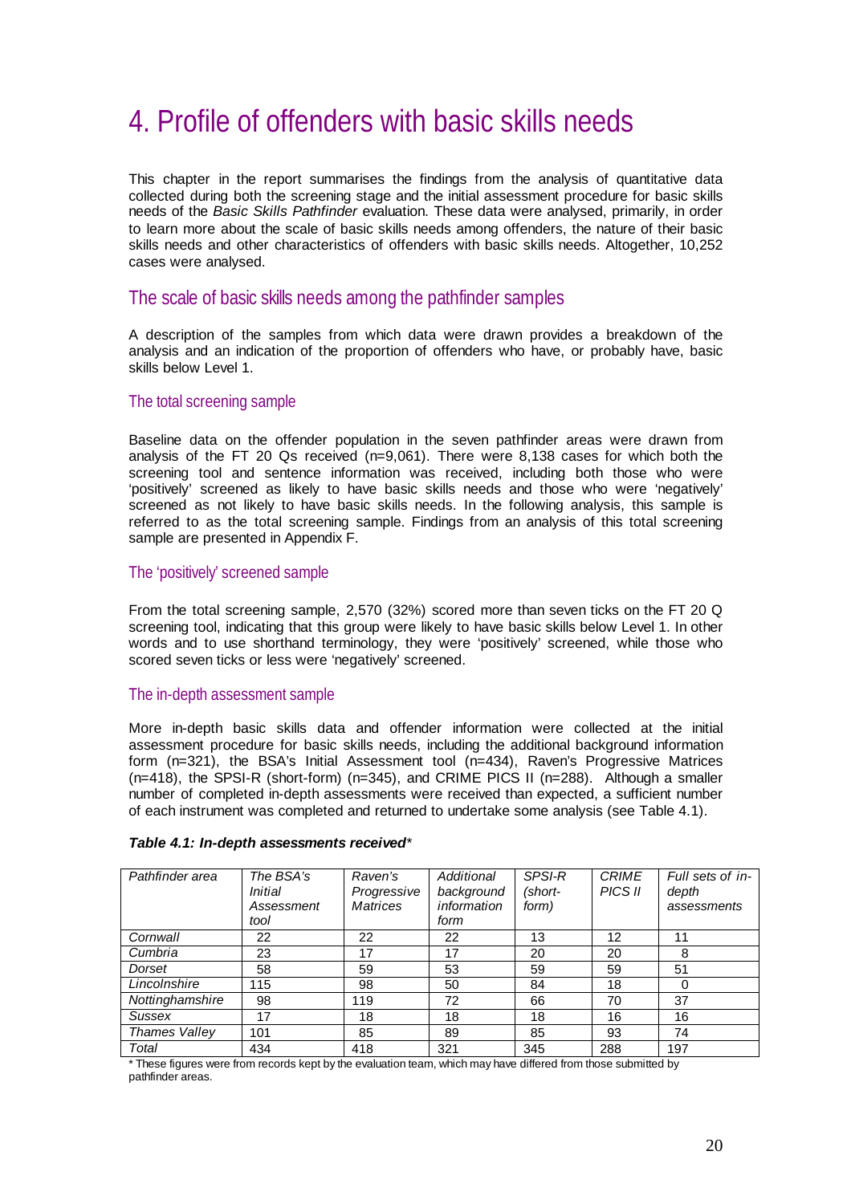# 4. Profile of offenders with basic skills needs

This chapter in the report summarises the findings from the analysis of quantitative data collected during both the screening stage and the initial assessment procedure for basic skills needs of the *Basic Skills Pathfinder* evaluation. These data were analysed, primarily, in order to learn more about the scale of basic skills needs among offenders, the nature of their basic skills needs and other characteristics of offenders with basic skills needs. Altogether, 10,252 cases were analysed.

## The scale of basic skills needs among the pathfinder samples

A description of the samples from which data were drawn provides a breakdown of the analysis and an indication of the proportion of offenders who have, or probably have, basic skills below Level 1.

### The total screening sample

Baseline data on the offender population in the seven pathfinder areas were drawn from analysis of the FT 20 Qs received (n=9,061). There were 8,138 cases for which both the screening tool and sentence information was received, including both those who were 'positively' screened as likely to have basic skills needs and those who were 'negatively' screened as not likely to have basic skills needs. In the following analysis, this sample is referred to as the total screening sample. Findings from an analysis of this total screening sample are presented in Appendix F.

### The 'positively' screened sample

From the total screening sample, 2,570 (32%) scored more than seven ticks on the FT 20 Q screening tool, indicating that this group were likely to have basic skills below Level 1. In other words and to use shorthand terminology, they were 'positively' screened, while those who scored seven ticks or less were 'negatively' screened.

### The in-depth assessment sample

More in-depth basic skills data and offender information were collected at the initial assessment procedure for basic skills needs, including the additional background information form (n=321), the BSA's Initial Assessment tool (n=434), Raven's Progressive Matrices (n=418), the SPSI-R (short-form) (n=345), and CRIME PICS II (n=288). Although a smaller number of completed in-depth assessments were received than expected, a sufficient number of each instrument was completed and returned to undertake some analysis (see Table 4.1).

***Table 4.1: In-depth assessments received****

| *Pathfinder area* | *The BSA's Initial Assessment tool* | *Raven's Progressive Matrices* | *Additional background information form* | *SPSI-R (short-form)* | *CRIME PICS II* | *Full sets of in-depth assessments* |
|---|---|---|---|---|---|---|
| *Cornwall* | 22 | 22 | 22 | 13 | 12 | 11 |
| *Cumbria* | 23 | 17 | 17 | 20 | 20 | 8 |
| *Dorset* | 58 | 59 | 53 | 59 | 59 | 51 |
| *Lincolnshire* | 115 | 98 | 50 | 84 | 18 | 0 |
| *Nottinghamshire* | 98 | 119 | 72 | 66 | 70 | 37 |
| *Sussex* | 17 | 18 | 18 | 18 | 16 | 16 |
| *Thames Valley* | 101 | 85 | 89 | 85 | 93 | 74 |
| *Total* | 434 | 418 | 321 | 345 | 288 | 197 |

* These figures were from records kept by the evaluation team, which may have differed from those submitted by pathfinder areas.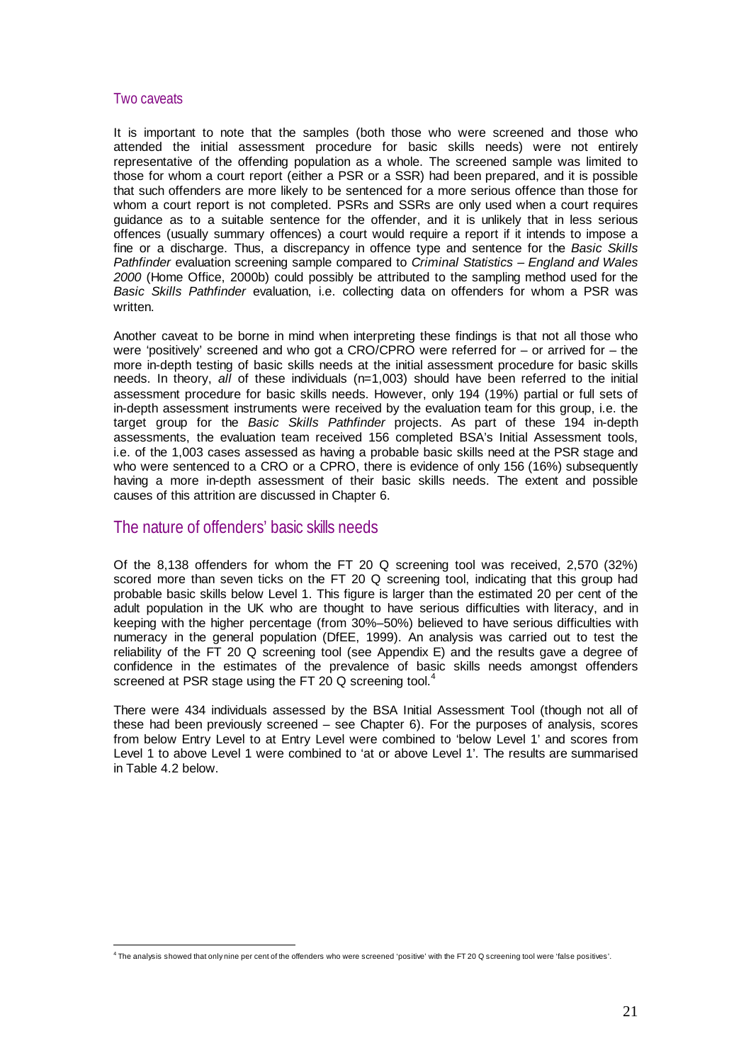### Two caveats

It is important to note that the samples (both those who were screened and those who attended the initial assessment procedure for basic skills needs) were not entirely representative of the offending population as a whole. The screened sample was limited to those for whom a court report (either a PSR or a SSR) had been prepared, and it is possible that such offenders are more likely to be sentenced for a more serious offence than those for whom a court report is not completed. PSRs and SSRs are only used when a court requires guidance as to a suitable sentence for the offender, and it is unlikely that in less serious offences (usually summary offences) a court would require a report if it intends to impose a fine or a discharge. Thus, a discrepancy in offence type and sentence for the *Basic Skills Pathfinder* evaluation screening sample compared to *Criminal Statistics – England and Wales 2000* (Home Office, 2000b) could possibly be attributed to the sampling method used for the *Basic Skills Pathfinder* evaluation, i.e. collecting data on offenders for whom a PSR was written.

Another caveat to be borne in mind when interpreting these findings is that not all those who were 'positively' screened and who got a CRO/CPRO were referred for – or arrived for – the more in-depth testing of basic skills needs at the initial assessment procedure for basic skills needs. In theory, *all* of these individuals (n=1,003) should have been referred to the initial assessment procedure for basic skills needs. However, only 194 (19%) partial or full sets of in-depth assessment instruments were received by the evaluation team for this group, i.e. the target group for the *Basic Skills Pathfinder* projects. As part of these 194 in-depth assessments, the evaluation team received 156 completed BSA's Initial Assessment tools, i.e. of the 1,003 cases assessed as having a probable basic skills need at the PSR stage and who were sentenced to a CRO or a CPRO, there is evidence of only 156 (16%) subsequently having a more in-depth assessment of their basic skills needs. The extent and possible causes of this attrition are discussed in Chapter 6.

## The nature of offenders' basic skills needs

Of the 8,138 offenders for whom the FT 20 Q screening tool was received, 2,570 (32%) scored more than seven ticks on the FT 20 Q screening tool, indicating that this group had probable basic skills below Level 1. This figure is larger than the estimated 20 per cent of the adult population in the UK who are thought to have serious difficulties with literacy, and in keeping with the higher percentage (from 30%–50%) believed to have serious difficulties with numeracy in the general population (DfEE, 1999). An analysis was carried out to test the reliability of the FT 20 Q screening tool (see Appendix E) and the results gave a degree of confidence in the estimates of the prevalence of basic skills needs amongst offenders screened at PSR stage using the FT 20 Q screening tool.[4]

There were 434 individuals assessed by the BSA Initial Assessment Tool (though not all of these had been previously screened – see Chapter 6). For the purposes of analysis, scores from below Entry Level to at Entry Level were combined to 'below Level 1' and scores from Level 1 to above Level 1 were combined to 'at or above Level 1'. The results are summarised in Table 4.2 below.

[4] The analysis showed that only nine per cent of the offenders who were screened 'positive' with the FT 20 Q screening tool were 'false positives'.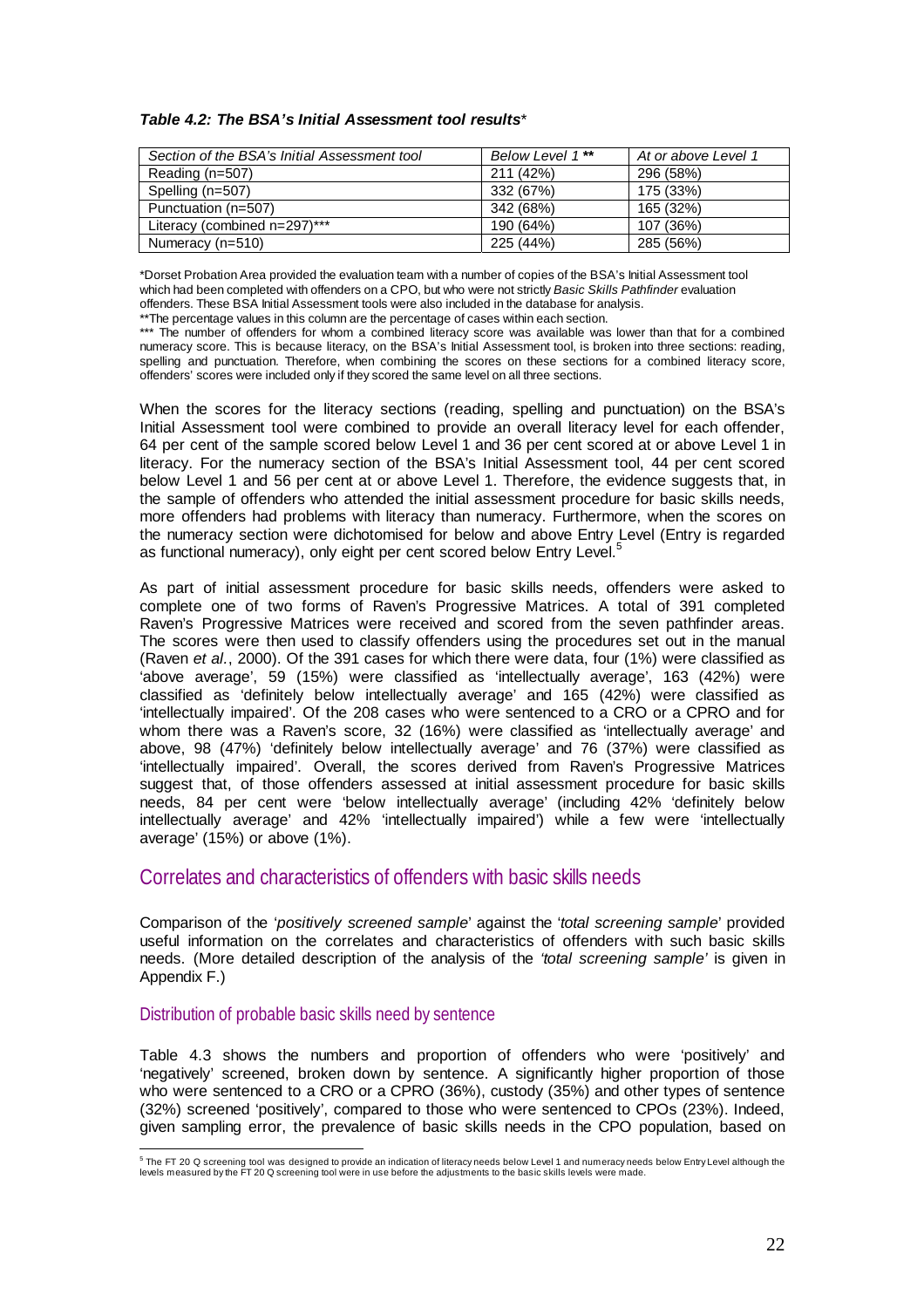***Table 4.2: The BSA's Initial Assessment tool results****

| *Section of the BSA's Initial Assessment tool* | *Below Level 1 *** | *At or above Level 1* |
|---|---|---|
| Reading (n=507) | 211 (42%) | 296 (58%) |
| Spelling (n=507) | 332 (67%) | 175 (33%) |
| Punctuation (n=507) | 342 (68%) | 165 (32%) |
| Literacy (combined n=297)*** | 190 (64%) | 107 (36%) |
| Numeracy (n=510) | 225 (44%) | 285 (56%) |

*Dorset Probation Area provided the evaluation team with a number of copies of the BSA's Initial Assessment tool which had been completed with offenders on a CPO, but who were not strictly *Basic Skills Pathfinder* evaluation offenders. These BSA Initial Assessment tools were also included in the database for analysis.

**The percentage values in this column are the percentage of cases within each section.

*** The number of offenders for whom a combined literacy score was available was lower than that for a combined numeracy score. This is because literacy, on the BSA's Initial Assessment tool, is broken into three sections: reading, spelling and punctuation. Therefore, when combining the scores on these sections for a combined literacy score, offenders' scores were included only if they scored the same level on all three sections.

When the scores for the literacy sections (reading, spelling and punctuation) on the BSA's Initial Assessment tool were combined to provide an overall literacy level for each offender, 64 per cent of the sample scored below Level 1 and 36 per cent scored at or above Level 1 in literacy. For the numeracy section of the BSA's Initial Assessment tool, 44 per cent scored below Level 1 and 56 per cent at or above Level 1. Therefore, the evidence suggests that, in the sample of offenders who attended the initial assessment procedure for basic skills needs, more offenders had problems with literacy than numeracy. Furthermore, when the scores on the numeracy section were dichotomised for below and above Entry Level (Entry is regarded as functional numeracy), only eight per cent scored below Entry Level.[5]

As part of initial assessment procedure for basic skills needs, offenders were asked to complete one of two forms of Raven's Progressive Matrices. A total of 391 completed Raven's Progressive Matrices were received and scored from the seven pathfinder areas. The scores were then used to classify offenders using the procedures set out in the manual (Raven *et al.*, 2000). Of the 391 cases for which there were data, four (1%) were classified as 'above average', 59 (15%) were classified as 'intellectually average', 163 (42%) were classified as 'definitely below intellectually average' and 165 (42%) were classified as 'intellectually impaired'. Of the 208 cases who were sentenced to a CRO or a CPRO and for whom there was a Raven's score, 32 (16%) were classified as 'intellectually average' and above, 98 (47%) 'definitely below intellectually average' and 76 (37%) were classified as 'intellectually impaired'. Overall, the scores derived from Raven's Progressive Matrices suggest that, of those offenders assessed at initial assessment procedure for basic skills needs, 84 per cent were 'below intellectually average' (including 42% 'definitely below intellectually average' and 42% 'intellectually impaired') while a few were 'intellectually average' (15%) or above (1%).

## Correlates and characteristics of offenders with basic skills needs

Comparison of the '*positively screened sample*' against the '*total screening sample*' provided useful information on the correlates and characteristics of offenders with such basic skills needs. (More detailed description of the analysis of the *'total screening sample'* is given in Appendix F.)

### Distribution of probable basic skills need by sentence

Table 4.3 shows the numbers and proportion of offenders who were 'positively' and 'negatively' screened, broken down by sentence. A significantly higher proportion of those who were sentenced to a CRO or a CPRO (36%), custody (35%) and other types of sentence (32%) screened 'positively', compared to those who were sentenced to CPOs (23%). Indeed, given sampling error, the prevalence of basic skills needs in the CPO population, based on

[5] The FT 20 Q screening tool was designed to provide an indication of literacy needs below Level 1 and numeracy needs below Entry Level although the levels measured by the FT 20 Q screening tool were in use before the adjustments to the basic skills levels were made.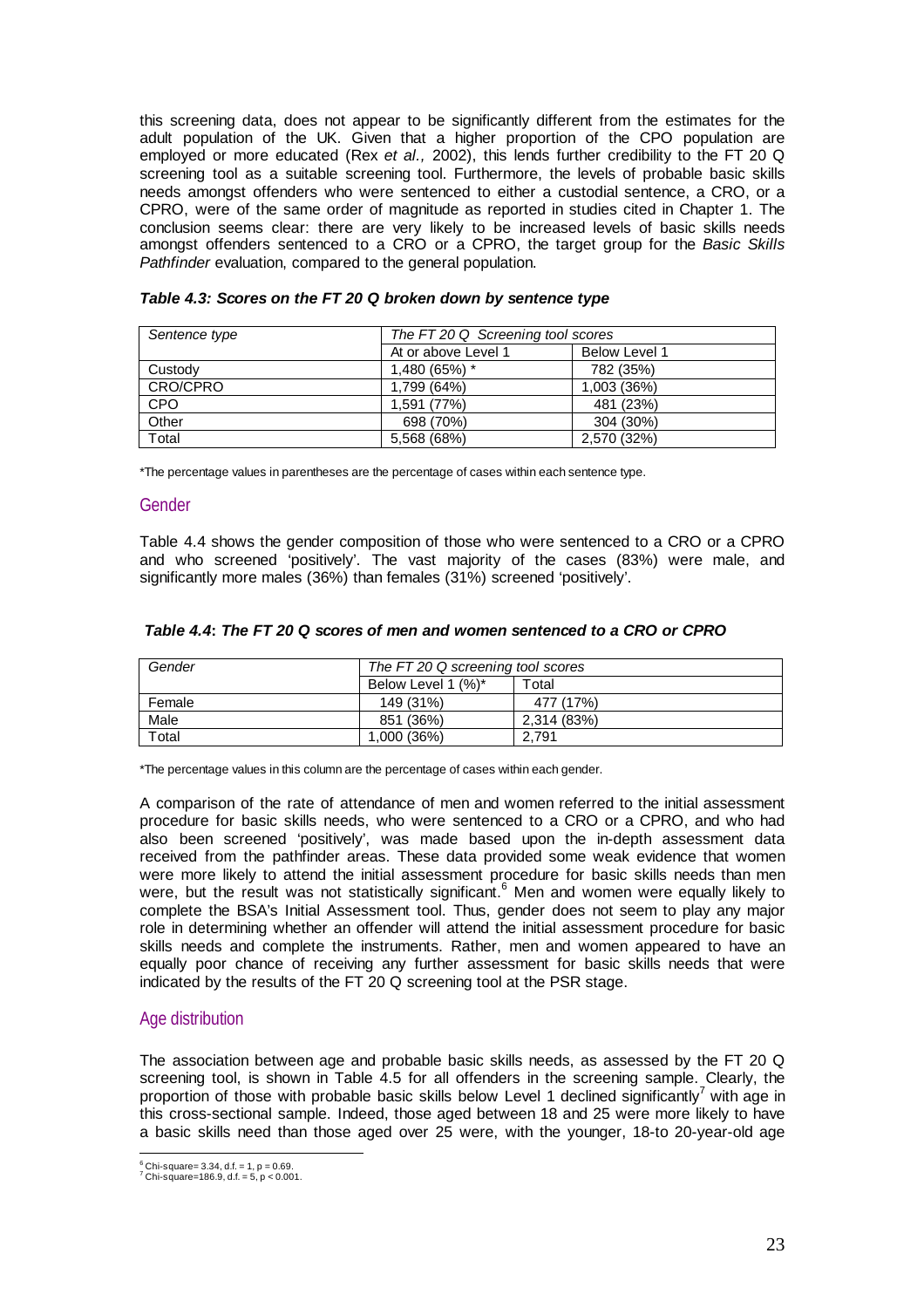this screening data, does not appear to be significantly different from the estimates for the adult population of the UK. Given that a higher proportion of the CPO population are employed or more educated (Rex *et al.,* 2002), this lends further credibility to the FT 20 Q screening tool as a suitable screening tool. Furthermore, the levels of probable basic skills needs amongst offenders who were sentenced to either a custodial sentence, a CRO, or a CPRO, were of the same order of magnitude as reported in studies cited in Chapter 1. The conclusion seems clear: there are very likely to be increased levels of basic skills needs amongst offenders sentenced to a CRO or a CPRO, the target group for the *Basic Skills Pathfinder* evaluation, compared to the general population.

***Table 4.3: Scores on the FT 20 Q broken down by sentence type***

| *Sentence type* | *The FT 20 Q Screening tool scores* | |
|---|---|---|
| | At or above Level 1 | Below Level 1 |
| Custody | 1,480 (65%) * | 782 (35%) |
| CRO/CPRO | 1,799 (64%) | 1,003 (36%) |
| CPO | 1,591 (77%) | 481 (23%) |
| Other | 698 (70%) | 304 (30%) |
| Total | 5,568 (68%) | 2,570 (32%) |

*The percentage values in parentheses are the percentage of cases within each sentence type.

## Gender

Table 4.4 shows the gender composition of those who were sentenced to a CRO or a CPRO and who screened 'positively'. The vast majority of the cases (83%) were male, and significantly more males (36%) than females (31%) screened 'positively'.

***Table 4.4: The FT 20 Q scores of men and women sentenced to a CRO or CPRO***

| *Gender* | *The FT 20 Q screening tool scores* | |
|---|---|---|
| | Below Level 1 (%)* | Total |
| Female | 149 (31%) | 477 (17%) |
| Male | 851 (36%) | 2,314 (83%) |
| Total | 1,000 (36%) | 2,791 |

*The percentage values in this column are the percentage of cases within each gender.

A comparison of the rate of attendance of men and women referred to the initial assessment procedure for basic skills needs, who were sentenced to a CRO or a CPRO, and who had also been screened 'positively', was made based upon the in-depth assessment data received from the pathfinder areas. These data provided some weak evidence that women were more likely to attend the initial assessment procedure for basic skills needs than men were, but the result was not statistically significant.[6] Men and women were equally likely to complete the BSA's Initial Assessment tool. Thus, gender does not seem to play any major role in determining whether an offender will attend the initial assessment procedure for basic skills needs and complete the instruments. Rather, men and women appeared to have an equally poor chance of receiving any further assessment for basic skills needs that were indicated by the results of the FT 20 Q screening tool at the PSR stage.

## Age distribution

The association between age and probable basic skills needs, as assessed by the FT 20 Q screening tool, is shown in Table 4.5 for all offenders in the screening sample. Clearly, the proportion of those with probable basic skills below Level 1 declined significantly[7] with age in this cross-sectional sample. Indeed, those aged between 18 and 25 were more likely to have a basic skills need than those aged over 25 were, with the younger, 18-to 20-year-old age

[6] Chi-square= 3.34, d.f. = 1, p = 0.69.
[7] Chi-square=186.9, d.f. = 5, p < 0.001.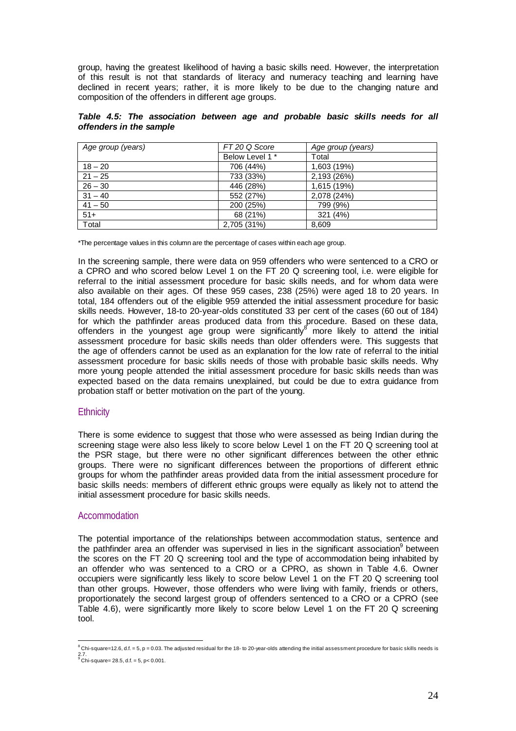group, having the greatest likelihood of having a basic skills need. However, the interpretation of this result is not that standards of literacy and numeracy teaching and learning have declined in recent years; rather, it is more likely to be due to the changing nature and composition of the offenders in different age groups.

***Table 4.5: The association between age and probable basic skills needs for all offenders in the sample***

| *Age group (years)* | *FT 20 Q Score* | *Age group (years)* |
|---|---|---|
| | Below Level 1 * | Total |
| 18 – 20 | 706 (44%) | 1,603 (19%) |
| 21 – 25 | 733 (33%) | 2,193 (26%) |
| 26 – 30 | 446 (28%) | 1,615 (19%) |
| 31 – 40 | 552 (27%) | 2,078 (24%) |
| 41 – 50 | 200 (25%) | 799 (9%) |
| 51+ | 68 (21%) | 321 (4%) |
| Total | 2,705 (31%) | 8,609 |

*The percentage values in this column are the percentage of cases within each age group.

In the screening sample, there were data on 959 offenders who were sentenced to a CRO or a CPRO and who scored below Level 1 on the FT 20 Q screening tool, i.e. were eligible for referral to the initial assessment procedure for basic skills needs, and for whom data were also available on their ages. Of these 959 cases, 238 (25%) were aged 18 to 20 years. In total, 184 offenders out of the eligible 959 attended the initial assessment procedure for basic skills needs. However, 18-to 20-year-olds constituted 33 per cent of the cases (60 out of 184) for which the pathfinder areas produced data from this procedure. Based on these data, offenders in the youngest age group were significantly[8] more likely to attend the initial assessment procedure for basic skills needs than older offenders were. This suggests that the age of offenders cannot be used as an explanation for the low rate of referral to the initial assessment procedure for basic skills needs of those with probable basic skills needs. Why more young people attended the initial assessment procedure for basic skills needs than was expected based on the data remains unexplained, but could be due to extra guidance from probation staff or better motivation on the part of the young.

## Ethnicity

There is some evidence to suggest that those who were assessed as being Indian during the screening stage were also less likely to score below Level 1 on the FT 20 Q screening tool at the PSR stage, but there were no other significant differences between the other ethnic groups. There were no significant differences between the proportions of different ethnic groups for whom the pathfinder areas provided data from the initial assessment procedure for basic skills needs: members of different ethnic groups were equally as likely not to attend the initial assessment procedure for basic skills needs.

## Accommodation

The potential importance of the relationships between accommodation status, sentence and the pathfinder area an offender was supervised in lies in the significant association[9] between the scores on the FT 20 Q screening tool and the type of accommodation being inhabited by an offender who was sentenced to a CRO or a CPRO, as shown in Table 4.6. Owner occupiers were significantly less likely to score below Level 1 on the FT 20 Q screening tool than other groups. However, those offenders who were living with family, friends or others, proportionately the second largest group of offenders sentenced to a CRO or a CPRO (see Table 4.6), were significantly more likely to score below Level 1 on the FT 20 Q screening tool.

---

[8] Chi-square=12.6, d.f. = 5, $p = 0.03$. The adjusted residual for the 18- to 20-year-olds attending the initial assessment procedure for basic skills needs is 2.7.

[9] Chi-square= 28.5, d.f. = 5, $p < 0.001$.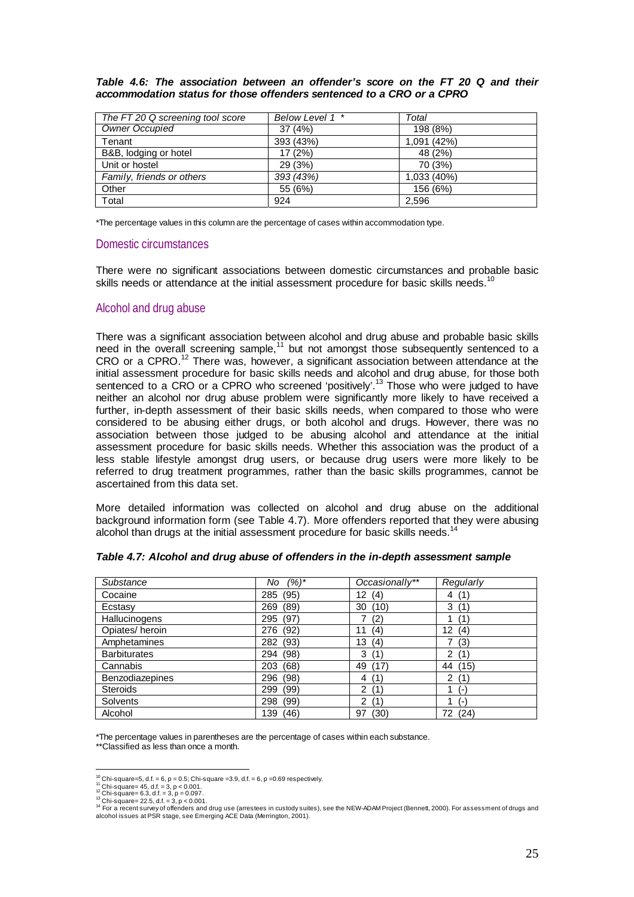***Table 4.6: The association between an offender's score on the FT 20 Q and their accommodation status for those offenders sentenced to a CRO or a CPRO***

| *The FT 20 Q screening tool score* | *Below Level 1 \** | *Total* |
|---|---|---|
| *Owner Occupied* | 37 (4%) | 198 (8%) |
| Tenant | 393 (43%) | 1,091 (42%) |
| B&B, lodging or hotel | 17 (2%) | 48 (2%) |
| Unit or hostel | 29 (3%) | 70 (3%) |
| *Family, friends or others* | *393 (43%)* | 1,033 (40%) |
| Other | 55 (6%) | 156 (6%) |
| Total | 924 | 2,596 |

*The percentage values in this column are the percentage of cases within accommodation type.

## Domestic circumstances

There were no significant associations between domestic circumstances and probable basic skills needs or attendance at the initial assessment procedure for basic skills needs.[10]

## Alcohol and drug abuse

There was a significant association between alcohol and drug abuse and probable basic skills need in the overall screening sample,[11] but not amongst those subsequently sentenced to a CRO or a CPRO.[12] There was, however, a significant association between attendance at the initial assessment procedure for basic skills needs and alcohol and drug abuse, for those both sentenced to a CRO or a CPRO who screened 'positively'.[13] Those who were judged to have neither an alcohol nor drug abuse problem were significantly more likely to have received a further, in-depth assessment of their basic skills needs, when compared to those who were considered to be abusing either drugs, or both alcohol and drugs. However, there was no association between those judged to be abusing alcohol and attendance at the initial assessment procedure for basic skills needs. Whether this association was the product of a less stable lifestyle amongst drug users, or because drug users were more likely to be referred to drug treatment programmes, rather than the basic skills programmes, cannot be ascertained from this data set.

More detailed information was collected on alcohol and drug abuse on the additional background information form (see Table 4.7). More offenders reported that they were abusing alcohol than drugs at the initial assessment procedure for basic skills needs.[14]

***Table 4.7: Alcohol and drug abuse of offenders in the in-depth assessment sample***

| *Substance* | *No (%)\** | *Occasionally\*\** | *Regularly* |
|---|---|---|---|
| Cocaine | 285 (95) | 12 (4) | 4 (1) |
| Ecstasy | 269 (89) | 30 (10) | 3 (1) |
| Hallucinogens | 295 (97) | 7 (2) | 1 (1) |
| Opiates/ heroin | 276 (92) | 11 (4) | 12 (4) |
| Amphetamines | 282 (93) | 13 (4) | 7 (3) |
| Barbiturates | 294 (98) | 3 (1) | 2 (1) |
| Cannabis | 203 (68) | 49 (17) | 44 (15) |
| Benzodiazepines | 296 (98) | 4 (1) | 2 (1) |
| Steroids | 299 (99) | 2 (1) | 1 (-) |
| Solvents | 298 (99) | 2 (1) | 1 (-) |
| Alcohol | 139 (46) | 97 (30) | 72 (24) |

*The percentage values in parentheses are the percentage of cases within each substance.
**Classified as less than once a month.

[10] Chi-square=5, d.f. = 6, $p = 0.5$; Chi-square =3.9, d.f. = 6, $p = 0.69$ respectively.
[11] Chi-square= 45, d.f. = 3, $p < 0.001$.
[12] Chi-square= 6.3, d.f. = 3, $p = 0.097$.
[13] Chi-square= 22.5, d.f. = 3, $p < 0.001$.
[14] For a recent survey of offenders and drug use (arrestees in custody suites), see the NEW-ADAM Project (Bennett, 2000). For assessment of drugs and alcohol issues at PSR stage, see Emerging ACE Data (Merrington, 2001).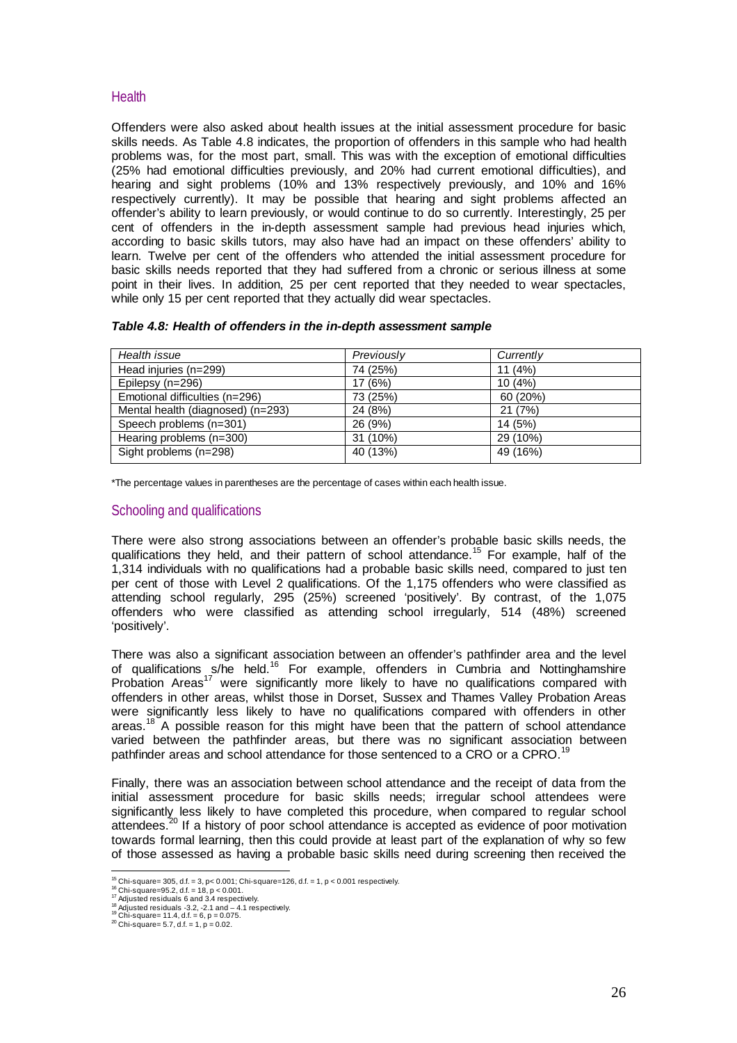## Health

Offenders were also asked about health issues at the initial assessment procedure for basic skills needs. As Table 4.8 indicates, the proportion of offenders in this sample who had health problems was, for the most part, small. This was with the exception of emotional difficulties (25% had emotional difficulties previously, and 20% had current emotional difficulties), and hearing and sight problems (10% and 13% respectively previously, and 10% and 16% respectively currently). It may be possible that hearing and sight problems affected an offender's ability to learn previously, or would continue to do so currently. Interestingly, 25 per cent of offenders in the in-depth assessment sample had previous head injuries which, according to basic skills tutors, may also have had an impact on these offenders' ability to learn. Twelve per cent of the offenders who attended the initial assessment procedure for basic skills needs reported that they had suffered from a chronic or serious illness at some point in their lives. In addition, 25 per cent reported that they needed to wear spectacles, while only 15 per cent reported that they actually did wear spectacles.

***Table 4.8: Health of offenders in the in-depth assessment sample***

| *Health issue* | *Previously* | *Currently* |
|---|---|---|
| Head injuries (n=299) | 74 (25%) | 11 (4%) |
| Epilepsy (n=296) | 17 (6%) | 10 (4%) |
| Emotional difficulties (n=296) | 73 (25%) | 60 (20%) |
| Mental health (diagnosed) (n=293) | 24 (8%) | 21 (7%) |
| Speech problems (n=301) | 26 (9%) | 14 (5%) |
| Hearing problems (n=300) | 31 (10%) | 29 (10%) |
| Sight problems (n=298) | 40 (13%) | 49 (16%) |

*The percentage values in parentheses are the percentage of cases within each health issue.

## Schooling and qualifications

There were also strong associations between an offender's probable basic skills needs, the qualifications they held, and their pattern of school attendance.[15] For example, half of the 1,314 individuals with no qualifications had a probable basic skills need, compared to just ten per cent of those with Level 2 qualifications. Of the 1,175 offenders who were classified as attending school regularly, 295 (25%) screened 'positively'. By contrast, of the 1,075 offenders who were classified as attending school irregularly, 514 (48%) screened 'positively'.

There was also a significant association between an offender's pathfinder area and the level of qualifications s/he held.[16] For example, offenders in Cumbria and Nottinghamshire Probation Areas[17] were significantly more likely to have no qualifications compared with offenders in other areas, whilst those in Dorset, Sussex and Thames Valley Probation Areas were significantly less likely to have no qualifications compared with offenders in other areas.[18] A possible reason for this might have been that the pattern of school attendance varied between the pathfinder areas, but there was no significant association between pathfinder areas and school attendance for those sentenced to a CRO or a CPRO.[19]

Finally, there was an association between school attendance and the receipt of data from the initial assessment procedure for basic skills needs; irregular school attendees were significantly less likely to have completed this procedure, when compared to regular school attendees.[20] If a history of poor school attendance is accepted as evidence of poor motivation towards formal learning, then this could provide at least part of the explanation of why so few of those assessed as having a probable basic skills need during screening then received the

---

[15] Chi-square= 305, d.f. = 3, $p < 0.001$; Chi-square=126, d.f. = 1, $p < 0.001$ respectively.
[16] Chi-square=95.2, d.f. = 18, $p < 0.001$.
[17] Adjusted residuals 6 and 3.4 respectively.
[18] Adjusted residuals -3.2, -2.1 and – 4.1 respectively.
[19] Chi-square= 11.4, d.f. = 6, $p = 0.075$.
[20] Chi-square= 5.7, d.f. = 1, $p = 0.02$.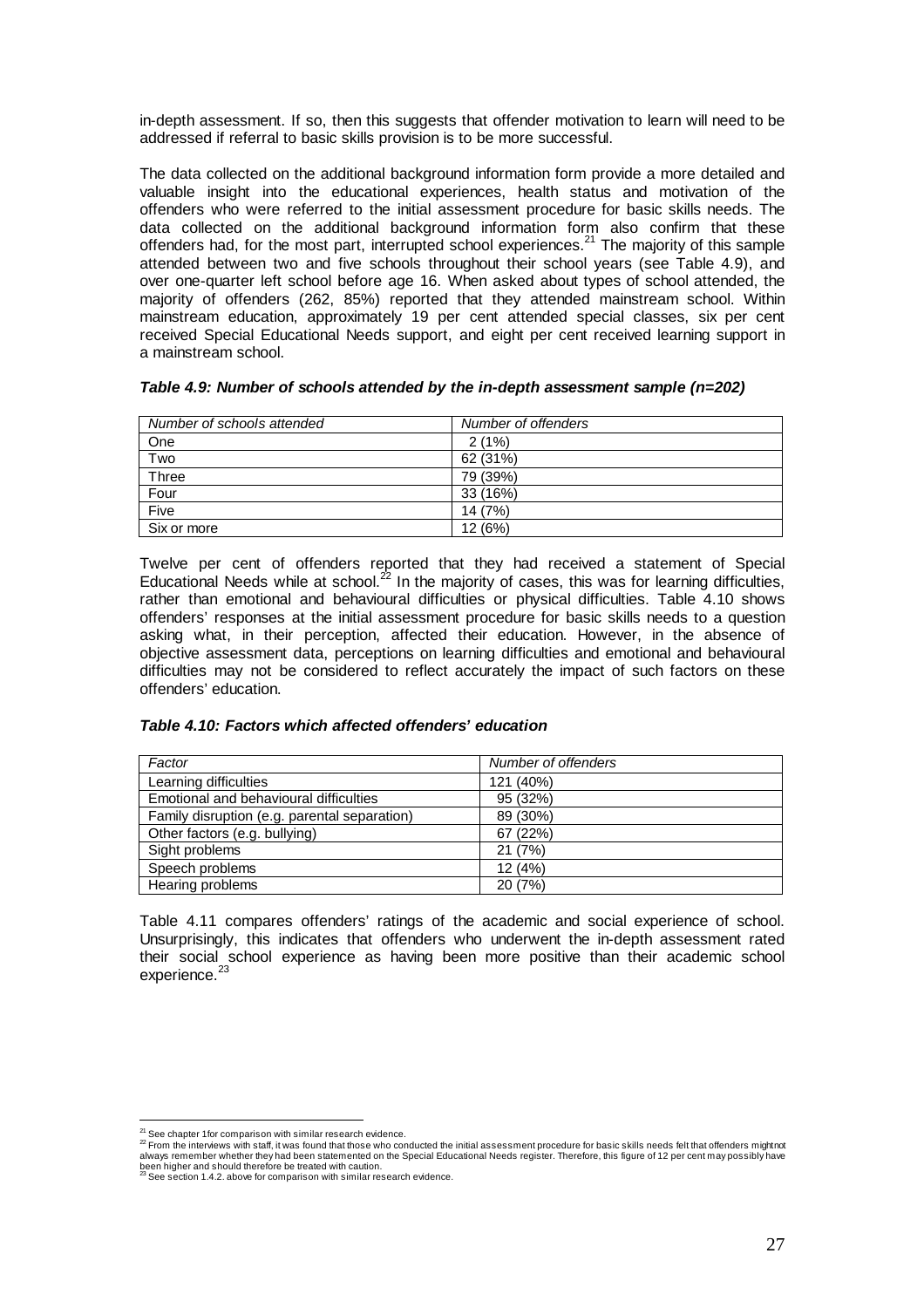in-depth assessment. If so, then this suggests that offender motivation to learn will need to be addressed if referral to basic skills provision is to be more successful.

The data collected on the additional background information form provide a more detailed and valuable insight into the educational experiences, health status and motivation of the offenders who were referred to the initial assessment procedure for basic skills needs. The data collected on the additional background information form also confirm that these offenders had, for the most part, interrupted school experiences.[21] The majority of this sample attended between two and five schools throughout their school years (see Table 4.9), and over one-quarter left school before age 16. When asked about types of school attended, the majority of offenders (262, 85%) reported that they attended mainstream school. Within mainstream education, approximately 19 per cent attended special classes, six per cent received Special Educational Needs support, and eight per cent received learning support in a mainstream school.

***Table 4.9: Number of schools attended by the in-depth assessment sample (n=202)***

| *Number of schools attended* | *Number of offenders* |
|---|---|
| One | 2 (1%) |
| Two | 62 (31%) |
| Three | 79 (39%) |
| Four | 33 (16%) |
| Five | 14 (7%) |
| Six or more | 12 (6%) |

Twelve per cent of offenders reported that they had received a statement of Special Educational Needs while at school.[22] In the majority of cases, this was for learning difficulties, rather than emotional and behavioural difficulties or physical difficulties. Table 4.10 shows offenders' responses at the initial assessment procedure for basic skills needs to a question asking what, in their perception, affected their education. However, in the absence of objective assessment data, perceptions on learning difficulties and emotional and behavioural difficulties may not be considered to reflect accurately the impact of such factors on these offenders' education.

***Table 4.10: Factors which affected offenders' education***

| *Factor* | *Number of offenders* |
|---|---|
| Learning difficulties | 121 (40%) |
| Emotional and behavioural difficulties | 95 (32%) |
| Family disruption (e.g. parental separation) | 89 (30%) |
| Other factors (e.g. bullying) | 67 (22%) |
| Sight problems | 21 (7%) |
| Speech problems | 12 (4%) |
| Hearing problems | 20 (7%) |

Table 4.11 compares offenders' ratings of the academic and social experience of school. Unsurprisingly, this indicates that offenders who underwent the in-depth assessment rated their social school experience as having been more positive than their academic school experience.[23]

---

[21] See chapter 1for comparison with similar research evidence.

[22] From the interviews with staff, it was found that those who conducted the initial assessment procedure for basic skills needs felt that offenders mightnot always remember whether they had been statemented on the Special Educational Needs register. Therefore, this figure of 12 per cent may possibly have been higher and should therefore be treated with caution.

[23] See section 1.4.2. above for comparison with similar research evidence.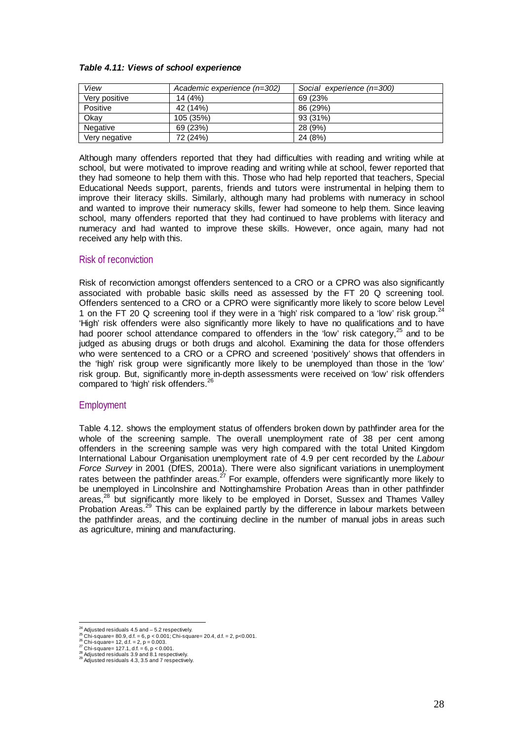***Table 4.11: Views of school experience***

| View | Academic experience (n=302) | Social experience (n=300) |
|---|---|---|
| Very positive | 14 (4%) | 69 (23% |
| Positive | 42 (14%) | 86 (29%) |
| Okay | 105 (35%) | 93 (31%) |
| Negative | 69 (23%) | 28 (9%) |
| Very negative | 72 (24%) | 24 (8%) |

Although many offenders reported that they had difficulties with reading and writing while at school, but were motivated to improve reading and writing while at school, fewer reported that they had someone to help them with this. Those who had help reported that teachers, Special Educational Needs support, parents, friends and tutors were instrumental in helping them to improve their literacy skills. Similarly, although many had problems with numeracy in school and wanted to improve their numeracy skills, fewer had someone to help them. Since leaving school, many offenders reported that they had continued to have problems with literacy and numeracy and had wanted to improve these skills. However, once again, many had not received any help with this.

## Risk of reconviction

Risk of reconviction amongst offenders sentenced to a CRO or a CPRO was also significantly associated with probable basic skills need as assessed by the FT 20 Q screening tool. Offenders sentenced to a CRO or a CPRO were significantly more likely to score below Level 1 on the FT 20 Q screening tool if they were in a 'high' risk compared to a 'low' risk group.[24] 'High' risk offenders were also significantly more likely to have no qualifications and to have had poorer school attendance compared to offenders in the 'low' risk category,[25] and to be judged as abusing drugs or both drugs and alcohol. Examining the data for those offenders who were sentenced to a CRO or a CPRO and screened 'positively' shows that offenders in the 'high' risk group were significantly more likely to be unemployed than those in the 'low' risk group. But, significantly more in-depth assessments were received on 'low' risk offenders compared to 'high' risk offenders.[26]

## Employment

Table 4.12. shows the employment status of offenders broken down by pathfinder area for the whole of the screening sample. The overall unemployment rate of 38 per cent among offenders in the screening sample was very high compared with the total United Kingdom International Labour Organisation unemployment rate of 4.9 per cent recorded by the *Labour Force Survey* in 2001 (DfES, 2001a). There were also significant variations in unemployment rates between the pathfinder areas.[27] For example, offenders were significantly more likely to be unemployed in Lincolnshire and Nottinghamshire Probation Areas than in other pathfinder areas,[28] but significantly more likely to be employed in Dorset, Sussex and Thames Valley Probation Areas.[29] This can be explained partly by the difference in labour markets between the pathfinder areas, and the continuing decline in the number of manual jobs in areas such as agriculture, mining and manufacturing.

---

[24] Adjusted residuals 4.5 and – 5.2 respectively.

[25] Chi-square= 80.9, d.f. = 6, $p < 0.001$; Chi-square= 20.4, d.f. = 2, $p<0.001$.

[26] Chi-square= 12, d.f. = 2, $p = 0.003$.

[27] Chi-square= 127.1, d.f. = 6, $p < 0.001$.

[28] Adjusted residuals 3.9 and 8.1 respectively.

[29] Adjusted residuals 4.3, 3.5 and 7 respectively.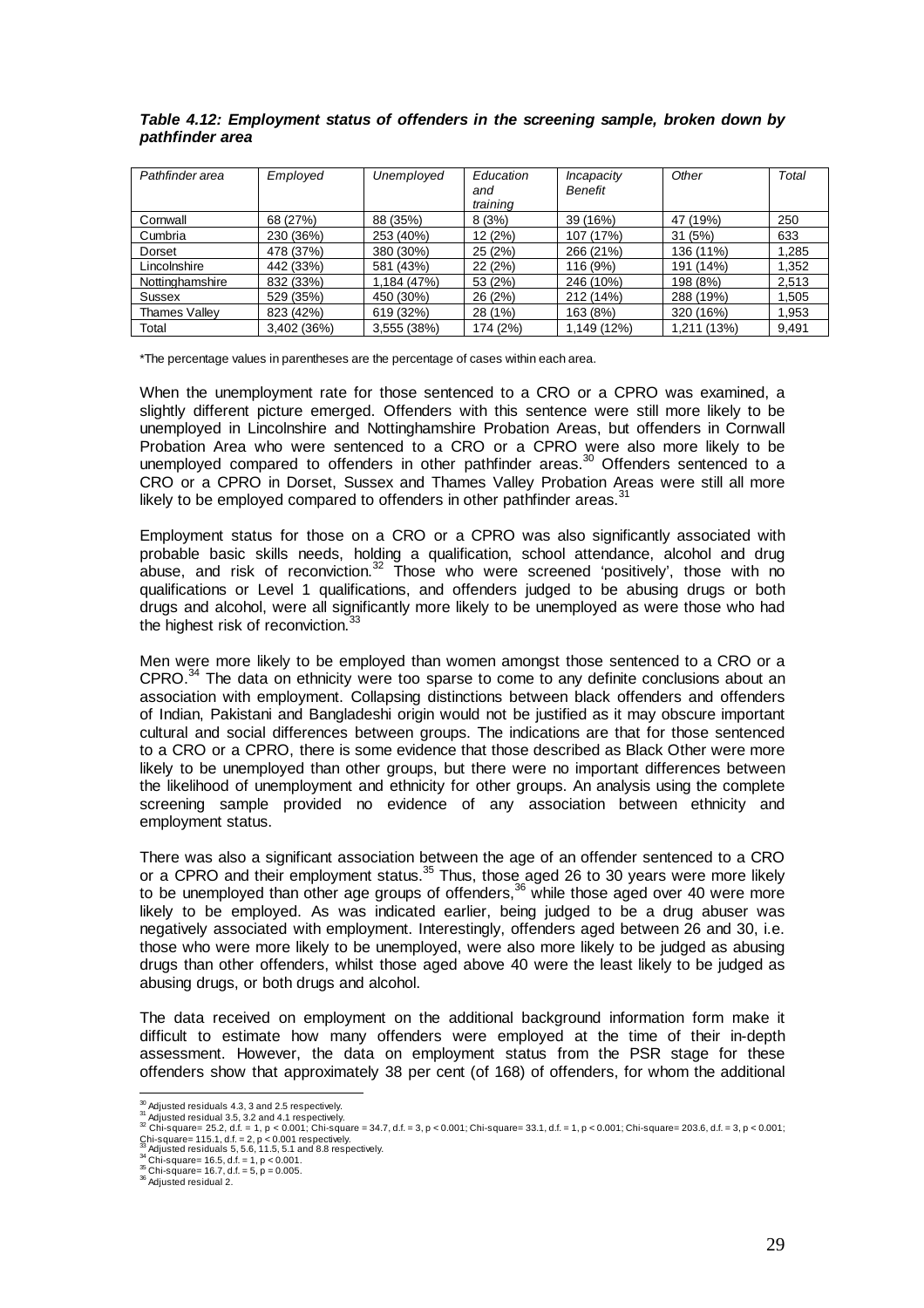***Table 4.12: Employment status of offenders in the screening sample, broken down by pathfinder area***

| *Pathfinder area* | *Employed* | *Unemployed* | *Education and training* | *Incapacity Benefit* | *Other* | *Total* |
|---|---|---|---|---|---|---|
| Cornwall | 68 (27%) | 88 (35%) | 8 (3%) | 39 (16%) | 47 (19%) | 250 |
| Cumbria | 230 (36%) | 253 (40%) | 12 (2%) | 107 (17%) | 31 (5%) | 633 |
| Dorset | 478 (37%) | 380 (30%) | 25 (2%) | 266 (21%) | 136 (11%) | 1,285 |
| Lincolnshire | 442 (33%) | 581 (43%) | 22 (2%) | 116 (9%) | 191 (14%) | 1,352 |
| Nottinghamshire | 832 (33%) | 1,184 (47%) | 53 (2%) | 246 (10%) | 198 (8%) | 2,513 |
| Sussex | 529 (35%) | 450 (30%) | 26 (2%) | 212 (14%) | 288 (19%) | 1,505 |
| Thames Valley | 823 (42%) | 619 (32%) | 28 (1%) | 163 (8%) | 320 (16%) | 1,953 |
| Total | 3,402 (36%) | 3,555 (38%) | 174 (2%) | 1,149 (12%) | 1,211 (13%) | 9,491 |

*The percentage values in parentheses are the percentage of cases within each area.

When the unemployment rate for those sentenced to a CRO or a CPRO was examined, a slightly different picture emerged. Offenders with this sentence were still more likely to be unemployed in Lincolnshire and Nottinghamshire Probation Areas, but offenders in Cornwall Probation Area who were sentenced to a CRO or a CPRO were also more likely to be unemployed compared to offenders in other pathfinder areas.[30] Offenders sentenced to a CRO or a CPRO in Dorset, Sussex and Thames Valley Probation Areas were still all more likely to be employed compared to offenders in other pathfinder areas.[31]

Employment status for those on a CRO or a CPRO was also significantly associated with probable basic skills needs, holding a qualification, school attendance, alcohol and drug abuse, and risk of reconviction.[32] Those who were screened 'positively', those with no qualifications or Level 1 qualifications, and offenders judged to be abusing drugs or both drugs and alcohol, were all significantly more likely to be unemployed as were those who had the highest risk of reconviction.[33]

Men were more likely to be employed than women amongst those sentenced to a CRO or a CPRO.[34] The data on ethnicity were too sparse to come to any definite conclusions about an association with employment. Collapsing distinctions between black offenders and offenders of Indian, Pakistani and Bangladeshi origin would not be justified as it may obscure important cultural and social differences between groups. The indications are that for those sentenced to a CRO or a CPRO, there is some evidence that those described as Black Other were more likely to be unemployed than other groups, but there were no important differences between the likelihood of unemployment and ethnicity for other groups. An analysis using the complete screening sample provided no evidence of any association between ethnicity and employment status.

There was also a significant association between the age of an offender sentenced to a CRO or a CPRO and their employment status.[35] Thus, those aged 26 to 30 years were more likely to be unemployed than other age groups of offenders,[36] while those aged over 40 were more likely to be employed. As was indicated earlier, being judged to be a drug abuser was negatively associated with employment. Interestingly, offenders aged between 26 and 30, i.e. those who were more likely to be unemployed, were also more likely to be judged as abusing drugs than other offenders, whilst those aged above 40 were the least likely to be judged as abusing drugs, or both drugs and alcohol.

The data received on employment on the additional background information form make it difficult to estimate how many offenders were employed at the time of their in-depth assessment. However, the data on employment status from the PSR stage for these offenders show that approximately 38 per cent (of 168) of offenders, for whom the additional

---

[30] Adjusted residuals 4.3, 3 and 2.5 respectively.
[31] Adjusted residual 3.5, 3.2 and 4.1 respectively.
[32] Chi-square= 25.2, d.f. = 1, $p < 0.001$; Chi-square = 34.7, d.f. = 3, $p < 0.001$; Chi-square= 33.1, d.f. = 1, $p < 0.001$; Chi-square= 203.6, d.f. = 3, $p < 0.001$; Chi-square= 115.1, d.f. = 2, $p < 0.001$ respectively.
[33] Adjusted residuals 5, 5.6, 11.5, 5.1 and 8.8 respectively.
[34] Chi-square= 16.5, d.f. = 1, $p < 0.001$.
[35] Chi-square= 16.7, d.f. = 5, $p = 0.005$.
[36] Adjusted residual 2.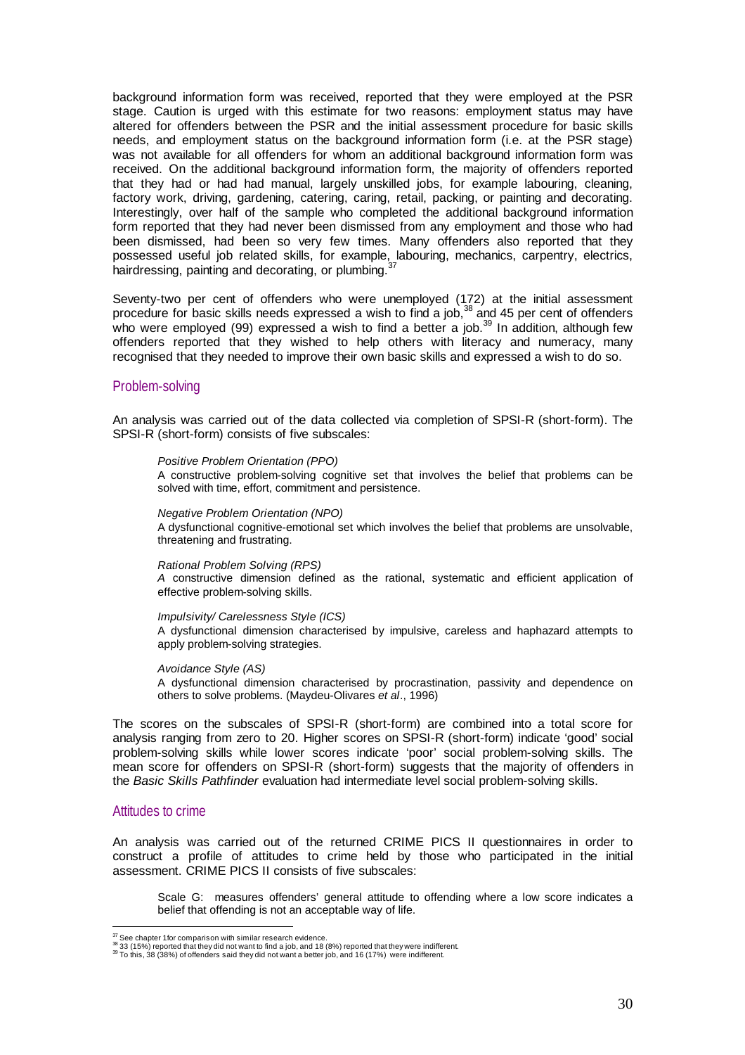background information form was received, reported that they were employed at the PSR stage. Caution is urged with this estimate for two reasons: employment status may have altered for offenders between the PSR and the initial assessment procedure for basic skills needs, and employment status on the background information form (i.e. at the PSR stage) was not available for all offenders for whom an additional background information form was received. On the additional background information form, the majority of offenders reported that they had or had had manual, largely unskilled jobs, for example labouring, cleaning, factory work, driving, gardening, catering, caring, retail, packing, or painting and decorating. Interestingly, over half of the sample who completed the additional background information form reported that they had never been dismissed from any employment and those who had been dismissed, had been so very few times. Many offenders also reported that they possessed useful job related skills, for example, labouring, mechanics, carpentry, electrics, hairdressing, painting and decorating, or plumbing.[37]

Seventy-two per cent of offenders who were unemployed (172) at the initial assessment procedure for basic skills needs expressed a wish to find a job,[38] and 45 per cent of offenders who were employed (99) expressed a wish to find a better a job.[39] In addition, although few offenders reported that they wished to help others with literacy and numeracy, many recognised that they needed to improve their own basic skills and expressed a wish to do so.

## Problem-solving

An analysis was carried out of the data collected via completion of SPSI-R (short-form). The SPSI-R (short-form) consists of five subscales:

> *Positive Problem Orientation (PPO)*
>
> A constructive problem-solving cognitive set that involves the belief that problems can be solved with time, effort, commitment and persistence.
>
> *Negative Problem Orientation (NPO)*
>
> A dysfunctional cognitive-emotional set which involves the belief that problems are unsolvable, threatening and frustrating.
>
> *Rational Problem Solving (RPS)*
>
> *A* constructive dimension defined as the rational, systematic and efficient application of effective problem-solving skills.
>
> *Impulsivity/ Carelessness Style (ICS)*
>
> A dysfunctional dimension characterised by impulsive, careless and haphazard attempts to apply problem-solving strategies.
>
> *Avoidance Style (AS)*
>
> A dysfunctional dimension characterised by procrastination, passivity and dependence on others to solve problems. (Maydeu-Olivares *et al*., 1996)

The scores on the subscales of SPSI-R (short-form) are combined into a total score for analysis ranging from zero to 20. Higher scores on SPSI-R (short-form) indicate 'good' social problem-solving skills while lower scores indicate 'poor' social problem-solving skills. The mean score for offenders on SPSI-R (short-form) suggests that the majority of offenders in the *Basic Skills Pathfinder* evaluation had intermediate level social problem-solving skills.

## Attitudes to crime

An analysis was carried out of the returned CRIME PICS II questionnaires in order to construct a profile of attitudes to crime held by those who participated in the initial assessment. CRIME PICS II consists of five subscales:

> Scale G: measures offenders' general attitude to offending where a low score indicates a belief that offending is not an acceptable way of life.

---

[37] See chapter 1for comparison with similar research evidence.

[38] 33 (15%) reported that they did not want to find a job, and 18 (8%) reported that they were indifferent.

[39] To this, 38 (38%) of offenders said they did not want a better job, and 16 (17%) were indifferent.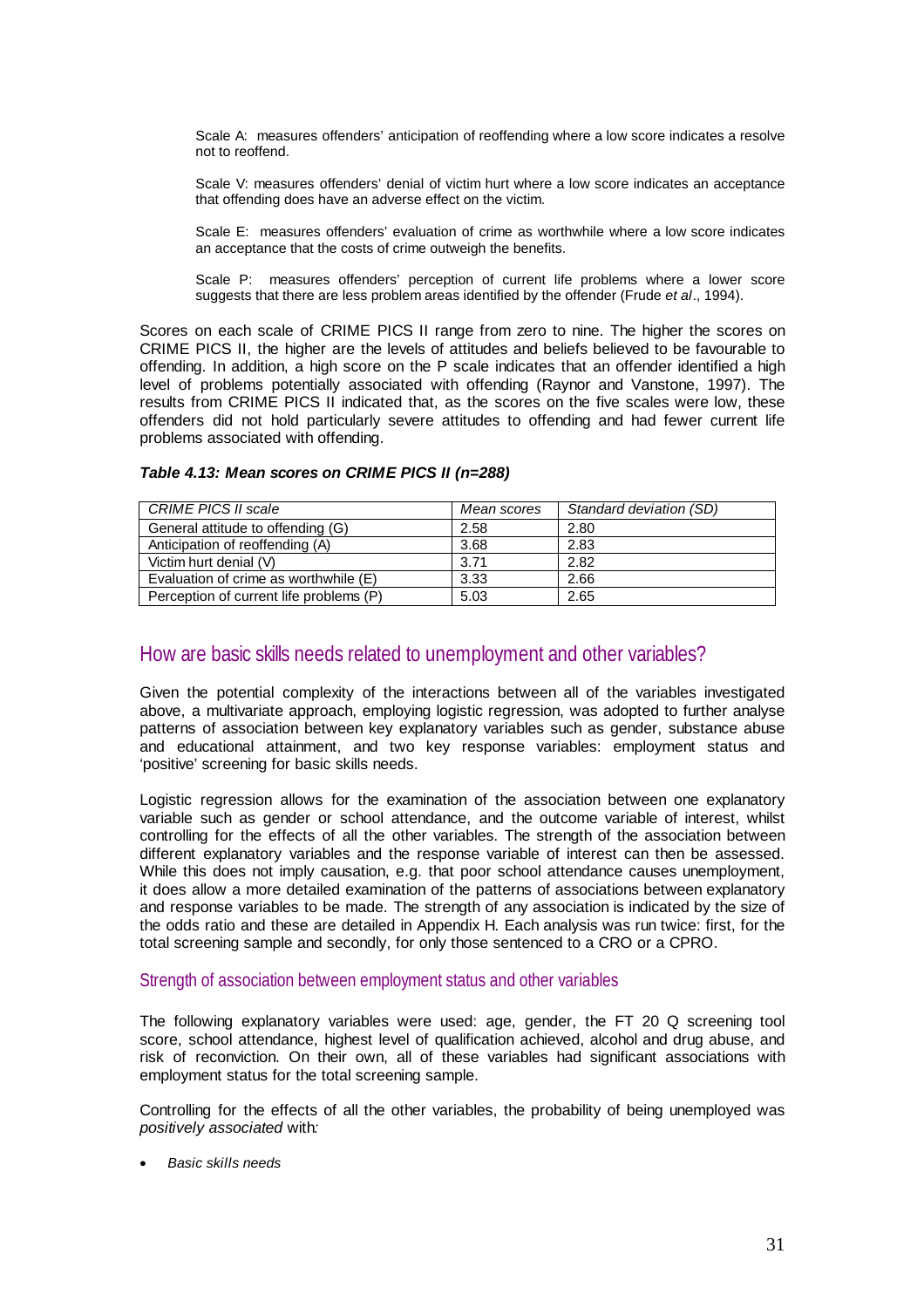Scale A: measures offenders' anticipation of reoffending where a low score indicates a resolve not to reoffend.

Scale V: measures offenders' denial of victim hurt where a low score indicates an acceptance that offending does have an adverse effect on the victim.

Scale E: measures offenders' evaluation of crime as worthwhile where a low score indicates an acceptance that the costs of crime outweigh the benefits.

Scale P: measures offenders' perception of current life problems where a lower score suggests that there are less problem areas identified by the offender (Frude *et al*., 1994).

Scores on each scale of CRIME PICS II range from zero to nine. The higher the scores on CRIME PICS II, the higher are the levels of attitudes and beliefs believed to be favourable to offending. In addition, a high score on the P scale indicates that an offender identified a high level of problems potentially associated with offending (Raynor and Vanstone, 1997). The results from CRIME PICS II indicated that, as the scores on the five scales were low, these offenders did not hold particularly severe attitudes to offending and had fewer current life problems associated with offending.

***Table 4.13: Mean scores on CRIME PICS II (n=288)***

| *CRIME PICS II scale* | *Mean scores* | *Standard deviation (SD)* |
|---|---|---|
| General attitude to offending (G) | 2.58 | 2.80 |
| Anticipation of reoffending (A) | 3.68 | 2.83 |
| Victim hurt denial (V) | 3.71 | 2.82 |
| Evaluation of crime as worthwhile (E) | 3.33 | 2.66 |
| Perception of current life problems (P) | 5.03 | 2.65 |

## How are basic skills needs related to unemployment and other variables?

Given the potential complexity of the interactions between all of the variables investigated above, a multivariate approach, employing logistic regression, was adopted to further analyse patterns of association between key explanatory variables such as gender, substance abuse and educational attainment, and two key response variables: employment status and 'positive' screening for basic skills needs.

Logistic regression allows for the examination of the association between one explanatory variable such as gender or school attendance, and the outcome variable of interest, whilst controlling for the effects of all the other variables. The strength of the association between different explanatory variables and the response variable of interest can then be assessed. While this does not imply causation, e.g. that poor school attendance causes unemployment, it does allow a more detailed examination of the patterns of associations between explanatory and response variables to be made. The strength of any association is indicated by the size of the odds ratio and these are detailed in Appendix H. Each analysis was run twice: first, for the total screening sample and secondly, for only those sentenced to a CRO or a CPRO.

### Strength of association between employment status and other variables

The following explanatory variables were used: age, gender, the FT 20 Q screening tool score, school attendance, highest level of qualification achieved, alcohol and drug abuse, and risk of reconviction. On their own, all of these variables had significant associations with employment status for the total screening sample.

Controlling for the effects of all the other variables, the probability of being unemployed was *positively associated* with*:*

- *Basic skills needs*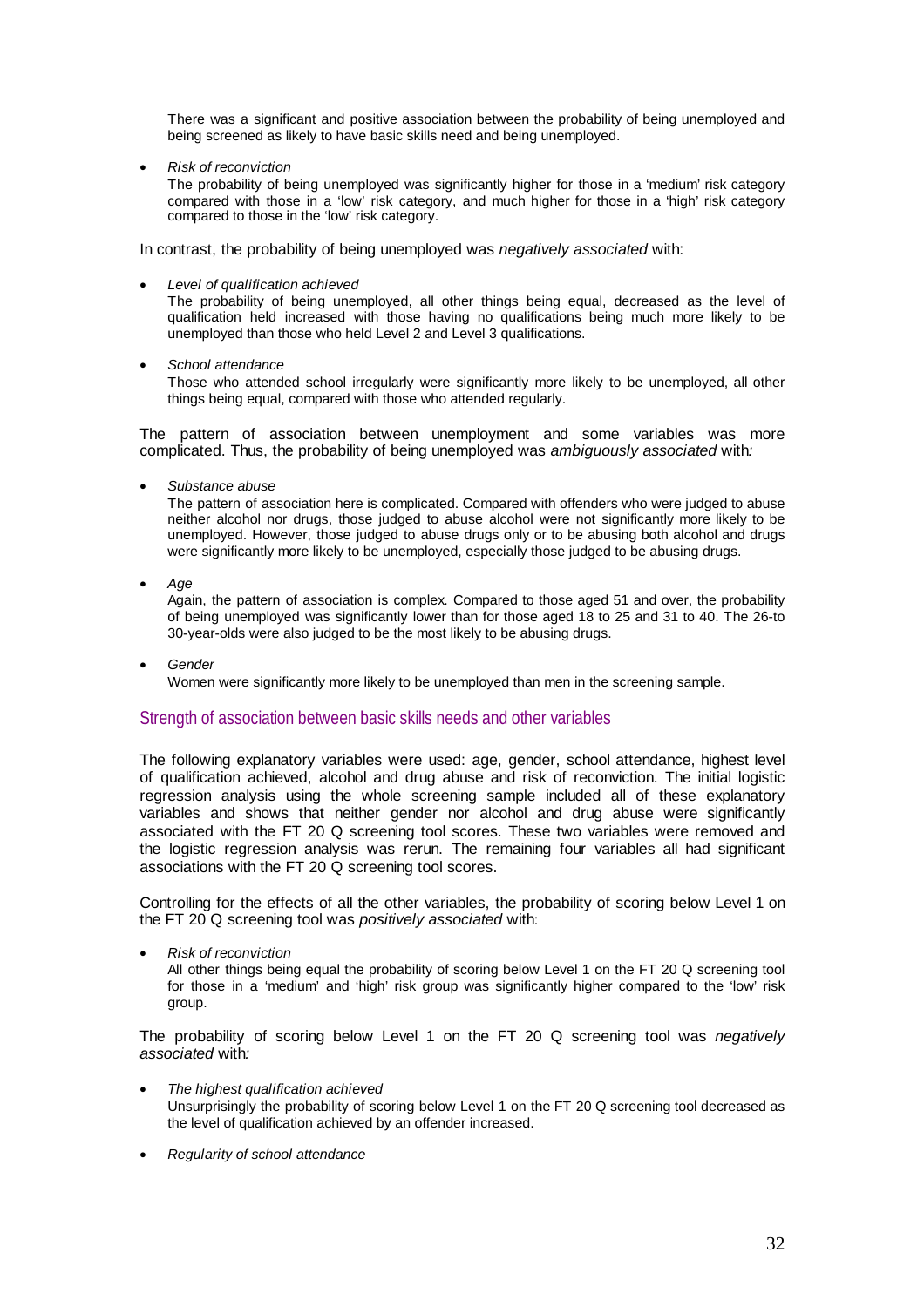There was a significant and positive association between the probability of being unemployed and being screened as likely to have basic skills need and being unemployed.

- *Risk of reconviction*
  The probability of being unemployed was significantly higher for those in a 'medium' risk category compared with those in a 'low' risk category, and much higher for those in a 'high' risk category compared to those in the 'low' risk category.

In contrast, the probability of being unemployed was *negatively associated* with:

- *Level of qualification achieved*
  The probability of being unemployed, all other things being equal, decreased as the level of qualification held increased with those having no qualifications being much more likely to be unemployed than those who held Level 2 and Level 3 qualifications.

- *School attendance*
  Those who attended school irregularly were significantly more likely to be unemployed, all other things being equal, compared with those who attended regularly.

The pattern of association between unemployment and some variables was more complicated. Thus, the probability of being unemployed was *ambiguously associated* with*:*

- *Substance abuse*
  The pattern of association here is complicated. Compared with offenders who were judged to abuse neither alcohol nor drugs, those judged to abuse alcohol were not significantly more likely to be unemployed. However, those judged to abuse drugs only or to be abusing both alcohol and drugs were significantly more likely to be unemployed, especially those judged to be abusing drugs.

- *Age*
  Again, the pattern of association is complex. Compared to those aged 51 and over, the probability of being unemployed was significantly lower than for those aged 18 to 25 and 31 to 40. The 26-to 30-year-olds were also judged to be the most likely to be abusing drugs.

- *Gender*
  Women were significantly more likely to be unemployed than men in the screening sample.

## Strength of association between basic skills needs and other variables

The following explanatory variables were used: age, gender, school attendance, highest level of qualification achieved, alcohol and drug abuse and risk of reconviction. The initial logistic regression analysis using the whole screening sample included all of these explanatory variables and shows that neither gender nor alcohol and drug abuse were significantly associated with the FT 20 Q screening tool scores. These two variables were removed and the logistic regression analysis was rerun. The remaining four variables all had significant associations with the FT 20 Q screening tool scores.

Controlling for the effects of all the other variables, the probability of scoring below Level 1 on the FT 20 Q screening tool was *positively associated* with:

- *Risk of reconviction*
  All other things being equal the probability of scoring below Level 1 on the FT 20 Q screening tool for those in a 'medium' and 'high' risk group was significantly higher compared to the 'low' risk group.

The probability of scoring below Level 1 on the FT 20 Q screening tool was *negatively associated* with*:*

- *The highest qualification achieved*
  Unsurprisingly the probability of scoring below Level 1 on the FT 20 Q screening tool decreased as the level of qualification achieved by an offender increased.

- *Regularity of school attendance*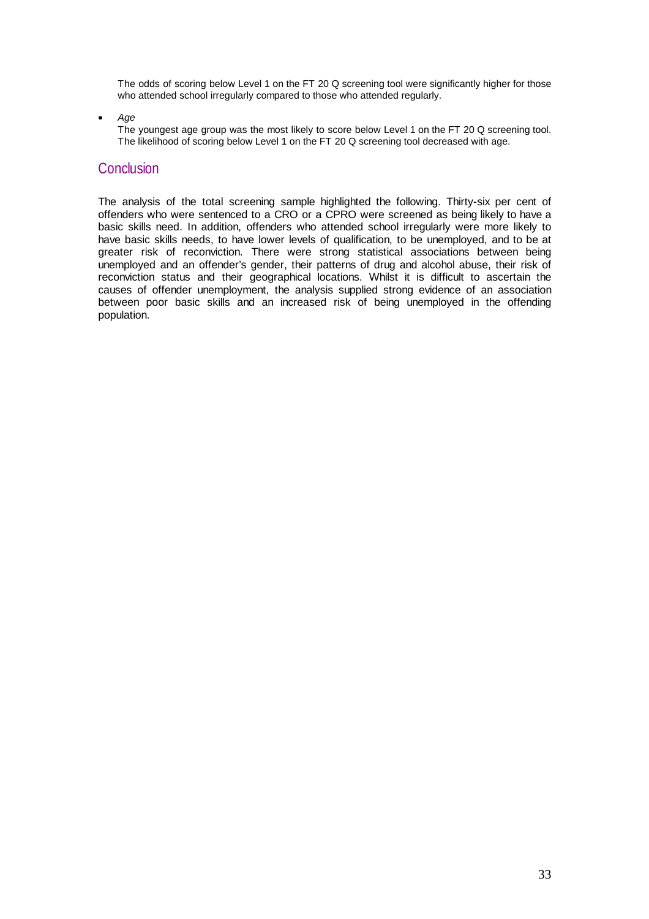The odds of scoring below Level 1 on the FT 20 Q screening tool were significantly higher for those who attended school irregularly compared to those who attended regularly.

- *Age*

  The youngest age group was the most likely to score below Level 1 on the FT 20 Q screening tool. The likelihood of scoring below Level 1 on the FT 20 Q screening tool decreased with age.

## Conclusion

The analysis of the total screening sample highlighted the following. Thirty-six per cent of offenders who were sentenced to a CRO or a CPRO were screened as being likely to have a basic skills need. In addition, offenders who attended school irregularly were more likely to have basic skills needs, to have lower levels of qualification, to be unemployed, and to be at greater risk of reconviction. There were strong statistical associations between being unemployed and an offender's gender, their patterns of drug and alcohol abuse, their risk of reconviction status and their geographical locations. Whilst it is difficult to ascertain the causes of offender unemployment, the analysis supplied strong evidence of an association between poor basic skills and an increased risk of being unemployed in the offending population.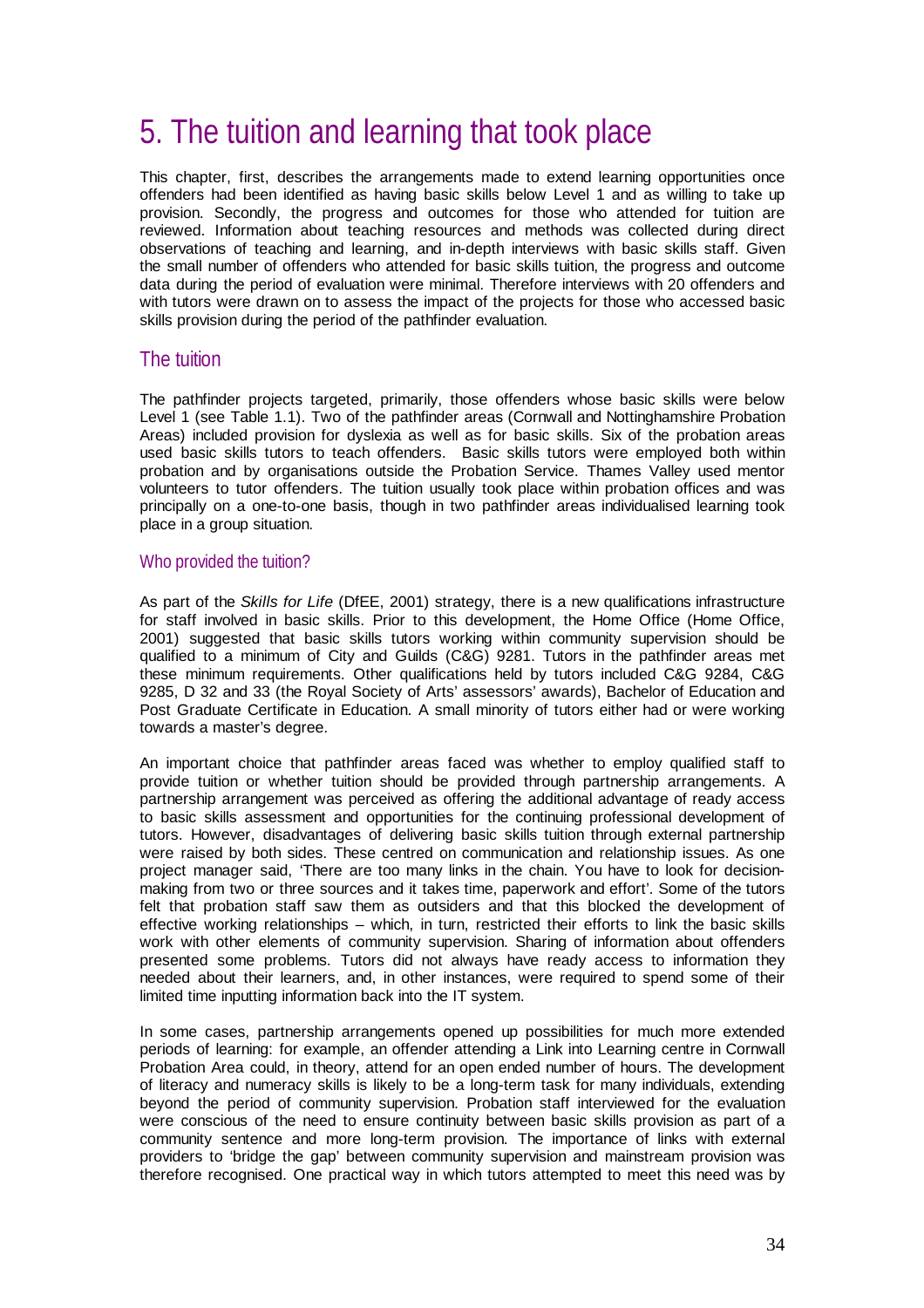# 5. The tuition and learning that took place

This chapter, first, describes the arrangements made to extend learning opportunities once offenders had been identified as having basic skills below Level 1 and as willing to take up provision. Secondly, the progress and outcomes for those who attended for tuition are reviewed. Information about teaching resources and methods was collected during direct observations of teaching and learning, and in-depth interviews with basic skills staff. Given the small number of offenders who attended for basic skills tuition, the progress and outcome data during the period of evaluation were minimal. Therefore interviews with 20 offenders and with tutors were drawn on to assess the impact of the projects for those who accessed basic skills provision during the period of the pathfinder evaluation.

## The tuition

The pathfinder projects targeted, primarily, those offenders whose basic skills were below Level 1 (see Table 1.1). Two of the pathfinder areas (Cornwall and Nottinghamshire Probation Areas) included provision for dyslexia as well as for basic skills. Six of the probation areas used basic skills tutors to teach offenders. Basic skills tutors were employed both within probation and by organisations outside the Probation Service. Thames Valley used mentor volunteers to tutor offenders. The tuition usually took place within probation offices and was principally on a one-to-one basis, though in two pathfinder areas individualised learning took place in a group situation.

### Who provided the tuition?

As part of the *Skills for Life* (DfEE, 2001) strategy, there is a new qualifications infrastructure for staff involved in basic skills. Prior to this development, the Home Office (Home Office, 2001) suggested that basic skills tutors working within community supervision should be qualified to a minimum of City and Guilds (C&G) 9281. Tutors in the pathfinder areas met these minimum requirements. Other qualifications held by tutors included C&G 9284, C&G 9285, D 32 and 33 (the Royal Society of Arts' assessors' awards), Bachelor of Education and Post Graduate Certificate in Education. A small minority of tutors either had or were working towards a master's degree.

An important choice that pathfinder areas faced was whether to employ qualified staff to provide tuition or whether tuition should be provided through partnership arrangements. A partnership arrangement was perceived as offering the additional advantage of ready access to basic skills assessment and opportunities for the continuing professional development of tutors. However, disadvantages of delivering basic skills tuition through external partnership were raised by both sides. These centred on communication and relationship issues. As one project manager said, 'There are too many links in the chain. You have to look for decision-making from two or three sources and it takes time, paperwork and effort'. Some of the tutors felt that probation staff saw them as outsiders and that this blocked the development of effective working relationships – which, in turn, restricted their efforts to link the basic skills work with other elements of community supervision. Sharing of information about offenders presented some problems. Tutors did not always have ready access to information they needed about their learners, and, in other instances, were required to spend some of their limited time inputting information back into the IT system.

In some cases, partnership arrangements opened up possibilities for much more extended periods of learning: for example, an offender attending a Link into Learning centre in Cornwall Probation Area could, in theory, attend for an open ended number of hours. The development of literacy and numeracy skills is likely to be a long-term task for many individuals, extending beyond the period of community supervision. Probation staff interviewed for the evaluation were conscious of the need to ensure continuity between basic skills provision as part of a community sentence and more long-term provision. The importance of links with external providers to 'bridge the gap' between community supervision and mainstream provision was therefore recognised. One practical way in which tutors attempted to meet this need was by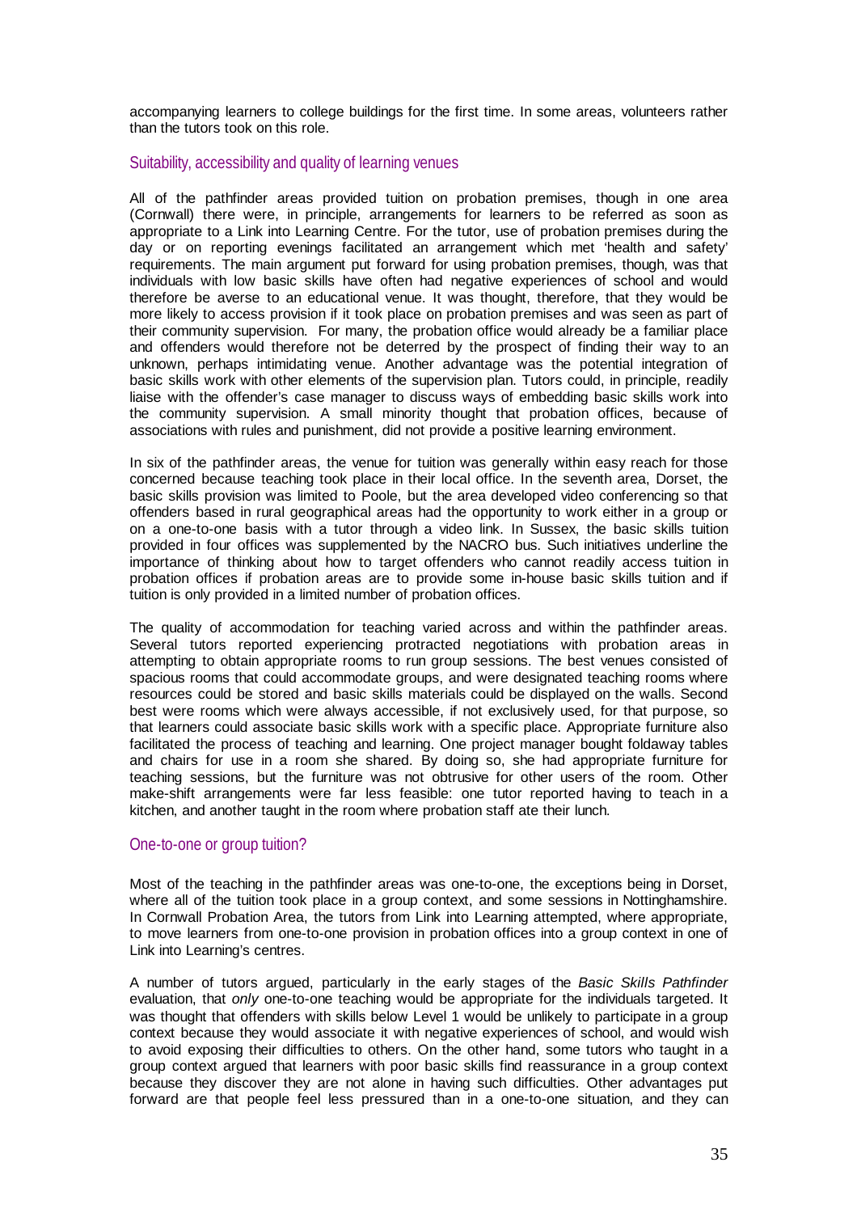accompanying learners to college buildings for the first time. In some areas, volunteers rather than the tutors took on this role.

### Suitability, accessibility and quality of learning venues

All of the pathfinder areas provided tuition on probation premises, though in one area (Cornwall) there were, in principle, arrangements for learners to be referred as soon as appropriate to a Link into Learning Centre. For the tutor, use of probation premises during the day or on reporting evenings facilitated an arrangement which met 'health and safety' requirements. The main argument put forward for using probation premises, though, was that individuals with low basic skills have often had negative experiences of school and would therefore be averse to an educational venue. It was thought, therefore, that they would be more likely to access provision if it took place on probation premises and was seen as part of their community supervision. For many, the probation office would already be a familiar place and offenders would therefore not be deterred by the prospect of finding their way to an unknown, perhaps intimidating venue. Another advantage was the potential integration of basic skills work with other elements of the supervision plan. Tutors could, in principle, readily liaise with the offender's case manager to discuss ways of embedding basic skills work into the community supervision. A small minority thought that probation offices, because of associations with rules and punishment, did not provide a positive learning environment.

In six of the pathfinder areas, the venue for tuition was generally within easy reach for those concerned because teaching took place in their local office. In the seventh area, Dorset, the basic skills provision was limited to Poole, but the area developed video conferencing so that offenders based in rural geographical areas had the opportunity to work either in a group or on a one-to-one basis with a tutor through a video link. In Sussex, the basic skills tuition provided in four offices was supplemented by the NACRO bus. Such initiatives underline the importance of thinking about how to target offenders who cannot readily access tuition in probation offices if probation areas are to provide some in-house basic skills tuition and if tuition is only provided in a limited number of probation offices.

The quality of accommodation for teaching varied across and within the pathfinder areas. Several tutors reported experiencing protracted negotiations with probation areas in attempting to obtain appropriate rooms to run group sessions. The best venues consisted of spacious rooms that could accommodate groups, and were designated teaching rooms where resources could be stored and basic skills materials could be displayed on the walls. Second best were rooms which were always accessible, if not exclusively used, for that purpose, so that learners could associate basic skills work with a specific place. Appropriate furniture also facilitated the process of teaching and learning. One project manager bought foldaway tables and chairs for use in a room she shared. By doing so, she had appropriate furniture for teaching sessions, but the furniture was not obtrusive for other users of the room. Other make-shift arrangements were far less feasible: one tutor reported having to teach in a kitchen, and another taught in the room where probation staff ate their lunch.

### One-to-one or group tuition?

Most of the teaching in the pathfinder areas was one-to-one, the exceptions being in Dorset, where all of the tuition took place in a group context, and some sessions in Nottinghamshire. In Cornwall Probation Area, the tutors from Link into Learning attempted, where appropriate, to move learners from one-to-one provision in probation offices into a group context in one of Link into Learning's centres.

A number of tutors argued, particularly in the early stages of the *Basic Skills Pathfinder* evaluation, that *only* one-to-one teaching would be appropriate for the individuals targeted. It was thought that offenders with skills below Level 1 would be unlikely to participate in a group context because they would associate it with negative experiences of school, and would wish to avoid exposing their difficulties to others. On the other hand, some tutors who taught in a group context argued that learners with poor basic skills find reassurance in a group context because they discover they are not alone in having such difficulties. Other advantages put forward are that people feel less pressured than in a one-to-one situation, and they can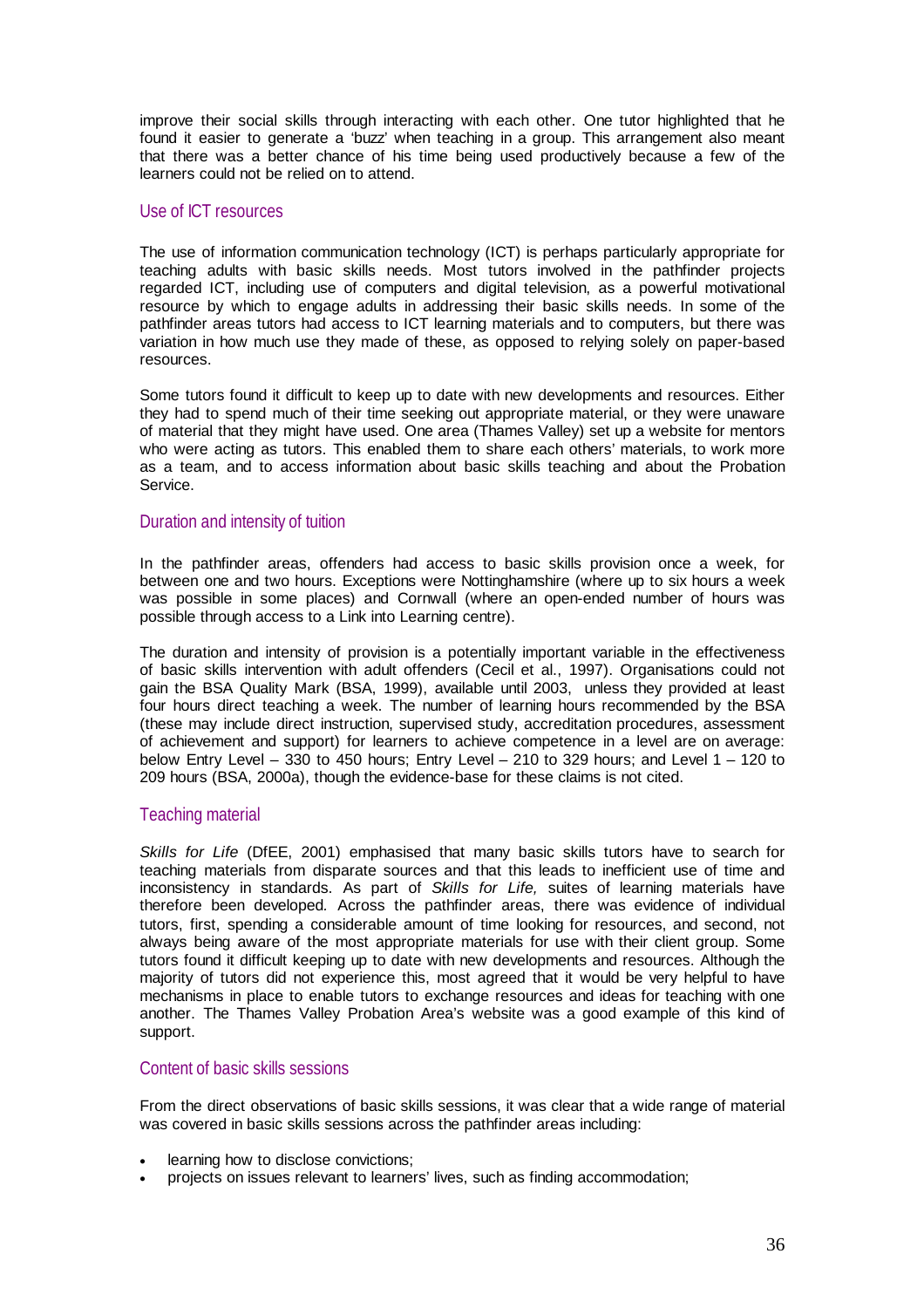improve their social skills through interacting with each other. One tutor highlighted that he found it easier to generate a 'buzz' when teaching in a group. This arrangement also meant that there was a better chance of his time being used productively because a few of the learners could not be relied on to attend.

### Use of ICT resources

The use of information communication technology (ICT) is perhaps particularly appropriate for teaching adults with basic skills needs. Most tutors involved in the pathfinder projects regarded ICT, including use of computers and digital television, as a powerful motivational resource by which to engage adults in addressing their basic skills needs. In some of the pathfinder areas tutors had access to ICT learning materials and to computers, but there was variation in how much use they made of these, as opposed to relying solely on paper-based resources.

Some tutors found it difficult to keep up to date with new developments and resources. Either they had to spend much of their time seeking out appropriate material, or they were unaware of material that they might have used. One area (Thames Valley) set up a website for mentors who were acting as tutors. This enabled them to share each others' materials, to work more as a team, and to access information about basic skills teaching and about the Probation Service.

### Duration and intensity of tuition

In the pathfinder areas, offenders had access to basic skills provision once a week, for between one and two hours. Exceptions were Nottinghamshire (where up to six hours a week was possible in some places) and Cornwall (where an open-ended number of hours was possible through access to a Link into Learning centre).

The duration and intensity of provision is a potentially important variable in the effectiveness of basic skills intervention with adult offenders (Cecil et al., 1997). Organisations could not gain the BSA Quality Mark (BSA, 1999), available until 2003, unless they provided at least four hours direct teaching a week. The number of learning hours recommended by the BSA (these may include direct instruction, supervised study, accreditation procedures, assessment of achievement and support) for learners to achieve competence in a level are on average: below Entry Level – 330 to 450 hours; Entry Level – 210 to 329 hours; and Level 1 – 120 to 209 hours (BSA, 2000a), though the evidence-base for these claims is not cited.

### Teaching material

*Skills for Life* (DfEE, 2001) emphasised that many basic skills tutors have to search for teaching materials from disparate sources and that this leads to inefficient use of time and inconsistency in standards. As part of *Skills for Life,* suites of learning materials have therefore been developed. Across the pathfinder areas, there was evidence of individual tutors, first, spending a considerable amount of time looking for resources, and second, not always being aware of the most appropriate materials for use with their client group. Some tutors found it difficult keeping up to date with new developments and resources. Although the majority of tutors did not experience this, most agreed that it would be very helpful to have mechanisms in place to enable tutors to exchange resources and ideas for teaching with one another. The Thames Valley Probation Area's website was a good example of this kind of support.

### Content of basic skills sessions

From the direct observations of basic skills sessions, it was clear that a wide range of material was covered in basic skills sessions across the pathfinder areas including:

- learning how to disclose convictions;
- projects on issues relevant to learners' lives, such as finding accommodation;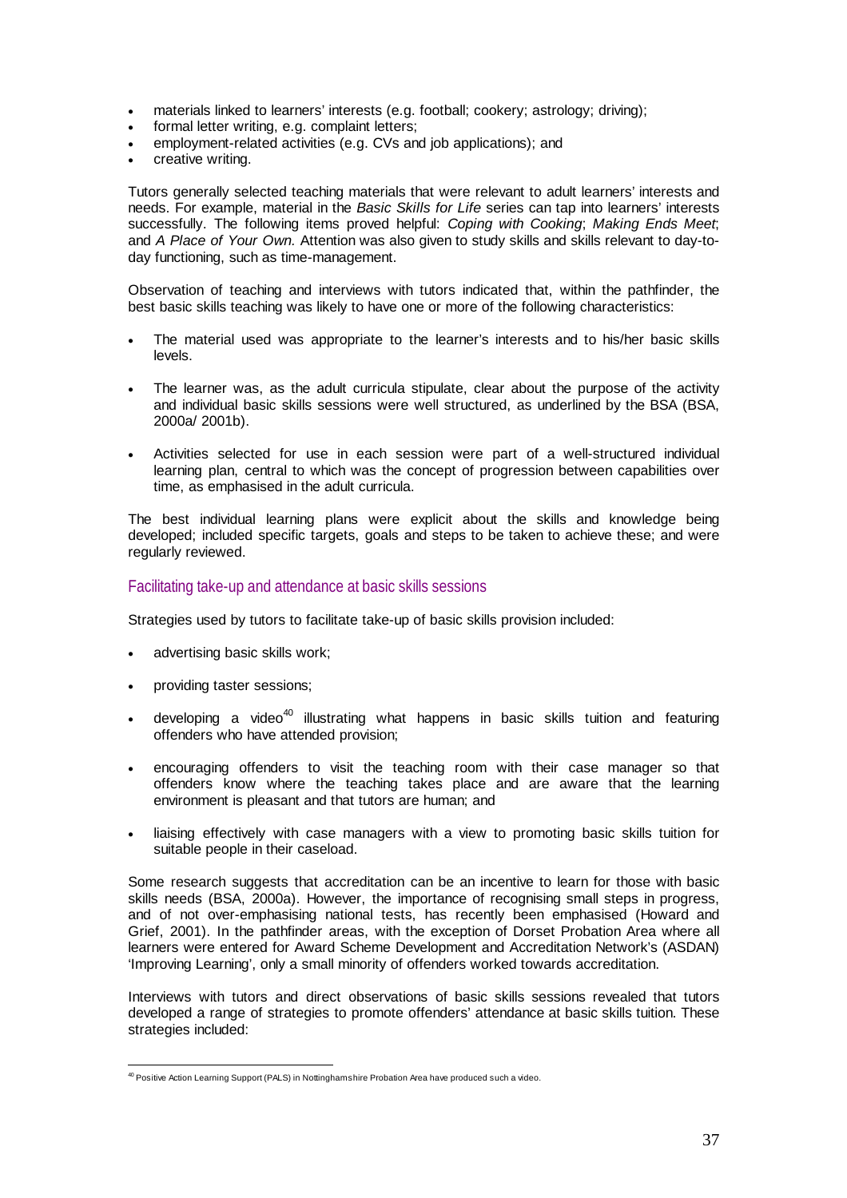- materials linked to learners' interests (e.g. football; cookery; astrology; driving);
- formal letter writing, e.g. complaint letters;
- employment-related activities (e.g. CVs and job applications); and
- creative writing.

Tutors generally selected teaching materials that were relevant to adult learners' interests and needs. For example, material in the *Basic Skills for Life* series can tap into learners' interests successfully. The following items proved helpful: *Coping with Cooking*; *Making Ends Meet*; and *A Place of Your Own.* Attention was also given to study skills and skills relevant to day-to-day functioning, such as time-management.

Observation of teaching and interviews with tutors indicated that, within the pathfinder, the best basic skills teaching was likely to have one or more of the following characteristics:

- The material used was appropriate to the learner's interests and to his/her basic skills levels.
- The learner was, as the adult curricula stipulate, clear about the purpose of the activity and individual basic skills sessions were well structured, as underlined by the BSA (BSA, 2000a/ 2001b).
- Activities selected for use in each session were part of a well-structured individual learning plan, central to which was the concept of progression between capabilities over time, as emphasised in the adult curricula.

The best individual learning plans were explicit about the skills and knowledge being developed; included specific targets, goals and steps to be taken to achieve these; and were regularly reviewed.

### Facilitating take-up and attendance at basic skills sessions

Strategies used by tutors to facilitate take-up of basic skills provision included:

- advertising basic skills work;
- providing taster sessions;
- developing a video[40] illustrating what happens in basic skills tuition and featuring offenders who have attended provision;
- encouraging offenders to visit the teaching room with their case manager so that offenders know where the teaching takes place and are aware that the learning environment is pleasant and that tutors are human; and
- liaising effectively with case managers with a view to promoting basic skills tuition for suitable people in their caseload.

Some research suggests that accreditation can be an incentive to learn for those with basic skills needs (BSA, 2000a). However, the importance of recognising small steps in progress, and of not over-emphasising national tests, has recently been emphasised (Howard and Grief, 2001). In the pathfinder areas, with the exception of Dorset Probation Area where all learners were entered for Award Scheme Development and Accreditation Network's (ASDAN) 'Improving Learning', only a small minority of offenders worked towards accreditation.

Interviews with tutors and direct observations of basic skills sessions revealed that tutors developed a range of strategies to promote offenders' attendance at basic skills tuition. These strategies included:

[40] Positive Action Learning Support (PALS) in Nottinghamshire Probation Area have produced such a video.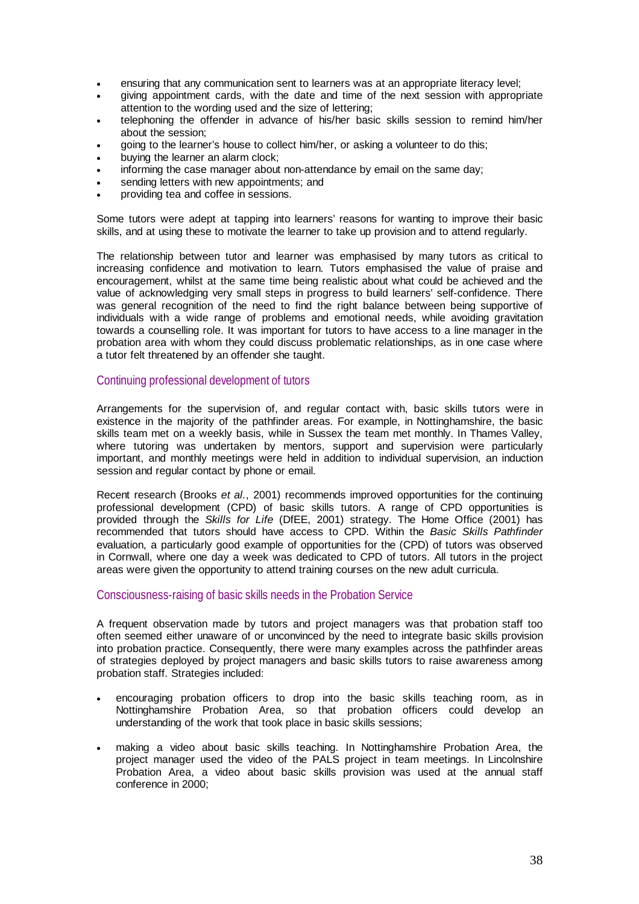- ensuring that any communication sent to learners was at an appropriate literacy level;
- giving appointment cards, with the date and time of the next session with appropriate attention to the wording used and the size of lettering;
- telephoning the offender in advance of his/her basic skills session to remind him/her about the session;
- going to the learner's house to collect him/her, or asking a volunteer to do this;
- buying the learner an alarm clock;
- informing the case manager about non-attendance by email on the same day;
- sending letters with new appointments; and
- providing tea and coffee in sessions.

Some tutors were adept at tapping into learners' reasons for wanting to improve their basic skills, and at using these to motivate the learner to take up provision and to attend regularly.

The relationship between tutor and learner was emphasised by many tutors as critical to increasing confidence and motivation to learn. Tutors emphasised the value of praise and encouragement, whilst at the same time being realistic about what could be achieved and the value of acknowledging very small steps in progress to build learners' self-confidence. There was general recognition of the need to find the right balance between being supportive of individuals with a wide range of problems and emotional needs, while avoiding gravitation towards a counselling role. It was important for tutors to have access to a line manager in the probation area with whom they could discuss problematic relationships, as in one case where a tutor felt threatened by an offender she taught.

### Continuing professional development of tutors

Arrangements for the supervision of, and regular contact with, basic skills tutors were in existence in the majority of the pathfinder areas. For example, in Nottinghamshire, the basic skills team met on a weekly basis, while in Sussex the team met monthly. In Thames Valley, where tutoring was undertaken by mentors, support and supervision were particularly important, and monthly meetings were held in addition to individual supervision, an induction session and regular contact by phone or email.

Recent research (Brooks *et al*., 2001) recommends improved opportunities for the continuing professional development (CPD) of basic skills tutors. A range of CPD opportunities is provided through the *Skills for Life* (DfEE, 2001) strategy. The Home Office (2001) has recommended that tutors should have access to CPD. Within the *Basic Skills Pathfinder* evaluation, a particularly good example of opportunities for the (CPD) of tutors was observed in Cornwall, where one day a week was dedicated to CPD of tutors. All tutors in the project areas were given the opportunity to attend training courses on the new adult curricula.

### Consciousness-raising of basic skills needs in the Probation Service

A frequent observation made by tutors and project managers was that probation staff too often seemed either unaware of or unconvinced by the need to integrate basic skills provision into probation practice. Consequently, there were many examples across the pathfinder areas of strategies deployed by project managers and basic skills tutors to raise awareness among probation staff. Strategies included:

- encouraging probation officers to drop into the basic skills teaching room, as in Nottinghamshire Probation Area, so that probation officers could develop an understanding of the work that took place in basic skills sessions;

- making a video about basic skills teaching. In Nottinghamshire Probation Area, the project manager used the video of the PALS project in team meetings. In Lincolnshire Probation Area, a video about basic skills provision was used at the annual staff conference in 2000;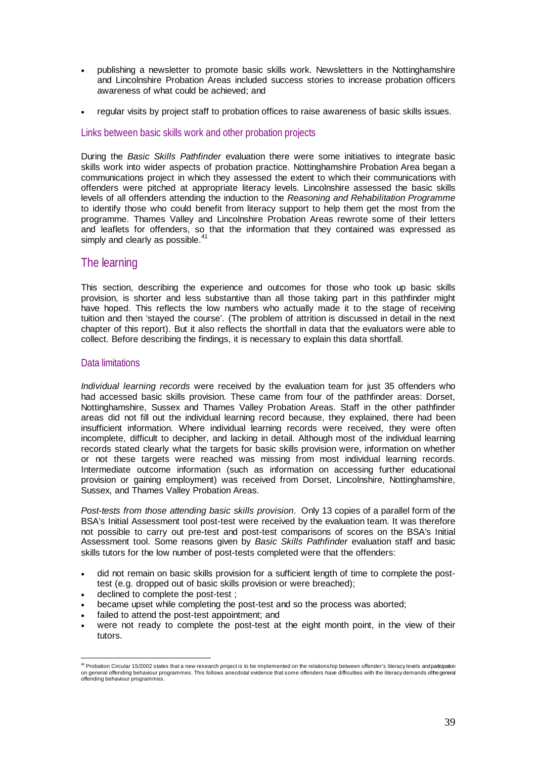- publishing a newsletter to promote basic skills work. Newsletters in the Nottinghamshire and Lincolnshire Probation Areas included success stories to increase probation officers awareness of what could be achieved; and
- regular visits by project staff to probation offices to raise awareness of basic skills issues.

### Links between basic skills work and other probation projects

During the *Basic Skills Pathfinder* evaluation there were some initiatives to integrate basic skills work into wider aspects of probation practice. Nottinghamshire Probation Area began a communications project in which they assessed the extent to which their communications with offenders were pitched at appropriate literacy levels. Lincolnshire assessed the basic skills levels of all offenders attending the induction to the *Reasoning and Rehabilitation Programme* to identify those who could benefit from literacy support to help them get the most from the programme. Thames Valley and Lincolnshire Probation Areas rewrote some of their letters and leaflets for offenders, so that the information that they contained was expressed as simply and clearly as possible.[41]

## The learning

This section, describing the experience and outcomes for those who took up basic skills provision, is shorter and less substantive than all those taking part in this pathfinder might have hoped. This reflects the low numbers who actually made it to the stage of receiving tuition and then 'stayed the course'. (The problem of attrition is discussed in detail in the next chapter of this report). But it also reflects the shortfall in data that the evaluators were able to collect. Before describing the findings, it is necessary to explain this data shortfall.

### Data limitations

*Individual learning records* were received by the evaluation team for just 35 offenders who had accessed basic skills provision. These came from four of the pathfinder areas: Dorset, Nottinghamshire, Sussex and Thames Valley Probation Areas. Staff in the other pathfinder areas did not fill out the individual learning record because, they explained, there had been insufficient information. Where individual learning records were received, they were often incomplete, difficult to decipher, and lacking in detail. Although most of the individual learning records stated clearly what the targets for basic skills provision were, information on whether or not these targets were reached was missing from most individual learning records. Intermediate outcome information (such as information on accessing further educational provision or gaining employment) was received from Dorset, Lincolnshire, Nottinghamshire, Sussex, and Thames Valley Probation Areas.

*Post-tests from those attending basic skills provision*. Only 13 copies of a parallel form of the BSA's Initial Assessment tool post-test were received by the evaluation team. It was therefore not possible to carry out pre-test and post-test comparisons of scores on the BSA's Initial Assessment tool. Some reasons given by *Basic Skills Pathfinder* evaluation staff and basic skills tutors for the low number of post-tests completed were that the offenders:

- did not remain on basic skills provision for a sufficient length of time to complete the post-test (e.g. dropped out of basic skills provision or were breached);
- declined to complete the post-test ;
- became upset while completing the post-test and so the process was aborted;
- failed to attend the post-test appointment; and
- were not ready to complete the post-test at the eight month point, in the view of their tutors.

[41] Probation Circular 15/2002 states that a new research project is to be implemented on the relationship between offender's literacy levels and participation on general offending behaviour programmes. This follows anecdotal evidence that some offenders have difficulties with the literacy demands of the general offending behaviour programmes.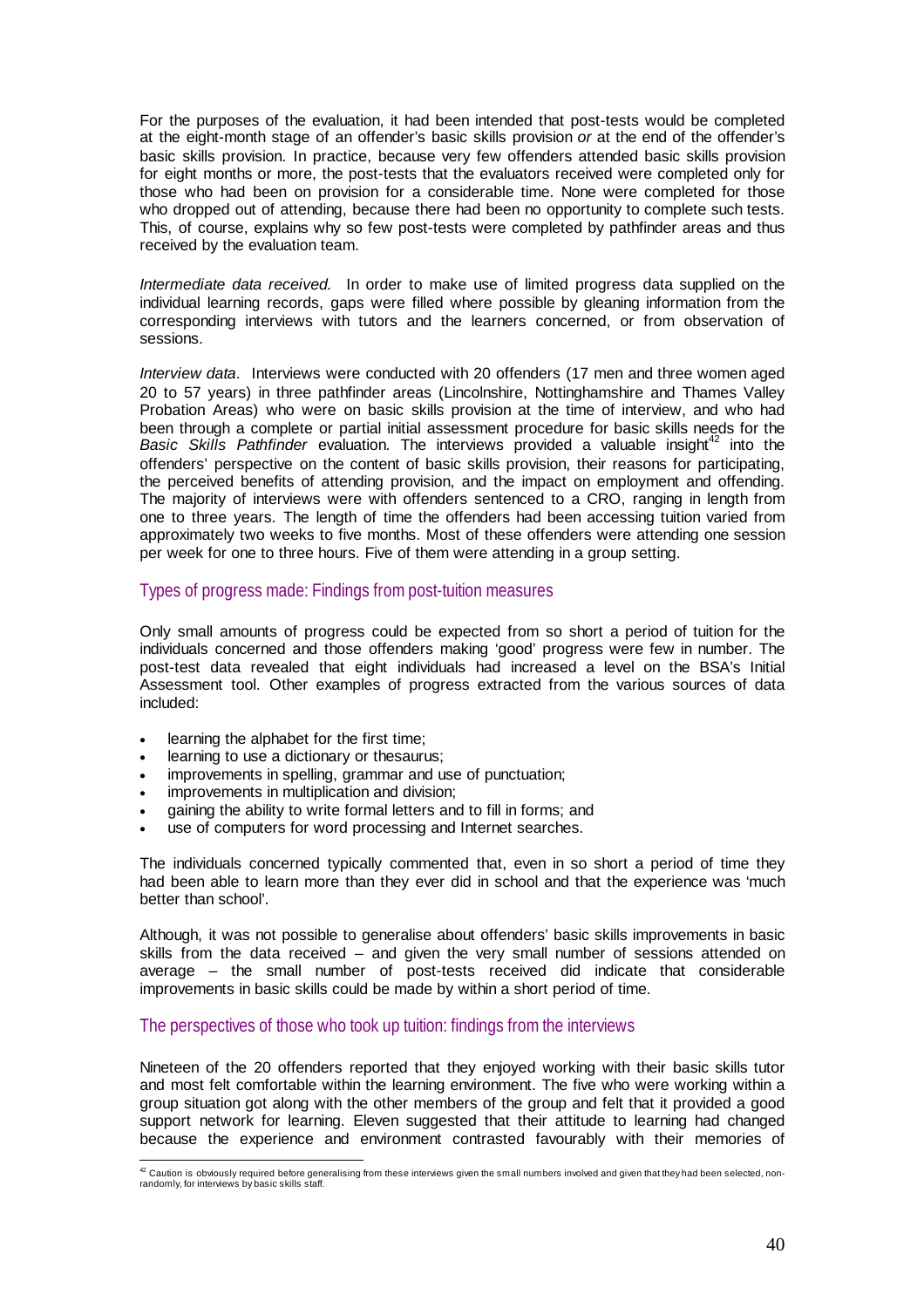For the purposes of the evaluation, it had been intended that post-tests would be completed at the eight-month stage of an offender's basic skills provision *or* at the end of the offender's basic skills provision. In practice, because very few offenders attended basic skills provision for eight months or more, the post-tests that the evaluators received were completed only for those who had been on provision for a considerable time. None were completed for those who dropped out of attending, because there had been no opportunity to complete such tests. This, of course, explains why so few post-tests were completed by pathfinder areas and thus received by the evaluation team.

*Intermediate data received.* In order to make use of limited progress data supplied on the individual learning records, gaps were filled where possible by gleaning information from the corresponding interviews with tutors and the learners concerned, or from observation of sessions.

*Interview data*. Interviews were conducted with 20 offenders (17 men and three women aged 20 to 57 years) in three pathfinder areas (Lincolnshire, Nottinghamshire and Thames Valley Probation Areas) who were on basic skills provision at the time of interview, and who had been through a complete or partial initial assessment procedure for basic skills needs for the *Basic Skills Pathfinder* evaluation. The interviews provided a valuable insight[42] into the offenders' perspective on the content of basic skills provision, their reasons for participating, the perceived benefits of attending provision, and the impact on employment and offending. The majority of interviews were with offenders sentenced to a CRO, ranging in length from one to three years. The length of time the offenders had been accessing tuition varied from approximately two weeks to five months. Most of these offenders were attending one session per week for one to three hours. Five of them were attending in a group setting.

## Types of progress made: Findings from post-tuition measures

Only small amounts of progress could be expected from so short a period of tuition for the individuals concerned and those offenders making 'good' progress were few in number. The post-test data revealed that eight individuals had increased a level on the BSA's Initial Assessment tool. Other examples of progress extracted from the various sources of data included:

- learning the alphabet for the first time;
- learning to use a dictionary or thesaurus;
- improvements in spelling, grammar and use of punctuation;
- improvements in multiplication and division;
- gaining the ability to write formal letters and to fill in forms; and
- use of computers for word processing and Internet searches.

The individuals concerned typically commented that, even in so short a period of time they had been able to learn more than they ever did in school and that the experience was 'much better than school'.

Although, it was not possible to generalise about offenders' basic skills improvements in basic skills from the data received – and given the very small number of sessions attended on average – the small number of post-tests received did indicate that considerable improvements in basic skills could be made by within a short period of time.

## The perspectives of those who took up tuition: findings from the interviews

Nineteen of the 20 offenders reported that they enjoyed working with their basic skills tutor and most felt comfortable within the learning environment. The five who were working within a group situation got along with the other members of the group and felt that it provided a good support network for learning. Eleven suggested that their attitude to learning had changed because the experience and environment contrasted favourably with their memories of

[42] Caution is obviously required before generalising from these interviews given the small numbers involved and given that they had been selected, non-randomly, for interviews by basic skills staff.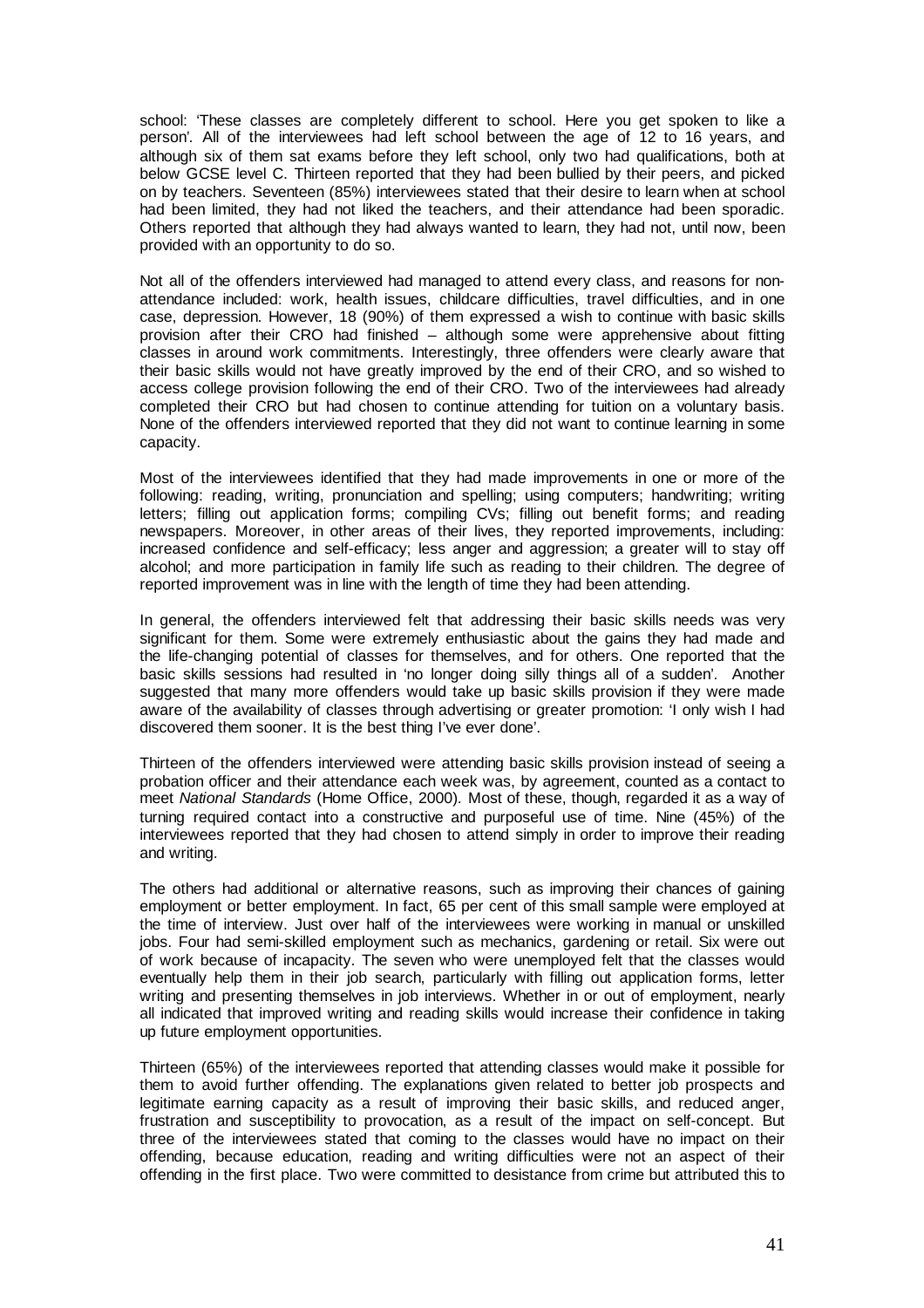school: 'These classes are completely different to school. Here you get spoken to like a person'. All of the interviewees had left school between the age of 12 to 16 years, and although six of them sat exams before they left school, only two had qualifications, both at below GCSE level C. Thirteen reported that they had been bullied by their peers, and picked on by teachers. Seventeen (85%) interviewees stated that their desire to learn when at school had been limited, they had not liked the teachers, and their attendance had been sporadic. Others reported that although they had always wanted to learn, they had not, until now, been provided with an opportunity to do so.

Not all of the offenders interviewed had managed to attend every class, and reasons for non-attendance included: work, health issues, childcare difficulties, travel difficulties, and in one case, depression. However, 18 (90%) of them expressed a wish to continue with basic skills provision after their CRO had finished – although some were apprehensive about fitting classes in around work commitments. Interestingly, three offenders were clearly aware that their basic skills would not have greatly improved by the end of their CRO, and so wished to access college provision following the end of their CRO. Two of the interviewees had already completed their CRO but had chosen to continue attending for tuition on a voluntary basis. None of the offenders interviewed reported that they did not want to continue learning in some capacity.

Most of the interviewees identified that they had made improvements in one or more of the following: reading, writing, pronunciation and spelling; using computers; handwriting; writing letters; filling out application forms; compiling CVs; filling out benefit forms; and reading newspapers. Moreover, in other areas of their lives, they reported improvements, including: increased confidence and self-efficacy; less anger and aggression; a greater will to stay off alcohol; and more participation in family life such as reading to their children. The degree of reported improvement was in line with the length of time they had been attending.

In general, the offenders interviewed felt that addressing their basic skills needs was very significant for them. Some were extremely enthusiastic about the gains they had made and the life-changing potential of classes for themselves, and for others. One reported that the basic skills sessions had resulted in 'no longer doing silly things all of a sudden'. Another suggested that many more offenders would take up basic skills provision if they were made aware of the availability of classes through advertising or greater promotion: 'I only wish I had discovered them sooner. It is the best thing I've ever done'.

Thirteen of the offenders interviewed were attending basic skills provision instead of seeing a probation officer and their attendance each week was, by agreement, counted as a contact to meet *National Standards* (Home Office, 2000). Most of these, though, regarded it as a way of turning required contact into a constructive and purposeful use of time. Nine (45%) of the interviewees reported that they had chosen to attend simply in order to improve their reading and writing.

The others had additional or alternative reasons, such as improving their chances of gaining employment or better employment. In fact, 65 per cent of this small sample were employed at the time of interview. Just over half of the interviewees were working in manual or unskilled jobs. Four had semi-skilled employment such as mechanics, gardening or retail. Six were out of work because of incapacity. The seven who were unemployed felt that the classes would eventually help them in their job search, particularly with filling out application forms, letter writing and presenting themselves in job interviews. Whether in or out of employment, nearly all indicated that improved writing and reading skills would increase their confidence in taking up future employment opportunities.

Thirteen (65%) of the interviewees reported that attending classes would make it possible for them to avoid further offending. The explanations given related to better job prospects and legitimate earning capacity as a result of improving their basic skills, and reduced anger, frustration and susceptibility to provocation, as a result of the impact on self-concept. But three of the interviewees stated that coming to the classes would have no impact on their offending, because education, reading and writing difficulties were not an aspect of their offending in the first place. Two were committed to desistance from crime but attributed this to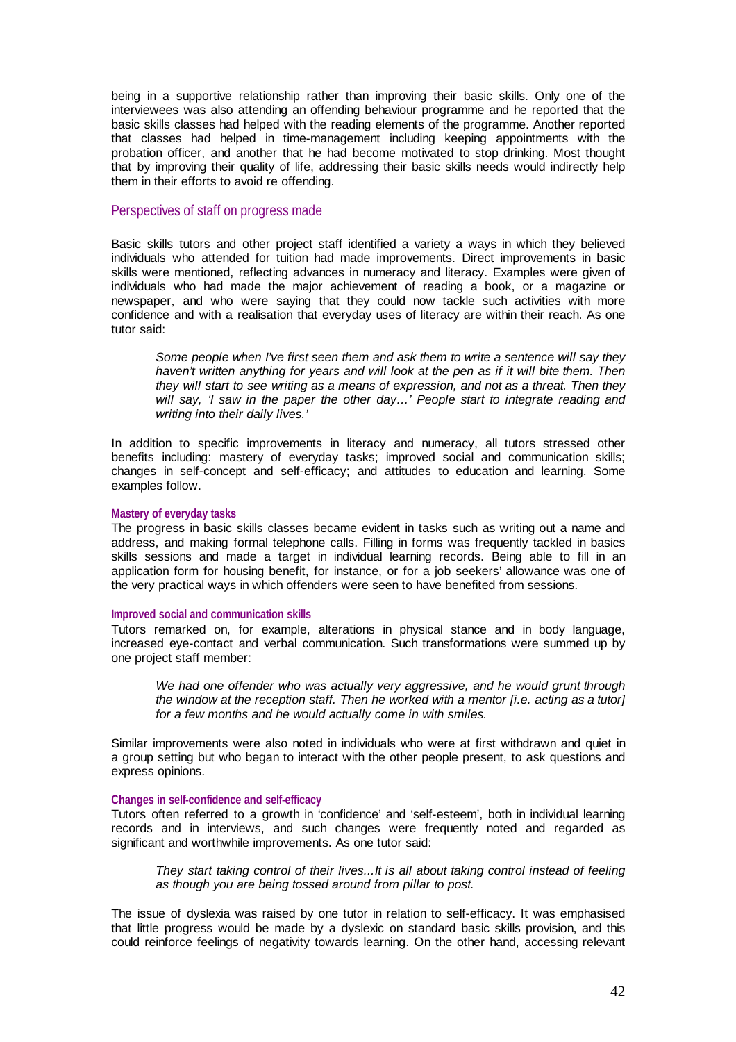being in a supportive relationship rather than improving their basic skills. Only one of the interviewees was also attending an offending behaviour programme and he reported that the basic skills classes had helped with the reading elements of the programme. Another reported that classes had helped in time-management including keeping appointments with the probation officer, and another that he had become motivated to stop drinking. Most thought that by improving their quality of life, addressing their basic skills needs would indirectly help them in their efforts to avoid re offending.

## Perspectives of staff on progress made

Basic skills tutors and other project staff identified a variety a ways in which they believed individuals who attended for tuition had made improvements. Direct improvements in basic skills were mentioned, reflecting advances in numeracy and literacy. Examples were given of individuals who had made the major achievement of reading a book, or a magazine or newspaper, and who were saying that they could now tackle such activities with more confidence and with a realisation that everyday uses of literacy are within their reach. As one tutor said:

> *Some people when I've first seen them and ask them to write a sentence will say they haven't written anything for years and will look at the pen as if it will bite them. Then they will start to see writing as a means of expression, and not as a threat. Then they will say, 'I saw in the paper the other day…' People start to integrate reading and writing into their daily lives.'*

In addition to specific improvements in literacy and numeracy, all tutors stressed other benefits including: mastery of everyday tasks; improved social and communication skills; changes in self-concept and self-efficacy; and attitudes to education and learning. Some examples follow.

#### Mastery of everyday tasks

The progress in basic skills classes became evident in tasks such as writing out a name and address, and making formal telephone calls. Filling in forms was frequently tackled in basics skills sessions and made a target in individual learning records. Being able to fill in an application form for housing benefit, for instance, or for a job seekers' allowance was one of the very practical ways in which offenders were seen to have benefited from sessions.

#### Improved social and communication skills

Tutors remarked on, for example, alterations in physical stance and in body language, increased eye-contact and verbal communication. Such transformations were summed up by one project staff member:

> *We had one offender who was actually very aggressive, and he would grunt through the window at the reception staff. Then he worked with a mentor [i.e. acting as a tutor] for a few months and he would actually come in with smiles.*

Similar improvements were also noted in individuals who were at first withdrawn and quiet in a group setting but who began to interact with the other people present, to ask questions and express opinions.

#### Changes in self-confidence and self-efficacy

Tutors often referred to a growth in 'confidence' and 'self-esteem', both in individual learning records and in interviews, and such changes were frequently noted and regarded as significant and worthwhile improvements. As one tutor said:

> *They start taking control of their lives...It is all about taking control instead of feeling as though you are being tossed around from pillar to post.*

The issue of dyslexia was raised by one tutor in relation to self-efficacy. It was emphasised that little progress would be made by a dyslexic on standard basic skills provision, and this could reinforce feelings of negativity towards learning. On the other hand, accessing relevant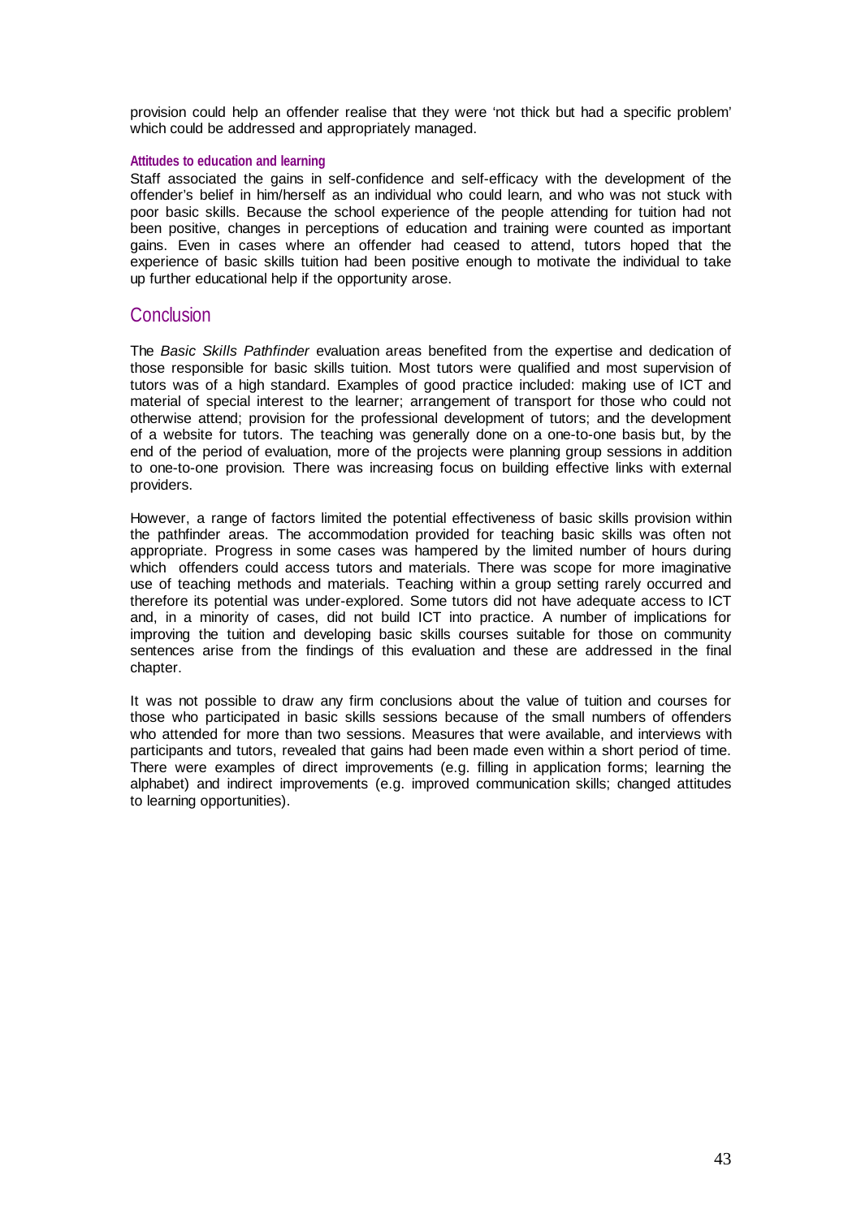provision could help an offender realise that they were 'not thick but had a specific problem' which could be addressed and appropriately managed.

#### Attitudes to education and learning

Staff associated the gains in self-confidence and self-efficacy with the development of the offender's belief in him/herself as an individual who could learn, and who was not stuck with poor basic skills. Because the school experience of the people attending for tuition had not been positive, changes in perceptions of education and training were counted as important gains. Even in cases where an offender had ceased to attend, tutors hoped that the experience of basic skills tuition had been positive enough to motivate the individual to take up further educational help if the opportunity arose.

## Conclusion

The *Basic Skills Pathfinder* evaluation areas benefited from the expertise and dedication of those responsible for basic skills tuition. Most tutors were qualified and most supervision of tutors was of a high standard. Examples of good practice included: making use of ICT and material of special interest to the learner; arrangement of transport for those who could not otherwise attend; provision for the professional development of tutors; and the development of a website for tutors. The teaching was generally done on a one-to-one basis but, by the end of the period of evaluation, more of the projects were planning group sessions in addition to one-to-one provision. There was increasing focus on building effective links with external providers.

However, a range of factors limited the potential effectiveness of basic skills provision within the pathfinder areas. The accommodation provided for teaching basic skills was often not appropriate. Progress in some cases was hampered by the limited number of hours during which offenders could access tutors and materials. There was scope for more imaginative use of teaching methods and materials. Teaching within a group setting rarely occurred and therefore its potential was under-explored. Some tutors did not have adequate access to ICT and, in a minority of cases, did not build ICT into practice. A number of implications for improving the tuition and developing basic skills courses suitable for those on community sentences arise from the findings of this evaluation and these are addressed in the final chapter.

It was not possible to draw any firm conclusions about the value of tuition and courses for those who participated in basic skills sessions because of the small numbers of offenders who attended for more than two sessions. Measures that were available, and interviews with participants and tutors, revealed that gains had been made even within a short period of time. There were examples of direct improvements (e.g. filling in application forms; learning the alphabet) and indirect improvements (e.g. improved communication skills; changed attitudes to learning opportunities).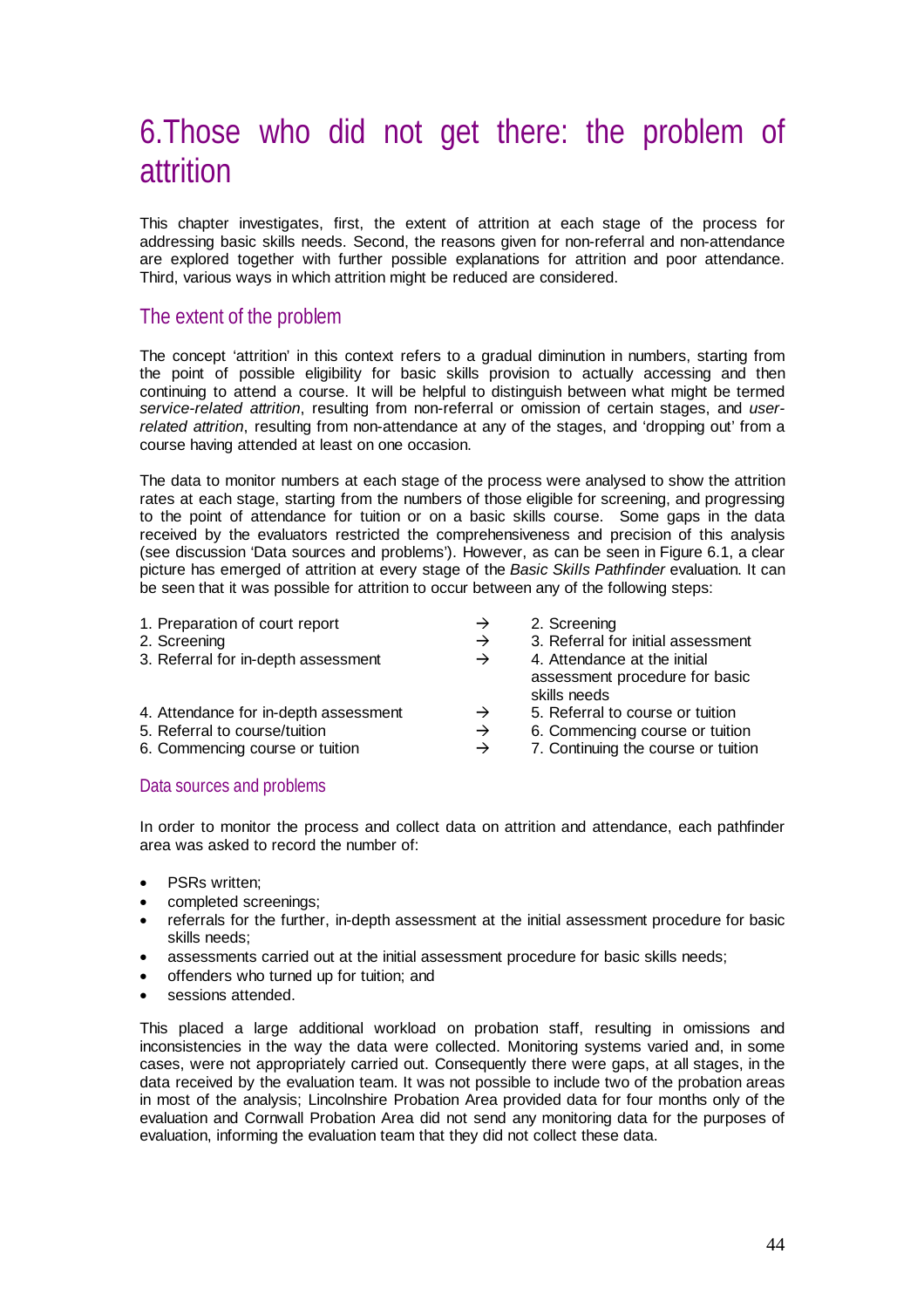# 6. Those who did not get there: the problem of attrition

This chapter investigates, first, the extent of attrition at each stage of the process for addressing basic skills needs. Second, the reasons given for non-referral and non-attendance are explored together with further possible explanations for attrition and poor attendance. Third, various ways in which attrition might be reduced are considered.

## The extent of the problem

The concept 'attrition' in this context refers to a gradual diminution in numbers, starting from the point of possible eligibility for basic skills provision to actually accessing and then continuing to attend a course. It will be helpful to distinguish between what might be termed *service-related attrition*, resulting from non-referral or omission of certain stages, and *user-related attrition*, resulting from non-attendance at any of the stages, and 'dropping out' from a course having attended at least on one occasion.

The data to monitor numbers at each stage of the process were analysed to show the attrition rates at each stage, starting from the numbers of those eligible for screening, and progressing to the point of attendance for tuition or on a basic skills course. Some gaps in the data received by the evaluators restricted the comprehensiveness and precision of this analysis (see discussion 'Data sources and problems'). However, as can be seen in Figure 6.1, a clear picture has emerged of attrition at every stage of the *Basic Skills Pathfinder* evaluation. It can be seen that it was possible for attrition to occur between any of the following steps:

| | | |
|---|---|---|
| 1. Preparation of court report | → | 2. Screening |
| 2. Screening | → | 3. Referral for initial assessment |
| 3. Referral for in-depth assessment | → | 4. Attendance at the initial assessment procedure for basic skills needs |
| 4. Attendance for in-depth assessment | → | 5. Referral to course or tuition |
| 5. Referral to course/tuition | → | 6. Commencing course or tuition |
| 6. Commencing course or tuition | → | 7. Continuing the course or tuition |

### Data sources and problems

In order to monitor the process and collect data on attrition and attendance, each pathfinder area was asked to record the number of:

- PSRs written;
- completed screenings;
- referrals for the further, in-depth assessment at the initial assessment procedure for basic skills needs;
- assessments carried out at the initial assessment procedure for basic skills needs;
- offenders who turned up for tuition; and
- sessions attended.

This placed a large additional workload on probation staff, resulting in omissions and inconsistencies in the way the data were collected. Monitoring systems varied and, in some cases, were not appropriately carried out. Consequently there were gaps, at all stages, in the data received by the evaluation team. It was not possible to include two of the probation areas in most of the analysis; Lincolnshire Probation Area provided data for four months only of the evaluation and Cornwall Probation Area did not send any monitoring data for the purposes of evaluation, informing the evaluation team that they did not collect these data.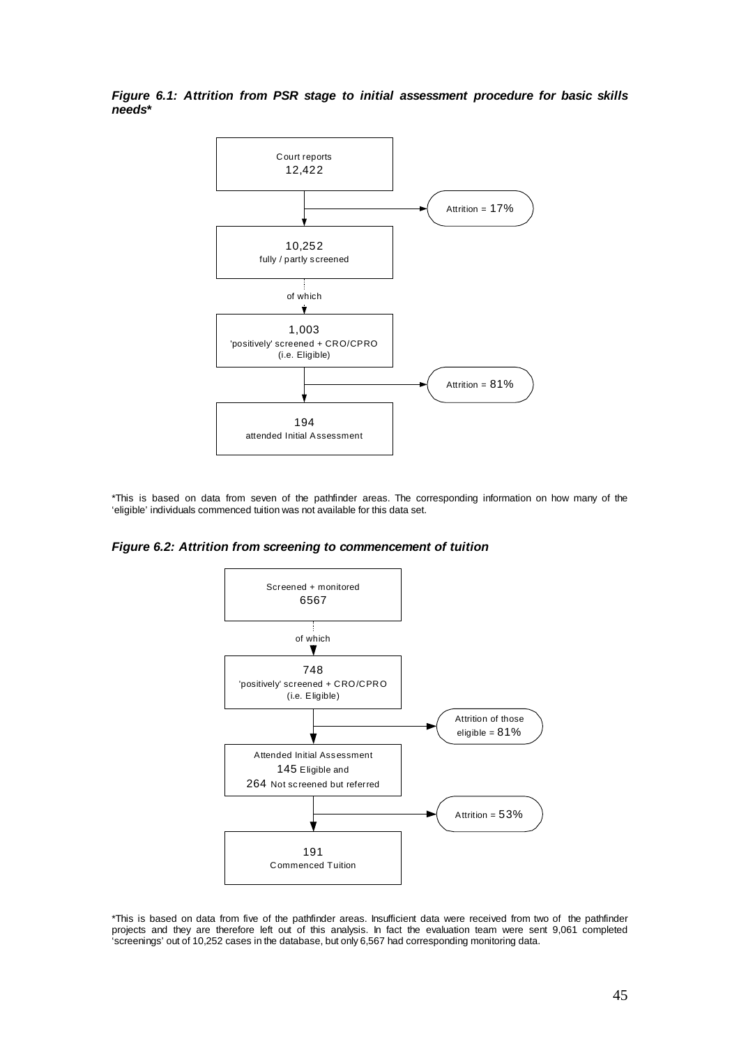***Figure 6.1: Attrition from PSR stage to initial assessment procedure for basic skills needs****

Court reports
12,422

Attrition = 17%

10,252
fully / partly screened

of which

1,003
'positively' screened + CRO/CPRO
(i.e. Eligible)

Attrition = 81%

194
attended Initial Assessment

*This is based on data from seven of the pathfinder areas. The corresponding information on how many of the 'eligible' individuals commenced tuition was not available for this data set.

***Figure 6.2: Attrition from screening to commencement of tuition***

Screened + monitored
6567

of which

748
'positively' screened + CRO/CPRO
(i.e. Eligible)

Attrition of those eligible = 81%

Attended Initial Assessment
145 Eligible and
264 Not screened but referred

Attrition = 53%

191
Commenced Tuition

*This is based on data from five of the pathfinder areas. Insufficient data were received from two of the pathfinder projects and they are therefore left out of this analysis. In fact the evaluation team were sent 9,061 completed 'screenings' out of 10,252 cases in the database, but only 6,567 had corresponding monitoring data.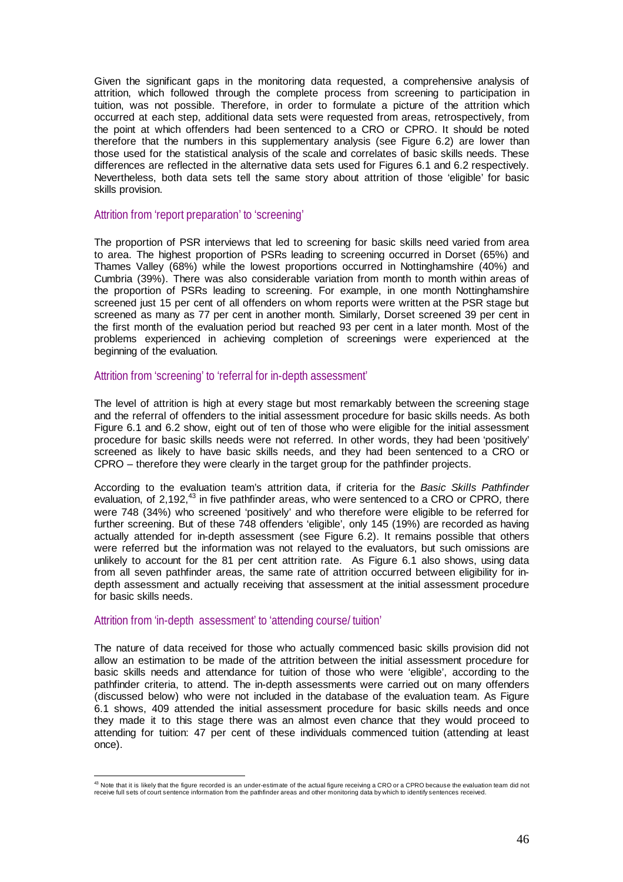Given the significant gaps in the monitoring data requested, a comprehensive analysis of attrition, which followed through the complete process from screening to participation in tuition, was not possible. Therefore, in order to formulate a picture of the attrition which occurred at each step, additional data sets were requested from areas, retrospectively, from the point at which offenders had been sentenced to a CRO or CPRO. It should be noted therefore that the numbers in this supplementary analysis (see Figure 6.2) are lower than those used for the statistical analysis of the scale and correlates of basic skills needs. These differences are reflected in the alternative data sets used for Figures 6.1 and 6.2 respectively. Nevertheless, both data sets tell the same story about attrition of those 'eligible' for basic skills provision.

### Attrition from 'report preparation' to 'screening'

The proportion of PSR interviews that led to screening for basic skills need varied from area to area. The highest proportion of PSRs leading to screening occurred in Dorset (65%) and Thames Valley (68%) while the lowest proportions occurred in Nottinghamshire (40%) and Cumbria (39%). There was also considerable variation from month to month within areas of the proportion of PSRs leading to screening. For example, in one month Nottinghamshire screened just 15 per cent of all offenders on whom reports were written at the PSR stage but screened as many as 77 per cent in another month. Similarly, Dorset screened 39 per cent in the first month of the evaluation period but reached 93 per cent in a later month. Most of the problems experienced in achieving completion of screenings were experienced at the beginning of the evaluation.

### Attrition from 'screening' to 'referral for in-depth assessment'

The level of attrition is high at every stage but most remarkably between the screening stage and the referral of offenders to the initial assessment procedure for basic skills needs. As both Figure 6.1 and 6.2 show, eight out of ten of those who were eligible for the initial assessment procedure for basic skills needs were not referred. In other words, they had been 'positively' screened as likely to have basic skills needs, and they had been sentenced to a CRO or CPRO – therefore they were clearly in the target group for the pathfinder projects.

According to the evaluation team's attrition data, if criteria for the *Basic Skills Pathfinder* evaluation, of 2,192,[43] in five pathfinder areas, who were sentenced to a CRO or CPRO, there were 748 (34%) who screened 'positively' and who therefore were eligible to be referred for further screening. But of these 748 offenders 'eligible', only 145 (19%) are recorded as having actually attended for in-depth assessment (see Figure 6.2). It remains possible that others were referred but the information was not relayed to the evaluators, but such omissions are unlikely to account for the 81 per cent attrition rate. As Figure 6.1 also shows, using data from all seven pathfinder areas, the same rate of attrition occurred between eligibility for in-depth assessment and actually receiving that assessment at the initial assessment procedure for basic skills needs.

### Attrition from 'in-depth assessment' to 'attending course/ tuition'

The nature of data received for those who actually commenced basic skills provision did not allow an estimation to be made of the attrition between the initial assessment procedure for basic skills needs and attendance for tuition of those who were 'eligible', according to the pathfinder criteria, to attend. The in-depth assessments were carried out on many offenders (discussed below) who were not included in the database of the evaluation team. As Figure 6.1 shows, 409 attended the initial assessment procedure for basic skills needs and once they made it to this stage there was an almost even chance that they would proceed to attending for tuition: 47 per cent of these individuals commenced tuition (attending at least once).

[43] Note that it is likely that the figure recorded is an under-estimate of the actual figure receiving a CRO or a CPRO because the evaluation team did not receive full sets of court sentence information from the pathfinder areas and other monitoring data by which to identify sentences received.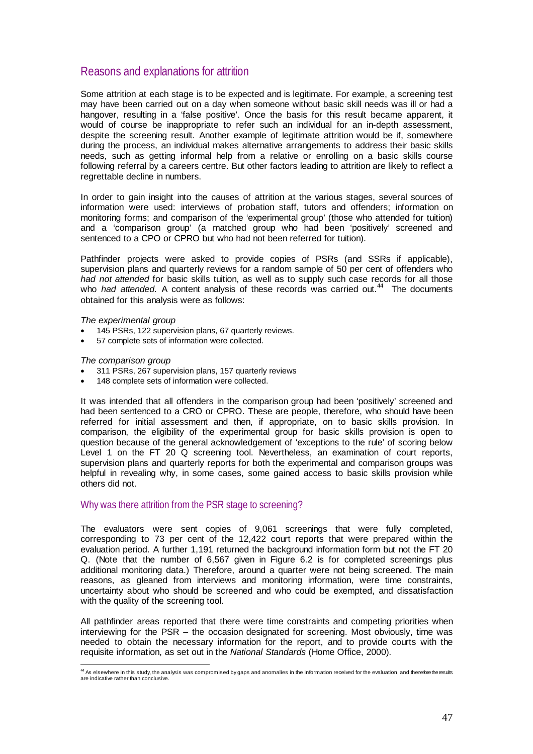## Reasons and explanations for attrition

Some attrition at each stage is to be expected and is legitimate. For example, a screening test may have been carried out on a day when someone without basic skill needs was ill or had a hangover, resulting in a 'false positive'. Once the basis for this result became apparent, it would of course be inappropriate to refer such an individual for an in-depth assessment, despite the screening result. Another example of legitimate attrition would be if, somewhere during the process, an individual makes alternative arrangements to address their basic skills needs, such as getting informal help from a relative or enrolling on a basic skills course following referral by a careers centre. But other factors leading to attrition are likely to reflect a regrettable decline in numbers.

In order to gain insight into the causes of attrition at the various stages, several sources of information were used: interviews of probation staff, tutors and offenders; information on monitoring forms; and comparison of the 'experimental group' (those who attended for tuition) and a 'comparison group' (a matched group who had been 'positively' screened and sentenced to a CPO or CPRO but who had not been referred for tuition).

Pathfinder projects were asked to provide copies of PSRs (and SSRs if applicable), supervision plans and quarterly reviews for a random sample of 50 per cent of offenders who *had not attended* for basic skills tuition, as well as to supply such case records for all those who *had attended.* A content analysis of these records was carried out.[44] The documents obtained for this analysis were as follows:

*The experimental group*

- 145 PSRs, 122 supervision plans, 67 quarterly reviews.
- 57 complete sets of information were collected.

*The comparison group*

- 311 PSRs, 267 supervision plans, 157 quarterly reviews
- 148 complete sets of information were collected.

It was intended that all offenders in the comparison group had been 'positively' screened and had been sentenced to a CRO or CPRO. These are people, therefore, who should have been referred for initial assessment and then, if appropriate, on to basic skills provision. In comparison, the eligibility of the experimental group for basic skills provision is open to question because of the general acknowledgement of 'exceptions to the rule' of scoring below Level 1 on the FT 20 Q screening tool. Nevertheless, an examination of court reports, supervision plans and quarterly reports for both the experimental and comparison groups was helpful in revealing why, in some cases, some gained access to basic skills provision while others did not.

### Why was there attrition from the PSR stage to screening?

The evaluators were sent copies of 9,061 screenings that were fully completed, corresponding to 73 per cent of the 12,422 court reports that were prepared within the evaluation period. A further 1,191 returned the background information form but not the FT 20 Q. (Note that the number of 6,567 given in Figure 6.2 is for completed screenings plus additional monitoring data.) Therefore, around a quarter were not being screened. The main reasons, as gleaned from interviews and monitoring information, were time constraints, uncertainty about who should be screened and who could be exempted, and dissatisfaction with the quality of the screening tool.

All pathfinder areas reported that there were time constraints and competing priorities when interviewing for the PSR – the occasion designated for screening. Most obviously, time was needed to obtain the necessary information for the report, and to provide courts with the requisite information, as set out in the *National Standards* (Home Office, 2000).

[44] As elsewhere in this study, the analysis was compromised by gaps and anomalies in the information received for the evaluation, and therefore the results are indicative rather than conclusive.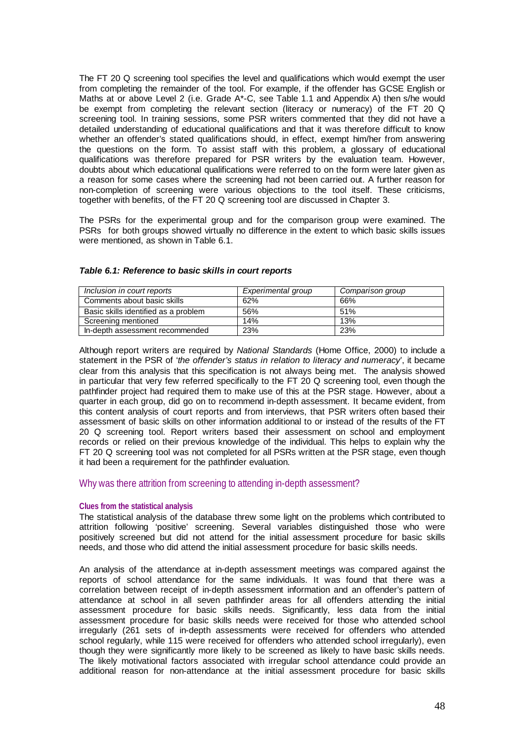The FT 20 Q screening tool specifies the level and qualifications which would exempt the user from completing the remainder of the tool. For example, if the offender has GCSE English or Maths at or above Level 2 (i.e. Grade A*-C, see Table 1.1 and Appendix A) then s/he would be exempt from completing the relevant section (literacy or numeracy) of the FT 20 Q screening tool. In training sessions, some PSR writers commented that they did not have a detailed understanding of educational qualifications and that it was therefore difficult to know whether an offender's stated qualifications should, in effect, exempt him/her from answering the questions on the form. To assist staff with this problem, a glossary of educational qualifications was therefore prepared for PSR writers by the evaluation team. However, doubts about which educational qualifications were referred to on the form were later given as a reason for some cases where the screening had not been carried out. A further reason for non-completion of screening were various objections to the tool itself. These criticisms, together with benefits, of the FT 20 Q screening tool are discussed in Chapter 3.

The PSRs for the experimental group and for the comparison group were examined. The PSRs for both groups showed virtually no difference in the extent to which basic skills issues were mentioned, as shown in Table 6.1.

***Table 6.1: Reference to basic skills in court reports***

| *Inclusion in court reports* | *Experimental group* | *Comparison group* |
|---|---|---|
| Comments about basic skills | 62% | 66% |
| Basic skills identified as a problem | 56% | 51% |
| Screening mentioned | 14% | 13% |
| In-depth assessment recommended | 23% | 23% |

Although report writers are required by *National Standards* (Home Office, 2000) to include a statement in the PSR of '*the offender's status in relation to literacy and numeracy*', it became clear from this analysis that this specification is not always being met. The analysis showed in particular that very few referred specifically to the FT 20 Q screening tool, even though the pathfinder project had required them to make use of this at the PSR stage. However, about a quarter in each group, did go on to recommend in-depth assessment. It became evident, from this content analysis of court reports and from interviews, that PSR writers often based their assessment of basic skills on other information additional to or instead of the results of the FT 20 Q screening tool. Report writers based their assessment on school and employment records or relied on their previous knowledge of the individual. This helps to explain why the FT 20 Q screening tool was not completed for all PSRs written at the PSR stage, even though it had been a requirement for the pathfinder evaluation.

## Why was there attrition from screening to attending in-depth assessment?

#### Clues from the statistical analysis

The statistical analysis of the database threw some light on the problems which contributed to attrition following 'positive' screening. Several variables distinguished those who were positively screened but did not attend for the initial assessment procedure for basic skills needs, and those who did attend the initial assessment procedure for basic skills needs.

An analysis of the attendance at in-depth assessment meetings was compared against the reports of school attendance for the same individuals. It was found that there was a correlation between receipt of in-depth assessment information and an offender's pattern of attendance at school in all seven pathfinder areas for all offenders attending the initial assessment procedure for basic skills needs. Significantly, less data from the initial assessment procedure for basic skills needs were received for those who attended school irregularly (261 sets of in-depth assessments were received for offenders who attended school regularly, while 115 were received for offenders who attended school irregularly), even though they were significantly more likely to be screened as likely to have basic skills needs. The likely motivational factors associated with irregular school attendance could provide an additional reason for non-attendance at the initial assessment procedure for basic skills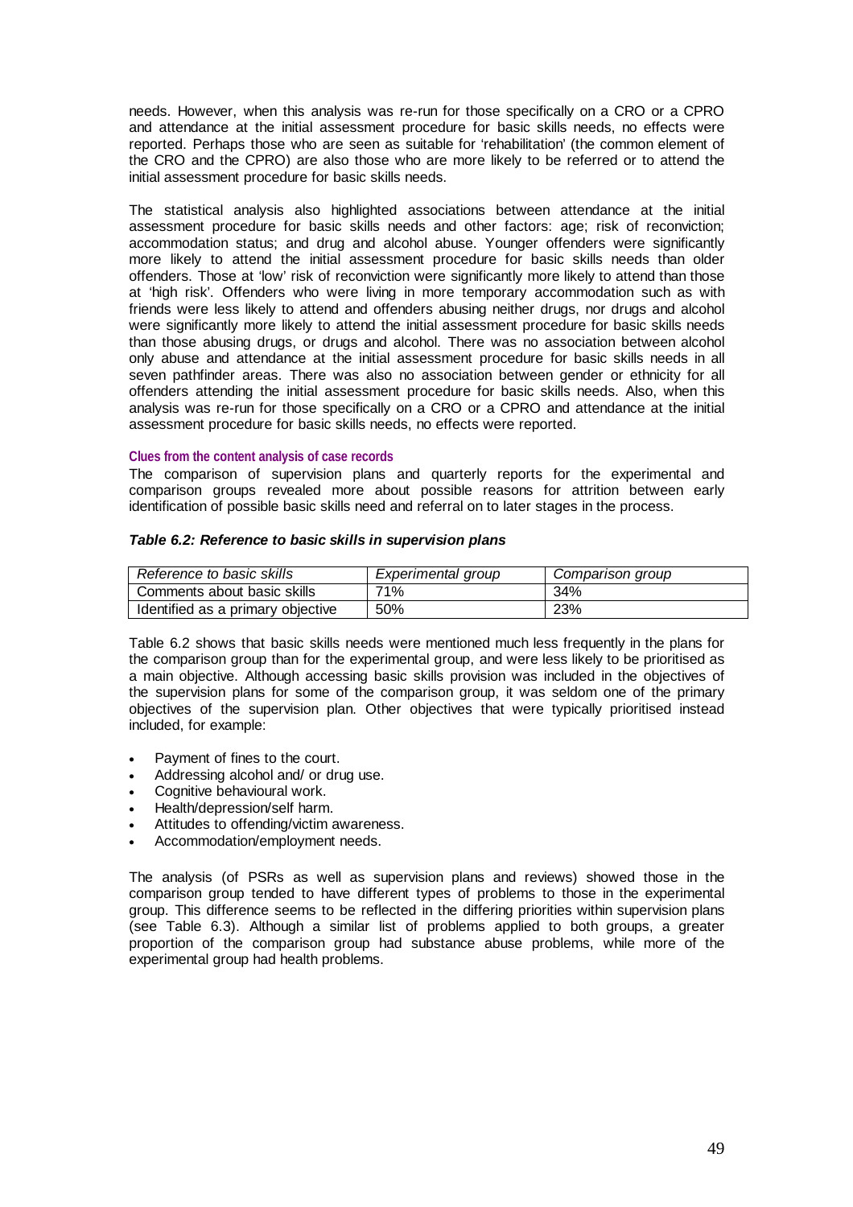needs. However, when this analysis was re-run for those specifically on a CRO or a CPRO and attendance at the initial assessment procedure for basic skills needs, no effects were reported. Perhaps those who are seen as suitable for 'rehabilitation' (the common element of the CRO and the CPRO) are also those who are more likely to be referred or to attend the initial assessment procedure for basic skills needs.

The statistical analysis also highlighted associations between attendance at the initial assessment procedure for basic skills needs and other factors: age; risk of reconviction; accommodation status; and drug and alcohol abuse. Younger offenders were significantly more likely to attend the initial assessment procedure for basic skills needs than older offenders. Those at 'low' risk of reconviction were significantly more likely to attend than those at 'high risk'. Offenders who were living in more temporary accommodation such as with friends were less likely to attend and offenders abusing neither drugs, nor drugs and alcohol were significantly more likely to attend the initial assessment procedure for basic skills needs than those abusing drugs, or drugs and alcohol. There was no association between alcohol only abuse and attendance at the initial assessment procedure for basic skills needs in all seven pathfinder areas. There was also no association between gender or ethnicity for all offenders attending the initial assessment procedure for basic skills needs. Also, when this analysis was re-run for those specifically on a CRO or a CPRO and attendance at the initial assessment procedure for basic skills needs, no effects were reported.

#### Clues from the content analysis of case records

The comparison of supervision plans and quarterly reports for the experimental and comparison groups revealed more about possible reasons for attrition between early identification of possible basic skills need and referral on to later stages in the process.

***Table 6.2: Reference to basic skills in supervision plans***

| *Reference to basic skills* | *Experimental group* | *Comparison group* |
|---|---|---|
| Comments about basic skills | 71% | 34% |
| Identified as a primary objective | 50% | 23% |

Table 6.2 shows that basic skills needs were mentioned much less frequently in the plans for the comparison group than for the experimental group, and were less likely to be prioritised as a main objective. Although accessing basic skills provision was included in the objectives of the supervision plans for some of the comparison group, it was seldom one of the primary objectives of the supervision plan. Other objectives that were typically prioritised instead included, for example:

- Payment of fines to the court.
- Addressing alcohol and/ or drug use.
- Cognitive behavioural work.
- Health/depression/self harm.
- Attitudes to offending/victim awareness.
- Accommodation/employment needs.

The analysis (of PSRs as well as supervision plans and reviews) showed those in the comparison group tended to have different types of problems to those in the experimental group. This difference seems to be reflected in the differing priorities within supervision plans (see Table 6.3). Although a similar list of problems applied to both groups, a greater proportion of the comparison group had substance abuse problems, while more of the experimental group had health problems.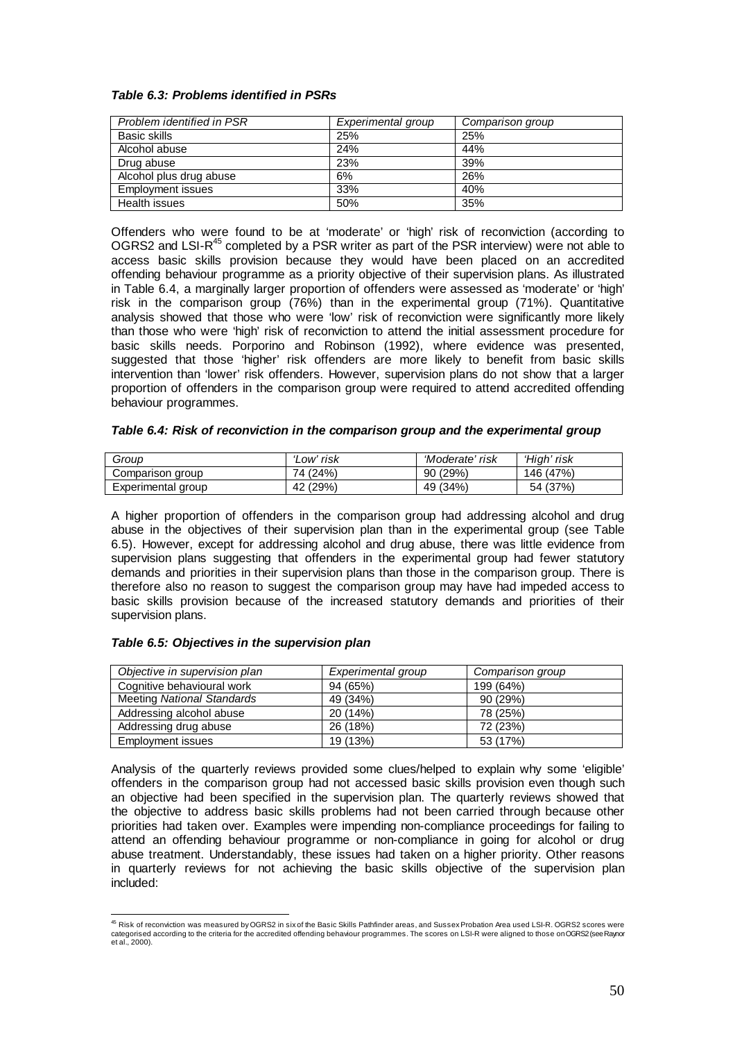*Table 6.3: Problems identified in PSRs*

| *Problem identified in PSR* | *Experimental group* | *Comparison group* |
|---|---|---|
| Basic skills | 25% | 25% |
| Alcohol abuse | 24% | 44% |
| Drug abuse | 23% | 39% |
| Alcohol plus drug abuse | 6% | 26% |
| Employment issues | 33% | 40% |
| Health issues | 50% | 35% |

Offenders who were found to be at 'moderate' or 'high' risk of reconviction (according to OGRS2 and LSI-R[45] completed by a PSR writer as part of the PSR interview) were not able to access basic skills provision because they would have been placed on an accredited offending behaviour programme as a priority objective of their supervision plans. As illustrated in Table 6.4, a marginally larger proportion of offenders were assessed as 'moderate' or 'high' risk in the comparison group (76%) than in the experimental group (71%). Quantitative analysis showed that those who were 'low' risk of reconviction were significantly more likely than those who were 'high' risk of reconviction to attend the initial assessment procedure for basic skills needs. Porporino and Robinson (1992), where evidence was presented, suggested that those 'higher' risk offenders are more likely to benefit from basic skills intervention than 'lower' risk offenders. However, supervision plans do not show that a larger proportion of offenders in the comparison group were required to attend accredited offending behaviour programmes.

*Table 6.4: Risk of reconviction in the comparison group and the experimental group*

| *Group* | *'Low' risk* | *'Moderate' risk* | *'High' risk* |
|---|---|---|---|
| Comparison group | 74 (24%) | 90 (29%) | 146 (47%) |
| Experimental group | 42 (29%) | 49 (34%) | 54 (37%) |

A higher proportion of offenders in the comparison group had addressing alcohol and drug abuse in the objectives of their supervision plan than in the experimental group (see Table 6.5). However, except for addressing alcohol and drug abuse, there was little evidence from supervision plans suggesting that offenders in the experimental group had fewer statutory demands and priorities in their supervision plans than those in the comparison group. There is therefore also no reason to suggest the comparison group may have had impeded access to basic skills provision because of the increased statutory demands and priorities of their supervision plans.

*Table 6.5: Objectives in the supervision plan*

| *Objective in supervision plan* | *Experimental group* | *Comparison group* |
|---|---|---|
| Cognitive behavioural work | 94 (65%) | 199 (64%) |
| Meeting *National Standards* | 49 (34%) | 90 (29%) |
| Addressing alcohol abuse | 20 (14%) | 78 (25%) |
| Addressing drug abuse | 26 (18%) | 72 (23%) |
| Employment issues | 19 (13%) | 53 (17%) |

Analysis of the quarterly reviews provided some clues/helped to explain why some 'eligible' offenders in the comparison group had not accessed basic skills provision even though such an objective had been specified in the supervision plan. The quarterly reviews showed that the objective to address basic skills problems had not been carried through because other priorities had taken over. Examples were impending non-compliance proceedings for failing to attend an offending behaviour programme or non-compliance in going for alcohol or drug abuse treatment. Understandably, these issues had taken on a higher priority. Other reasons in quarterly reviews for not achieving the basic skills objective of the supervision plan included:

---

[45] Risk of reconviction was measured by OGRS2 in six of the Basic Skills Pathfinder areas, and Sussex Probation Area used LSI-R. OGRS2 scores were categorised according to the criteria for the accredited offending behaviour programmes. The scores on LSI-R were aligned to those on OGRS2 (see Raynor et al., 2000).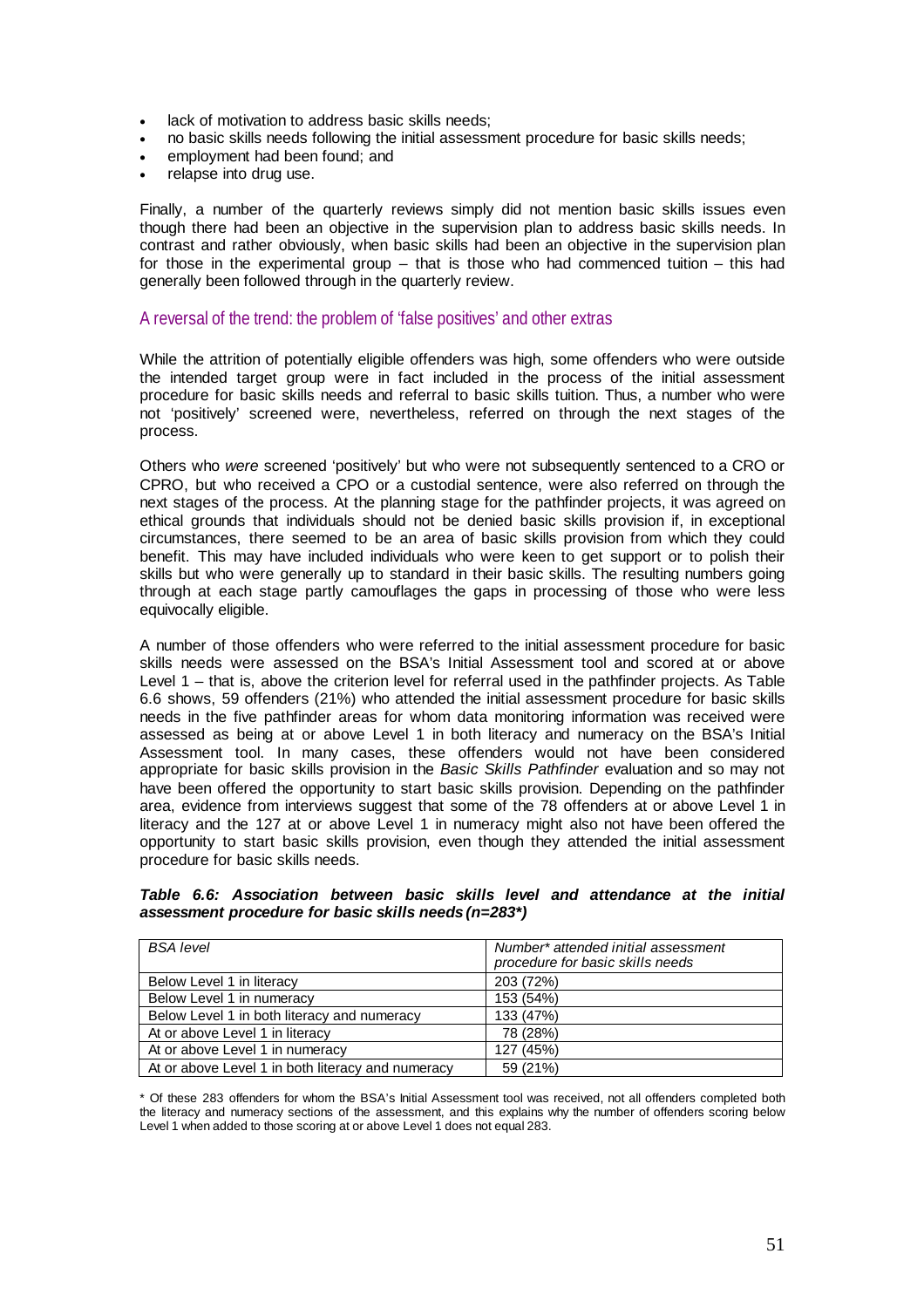- lack of motivation to address basic skills needs;
- no basic skills needs following the initial assessment procedure for basic skills needs;
- employment had been found; and
- relapse into drug use.

Finally, a number of the quarterly reviews simply did not mention basic skills issues even though there had been an objective in the supervision plan to address basic skills needs. In contrast and rather obviously, when basic skills had been an objective in the supervision plan for those in the experimental group – that is those who had commenced tuition – this had generally been followed through in the quarterly review.

## A reversal of the trend: the problem of 'false positives' and other extras

While the attrition of potentially eligible offenders was high, some offenders who were outside the intended target group were in fact included in the process of the initial assessment procedure for basic skills needs and referral to basic skills tuition. Thus, a number who were not 'positively' screened were, nevertheless, referred on through the next stages of the process.

Others who *were* screened 'positively' but who were not subsequently sentenced to a CRO or CPRO, but who received a CPO or a custodial sentence, were also referred on through the next stages of the process. At the planning stage for the pathfinder projects, it was agreed on ethical grounds that individuals should not be denied basic skills provision if, in exceptional circumstances, there seemed to be an area of basic skills provision from which they could benefit. This may have included individuals who were keen to get support or to polish their skills but who were generally up to standard in their basic skills. The resulting numbers going through at each stage partly camouflages the gaps in processing of those who were less equivocally eligible.

A number of those offenders who were referred to the initial assessment procedure for basic skills needs were assessed on the BSA's Initial Assessment tool and scored at or above Level 1 – that is, above the criterion level for referral used in the pathfinder projects. As Table 6.6 shows, 59 offenders (21%) who attended the initial assessment procedure for basic skills needs in the five pathfinder areas for whom data monitoring information was received were assessed as being at or above Level 1 in both literacy and numeracy on the BSA's Initial Assessment tool. In many cases, these offenders would not have been considered appropriate for basic skills provision in the *Basic Skills Pathfinder* evaluation and so may not have been offered the opportunity to start basic skills provision. Depending on the pathfinder area, evidence from interviews suggest that some of the 78 offenders at or above Level 1 in literacy and the 127 at or above Level 1 in numeracy might also not have been offered the opportunity to start basic skills provision, even though they attended the initial assessment procedure for basic skills needs.

***Table 6.6: Association between basic skills level and attendance at the initial assessment procedure for basic skills needs (n=283\*)***

| *BSA level* | *Number\* attended initial assessment procedure for basic skills needs* |
|---|---|
| Below Level 1 in literacy | 203 (72%) |
| Below Level 1 in numeracy | 153 (54%) |
| Below Level 1 in both literacy and numeracy | 133 (47%) |
| At or above Level 1 in literacy | 78 (28%) |
| At or above Level 1 in numeracy | 127 (45%) |
| At or above Level 1 in both literacy and numeracy | 59 (21%) |

\* Of these 283 offenders for whom the BSA's Initial Assessment tool was received, not all offenders completed both the literacy and numeracy sections of the assessment, and this explains why the number of offenders scoring below Level 1 when added to those scoring at or above Level 1 does not equal 283.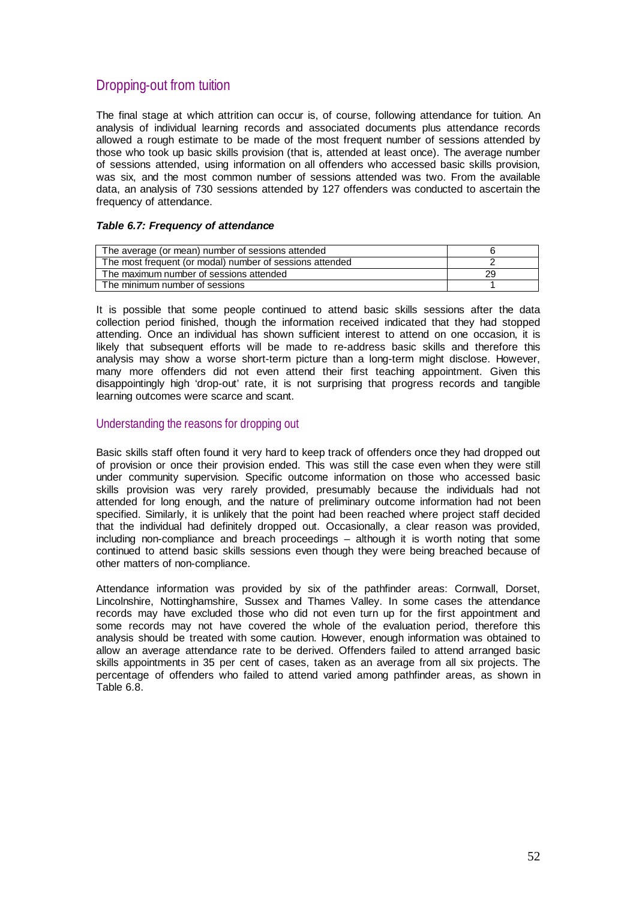## Dropping-out from tuition

The final stage at which attrition can occur is, of course, following attendance for tuition. An analysis of individual learning records and associated documents plus attendance records allowed a rough estimate to be made of the most frequent number of sessions attended by those who took up basic skills provision (that is, attended at least once). The average number of sessions attended, using information on all offenders who accessed basic skills provision, was six, and the most common number of sessions attended was two. From the available data, an analysis of 730 sessions attended by 127 offenders was conducted to ascertain the frequency of attendance.

***Table 6.7: Frequency of attendance***

| | |
|---|---|
| The average (or mean) number of sessions attended | 6 |
| The most frequent (or modal) number of sessions attended | 2 |
| The maximum number of sessions attended | 29 |
| The minimum number of sessions | 1 |

It is possible that some people continued to attend basic skills sessions after the data collection period finished, though the information received indicated that they had stopped attending. Once an individual has shown sufficient interest to attend on one occasion, it is likely that subsequent efforts will be made to re-address basic skills and therefore this analysis may show a worse short-term picture than a long-term might disclose. However, many more offenders did not even attend their first teaching appointment. Given this disappointingly high 'drop-out' rate, it is not surprising that progress records and tangible learning outcomes were scarce and scant.

### Understanding the reasons for dropping out

Basic skills staff often found it very hard to keep track of offenders once they had dropped out of provision or once their provision ended. This was still the case even when they were still under community supervision. Specific outcome information on those who accessed basic skills provision was very rarely provided, presumably because the individuals had not attended for long enough, and the nature of preliminary outcome information had not been specified. Similarly, it is unlikely that the point had been reached where project staff decided that the individual had definitely dropped out. Occasionally, a clear reason was provided, including non-compliance and breach proceedings – although it is worth noting that some continued to attend basic skills sessions even though they were being breached because of other matters of non-compliance.

Attendance information was provided by six of the pathfinder areas: Cornwall, Dorset, Lincolnshire, Nottinghamshire, Sussex and Thames Valley. In some cases the attendance records may have excluded those who did not even turn up for the first appointment and some records may not have covered the whole of the evaluation period, therefore this analysis should be treated with some caution. However, enough information was obtained to allow an average attendance rate to be derived. Offenders failed to attend arranged basic skills appointments in 35 per cent of cases, taken as an average from all six projects. The percentage of offenders who failed to attend varied among pathfinder areas, as shown in Table 6.8.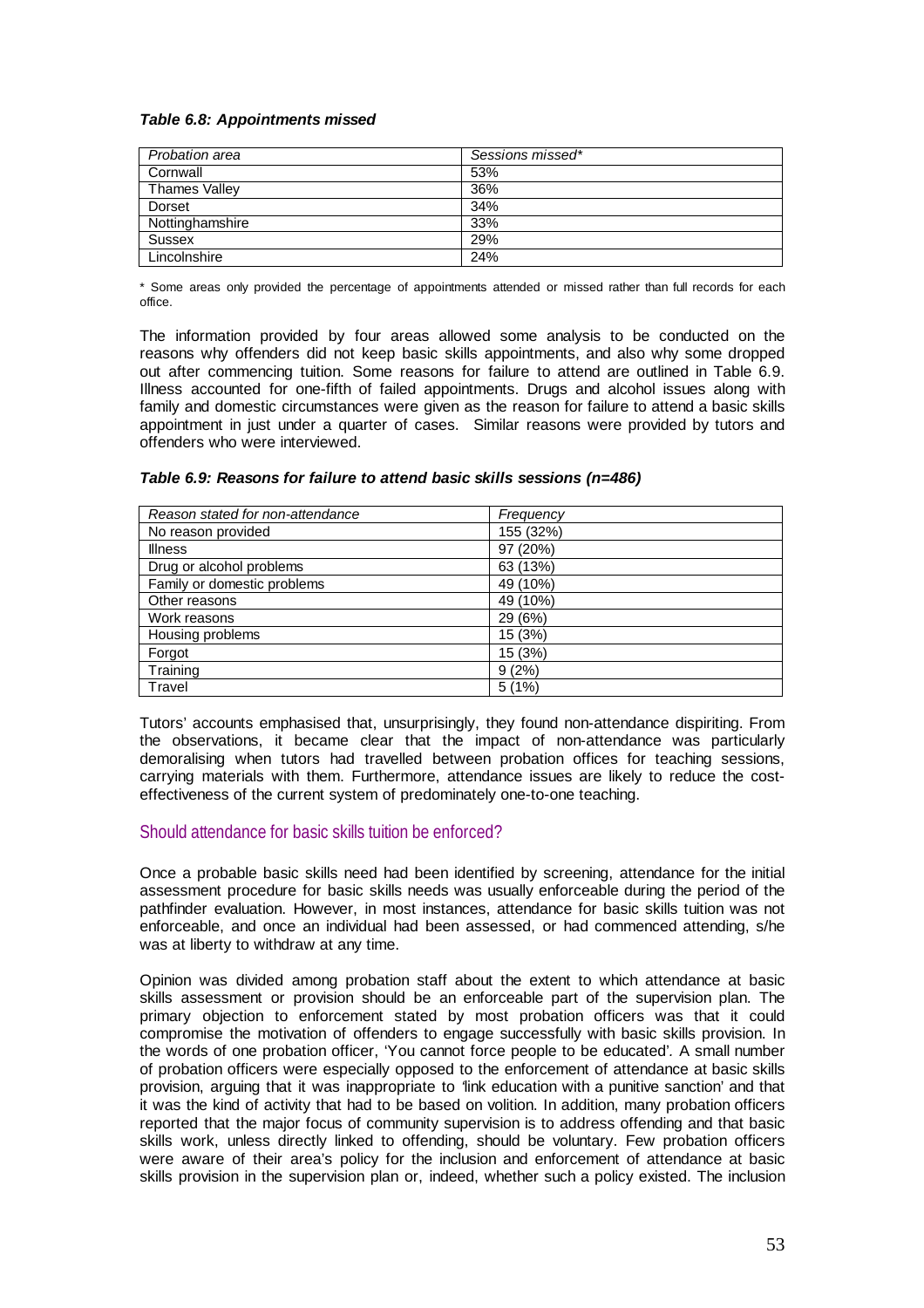***Table 6.8: Appointments missed***

| *Probation area* | *Sessions missed** |
|---|---|
| Cornwall | 53% |
| Thames Valley | 36% |
| Dorset | 34% |
| Nottinghamshire | 33% |
| Sussex | 29% |
| Lincolnshire | 24% |

* Some areas only provided the percentage of appointments attended or missed rather than full records for each office.

The information provided by four areas allowed some analysis to be conducted on the reasons why offenders did not keep basic skills appointments, and also why some dropped out after commencing tuition. Some reasons for failure to attend are outlined in Table 6.9. Illness accounted for one-fifth of failed appointments. Drugs and alcohol issues along with family and domestic circumstances were given as the reason for failure to attend a basic skills appointment in just under a quarter of cases. Similar reasons were provided by tutors and offenders who were interviewed.

***Table 6.9: Reasons for failure to attend basic skills sessions (n=486)***

| *Reason stated for non-attendance* | *Frequency* |
|---|---|
| No reason provided | 155 (32%) |
| Illness | 97 (20%) |
| Drug or alcohol problems | 63 (13%) |
| Family or domestic problems | 49 (10%) |
| Other reasons | 49 (10%) |
| Work reasons | 29 (6%) |
| Housing problems | 15 (3%) |
| Forgot | 15 (3%) |
| Training | 9 (2%) |
| Travel | 5 (1%) |

Tutors' accounts emphasised that, unsurprisingly, they found non-attendance dispiriting. From the observations, it became clear that the impact of non-attendance was particularly demoralising when tutors had travelled between probation offices for teaching sessions, carrying materials with them. Furthermore, attendance issues are likely to reduce the cost-effectiveness of the current system of predominately one-to-one teaching.

## Should attendance for basic skills tuition be enforced?

Once a probable basic skills need had been identified by screening, attendance for the initial assessment procedure for basic skills needs was usually enforceable during the period of the pathfinder evaluation. However, in most instances, attendance for basic skills tuition was not enforceable, and once an individual had been assessed, or had commenced attending, s/he was at liberty to withdraw at any time.

Opinion was divided among probation staff about the extent to which attendance at basic skills assessment or provision should be an enforceable part of the supervision plan. The primary objection to enforcement stated by most probation officers was that it could compromise the motivation of offenders to engage successfully with basic skills provision. In the words of one probation officer, 'You cannot force people to be educated'. A small number of probation officers were especially opposed to the enforcement of attendance at basic skills provision, arguing that it was inappropriate to 'link education with a punitive sanction' and that it was the kind of activity that had to be based on volition. In addition, many probation officers reported that the major focus of community supervision is to address offending and that basic skills work, unless directly linked to offending, should be voluntary. Few probation officers were aware of their area's policy for the inclusion and enforcement of attendance at basic skills provision in the supervision plan or, indeed, whether such a policy existed. The inclusion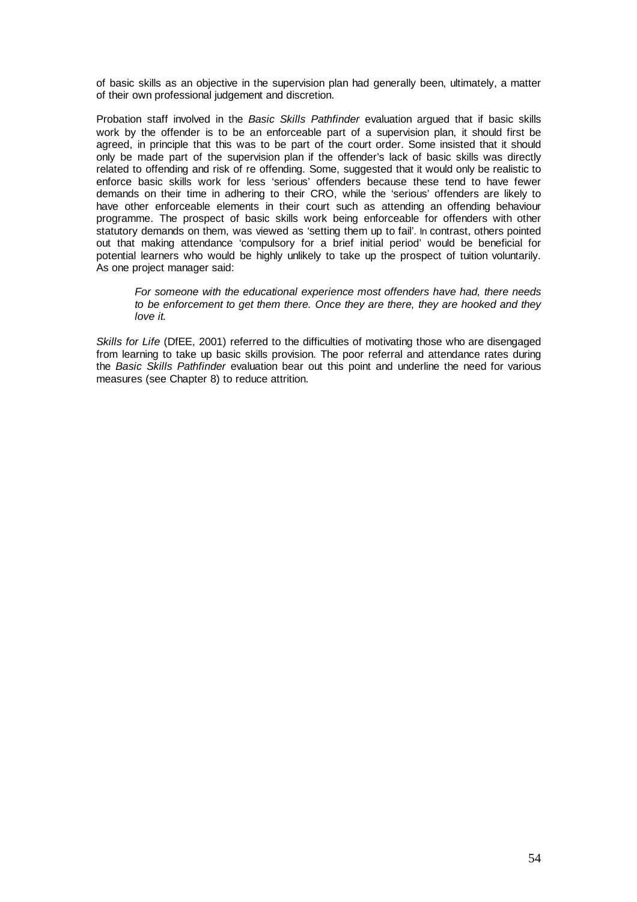of basic skills as an objective in the supervision plan had generally been, ultimately, a matter of their own professional judgement and discretion.

Probation staff involved in the *Basic Skills Pathfinder* evaluation argued that if basic skills work by the offender is to be an enforceable part of a supervision plan, it should first be agreed, in principle that this was to be part of the court order. Some insisted that it should only be made part of the supervision plan if the offender's lack of basic skills was directly related to offending and risk of re offending. Some, suggested that it would only be realistic to enforce basic skills work for less 'serious' offenders because these tend to have fewer demands on their time in adhering to their CRO, while the 'serious' offenders are likely to have other enforceable elements in their court such as attending an offending behaviour programme. The prospect of basic skills work being enforceable for offenders with other statutory demands on them, was viewed as 'setting them up to fail'. In contrast, others pointed out that making attendance 'compulsory for a brief initial period' would be beneficial for potential learners who would be highly unlikely to take up the prospect of tuition voluntarily. As one project manager said:

> *For someone with the educational experience most offenders have had, there needs to be enforcement to get them there. Once they are there, they are hooked and they love it.*

*Skills for Life* (DfEE, 2001) referred to the difficulties of motivating those who are disengaged from learning to take up basic skills provision. The poor referral and attendance rates during the *Basic Skills Pathfinder* evaluation bear out this point and underline the need for various measures (see Chapter 8) to reduce attrition.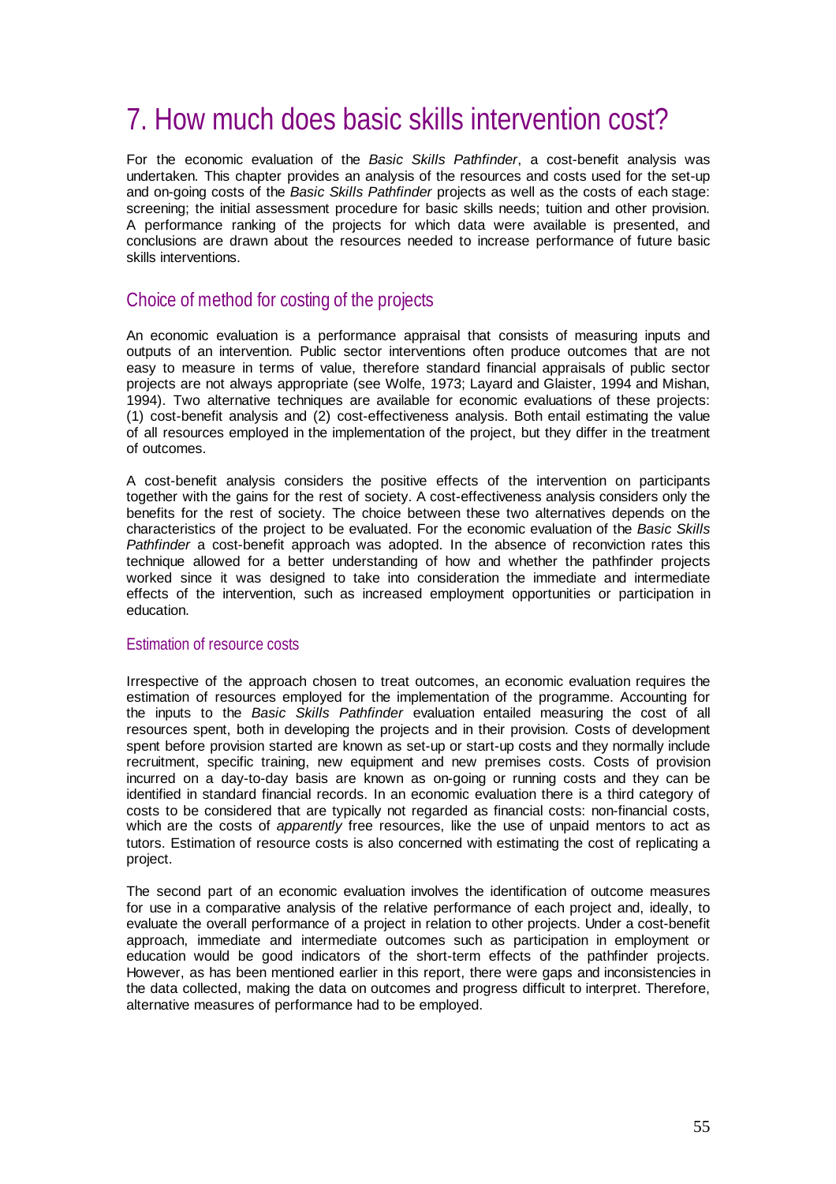# 7. How much does basic skills intervention cost?

For the economic evaluation of the *Basic Skills Pathfinder*, a cost-benefit analysis was undertaken. This chapter provides an analysis of the resources and costs used for the set-up and on-going costs of the *Basic Skills Pathfinder* projects as well as the costs of each stage: screening; the initial assessment procedure for basic skills needs; tuition and other provision. A performance ranking of the projects for which data were available is presented, and conclusions are drawn about the resources needed to increase performance of future basic skills interventions.

## Choice of method for costing of the projects

An economic evaluation is a performance appraisal that consists of measuring inputs and outputs of an intervention. Public sector interventions often produce outcomes that are not easy to measure in terms of value, therefore standard financial appraisals of public sector projects are not always appropriate (see Wolfe, 1973; Layard and Glaister, 1994 and Mishan, 1994). Two alternative techniques are available for economic evaluations of these projects: (1) cost-benefit analysis and (2) cost-effectiveness analysis. Both entail estimating the value of all resources employed in the implementation of the project, but they differ in the treatment of outcomes.

A cost-benefit analysis considers the positive effects of the intervention on participants together with the gains for the rest of society. A cost-effectiveness analysis considers only the benefits for the rest of society. The choice between these two alternatives depends on the characteristics of the project to be evaluated. For the economic evaluation of the *Basic Skills Pathfinder* a cost-benefit approach was adopted. In the absence of reconviction rates this technique allowed for a better understanding of how and whether the pathfinder projects worked since it was designed to take into consideration the immediate and intermediate effects of the intervention, such as increased employment opportunities or participation in education.

### Estimation of resource costs

Irrespective of the approach chosen to treat outcomes, an economic evaluation requires the estimation of resources employed for the implementation of the programme. Accounting for the inputs to the *Basic Skills Pathfinder* evaluation entailed measuring the cost of all resources spent, both in developing the projects and in their provision. Costs of development spent before provision started are known as set-up or start-up costs and they normally include recruitment, specific training, new equipment and new premises costs. Costs of provision incurred on a day-to-day basis are known as on-going or running costs and they can be identified in standard financial records. In an economic evaluation there is a third category of costs to be considered that are typically not regarded as financial costs: non-financial costs, which are the costs of *apparently* free resources, like the use of unpaid mentors to act as tutors. Estimation of resource costs is also concerned with estimating the cost of replicating a project.

The second part of an economic evaluation involves the identification of outcome measures for use in a comparative analysis of the relative performance of each project and, ideally, to evaluate the overall performance of a project in relation to other projects. Under a cost-benefit approach, immediate and intermediate outcomes such as participation in employment or education would be good indicators of the short-term effects of the pathfinder projects. However, as has been mentioned earlier in this report, there were gaps and inconsistencies in the data collected, making the data on outcomes and progress difficult to interpret. Therefore, alternative measures of performance had to be employed.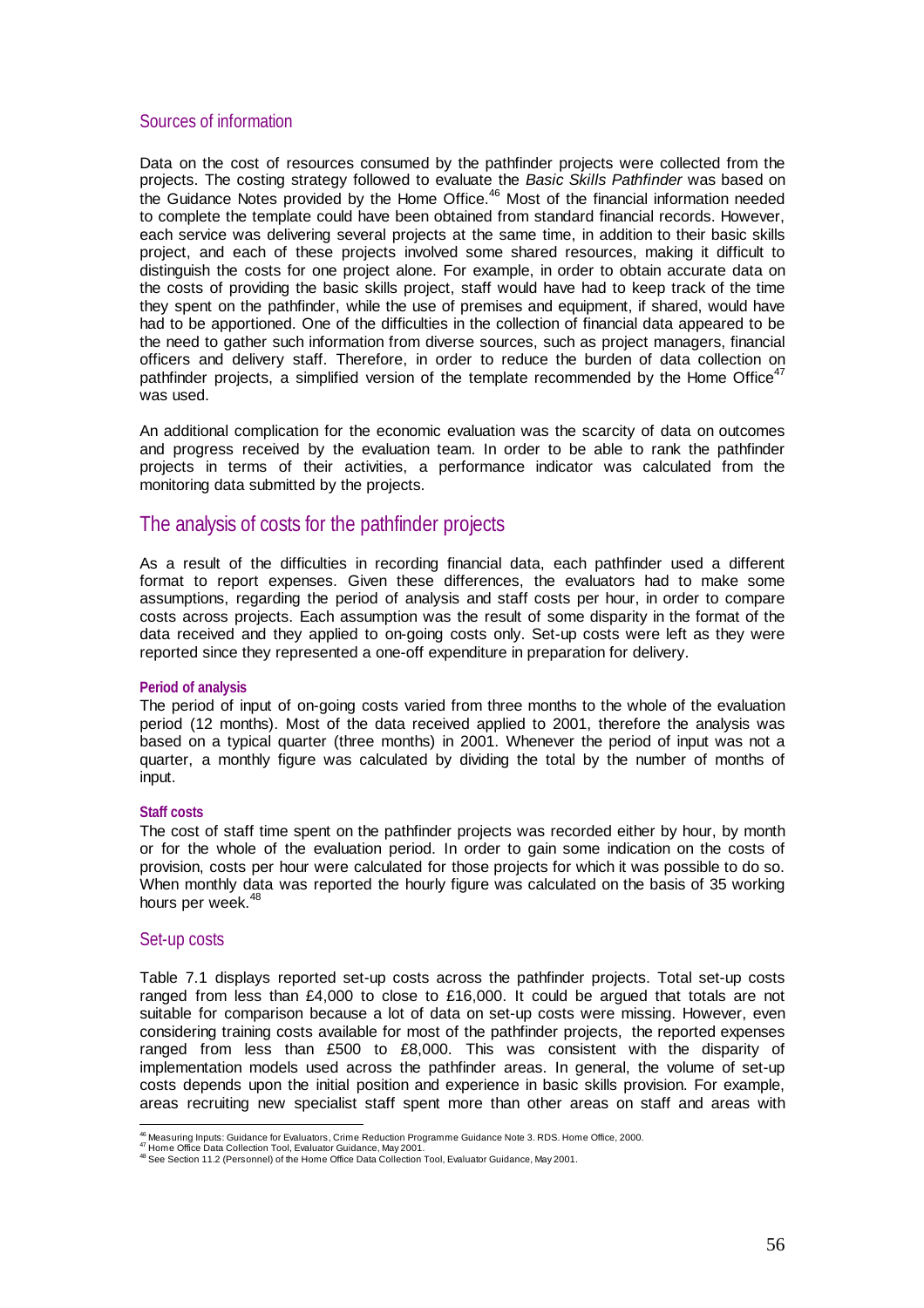### Sources of information

Data on the cost of resources consumed by the pathfinder projects were collected from the projects. The costing strategy followed to evaluate the *Basic Skills Pathfinder* was based on the Guidance Notes provided by the Home Office.[46] Most of the financial information needed to complete the template could have been obtained from standard financial records. However, each service was delivering several projects at the same time, in addition to their basic skills project, and each of these projects involved some shared resources, making it difficult to distinguish the costs for one project alone. For example, in order to obtain accurate data on the costs of providing the basic skills project, staff would have had to keep track of the time they spent on the pathfinder, while the use of premises and equipment, if shared, would have had to be apportioned. One of the difficulties in the collection of financial data appeared to be the need to gather such information from diverse sources, such as project managers, financial officers and delivery staff. Therefore, in order to reduce the burden of data collection on pathfinder projects, a simplified version of the template recommended by the Home Office[47] was used.

An additional complication for the economic evaluation was the scarcity of data on outcomes and progress received by the evaluation team. In order to be able to rank the pathfinder projects in terms of their activities, a performance indicator was calculated from the monitoring data submitted by the projects.

## The analysis of costs for the pathfinder projects

As a result of the difficulties in recording financial data, each pathfinder used a different format to report expenses. Given these differences, the evaluators had to make some assumptions, regarding the period of analysis and staff costs per hour, in order to compare costs across projects. Each assumption was the result of some disparity in the format of the data received and they applied to on-going costs only. Set-up costs were left as they were reported since they represented a one-off expenditure in preparation for delivery.

**Period of analysis**

The period of input of on-going costs varied from three months to the whole of the evaluation period (12 months). Most of the data received applied to 2001, therefore the analysis was based on a typical quarter (three months) in 2001. Whenever the period of input was not a quarter, a monthly figure was calculated by dividing the total by the number of months of input.

**Staff costs**

The cost of staff time spent on the pathfinder projects was recorded either by hour, by month or for the whole of the evaluation period. In order to gain some indication on the costs of provision, costs per hour were calculated for those projects for which it was possible to do so. When monthly data was reported the hourly figure was calculated on the basis of 35 working hours per week.[48]

### Set-up costs

Table 7.1 displays reported set-up costs across the pathfinder projects. Total set-up costs ranged from less than £4,000 to close to £16,000. It could be argued that totals are not suitable for comparison because a lot of data on set-up costs were missing. However, even considering training costs available for most of the pathfinder projects, the reported expenses ranged from less than £500 to £8,000. This was consistent with the disparity of implementation models used across the pathfinder areas. In general, the volume of set-up costs depends upon the initial position and experience in basic skills provision. For example, areas recruiting new specialist staff spent more than other areas on staff and areas with

---

[46] Measuring Inputs: Guidance for Evaluators, Crime Reduction Programme Guidance Note 3. RDS. Home Office, 2000.

[47] Home Office Data Collection Tool, Evaluator Guidance, May 2001.

[48] See Section 11.2 (Personnel) of the Home Office Data Collection Tool, Evaluator Guidance, May 2001.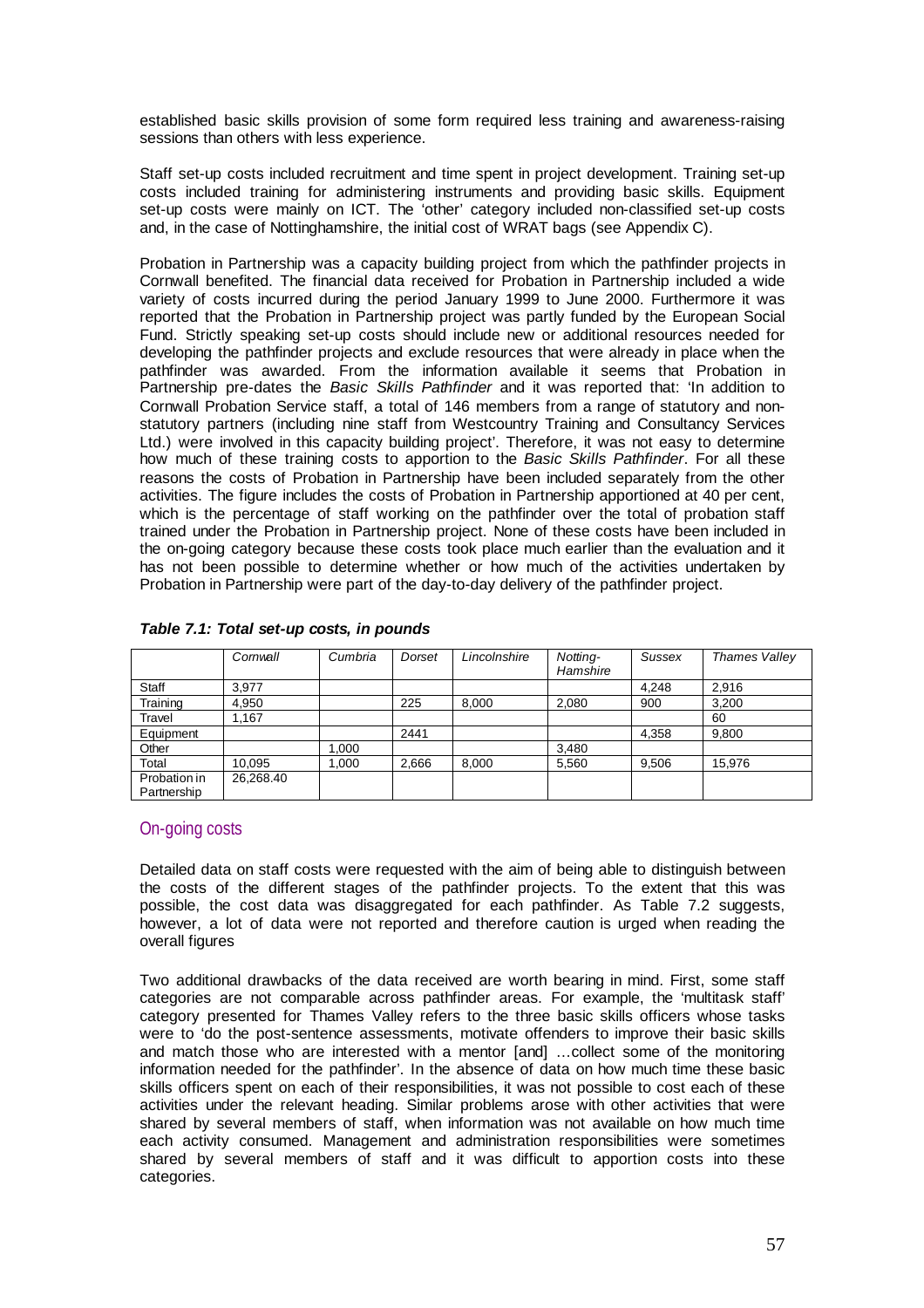established basic skills provision of some form required less training and awareness-raising sessions than others with less experience.

Staff set-up costs included recruitment and time spent in project development. Training set-up costs included training for administering instruments and providing basic skills. Equipment set-up costs were mainly on ICT. The 'other' category included non-classified set-up costs and, in the case of Nottinghamshire, the initial cost of WRAT bags (see Appendix C).

Probation in Partnership was a capacity building project from which the pathfinder projects in Cornwall benefited. The financial data received for Probation in Partnership included a wide variety of costs incurred during the period January 1999 to June 2000. Furthermore it was reported that the Probation in Partnership project was partly funded by the European Social Fund. Strictly speaking set-up costs should include new or additional resources needed for developing the pathfinder projects and exclude resources that were already in place when the pathfinder was awarded. From the information available it seems that Probation in Partnership pre-dates the *Basic Skills Pathfinder* and it was reported that: 'In addition to Cornwall Probation Service staff, a total of 146 members from a range of statutory and non-statutory partners (including nine staff from Westcountry Training and Consultancy Services Ltd.) were involved in this capacity building project'. Therefore, it was not easy to determine how much of these training costs to apportion to the *Basic Skills Pathfinder*. For all these reasons the costs of Probation in Partnership have been included separately from the other activities. The figure includes the costs of Probation in Partnership apportioned at 40 per cent, which is the percentage of staff working on the pathfinder over the total of probation staff trained under the Probation in Partnership project. None of these costs have been included in the on-going category because these costs took place much earlier than the evaluation and it has not been possible to determine whether or how much of the activities undertaken by Probation in Partnership were part of the day-to-day delivery of the pathfinder project.

***Table 7.1: Total set-up costs, in pounds***

| | *Cornwall* | *Cumbria* | *Dorset* | *Lincolnshire* | *Notting-Hamshire* | *Sussex* | *Thames Valley* |
|---|---|---|---|---|---|---|---|
| Staff | 3,977 | | | | | 4,248 | 2,916 |
| Training | 4,950 | | 225 | 8,000 | 2,080 | 900 | 3,200 |
| Travel | 1,167 | | | | | | 60 |
| Equipment | | | 2441 | | | 4,358 | 9,800 |
| Other | | 1,000 | | | 3,480 | | |
| Total | 10,095 | 1,000 | 2,666 | 8,000 | 5,560 | 9,506 | 15,976 |
| Probation in Partnership | 26,268.40 | | | | | | |

## On-going costs

Detailed data on staff costs were requested with the aim of being able to distinguish between the costs of the different stages of the pathfinder projects. To the extent that this was possible, the cost data was disaggregated for each pathfinder. As Table 7.2 suggests, however, a lot of data were not reported and therefore caution is urged when reading the overall figures

Two additional drawbacks of the data received are worth bearing in mind. First, some staff categories are not comparable across pathfinder areas. For example, the 'multitask staff' category presented for Thames Valley refers to the three basic skills officers whose tasks were to 'do the post-sentence assessments, motivate offenders to improve their basic skills and match those who are interested with a mentor [and] …collect some of the monitoring information needed for the pathfinder'. In the absence of data on how much time these basic skills officers spent on each of their responsibilities, it was not possible to cost each of these activities under the relevant heading. Similar problems arose with other activities that were shared by several members of staff, when information was not available on how much time each activity consumed. Management and administration responsibilities were sometimes shared by several members of staff and it was difficult to apportion costs into these categories.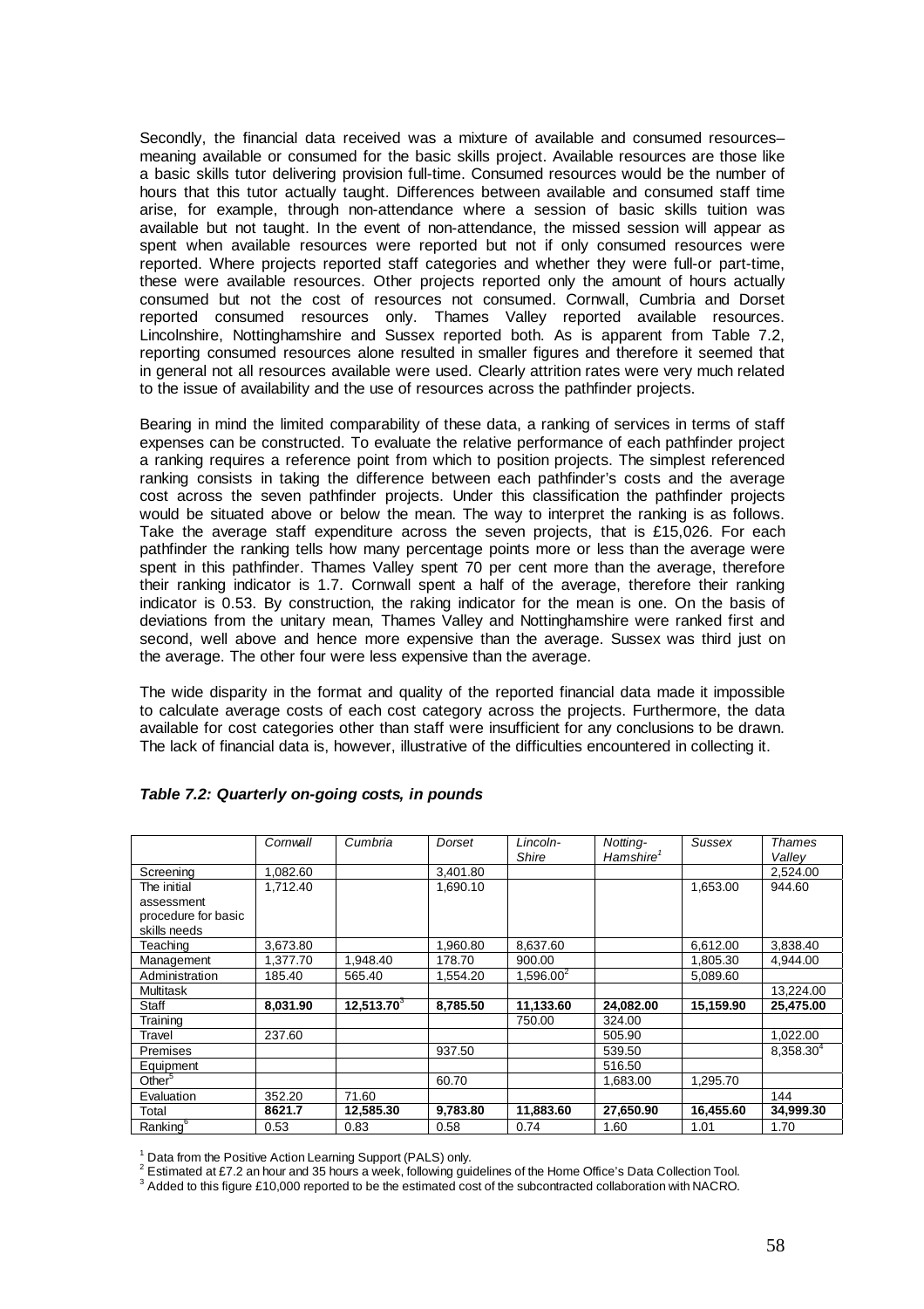Secondly, the financial data received was a mixture of available and consumed resources– meaning available or consumed for the basic skills project. Available resources are those like a basic skills tutor delivering provision full-time. Consumed resources would be the number of hours that this tutor actually taught. Differences between available and consumed staff time arise, for example, through non-attendance where a session of basic skills tuition was available but not taught. In the event of non-attendance, the missed session will appear as spent when available resources were reported but not if only consumed resources were reported. Where projects reported staff categories and whether they were full-or part-time, these were available resources. Other projects reported only the amount of hours actually consumed but not the cost of resources not consumed. Cornwall, Cumbria and Dorset reported consumed resources only. Thames Valley reported available resources. Lincolnshire, Nottinghamshire and Sussex reported both. As is apparent from Table 7.2, reporting consumed resources alone resulted in smaller figures and therefore it seemed that in general not all resources available were used. Clearly attrition rates were very much related to the issue of availability and the use of resources across the pathfinder projects.

Bearing in mind the limited comparability of these data, a ranking of services in terms of staff expenses can be constructed. To evaluate the relative performance of each pathfinder project a ranking requires a reference point from which to position projects. The simplest referenced ranking consists in taking the difference between each pathfinder's costs and the average cost across the seven pathfinder projects. Under this classification the pathfinder projects would be situated above or below the mean. The way to interpret the ranking is as follows. Take the average staff expenditure across the seven projects, that is £15,026. For each pathfinder the ranking tells how many percentage points more or less than the average were spent in this pathfinder. Thames Valley spent 70 per cent more than the average, therefore their ranking indicator is 1.7. Cornwall spent a half of the average, therefore their ranking indicator is 0.53. By construction, the raking indicator for the mean is one. On the basis of deviations from the unitary mean, Thames Valley and Nottinghamshire were ranked first and second, well above and hence more expensive than the average. Sussex was third just on the average. The other four were less expensive than the average.

The wide disparity in the format and quality of the reported financial data made it impossible to calculate average costs of each cost category across the projects. Furthermore, the data available for cost categories other than staff were insufficient for any conclusions to be drawn. The lack of financial data is, however, illustrative of the difficulties encountered in collecting it.

***Table 7.2: Quarterly on-going costs, in pounds***

| | *Cornwall* | *Cumbria* | *Dorset* | *Lincoln-Shire* | *Notting-Hamshire*[1] | *Sussex* | *Thames Valley* |
|---|---|---|---|---|---|---|---|
| Screening | 1,082.60 | | 3,401.80 | | | | 2,524.00 |
| The initial assessment procedure for basic skills needs | 1,712.40 | | 1,690.10 | | | 1,653.00 | 944.60 |
| Teaching | 3,673.80 | 1,948.40 | 1,960.80 | 8,637.60 | | 6,612.00 | 3,838.40 |
| Management | 1,377.70 | 1,948.40 | 178.70 | 900.00 | | 1,805.30 | 4,944.00 |
| Administration | 185.40 | 565.40 | 1,554.20 | 1,596.00[2] | | 5,089.60 | |
| Multitask | | | | | | | 13,224.00 |
| Staff | **8,031.90** | **12,513.70**[3] | **8,785.50** | **11,133.60** | **24,082.00** | **15,159.90** | **25,475.00** |
| Training | | | | 750.00 | 324.00 | | |
| Travel | 237.60 | | | | 505.90 | | 1,022.00 |
| Premises | | | 937.50 | | 539.50 | | 8,358.30[4] |
| Equipment | | | | | 516.50 | | |
| Other[5] | | | 60.70 | | 1,683.00 | 1,295.70 | |
| Evaluation | 352.20 | 71.60 | | | | | 144 |
| Total | **8621.7** | **12,585.30** | **9,783.80** | **11,883.60** | **27,650.90** | **16,455.60** | **34,999.30** |
| Ranking[6] | 0.53 | 0.83 | 0.58 | 0.74 | 1.60 | 1.01 | 1.70 |

[1] Data from the Positive Action Learning Support (PALS) only.
[2] Estimated at £7.2 an hour and 35 hours a week, following guidelines of the Home Office's Data Collection Tool.
[3] Added to this figure £10,000 reported to be the estimated cost of the subcontracted collaboration with NACRO.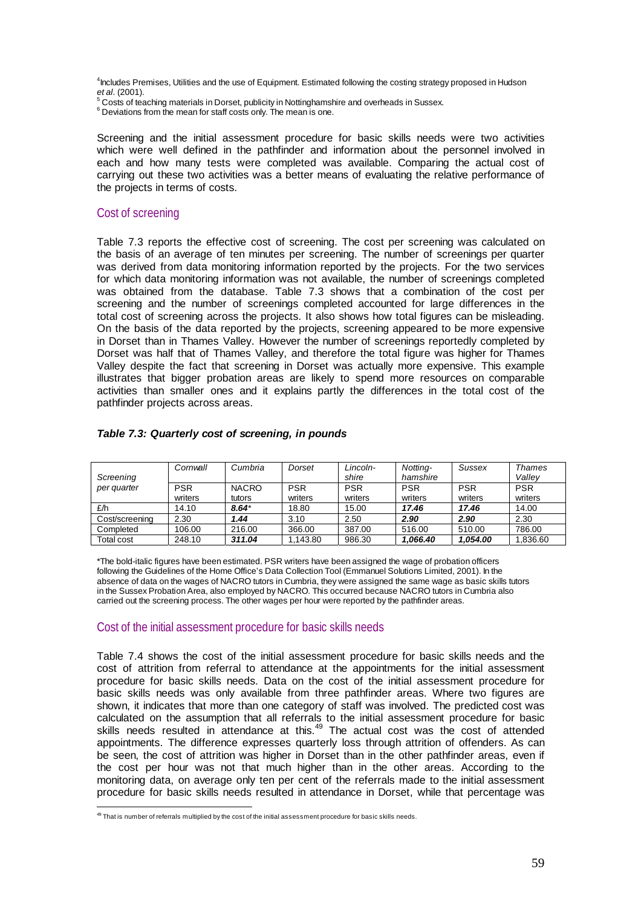[4]Includes Premises, Utilities and the use of Equipment. Estimated following the costing strategy proposed in Hudson *et al*. (2001).
[5] Costs of teaching materials in Dorset, publicity in Nottinghamshire and overheads in Sussex.
[6] Deviations from the mean for staff costs only. The mean is one.

Screening and the initial assessment procedure for basic skills needs were two activities which were well defined in the pathfinder and information about the personnel involved in each and how many tests were completed was available. Comparing the actual cost of carrying out these two activities was a better means of evaluating the relative performance of the projects in terms of costs.

## Cost of screening

Table 7.3 reports the effective cost of screening. The cost per screening was calculated on the basis of an average of ten minutes per screening. The number of screenings per quarter was derived from data monitoring information reported by the projects. For the two services for which data monitoring information was not available, the number of screenings completed was obtained from the database. Table 7.3 shows that a combination of the cost per screening and the number of screenings completed accounted for large differences in the total cost of screening across the projects. It also shows how total figures can be misleading. On the basis of the data reported by the projects, screening appeared to be more expensive in Dorset than in Thames Valley. However the number of screenings reportedly completed by Dorset was half that of Thames Valley, and therefore the total figure was higher for Thames Valley despite the fact that screening in Dorset was actually more expensive. This example illustrates that bigger probation areas are likely to spend more resources on comparable activities than smaller ones and it explains partly the differences in the total cost of the pathfinder projects across areas.

***Table 7.3: Quarterly cost of screening, in pounds***

| Screening per quarter | *Cornwall* | *Cumbria* | *Dorset* | *Lincoln-shire* | *Notting-hamshire* | *Sussex* | *Thames Valley* |
|---|---|---|---|---|---|---|---|
| | PSR writers | NACRO tutors | PSR writers | PSR writers | PSR writers | PSR writers | PSR writers |
| £/h | 14.10 | ***8.64**** | 18.80 | 15.00 | ***17.46*** | ***17.46*** | 14.00 |
| Cost/screening | 2.30 | ***1.44*** | 3.10 | 2.50 | ***2.90*** | ***2.90*** | 2.30 |
| Completed | 106.00 | 216.00 | 366.00 | 387.00 | 516.00 | 510.00 | 786.00 |
| Total cost | 248.10 | ***311.04*** | 1,143.80 | 986.30 | ***1,066.40*** | ***1,054.00*** | 1,836.60 |

*The bold-italic figures have been estimated. PSR writers have been assigned the wage of probation officers following the Guidelines of the Home Office's Data Collection Tool (Emmanuel Solutions Limited, 2001). In the absence of data on the wages of NACRO tutors in Cumbria, they were assigned the same wage as basic skills tutors in the Sussex Probation Area, also employed by NACRO. This occurred because NACRO tutors in Cumbria also carried out the screening process. The other wages per hour were reported by the pathfinder areas.

## Cost of the initial assessment procedure for basic skills needs

Table 7.4 shows the cost of the initial assessment procedure for basic skills needs and the cost of attrition from referral to attendance at the appointments for the initial assessment procedure for basic skills needs. Data on the cost of the initial assessment procedure for basic skills needs was only available from three pathfinder areas. Where two figures are shown, it indicates that more than one category of staff was involved. The predicted cost was calculated on the assumption that all referrals to the initial assessment procedure for basic skills needs resulted in attendance at this.[49] The actual cost was the cost of attended appointments. The difference expresses quarterly loss through attrition of offenders. As can be seen, the cost of attrition was higher in Dorset than in the other pathfinder areas, even if the cost per hour was not that much higher than in the other areas. According to the monitoring data, on average only ten per cent of the referrals made to the initial assessment procedure for basic skills needs resulted in attendance in Dorset, while that percentage was

[49] That is number of referrals multiplied by the cost of the initial assessment procedure for basic skills needs.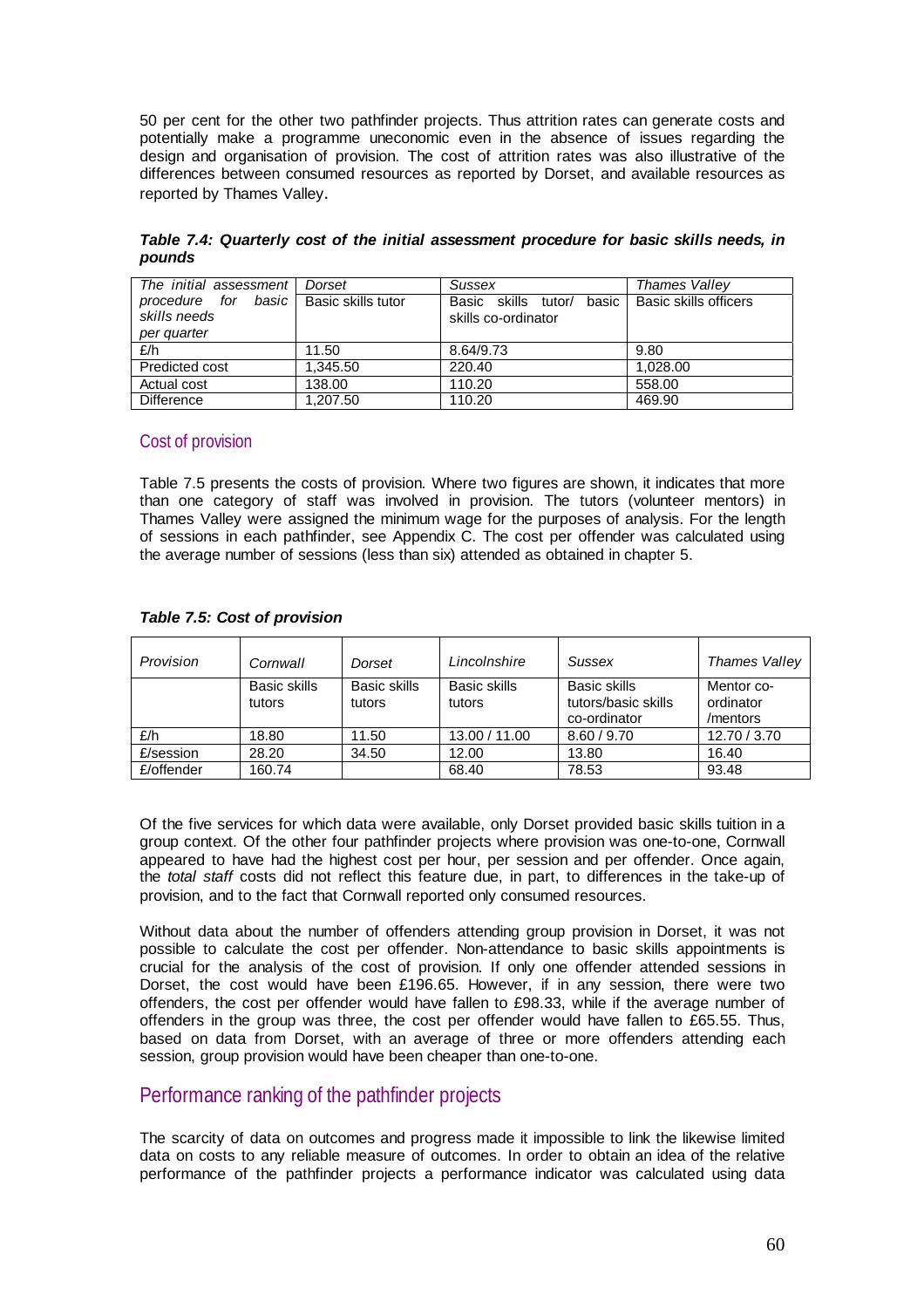50 per cent for the other two pathfinder projects. Thus attrition rates can generate costs and potentially make a programme uneconomic even in the absence of issues regarding the design and organisation of provision. The cost of attrition rates was also illustrative of the differences between consumed resources as reported by Dorset, and available resources as reported by Thames Valley.

***Table 7.4: Quarterly cost of the initial assessment procedure for basic skills needs, in pounds***

| *The initial assessment procedure for basic skills needs per quarter* | *Dorset* | *Sussex* | *Thames Valley* |
|---|---|---|---|
| | Basic skills tutor | Basic skills tutor/ basic skills co-ordinator | Basic skills officers |
| £/h | 11.50 | 8.64/9.73 | 9.80 |
| Predicted cost | 1,345.50 | 220.40 | 1,028.00 |
| Actual cost | 138.00 | 110.20 | 558.00 |
| Difference | 1,207.50 | 110.20 | 469.90 |

## Cost of provision

Table 7.5 presents the costs of provision. Where two figures are shown, it indicates that more than one category of staff was involved in provision. The tutors (volunteer mentors) in Thames Valley were assigned the minimum wage for the purposes of analysis. For the length of sessions in each pathfinder, see Appendix C. The cost per offender was calculated using the average number of sessions (less than six) attended as obtained in chapter 5.

***Table 7.5: Cost of provision***

| *Provision* | *Cornwall* | *Dorset* | *Lincolnshire* | *Sussex* | *Thames Valley* |
|---|---|---|---|---|---|
| | Basic skills tutors | Basic skills tutors | Basic skills tutors | Basic skills tutors/basic skills co-ordinator | Mentor co-ordinator /mentors |
| £/h | 18.80 | 11.50 | 13.00 / 11.00 | 8.60 / 9.70 | 12.70 / 3.70 |
| £/session | 28.20 | 34.50 | 12.00 | 13.80 | 16.40 |
| £/offender | 160.74 | | 68.40 | 78.53 | 93.48 |

Of the five services for which data were available, only Dorset provided basic skills tuition in a group context. Of the other four pathfinder projects where provision was one-to-one, Cornwall appeared to have had the highest cost per hour, per session and per offender. Once again, the *total staff* costs did not reflect this feature due, in part, to differences in the take-up of provision, and to the fact that Cornwall reported only consumed resources.

Without data about the number of offenders attending group provision in Dorset, it was not possible to calculate the cost per offender. Non-attendance to basic skills appointments is crucial for the analysis of the cost of provision. If only one offender attended sessions in Dorset, the cost would have been £196.65. However, if in any session, there were two offenders, the cost per offender would have fallen to £98.33, while if the average number of offenders in the group was three, the cost per offender would have fallen to £65.55. Thus, based on data from Dorset, with an average of three or more offenders attending each session, group provision would have been cheaper than one-to-one.

## Performance ranking of the pathfinder projects

The scarcity of data on outcomes and progress made it impossible to link the likewise limited data on costs to any reliable measure of outcomes. In order to obtain an idea of the relative performance of the pathfinder projects a performance indicator was calculated using data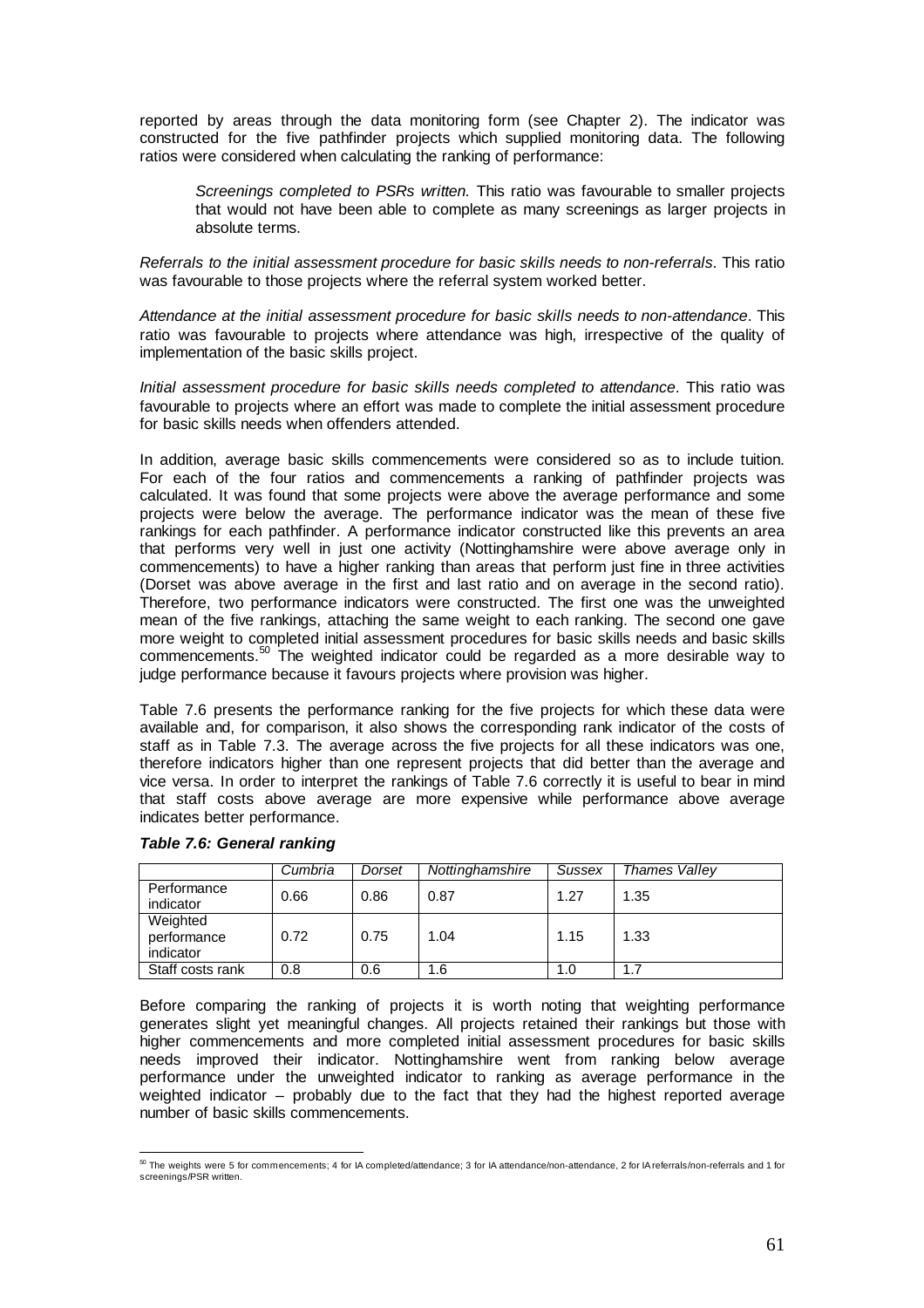reported by areas through the data monitoring form (see Chapter 2). The indicator was constructed for the five pathfinder projects which supplied monitoring data. The following ratios were considered when calculating the ranking of performance:

> *Screenings completed to PSRs written.* This ratio was favourable to smaller projects that would not have been able to complete as many screenings as larger projects in absolute terms.

*Referrals to the initial assessment procedure for basic skills needs to non-referrals*. This ratio was favourable to those projects where the referral system worked better.

*Attendance at the initial assessment procedure for basic skills needs to non-attendance*. This ratio was favourable to projects where attendance was high, irrespective of the quality of implementation of the basic skills project.

*Initial assessment procedure for basic skills needs completed to attendance*. This ratio was favourable to projects where an effort was made to complete the initial assessment procedure for basic skills needs when offenders attended.

In addition, average basic skills commencements were considered so as to include tuition. For each of the four ratios and commencements a ranking of pathfinder projects was calculated. It was found that some projects were above the average performance and some projects were below the average. The performance indicator was the mean of these five rankings for each pathfinder. A performance indicator constructed like this prevents an area that performs very well in just one activity (Nottinghamshire were above average only in commencements) to have a higher ranking than areas that perform just fine in three activities (Dorset was above average in the first and last ratio and on average in the second ratio). Therefore, two performance indicators were constructed. The first one was the unweighted mean of the five rankings, attaching the same weight to each ranking. The second one gave more weight to completed initial assessment procedures for basic skills needs and basic skills commencements.[50] The weighted indicator could be regarded as a more desirable way to judge performance because it favours projects where provision was higher.

Table 7.6 presents the performance ranking for the five projects for which these data were available and, for comparison, it also shows the corresponding rank indicator of the costs of staff as in Table 7.3. The average across the five projects for all these indicators was one, therefore indicators higher than one represent projects that did better than the average and vice versa. In order to interpret the rankings of Table 7.6 correctly it is useful to bear in mind that staff costs above average are more expensive while performance above average indicates better performance.

***Table 7.6: General ranking***

| | *Cumbria* | *Dorset* | *Nottinghamshire* | *Sussex* | *Thames Valley* |
|---|---|---|---|---|---|
| Performance indicator | 0.66 | 0.86 | 0.87 | 1.27 | 1.35 |
| Weighted performance indicator | 0.72 | 0.75 | 1.04 | 1.15 | 1.33 |
| Staff costs rank | 0.8 | 0.6 | 1.6 | 1.0 | 1.7 |

Before comparing the ranking of projects it is worth noting that weighting performance generates slight yet meaningful changes. All projects retained their rankings but those with higher commencements and more completed initial assessment procedures for basic skills needs improved their indicator. Nottinghamshire went from ranking below average performance under the unweighted indicator to ranking as average performance in the weighted indicator – probably due to the fact that they had the highest reported average number of basic skills commencements.

[50] The weights were 5 for commencements; 4 for IA completed/attendance; 3 for IA attendance/non-attendance, 2 for IA referrals/non-referrals and 1 for screenings/PSR written.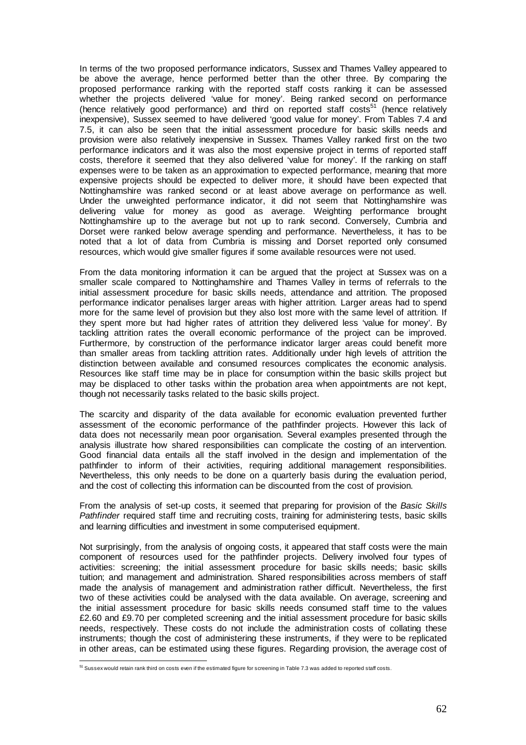In terms of the two proposed performance indicators, Sussex and Thames Valley appeared to be above the average, hence performed better than the other three. By comparing the proposed performance ranking with the reported staff costs ranking it can be assessed whether the projects delivered 'value for money'. Being ranked second on performance (hence relatively good performance) and third on reported staff costs[51] (hence relatively inexpensive), Sussex seemed to have delivered 'good value for money'. From Tables 7.4 and 7.5, it can also be seen that the initial assessment procedure for basic skills needs and provision were also relatively inexpensive in Sussex. Thames Valley ranked first on the two performance indicators and it was also the most expensive project in terms of reported staff costs, therefore it seemed that they also delivered 'value for money'. If the ranking on staff expenses were to be taken as an approximation to expected performance, meaning that more expensive projects should be expected to deliver more, it should have been expected that Nottinghamshire was ranked second or at least above average on performance as well. Under the unweighted performance indicator, it did not seem that Nottinghamshire was delivering value for money as good as average. Weighting performance brought Nottinghamshire up to the average but not up to rank second. Conversely, Cumbria and Dorset were ranked below average spending and performance. Nevertheless, it has to be noted that a lot of data from Cumbria is missing and Dorset reported only consumed resources, which would give smaller figures if some available resources were not used.

From the data monitoring information it can be argued that the project at Sussex was on a smaller scale compared to Nottinghamshire and Thames Valley in terms of referrals to the initial assessment procedure for basic skills needs, attendance and attrition. The proposed performance indicator penalises larger areas with higher attrition. Larger areas had to spend more for the same level of provision but they also lost more with the same level of attrition. If they spent more but had higher rates of attrition they delivered less 'value for money'. By tackling attrition rates the overall economic performance of the project can be improved. Furthermore, by construction of the performance indicator larger areas could benefit more than smaller areas from tackling attrition rates. Additionally under high levels of attrition the distinction between available and consumed resources complicates the economic analysis. Resources like staff time may be in place for consumption within the basic skills project but may be displaced to other tasks within the probation area when appointments are not kept, though not necessarily tasks related to the basic skills project.

The scarcity and disparity of the data available for economic evaluation prevented further assessment of the economic performance of the pathfinder projects. However this lack of data does not necessarily mean poor organisation. Several examples presented through the analysis illustrate how shared responsibilities can complicate the costing of an intervention. Good financial data entails all the staff involved in the design and implementation of the pathfinder to inform of their activities, requiring additional management responsibilities. Nevertheless, this only needs to be done on a quarterly basis during the evaluation period, and the cost of collecting this information can be discounted from the cost of provision.

From the analysis of set-up costs, it seemed that preparing for provision of the *Basic Skills Pathfinder* required staff time and recruiting costs, training for administering tests, basic skills and learning difficulties and investment in some computerised equipment.

Not surprisingly, from the analysis of ongoing costs, it appeared that staff costs were the main component of resources used for the pathfinder projects. Delivery involved four types of activities: screening; the initial assessment procedure for basic skills needs; basic skills tuition; and management and administration. Shared responsibilities across members of staff made the analysis of management and administration rather difficult. Nevertheless, the first two of these activities could be analysed with the data available. On average, screening and the initial assessment procedure for basic skills needs consumed staff time to the values £2.60 and £9.70 per completed screening and the initial assessment procedure for basic skills needs, respectively. These costs do not include the administration costs of collating these instruments; though the cost of administering these instruments, if they were to be replicated in other areas, can be estimated using these figures. Regarding provision, the average cost of

[51] Sussex would retain rank third on costs even if the estimated figure for screening in Table 7.3 was added to reported staff costs.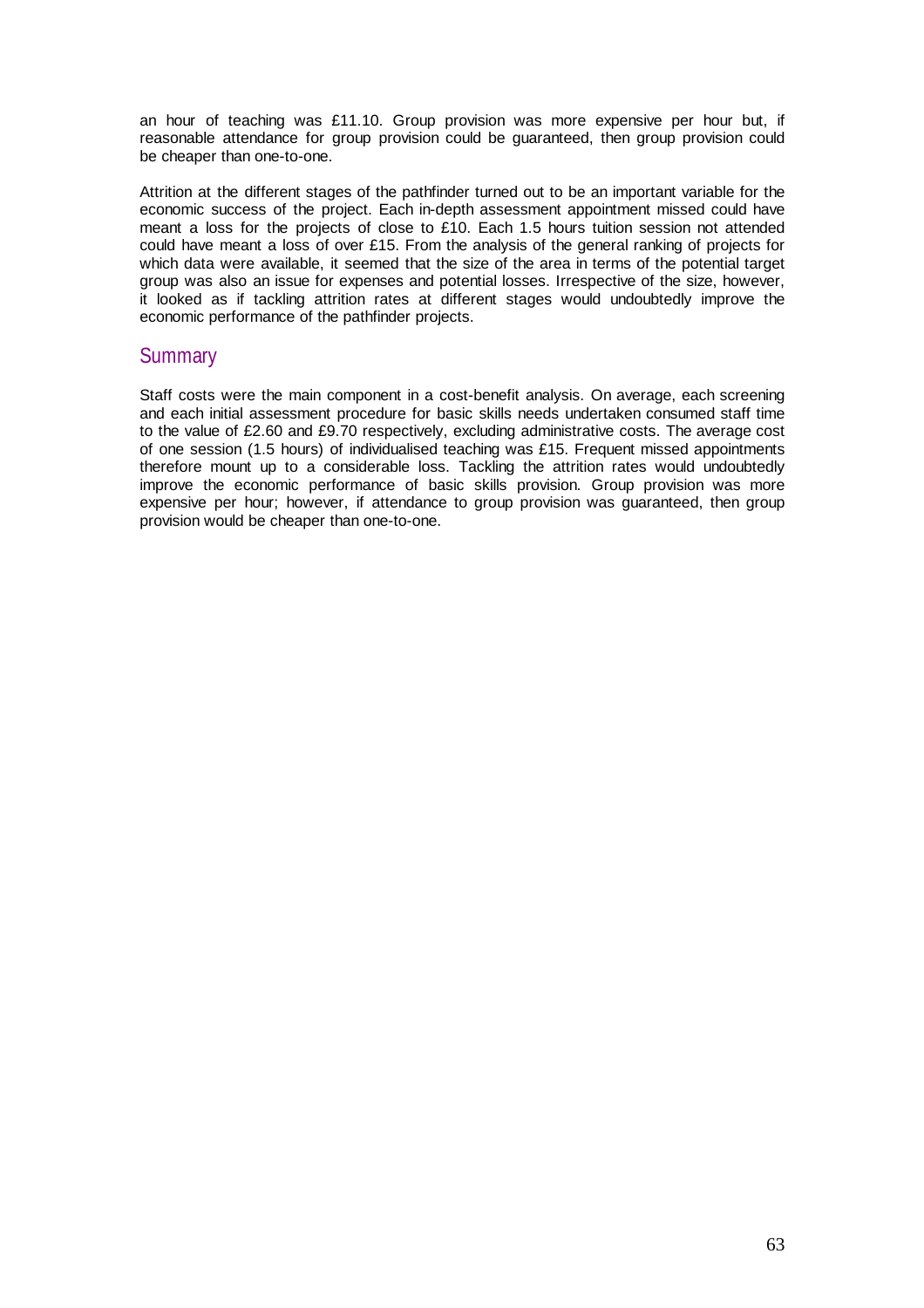an hour of teaching was £11.10. Group provision was more expensive per hour but, if reasonable attendance for group provision could be guaranteed, then group provision could be cheaper than one-to-one.

Attrition at the different stages of the pathfinder turned out to be an important variable for the economic success of the project. Each in-depth assessment appointment missed could have meant a loss for the projects of close to £10. Each 1.5 hours tuition session not attended could have meant a loss of over £15. From the analysis of the general ranking of projects for which data were available, it seemed that the size of the area in terms of the potential target group was also an issue for expenses and potential losses. Irrespective of the size, however, it looked as if tackling attrition rates at different stages would undoubtedly improve the economic performance of the pathfinder projects.

## Summary

Staff costs were the main component in a cost-benefit analysis. On average, each screening and each initial assessment procedure for basic skills needs undertaken consumed staff time to the value of £2.60 and £9.70 respectively, excluding administrative costs. The average cost of one session (1.5 hours) of individualised teaching was £15. Frequent missed appointments therefore mount up to a considerable loss. Tackling the attrition rates would undoubtedly improve the economic performance of basic skills provision. Group provision was more expensive per hour; however, if attendance to group provision was guaranteed, then group provision would be cheaper than one-to-one.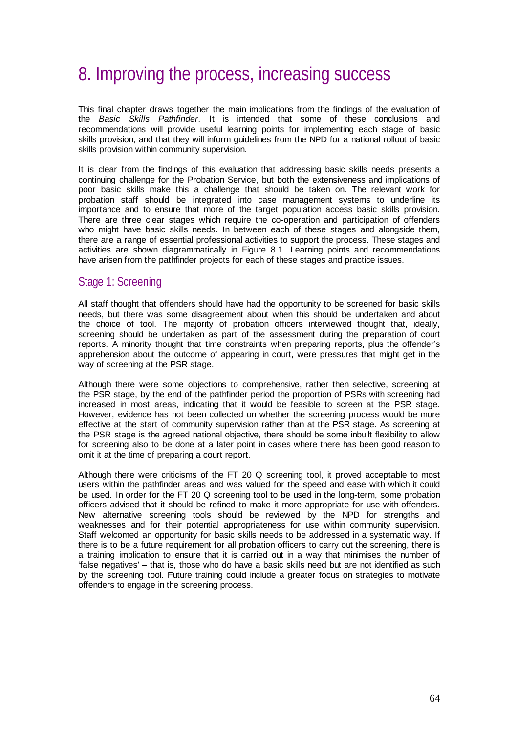# 8. Improving the process, increasing success

This final chapter draws together the main implications from the findings of the evaluation of the *Basic Skills Pathfinder*. It is intended that some of these conclusions and recommendations will provide useful learning points for implementing each stage of basic skills provision, and that they will inform guidelines from the NPD for a national rollout of basic skills provision within community supervision.

It is clear from the findings of this evaluation that addressing basic skills needs presents a continuing challenge for the Probation Service, but both the extensiveness and implications of poor basic skills make this a challenge that should be taken on. The relevant work for probation staff should be integrated into case management systems to underline its importance and to ensure that more of the target population access basic skills provision. There are three clear stages which require the co-operation and participation of offenders who might have basic skills needs. In between each of these stages and alongside them, there are a range of essential professional activities to support the process. These stages and activities are shown diagrammatically in Figure 8.1. Learning points and recommendations have arisen from the pathfinder projects for each of these stages and practice issues.

## Stage 1: Screening

All staff thought that offenders should have had the opportunity to be screened for basic skills needs, but there was some disagreement about when this should be undertaken and about the choice of tool. The majority of probation officers interviewed thought that, ideally, screening should be undertaken as part of the assessment during the preparation of court reports. A minority thought that time constraints when preparing reports, plus the offender's apprehension about the outcome of appearing in court, were pressures that might get in the way of screening at the PSR stage.

Although there were some objections to comprehensive, rather then selective, screening at the PSR stage, by the end of the pathfinder period the proportion of PSRs with screening had increased in most areas, indicating that it would be feasible to screen at the PSR stage. However, evidence has not been collected on whether the screening process would be more effective at the start of community supervision rather than at the PSR stage. As screening at the PSR stage is the agreed national objective, there should be some inbuilt flexibility to allow for screening also to be done at a later point in cases where there has been good reason to omit it at the time of preparing a court report.

Although there were criticisms of the FT 20 Q screening tool, it proved acceptable to most users within the pathfinder areas and was valued for the speed and ease with which it could be used. In order for the FT 20 Q screening tool to be used in the long-term, some probation officers advised that it should be refined to make it more appropriate for use with offenders. New alternative screening tools should be reviewed by the NPD for strengths and weaknesses and for their potential appropriateness for use within community supervision. Staff welcomed an opportunity for basic skills needs to be addressed in a systematic way. If there is to be a future requirement for all probation officers to carry out the screening, there is a training implication to ensure that it is carried out in a way that minimises the number of 'false negatives' – that is, those who do have a basic skills need but are not identified as such by the screening tool. Future training could include a greater focus on strategies to motivate offenders to engage in the screening process.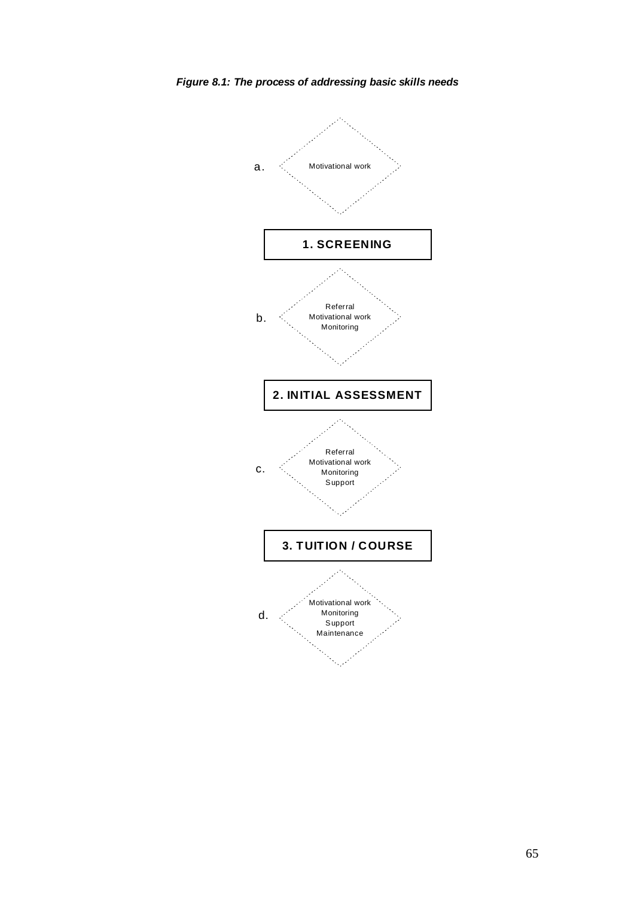***Figure 8.1: The process of addressing basic skills needs***

a. Motivational work

**1. SCREENING**

b. Referral
Motivational work
Monitoring

**2. INITIAL ASSESSMENT**

c. Referral
Motivational work
Monitoring
Support

**3. TUITION / COURSE**

d. Motivational work
Monitoring
Support
Maintenance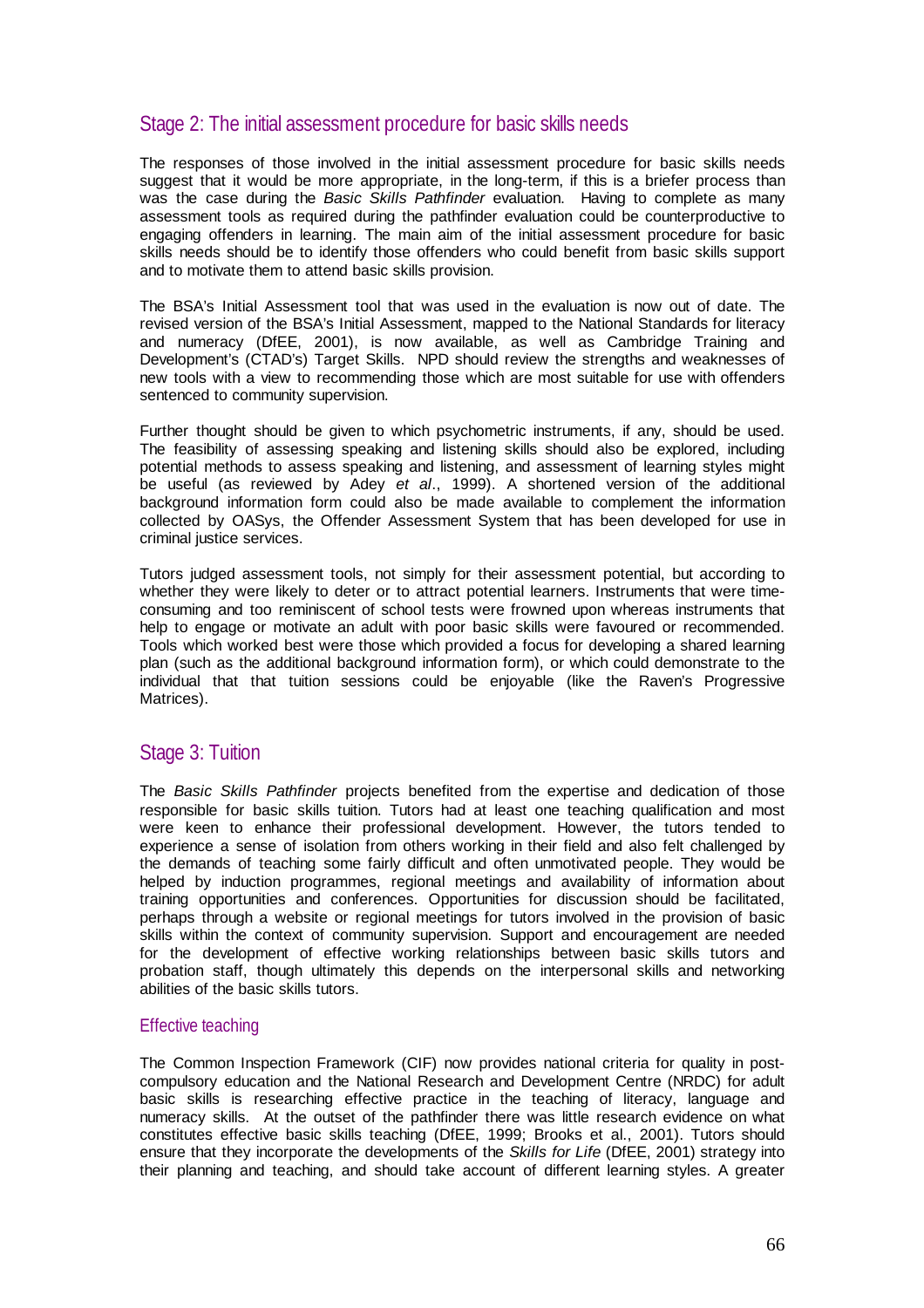## Stage 2: The initial assessment procedure for basic skills needs

The responses of those involved in the initial assessment procedure for basic skills needs suggest that it would be more appropriate, in the long-term, if this is a briefer process than was the case during the *Basic Skills Pathfinder* evaluation. Having to complete as many assessment tools as required during the pathfinder evaluation could be counterproductive to engaging offenders in learning. The main aim of the initial assessment procedure for basic skills needs should be to identify those offenders who could benefit from basic skills support and to motivate them to attend basic skills provision.

The BSA's Initial Assessment tool that was used in the evaluation is now out of date. The revised version of the BSA's Initial Assessment, mapped to the National Standards for literacy and numeracy (DfEE, 2001), is now available, as well as Cambridge Training and Development's (CTAD's) Target Skills. NPD should review the strengths and weaknesses of new tools with a view to recommending those which are most suitable for use with offenders sentenced to community supervision.

Further thought should be given to which psychometric instruments, if any, should be used. The feasibility of assessing speaking and listening skills should also be explored, including potential methods to assess speaking and listening, and assessment of learning styles might be useful (as reviewed by Adey *et al*., 1999). A shortened version of the additional background information form could also be made available to complement the information collected by OASys, the Offender Assessment System that has been developed for use in criminal justice services.

Tutors judged assessment tools, not simply for their assessment potential, but according to whether they were likely to deter or to attract potential learners. Instruments that were time-consuming and too reminiscent of school tests were frowned upon whereas instruments that help to engage or motivate an adult with poor basic skills were favoured or recommended. Tools which worked best were those which provided a focus for developing a shared learning plan (such as the additional background information form), or which could demonstrate to the individual that that tuition sessions could be enjoyable (like the Raven's Progressive Matrices).

## Stage 3: Tuition

The *Basic Skills Pathfinder* projects benefited from the expertise and dedication of those responsible for basic skills tuition. Tutors had at least one teaching qualification and most were keen to enhance their professional development. However, the tutors tended to experience a sense of isolation from others working in their field and also felt challenged by the demands of teaching some fairly difficult and often unmotivated people. They would be helped by induction programmes, regional meetings and availability of information about training opportunities and conferences. Opportunities for discussion should be facilitated, perhaps through a website or regional meetings for tutors involved in the provision of basic skills within the context of community supervision. Support and encouragement are needed for the development of effective working relationships between basic skills tutors and probation staff, though ultimately this depends on the interpersonal skills and networking abilities of the basic skills tutors.

### Effective teaching

The Common Inspection Framework (CIF) now provides national criteria for quality in post-compulsory education and the National Research and Development Centre (NRDC) for adult basic skills is researching effective practice in the teaching of literacy, language and numeracy skills. At the outset of the pathfinder there was little research evidence on what constitutes effective basic skills teaching (DfEE, 1999; Brooks et al., 2001). Tutors should ensure that they incorporate the developments of the *Skills for Life* (DfEE, 2001) strategy into their planning and teaching, and should take account of different learning styles. A greater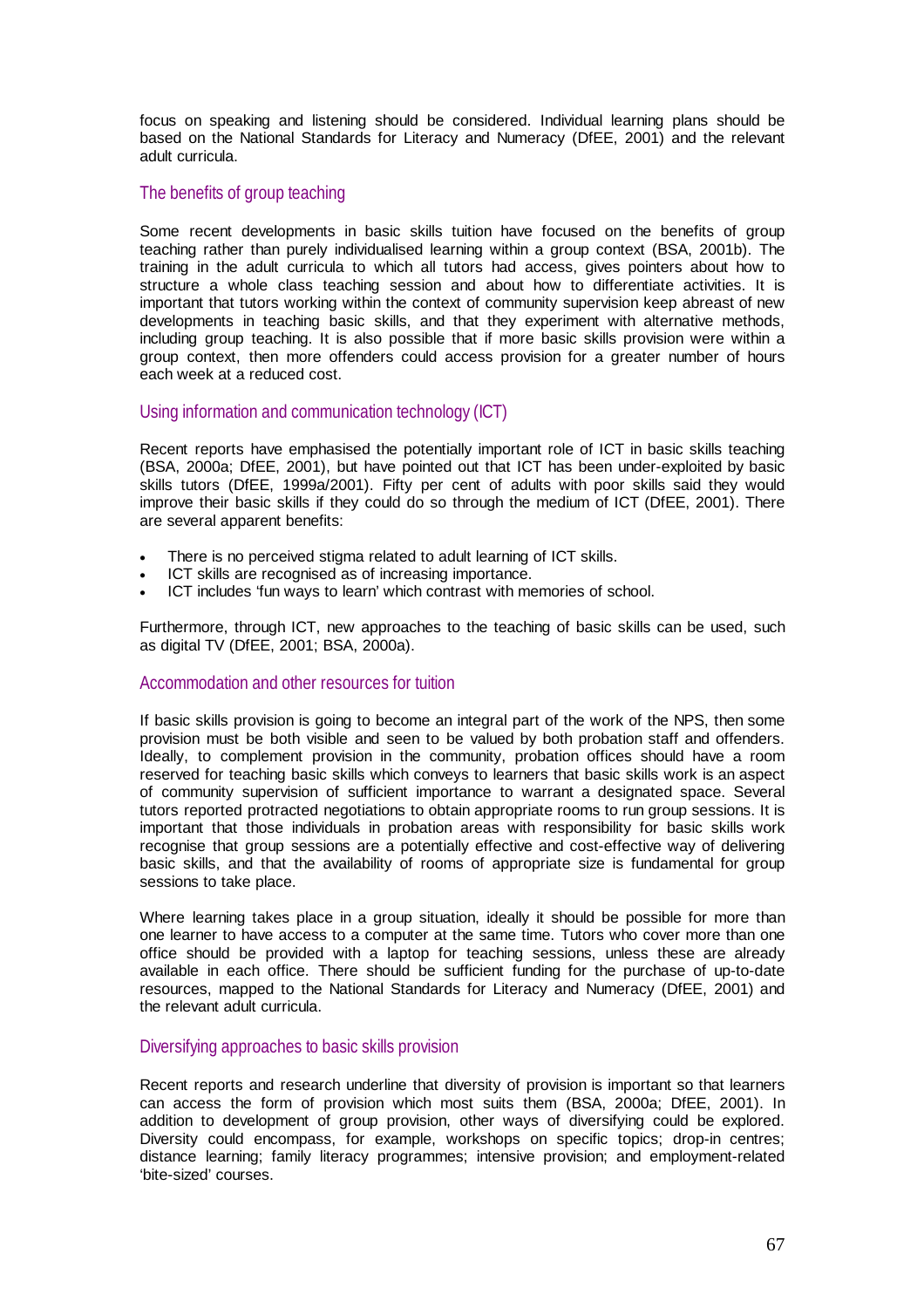focus on speaking and listening should be considered. Individual learning plans should be based on the National Standards for Literacy and Numeracy (DfEE, 2001) and the relevant adult curricula.

### The benefits of group teaching

Some recent developments in basic skills tuition have focused on the benefits of group teaching rather than purely individualised learning within a group context (BSA, 2001b). The training in the adult curricula to which all tutors had access, gives pointers about how to structure a whole class teaching session and about how to differentiate activities. It is important that tutors working within the context of community supervision keep abreast of new developments in teaching basic skills, and that they experiment with alternative methods, including group teaching. It is also possible that if more basic skills provision were within a group context, then more offenders could access provision for a greater number of hours each week at a reduced cost.

### Using information and communication technology (ICT)

Recent reports have emphasised the potentially important role of ICT in basic skills teaching (BSA, 2000a; DfEE, 2001), but have pointed out that ICT has been under-exploited by basic skills tutors (DfEE, 1999a/2001). Fifty per cent of adults with poor skills said they would improve their basic skills if they could do so through the medium of ICT (DfEE, 2001). There are several apparent benefits:

- There is no perceived stigma related to adult learning of ICT skills.
- ICT skills are recognised as of increasing importance.
- ICT includes 'fun ways to learn' which contrast with memories of school.

Furthermore, through ICT, new approaches to the teaching of basic skills can be used, such as digital TV (DfEE, 2001; BSA, 2000a).

### Accommodation and other resources for tuition

If basic skills provision is going to become an integral part of the work of the NPS, then some provision must be both visible and seen to be valued by both probation staff and offenders. Ideally, to complement provision in the community, probation offices should have a room reserved for teaching basic skills which conveys to learners that basic skills work is an aspect of community supervision of sufficient importance to warrant a designated space. Several tutors reported protracted negotiations to obtain appropriate rooms to run group sessions. It is important that those individuals in probation areas with responsibility for basic skills work recognise that group sessions are a potentially effective and cost-effective way of delivering basic skills, and that the availability of rooms of appropriate size is fundamental for group sessions to take place.

Where learning takes place in a group situation, ideally it should be possible for more than one learner to have access to a computer at the same time. Tutors who cover more than one office should be provided with a laptop for teaching sessions, unless these are already available in each office. There should be sufficient funding for the purchase of up-to-date resources, mapped to the National Standards for Literacy and Numeracy (DfEE, 2001) and the relevant adult curricula.

### Diversifying approaches to basic skills provision

Recent reports and research underline that diversity of provision is important so that learners can access the form of provision which most suits them (BSA, 2000a; DfEE, 2001). In addition to development of group provision, other ways of diversifying could be explored. Diversity could encompass, for example, workshops on specific topics; drop-in centres; distance learning; family literacy programmes; intensive provision; and employment-related 'bite-sized' courses.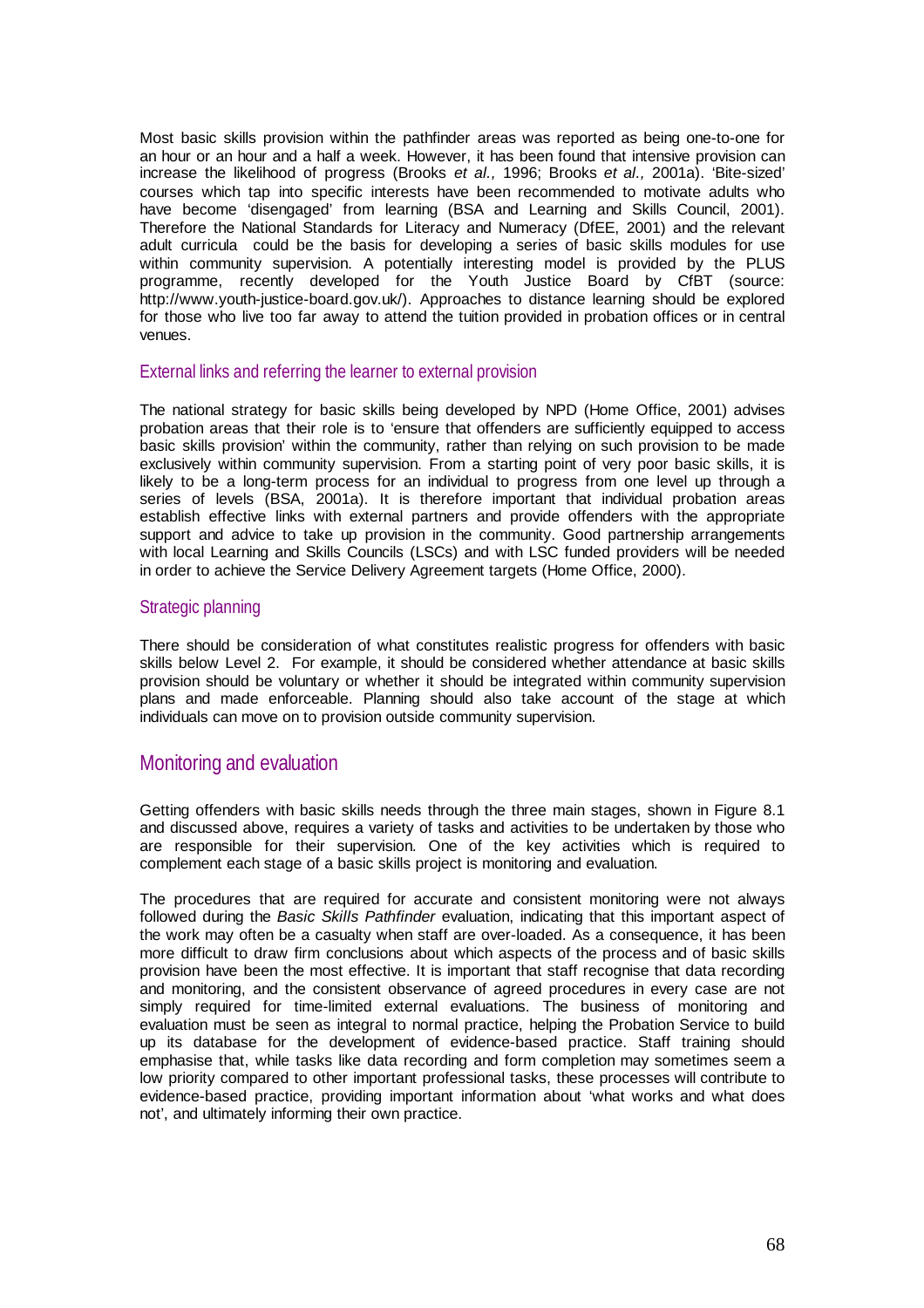Most basic skills provision within the pathfinder areas was reported as being one-to-one for an hour or an hour and a half a week. However, it has been found that intensive provision can increase the likelihood of progress (Brooks *et al.,* 1996; Brooks *et al.,* 2001a). 'Bite-sized' courses which tap into specific interests have been recommended to motivate adults who have become 'disengaged' from learning (BSA and Learning and Skills Council, 2001). Therefore the National Standards for Literacy and Numeracy (DfEE, 2001) and the relevant adult curricula could be the basis for developing a series of basic skills modules for use within community supervision. A potentially interesting model is provided by the PLUS programme, recently developed for the Youth Justice Board by CfBT (source: http://www.youth-justice-board.gov.uk/). Approaches to distance learning should be explored for those who live too far away to attend the tuition provided in probation offices or in central venues.

### External links and referring the learner to external provision

The national strategy for basic skills being developed by NPD (Home Office, 2001) advises probation areas that their role is to 'ensure that offenders are sufficiently equipped to access basic skills provision' within the community, rather than relying on such provision to be made exclusively within community supervision. From a starting point of very poor basic skills, it is likely to be a long-term process for an individual to progress from one level up through a series of levels (BSA, 2001a). It is therefore important that individual probation areas establish effective links with external partners and provide offenders with the appropriate support and advice to take up provision in the community. Good partnership arrangements with local Learning and Skills Councils (LSCs) and with LSC funded providers will be needed in order to achieve the Service Delivery Agreement targets (Home Office, 2000).

### Strategic planning

There should be consideration of what constitutes realistic progress for offenders with basic skills below Level 2. For example, it should be considered whether attendance at basic skills provision should be voluntary or whether it should be integrated within community supervision plans and made enforceable. Planning should also take account of the stage at which individuals can move on to provision outside community supervision.

## Monitoring and evaluation

Getting offenders with basic skills needs through the three main stages, shown in Figure 8.1 and discussed above, requires a variety of tasks and activities to be undertaken by those who are responsible for their supervision. One of the key activities which is required to complement each stage of a basic skills project is monitoring and evaluation.

The procedures that are required for accurate and consistent monitoring were not always followed during the *Basic Skills Pathfinder* evaluation, indicating that this important aspect of the work may often be a casualty when staff are over-loaded. As a consequence, it has been more difficult to draw firm conclusions about which aspects of the process and of basic skills provision have been the most effective. It is important that staff recognise that data recording and monitoring, and the consistent observance of agreed procedures in every case are not simply required for time-limited external evaluations. The business of monitoring and evaluation must be seen as integral to normal practice, helping the Probation Service to build up its database for the development of evidence-based practice. Staff training should emphasise that, while tasks like data recording and form completion may sometimes seem a low priority compared to other important professional tasks, these processes will contribute to evidence-based practice, providing important information about 'what works and what does not', and ultimately informing their own practice.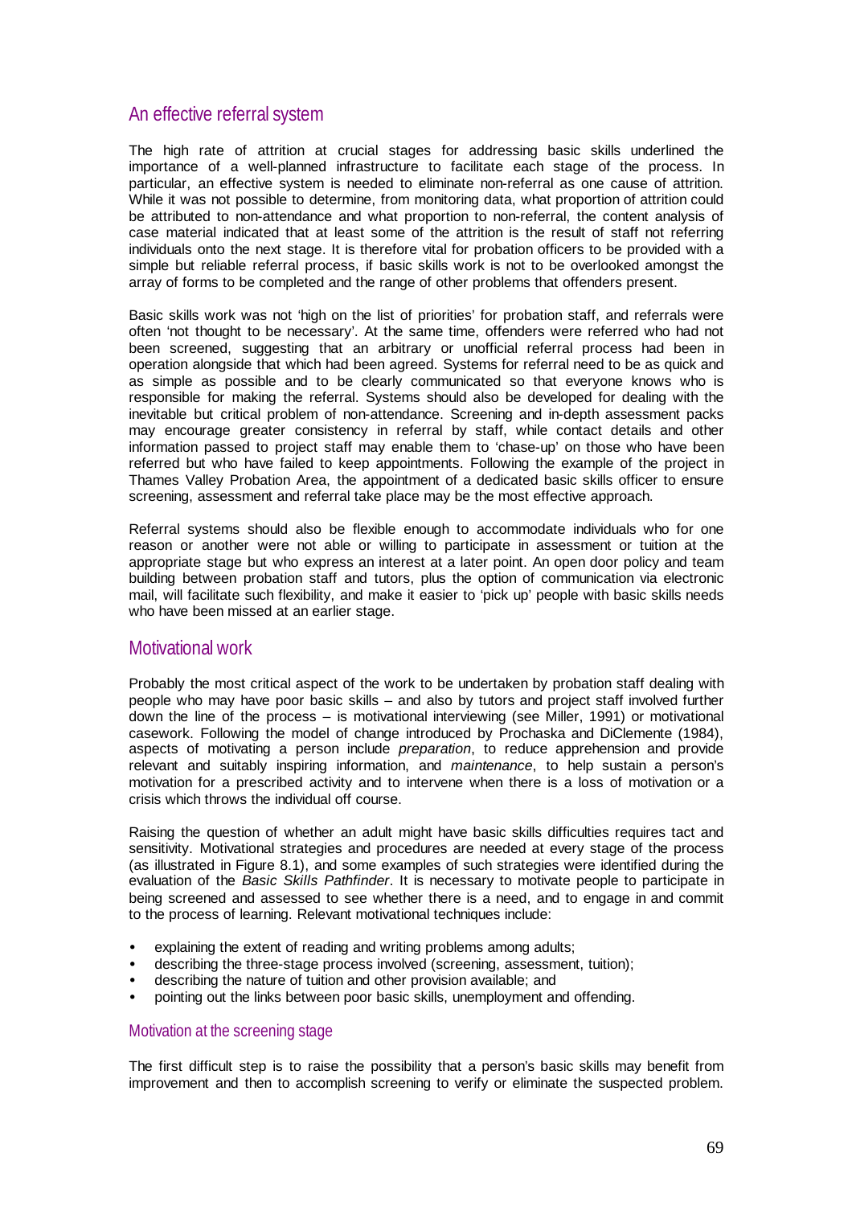## An effective referral system

The high rate of attrition at crucial stages for addressing basic skills underlined the importance of a well-planned infrastructure to facilitate each stage of the process. In particular, an effective system is needed to eliminate non-referral as one cause of attrition. While it was not possible to determine, from monitoring data, what proportion of attrition could be attributed to non-attendance and what proportion to non-referral, the content analysis of case material indicated that at least some of the attrition is the result of staff not referring individuals onto the next stage. It is therefore vital for probation officers to be provided with a simple but reliable referral process, if basic skills work is not to be overlooked amongst the array of forms to be completed and the range of other problems that offenders present.

Basic skills work was not 'high on the list of priorities' for probation staff, and referrals were often 'not thought to be necessary'. At the same time, offenders were referred who had not been screened, suggesting that an arbitrary or unofficial referral process had been in operation alongside that which had been agreed. Systems for referral need to be as quick and as simple as possible and to be clearly communicated so that everyone knows who is responsible for making the referral. Systems should also be developed for dealing with the inevitable but critical problem of non-attendance. Screening and in-depth assessment packs may encourage greater consistency in referral by staff, while contact details and other information passed to project staff may enable them to 'chase-up' on those who have been referred but who have failed to keep appointments. Following the example of the project in Thames Valley Probation Area, the appointment of a dedicated basic skills officer to ensure screening, assessment and referral take place may be the most effective approach.

Referral systems should also be flexible enough to accommodate individuals who for one reason or another were not able or willing to participate in assessment or tuition at the appropriate stage but who express an interest at a later point. An open door policy and team building between probation staff and tutors, plus the option of communication via electronic mail, will facilitate such flexibility, and make it easier to 'pick up' people with basic skills needs who have been missed at an earlier stage.

## Motivational work

Probably the most critical aspect of the work to be undertaken by probation staff dealing with people who may have poor basic skills – and also by tutors and project staff involved further down the line of the process – is motivational interviewing (see Miller, 1991) or motivational casework. Following the model of change introduced by Prochaska and DiClemente (1984), aspects of motivating a person include *preparation*, to reduce apprehension and provide relevant and suitably inspiring information, and *maintenance*, to help sustain a person's motivation for a prescribed activity and to intervene when there is a loss of motivation or a crisis which throws the individual off course.

Raising the question of whether an adult might have basic skills difficulties requires tact and sensitivity. Motivational strategies and procedures are needed at every stage of the process (as illustrated in Figure 8.1), and some examples of such strategies were identified during the evaluation of the *Basic Skills Pathfinder*. It is necessary to motivate people to participate in being screened and assessed to see whether there is a need, and to engage in and commit to the process of learning. Relevant motivational techniques include:

- explaining the extent of reading and writing problems among adults;
- describing the three-stage process involved (screening, assessment, tuition);
- describing the nature of tuition and other provision available; and
- pointing out the links between poor basic skills, unemployment and offending.

### Motivation at the screening stage

The first difficult step is to raise the possibility that a person's basic skills may benefit from improvement and then to accomplish screening to verify or eliminate the suspected problem.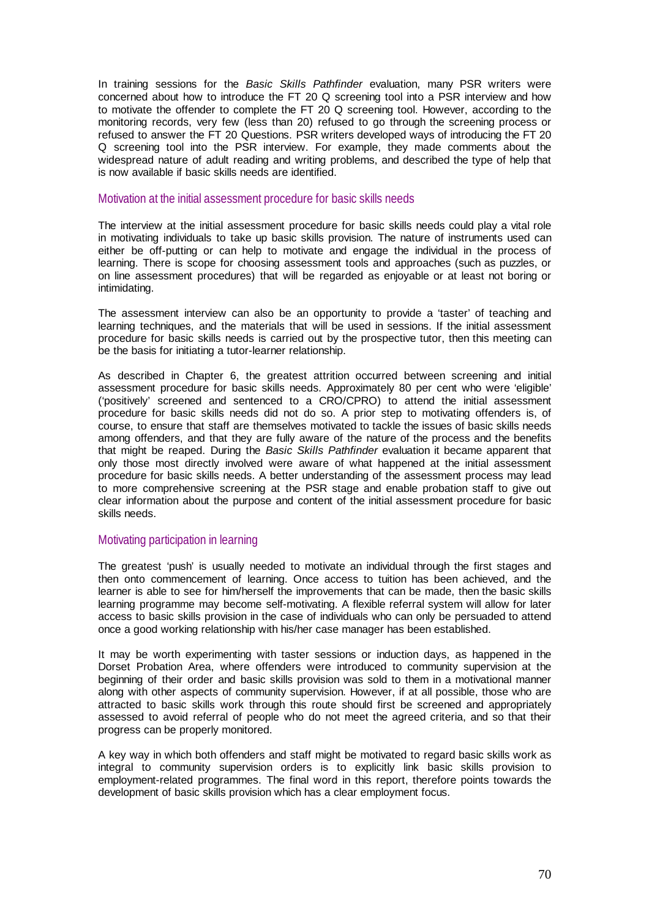In training sessions for the *Basic Skills Pathfinder* evaluation, many PSR writers were concerned about how to introduce the FT 20 Q screening tool into a PSR interview and how to motivate the offender to complete the FT 20 Q screening tool. However, according to the monitoring records, very few (less than 20) refused to go through the screening process or refused to answer the FT 20 Questions. PSR writers developed ways of introducing the FT 20 Q screening tool into the PSR interview. For example, they made comments about the widespread nature of adult reading and writing problems, and described the type of help that is now available if basic skills needs are identified.

### Motivation at the initial assessment procedure for basic skills needs

The interview at the initial assessment procedure for basic skills needs could play a vital role in motivating individuals to take up basic skills provision. The nature of instruments used can either be off-putting or can help to motivate and engage the individual in the process of learning. There is scope for choosing assessment tools and approaches (such as puzzles, or on line assessment procedures) that will be regarded as enjoyable or at least not boring or intimidating.

The assessment interview can also be an opportunity to provide a 'taster' of teaching and learning techniques, and the materials that will be used in sessions. If the initial assessment procedure for basic skills needs is carried out by the prospective tutor, then this meeting can be the basis for initiating a tutor-learner relationship.

As described in Chapter 6, the greatest attrition occurred between screening and initial assessment procedure for basic skills needs. Approximately 80 per cent who were 'eligible' ('positively' screened and sentenced to a CRO/CPRO) to attend the initial assessment procedure for basic skills needs did not do so. A prior step to motivating offenders is, of course, to ensure that staff are themselves motivated to tackle the issues of basic skills needs among offenders, and that they are fully aware of the nature of the process and the benefits that might be reaped. During the *Basic Skills Pathfinder* evaluation it became apparent that only those most directly involved were aware of what happened at the initial assessment procedure for basic skills needs. A better understanding of the assessment process may lead to more comprehensive screening at the PSR stage and enable probation staff to give out clear information about the purpose and content of the initial assessment procedure for basic skills needs.

### Motivating participation in learning

The greatest 'push' is usually needed to motivate an individual through the first stages and then onto commencement of learning. Once access to tuition has been achieved, and the learner is able to see for him/herself the improvements that can be made, then the basic skills learning programme may become self-motivating. A flexible referral system will allow for later access to basic skills provision in the case of individuals who can only be persuaded to attend once a good working relationship with his/her case manager has been established.

It may be worth experimenting with taster sessions or induction days, as happened in the Dorset Probation Area, where offenders were introduced to community supervision at the beginning of their order and basic skills provision was sold to them in a motivational manner along with other aspects of community supervision. However, if at all possible, those who are attracted to basic skills work through this route should first be screened and appropriately assessed to avoid referral of people who do not meet the agreed criteria, and so that their progress can be properly monitored.

A key way in which both offenders and staff might be motivated to regard basic skills work as integral to community supervision orders is to explicitly link basic skills provision to employment-related programmes. The final word in this report, therefore points towards the development of basic skills provision which has a clear employment focus.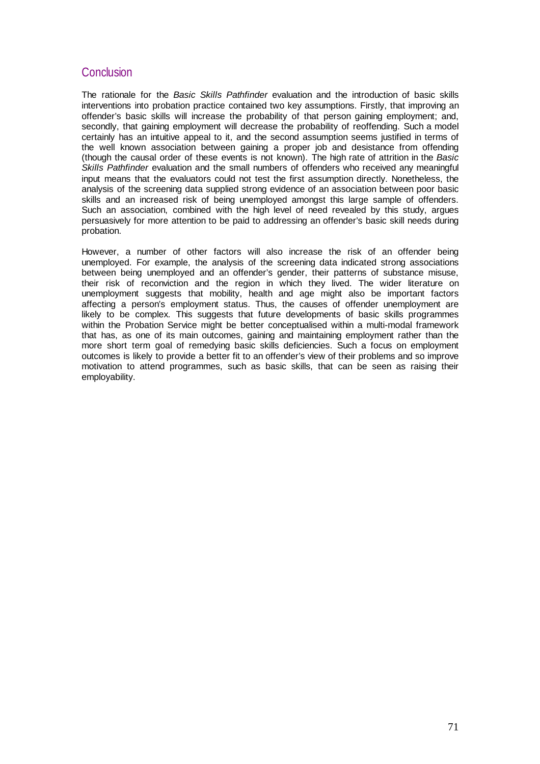## Conclusion

The rationale for the *Basic Skills Pathfinder* evaluation and the introduction of basic skills interventions into probation practice contained two key assumptions. Firstly, that improving an offender's basic skills will increase the probability of that person gaining employment; and, secondly, that gaining employment will decrease the probability of reoffending. Such a model certainly has an intuitive appeal to it, and the second assumption seems justified in terms of the well known association between gaining a proper job and desistance from offending (though the causal order of these events is not known). The high rate of attrition in the *Basic Skills Pathfinder* evaluation and the small numbers of offenders who received any meaningful input means that the evaluators could not test the first assumption directly. Nonetheless, the analysis of the screening data supplied strong evidence of an association between poor basic skills and an increased risk of being unemployed amongst this large sample of offenders. Such an association, combined with the high level of need revealed by this study, argues persuasively for more attention to be paid to addressing an offender's basic skill needs during probation.

However, a number of other factors will also increase the risk of an offender being unemployed. For example, the analysis of the screening data indicated strong associations between being unemployed and an offender's gender, their patterns of substance misuse, their risk of reconviction and the region in which they lived. The wider literature on unemployment suggests that mobility, health and age might also be important factors affecting a person's employment status. Thus, the causes of offender unemployment are likely to be complex. This suggests that future developments of basic skills programmes within the Probation Service might be better conceptualised within a multi-modal framework that has, as one of its main outcomes, gaining and maintaining employment rather than the more short term goal of remedying basic skills deficiencies. Such a focus on employment outcomes is likely to provide a better fit to an offender's view of their problems and so improve motivation to attend programmes, such as basic skills, that can be seen as raising their employability.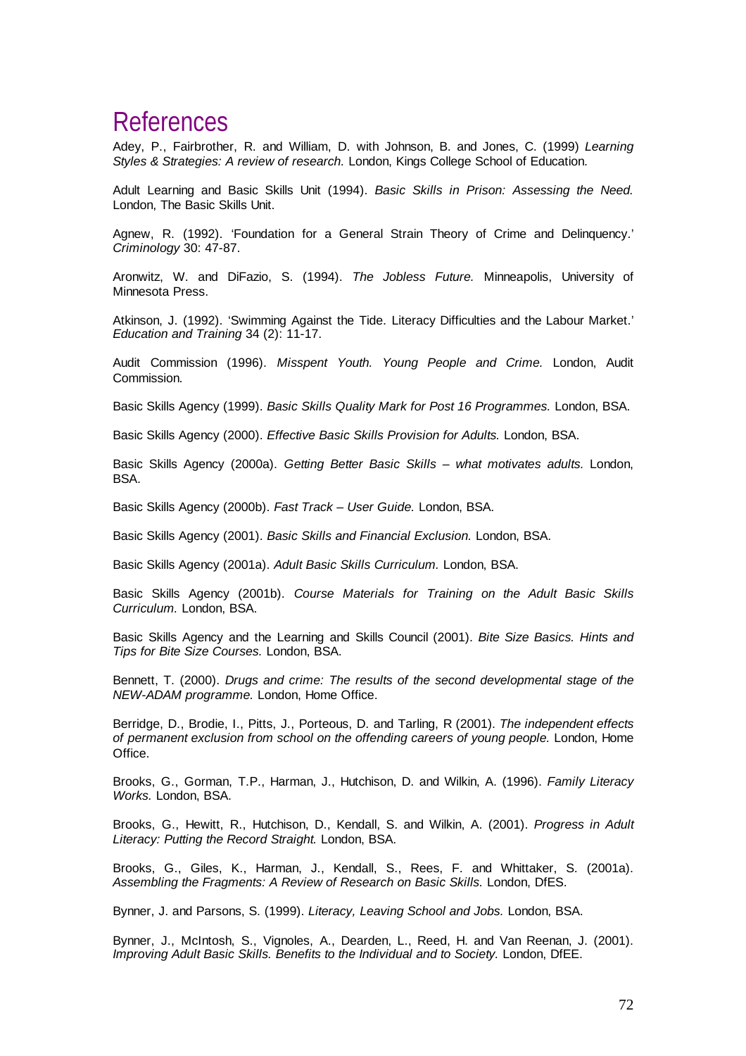# References

Adey, P., Fairbrother, R. and William, D. with Johnson, B. and Jones, C. (1999) *Learning Styles & Strategies: A review of research.* London, Kings College School of Education.

Adult Learning and Basic Skills Unit (1994). *Basic Skills in Prison: Assessing the Need.* London, The Basic Skills Unit.

Agnew, R. (1992). 'Foundation for a General Strain Theory of Crime and Delinquency.' *Criminology* 30: 47-87.

Aronwitz, W. and DiFazio, S. (1994). *The Jobless Future.* Minneapolis, University of Minnesota Press.

Atkinson, J. (1992). 'Swimming Against the Tide. Literacy Difficulties and the Labour Market.' *Education and Training* 34 (2): 11-17.

Audit Commission (1996). *Misspent Youth. Young People and Crime.* London, Audit Commission.

Basic Skills Agency (1999). *Basic Skills Quality Mark for Post 16 Programmes.* London, BSA.

Basic Skills Agency (2000). *Effective Basic Skills Provision for Adults.* London, BSA.

Basic Skills Agency (2000a). *Getting Better Basic Skills – what motivates adults.* London, BSA.

Basic Skills Agency (2000b). *Fast Track – User Guide.* London, BSA.

Basic Skills Agency (2001). *Basic Skills and Financial Exclusion.* London, BSA.

Basic Skills Agency (2001a). *Adult Basic Skills Curriculum.* London, BSA.

Basic Skills Agency (2001b). *Course Materials for Training on the Adult Basic Skills Curriculum.* London, BSA.

Basic Skills Agency and the Learning and Skills Council (2001). *Bite Size Basics. Hints and Tips for Bite Size Courses.* London, BSA.

Bennett, T. (2000). *Drugs and crime: The results of the second developmental stage of the NEW-ADAM programme.* London, Home Office.

Berridge, D., Brodie, I., Pitts, J., Porteous, D. and Tarling, R (2001). *The independent effects of permanent exclusion from school on the offending careers of young people.* London, Home Office.

Brooks, G., Gorman, T.P., Harman, J., Hutchison, D. and Wilkin, A. (1996). *Family Literacy Works.* London, BSA.

Brooks, G., Hewitt, R., Hutchison, D., Kendall, S. and Wilkin, A. (2001). *Progress in Adult Literacy: Putting the Record Straight.* London, BSA.

Brooks, G., Giles, K., Harman, J., Kendall, S., Rees, F. and Whittaker, S. (2001a). *Assembling the Fragments: A Review of Research on Basic Skills.* London, DfES.

Bynner, J. and Parsons, S. (1999). *Literacy, Leaving School and Jobs.* London, BSA.

Bynner, J., McIntosh, S., Vignoles, A., Dearden, L., Reed, H. and Van Reenan, J. (2001). *Improving Adult Basic Skills. Benefits to the Individual and to Society.* London, DfEE.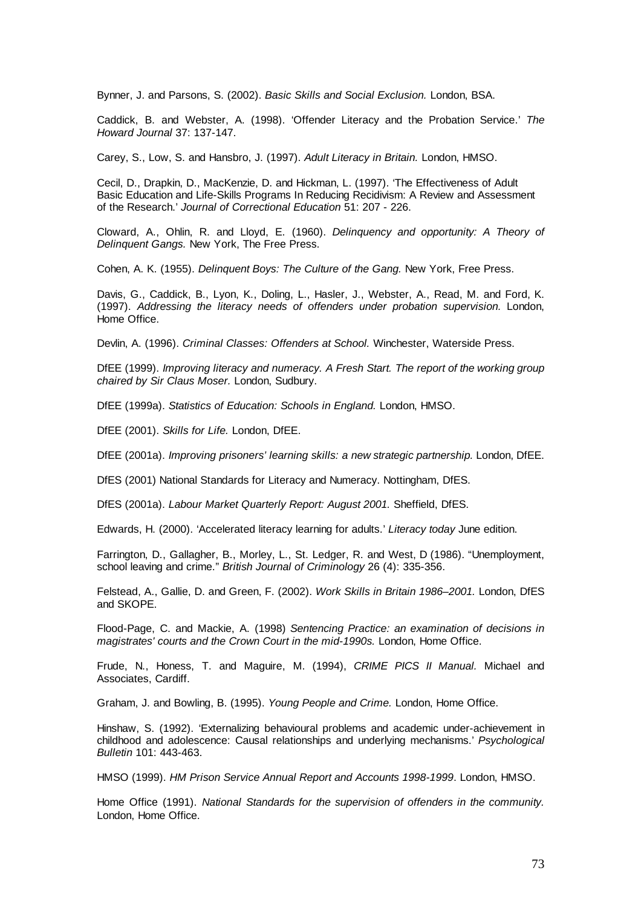Bynner, J. and Parsons, S. (2002). *Basic Skills and Social Exclusion.* London, BSA.

Caddick, B. and Webster, A. (1998). 'Offender Literacy and the Probation Service.' *The Howard Journal* 37: 137-147.

Carey, S., Low, S. and Hansbro, J. (1997). *Adult Literacy in Britain.* London, HMSO.

Cecil, D., Drapkin, D., MacKenzie, D. and Hickman, L. (1997). 'The Effectiveness of Adult Basic Education and Life-Skills Programs In Reducing Recidivism: A Review and Assessment of the Research.' *Journal of Correctional Education* 51: 207 - 226.

Cloward, A., Ohlin, R. and Lloyd, E. (1960). *Delinquency and opportunity: A Theory of Delinquent Gangs.* New York, The Free Press.

Cohen, A. K. (1955). *Delinquent Boys: The Culture of the Gang.* New York, Free Press.

Davis, G., Caddick, B., Lyon, K., Doling, L., Hasler, J., Webster, A., Read, M. and Ford, K. (1997). *Addressing the literacy needs of offenders under probation supervision.* London, Home Office.

Devlin, A. (1996). *Criminal Classes: Offenders at School.* Winchester, Waterside Press.

DfEE (1999). *Improving literacy and numeracy. A Fresh Start. The report of the working group chaired by Sir Claus Moser.* London, Sudbury.

DfEE (1999a). *Statistics of Education: Schools in England.* London, HMSO.

DfEE (2001). *Skills for Life.* London, DfEE.

DfEE (2001a). *Improving prisoners' learning skills: a new strategic partnership.* London, DfEE.

DfES (2001) National Standards for Literacy and Numeracy. Nottingham, DfES.

DfES (2001a). *Labour Market Quarterly Report: August 2001.* Sheffield, DfES.

Edwards, H. (2000). 'Accelerated literacy learning for adults.' *Literacy today* June edition.

Farrington, D., Gallagher, B., Morley, L., St. Ledger, R. and West, D (1986). "Unemployment, school leaving and crime." *British Journal of Criminology* 26 (4): 335-356.

Felstead, A., Gallie, D. and Green, F. (2002). *Work Skills in Britain 1986–2001.* London, DfES and SKOPE.

Flood-Page, C. and Mackie, A. (1998) *Sentencing Practice: an examination of decisions in magistrates' courts and the Crown Court in the mid-1990s.* London, Home Office.

Frude, N., Honess, T. and Maguire, M. (1994), *CRIME PICS II Manual.* Michael and Associates, Cardiff.

Graham, J. and Bowling, B. (1995). *Young People and Crime.* London, Home Office.

Hinshaw, S. (1992). 'Externalizing behavioural problems and academic under-achievement in childhood and adolescence: Causal relationships and underlying mechanisms.' *Psychological Bulletin* 101: 443-463.

HMSO (1999). *HM Prison Service Annual Report and Accounts 1998-1999*. London, HMSO.

Home Office (1991). *National Standards for the supervision of offenders in the community.* London, Home Office.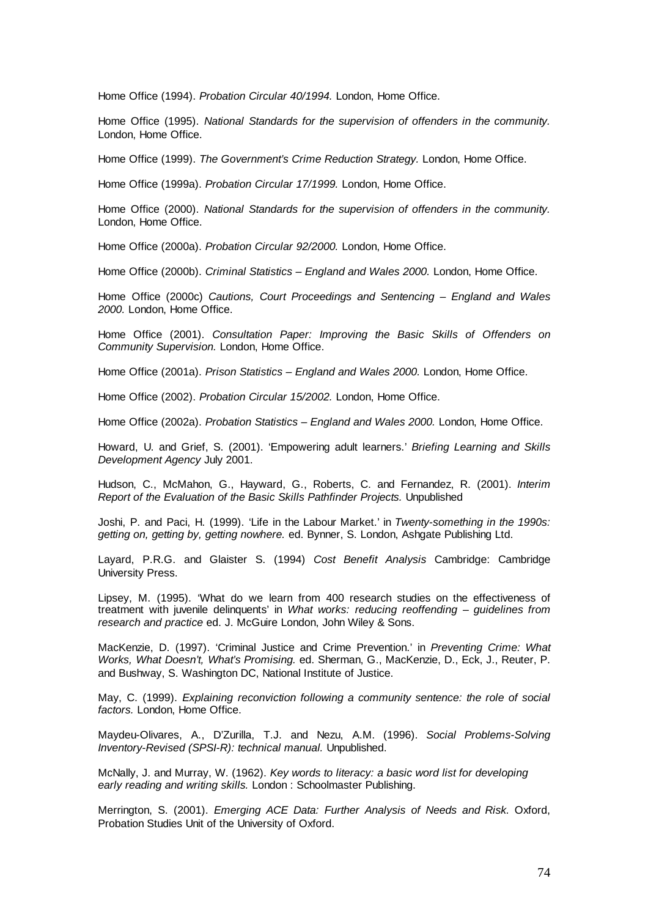Home Office (1994). *Probation Circular 40/1994.* London, Home Office.

Home Office (1995). *National Standards for the supervision of offenders in the community.* London, Home Office.

Home Office (1999). *The Government's Crime Reduction Strategy.* London, Home Office.

Home Office (1999a). *Probation Circular 17/1999.* London, Home Office.

Home Office (2000). *National Standards for the supervision of offenders in the community.* London, Home Office.

Home Office (2000a). *Probation Circular 92/2000.* London, Home Office.

Home Office (2000b). *Criminal Statistics – England and Wales 2000.* London, Home Office.

Home Office (2000c) *Cautions, Court Proceedings and Sentencing – England and Wales 2000.* London, Home Office.

Home Office (2001). *Consultation Paper: Improving the Basic Skills of Offenders on Community Supervision.* London, Home Office.

Home Office (2001a). *Prison Statistics – England and Wales 2000.* London, Home Office.

Home Office (2002). *Probation Circular 15/2002.* London, Home Office.

Home Office (2002a). *Probation Statistics – England and Wales 2000.* London, Home Office.

Howard, U. and Grief, S. (2001). 'Empowering adult learners.' *Briefing Learning and Skills Development Agency* July 2001.

Hudson, C., McMahon, G., Hayward, G., Roberts, C. and Fernandez, R. (2001). *Interim Report of the Evaluation of the Basic Skills Pathfinder Projects.* Unpublished

Joshi, P. and Paci, H. (1999). 'Life in the Labour Market.' in *Twenty-something in the 1990s: getting on, getting by, getting nowhere.* ed. Bynner, S. London, Ashgate Publishing Ltd.

Layard, P.R.G. and Glaister S. (1994) *Cost Benefit Analysis* Cambridge: Cambridge University Press.

Lipsey, M. (1995). 'What do we learn from 400 research studies on the effectiveness of treatment with juvenile delinquents' in *What works: reducing reoffending – guidelines from research and practice* ed. J. McGuire London, John Wiley & Sons.

MacKenzie, D. (1997). 'Criminal Justice and Crime Prevention.' in *Preventing Crime: What Works, What Doesn't, What's Promising.* ed. Sherman, G., MacKenzie, D., Eck, J., Reuter, P. and Bushway, S. Washington DC, National Institute of Justice.

May, C. (1999). *Explaining reconviction following a community sentence: the role of social factors.* London, Home Office.

Maydeu-Olivares, A., D'Zurilla, T.J. and Nezu, A.M. (1996). *Social Problems-Solving Inventory-Revised (SPSI-R): technical manual.* Unpublished.

McNally, J. and Murray, W. (1962). *Key words to literacy: a basic word list for developing early reading and writing skills.* London : Schoolmaster Publishing.

Merrington, S. (2001). *Emerging ACE Data: Further Analysis of Needs and Risk.* Oxford, Probation Studies Unit of the University of Oxford.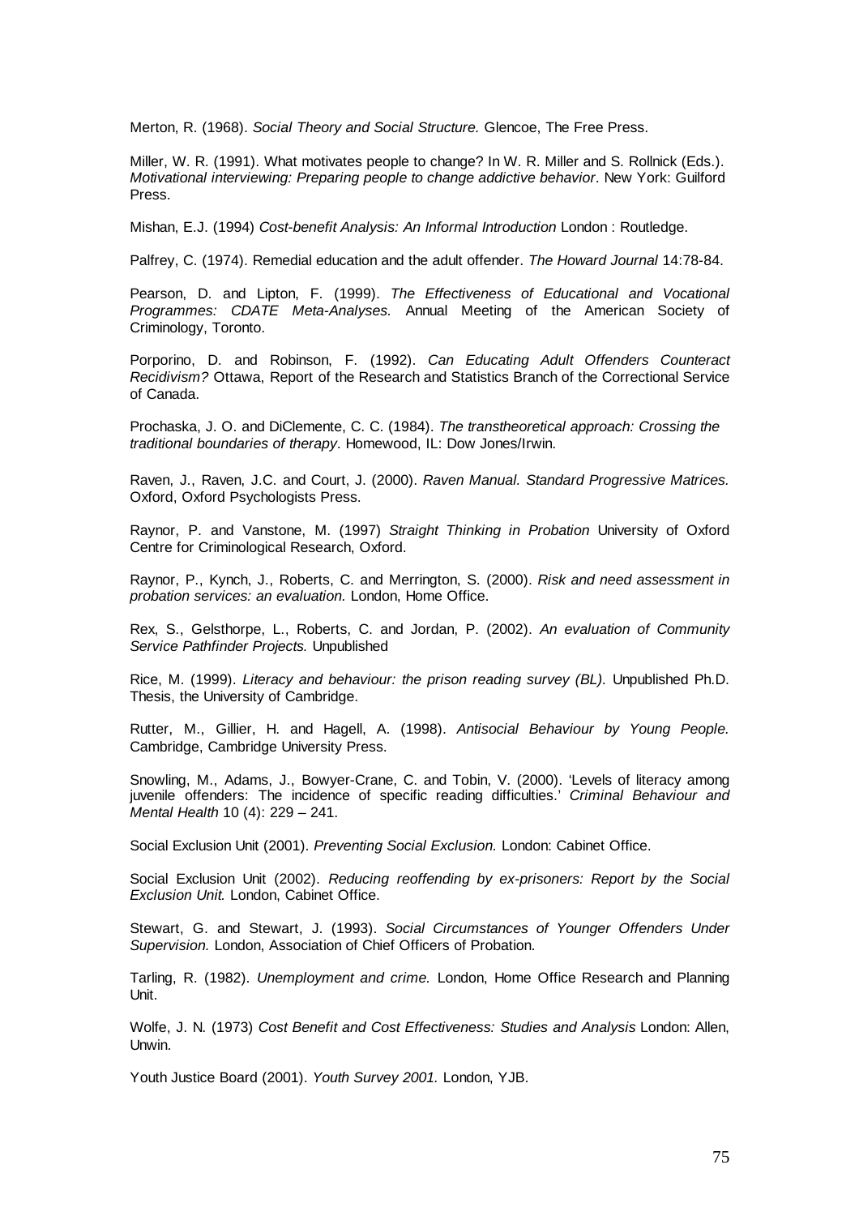Merton, R. (1968). *Social Theory and Social Structure.* Glencoe, The Free Press.

Miller, W. R. (1991). What motivates people to change? In W. R. Miller and S. Rollnick (Eds.). *Motivational interviewing: Preparing people to change addictive behavior*. New York: Guilford Press.

Mishan, E.J. (1994) *Cost-benefit Analysis: An Informal Introduction* London : Routledge.

Palfrey, C. (1974). Remedial education and the adult offender. *The Howard Journal* 14:78-84.

Pearson, D. and Lipton, F. (1999). *The Effectiveness of Educational and Vocational Programmes: CDATE Meta-Analyses.* Annual Meeting of the American Society of Criminology, Toronto.

Porporino, D. and Robinson, F. (1992). *Can Educating Adult Offenders Counteract Recidivism?* Ottawa, Report of the Research and Statistics Branch of the Correctional Service of Canada.

Prochaska, J. O. and DiClemente, C. C. (1984). *The transtheoretical approach: Crossing the traditional boundaries of therapy*. Homewood, IL: Dow Jones/Irwin.

Raven, J., Raven, J.C. and Court, J. (2000). *Raven Manual. Standard Progressive Matrices.* Oxford, Oxford Psychologists Press.

Raynor, P. and Vanstone, M. (1997) *Straight Thinking in Probation* University of Oxford Centre for Criminological Research, Oxford.

Raynor, P., Kynch, J., Roberts, C. and Merrington, S. (2000). *Risk and need assessment in probation services: an evaluation.* London, Home Office.

Rex, S., Gelsthorpe, L., Roberts, C. and Jordan, P. (2002). *An evaluation of Community Service Pathfinder Projects.* Unpublished

Rice, M. (1999). *Literacy and behaviour: the prison reading survey (BL).* Unpublished Ph.D. Thesis, the University of Cambridge.

Rutter, M., Gillier, H. and Hagell, A. (1998). *Antisocial Behaviour by Young People.* Cambridge, Cambridge University Press.

Snowling, M., Adams, J., Bowyer-Crane, C. and Tobin, V. (2000). 'Levels of literacy among juvenile offenders: The incidence of specific reading difficulties.' *Criminal Behaviour and Mental Health* 10 (4): 229 – 241.

Social Exclusion Unit (2001). *Preventing Social Exclusion.* London: Cabinet Office.

Social Exclusion Unit (2002). *Reducing reoffending by ex-prisoners: Report by the Social Exclusion Unit.* London, Cabinet Office.

Stewart, G. and Stewart, J. (1993). *Social Circumstances of Younger Offenders Under Supervision.* London, Association of Chief Officers of Probation.

Tarling, R. (1982). *Unemployment and crime.* London, Home Office Research and Planning Unit.

Wolfe, J. N. (1973) *Cost Benefit and Cost Effectiveness: Studies and Analysis* London: Allen, Unwin.

Youth Justice Board (2001). *Youth Survey 2001.* London, YJB.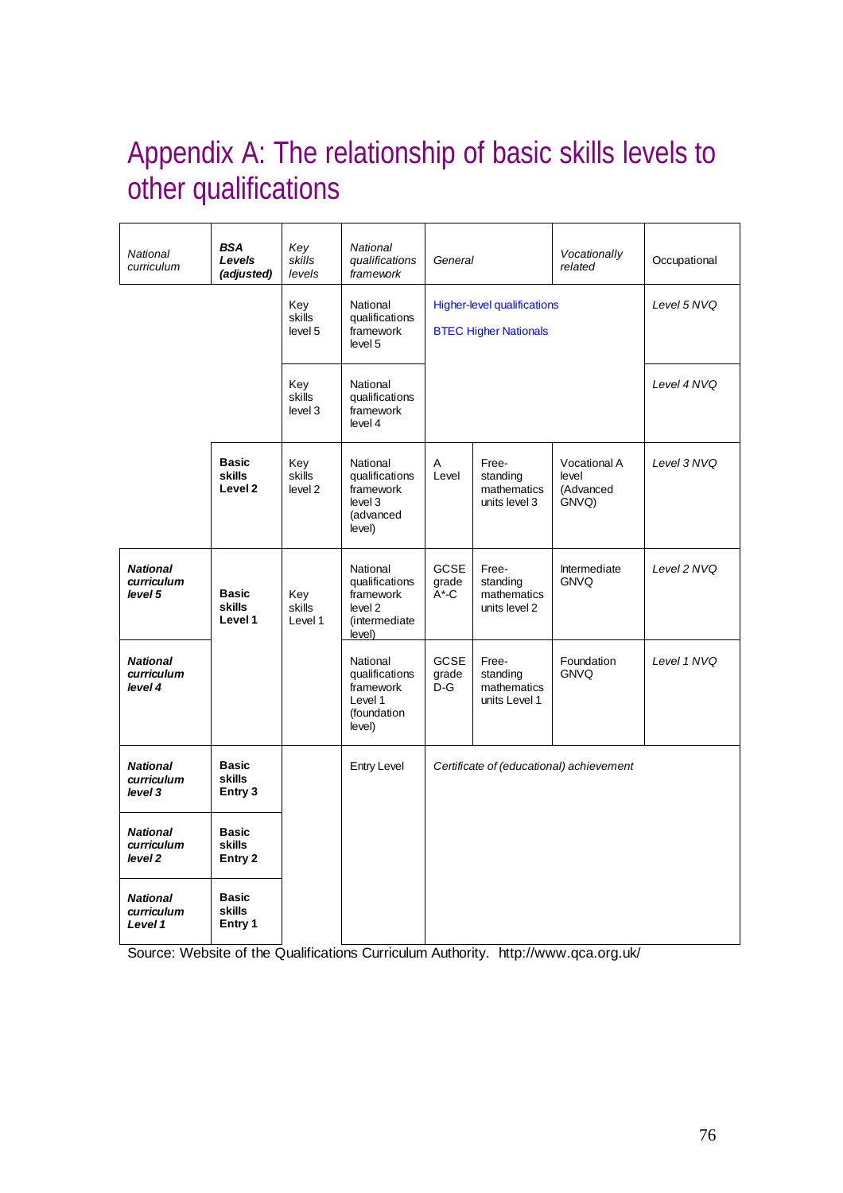# Appendix A: The relationship of basic skills levels to other qualifications

| *National curriculum* | ***BSA Levels (adjusted)*** | *Key skills levels* | *National qualifications framework* | *General* | | *Vocationally related* | Occupational |
|---|---|---|---|---|---|---|---|
| | | Key skills level 5 | National qualifications framework level 5 | Higher-level qualifications<br>BTEC Higher Nationals | | | *Level 5 NVQ* |
| | | Key skills level 3 | National qualifications framework level 4 | | | | *Level 4 NVQ* |
| | **Basic skills Level 2** | Key skills level 2 | National qualifications framework level 3 (advanced level) | A Level | Free-standing mathematics units level 3 | Vocational A level (Advanced GNVQ) | *Level 3 NVQ* |
| ***National curriculum level 5*** | **Basic skills Level 1** | Key skills Level 1 | National qualifications framework level 2 (intermediate level) | GCSE grade A*-C | Free-standing mathematics units level 2 | Intermediate GNVQ | *Level 2 NVQ* |
| ***National curriculum level 4*** | | | National qualifications framework Level 1 (foundation level) | GCSE grade D-G | Free-standing mathematics units Level 1 | Foundation GNVQ | *Level 1 NVQ* |
| ***National curriculum level 3*** | **Basic skills Entry 3** | | Entry Level | *Certificate of (educational) achievement* | | | |
| ***National curriculum level 2*** | **Basic skills Entry 2** | | | | | | |
| ***National curriculum Level 1*** | **Basic skills Entry 1** | | | | | | |

Source: Website of the Qualifications Curriculum Authority. http://www.qca.org.uk/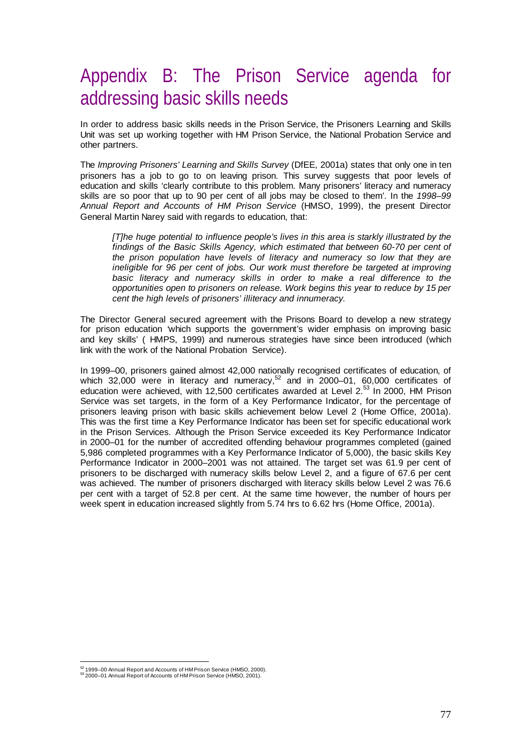# Appendix B: The Prison Service agenda for addressing basic skills needs

In order to address basic skills needs in the Prison Service, the Prisoners Learning and Skills Unit was set up working together with HM Prison Service, the National Probation Service and other partners.

The *Improving Prisoners' Learning and Skills Survey* (DfEE, 2001a) states that only one in ten prisoners has a job to go to on leaving prison. This survey suggests that poor levels of education and skills 'clearly contribute to this problem. Many prisoners' literacy and numeracy skills are so poor that up to 90 per cent of all jobs may be closed to them'. In the *1998–99 Annual Report and Accounts of HM Prison Service* (HMSO, 1999), the present Director General Martin Narey said with regards to education, that:

> *[T]he huge potential to influence people's lives in this area is starkly illustrated by the findings of the Basic Skills Agency, which estimated that between 60-70 per cent of the prison population have levels of literacy and numeracy so low that they are ineligible for 96 per cent of jobs. Our work must therefore be targeted at improving basic literacy and numeracy skills in order to make a real difference to the opportunities open to prisoners on release. Work begins this year to reduce by 15 per cent the high levels of prisoners' illiteracy and innumeracy.*

The Director General secured agreement with the Prisons Board to develop a new strategy for prison education 'which supports the government's wider emphasis on improving basic and key skills' ( HMPS, 1999) and numerous strategies have since been introduced (which link with the work of the National Probation Service).

In 1999–00, prisoners gained almost 42,000 nationally recognised certificates of education, of which 32,000 were in literacy and numeracy,[52] and in 2000–01, 60,000 certificates of education were achieved, with 12,500 certificates awarded at Level 2.[53] In 2000, HM Prison Service was set targets, in the form of a Key Performance Indicator, for the percentage of prisoners leaving prison with basic skills achievement below Level 2 (Home Office, 2001a). This was the first time a Key Performance Indicator has been set for specific educational work in the Prison Services. Although the Prison Service exceeded its Key Performance Indicator in 2000–01 for the number of accredited offending behaviour programmes completed (gained 5,986 completed programmes with a Key Performance Indicator of 5,000), the basic skills Key Performance Indicator in 2000–2001 was not attained. The target set was 61.9 per cent of prisoners to be discharged with numeracy skills below Level 2, and a figure of 67.6 per cent was achieved. The number of prisoners discharged with literacy skills below Level 2 was 76.6 per cent with a target of 52.8 per cent. At the same time however, the number of hours per week spent in education increased slightly from 5.74 hrs to 6.62 hrs (Home Office, 2001a).

---

[52] 1999–00 Annual Report and Accounts of HM Prison Service (HMSO, 2000).

[53] 2000–01 Annual Report of Accounts of HM Prison Service (HMSO, 2001).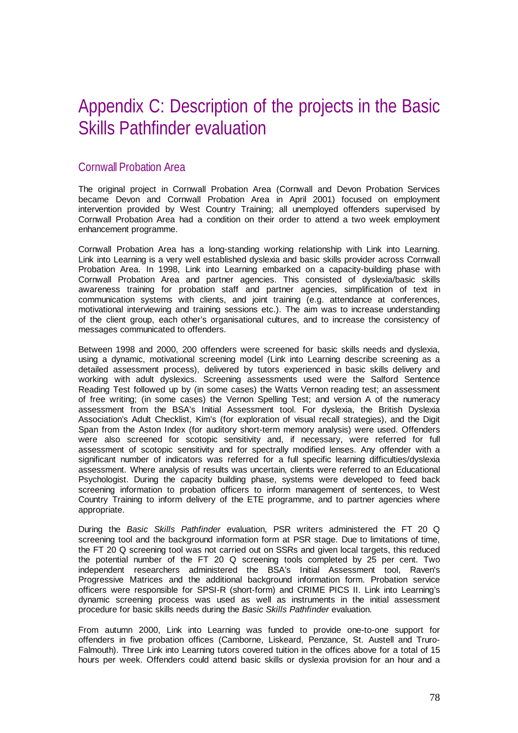# Appendix C: Description of the projects in the Basic Skills Pathfinder evaluation

## Cornwall Probation Area

The original project in Cornwall Probation Area (Cornwall and Devon Probation Services became Devon and Cornwall Probation Area in April 2001) focused on employment intervention provided by West Country Training; all unemployed offenders supervised by Cornwall Probation Area had a condition on their order to attend a two week employment enhancement programme.

Cornwall Probation Area has a long-standing working relationship with Link into Learning. Link into Learning is a very well established dyslexia and basic skills provider across Cornwall Probation Area. In 1998, Link into Learning embarked on a capacity-building phase with Cornwall Probation Area and partner agencies. This consisted of dyslexia/basic skills awareness training for probation staff and partner agencies, simplification of text in communication systems with clients, and joint training (e.g. attendance at conferences, motivational interviewing and training sessions etc.). The aim was to increase understanding of the client group, each other's organisational cultures, and to increase the consistency of messages communicated to offenders.

Between 1998 and 2000, 200 offenders were screened for basic skills needs and dyslexia, using a dynamic, motivational screening model (Link into Learning describe screening as a detailed assessment process), delivered by tutors experienced in basic skills delivery and working with adult dyslexics. Screening assessments used were the Salford Sentence Reading Test followed up by (in some cases) the Watts Vernon reading test; an assessment of free writing; (in some cases) the Vernon Spelling Test; and version A of the numeracy assessment from the BSA's Initial Assessment tool. For dyslexia, the British Dyslexia Association's Adult Checklist, Kim's (for exploration of visual recall strategies), and the Digit Span from the Aston Index (for auditory short-term memory analysis) were used. Offenders were also screened for scotopic sensitivity and, if necessary, were referred for full assessment of scotopic sensitivity and for spectrally modified lenses. Any offender with a significant number of indicators was referred for a full specific learning difficulties/dyslexia assessment. Where analysis of results was uncertain, clients were referred to an Educational Psychologist. During the capacity building phase, systems were developed to feed back screening information to probation officers to inform management of sentences, to West Country Training to inform delivery of the ETE programme, and to partner agencies where appropriate.

During the *Basic Skills Pathfinder* evaluation, PSR writers administered the FT 20 Q screening tool and the background information form at PSR stage. Due to limitations of time, the FT 20 Q screening tool was not carried out on SSRs and given local targets, this reduced the potential number of the FT 20 Q screening tools completed by 25 per cent. Two independent researchers administered the BSA's Initial Assessment tool, Raven's Progressive Matrices and the additional background information form. Probation service officers were responsible for SPSI-R (short-form) and CRIME PICS II. Link into Learning's dynamic screening process was used as well as instruments in the initial assessment procedure for basic skills needs during the *Basic Skills Pathfinder* evaluation.

From autumn 2000, Link into Learning was funded to provide one-to-one support for offenders in five probation offices (Camborne, Liskeard, Penzance, St. Austell and Truro-Falmouth). Three Link into Learning tutors covered tuition in the offices above for a total of 15 hours per week. Offenders could attend basic skills or dyslexia provision for an hour and a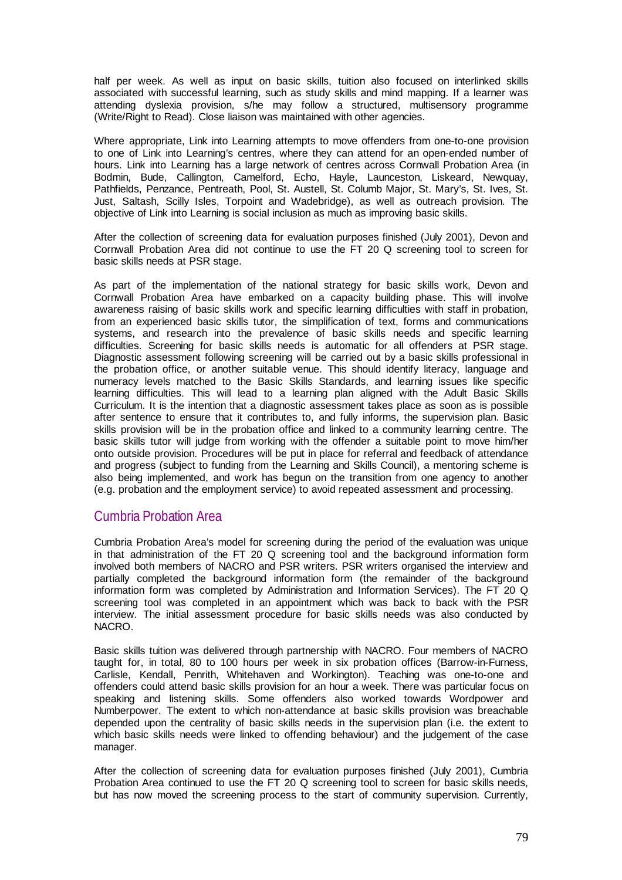half per week. As well as input on basic skills, tuition also focused on interlinked skills associated with successful learning, such as study skills and mind mapping. If a learner was attending dyslexia provision, s/he may follow a structured, multisensory programme (Write/Right to Read). Close liaison was maintained with other agencies.

Where appropriate, Link into Learning attempts to move offenders from one-to-one provision to one of Link into Learning's centres, where they can attend for an open-ended number of hours. Link into Learning has a large network of centres across Cornwall Probation Area (in Bodmin, Bude, Callington, Camelford, Echo, Hayle, Launceston, Liskeard, Newquay, Pathfields, Penzance, Pentreath, Pool, St. Austell, St. Columb Major, St. Mary's, St. Ives, St. Just, Saltash, Scilly Isles, Torpoint and Wadebridge), as well as outreach provision. The objective of Link into Learning is social inclusion as much as improving basic skills.

After the collection of screening data for evaluation purposes finished (July 2001), Devon and Cornwall Probation Area did not continue to use the FT 20 Q screening tool to screen for basic skills needs at PSR stage.

As part of the implementation of the national strategy for basic skills work, Devon and Cornwall Probation Area have embarked on a capacity building phase. This will involve awareness raising of basic skills work and specific learning difficulties with staff in probation, from an experienced basic skills tutor, the simplification of text, forms and communications systems, and research into the prevalence of basic skills needs and specific learning difficulties. Screening for basic skills needs is automatic for all offenders at PSR stage. Diagnostic assessment following screening will be carried out by a basic skills professional in the probation office, or another suitable venue. This should identify literacy, language and numeracy levels matched to the Basic Skills Standards, and learning issues like specific learning difficulties. This will lead to a learning plan aligned with the Adult Basic Skills Curriculum. It is the intention that a diagnostic assessment takes place as soon as is possible after sentence to ensure that it contributes to, and fully informs, the supervision plan. Basic skills provision will be in the probation office and linked to a community learning centre. The basic skills tutor will judge from working with the offender a suitable point to move him/her onto outside provision. Procedures will be put in place for referral and feedback of attendance and progress (subject to funding from the Learning and Skills Council), a mentoring scheme is also being implemented, and work has begun on the transition from one agency to another (e.g. probation and the employment service) to avoid repeated assessment and processing.

## Cumbria Probation Area

Cumbria Probation Area's model for screening during the period of the evaluation was unique in that administration of the FT 20 Q screening tool and the background information form involved both members of NACRO and PSR writers. PSR writers organised the interview and partially completed the background information form (the remainder of the background information form was completed by Administration and Information Services). The FT 20 Q screening tool was completed in an appointment which was back to back with the PSR interview. The initial assessment procedure for basic skills needs was also conducted by NACRO.

Basic skills tuition was delivered through partnership with NACRO. Four members of NACRO taught for, in total, 80 to 100 hours per week in six probation offices (Barrow-in-Furness, Carlisle, Kendall, Penrith, Whitehaven and Workington). Teaching was one-to-one and offenders could attend basic skills provision for an hour a week. There was particular focus on speaking and listening skills. Some offenders also worked towards Wordpower and Numberpower. The extent to which non-attendance at basic skills provision was breachable depended upon the centrality of basic skills needs in the supervision plan (i.e. the extent to which basic skills needs were linked to offending behaviour) and the judgement of the case manager.

After the collection of screening data for evaluation purposes finished (July 2001), Cumbria Probation Area continued to use the FT 20 Q screening tool to screen for basic skills needs, but has now moved the screening process to the start of community supervision. Currently,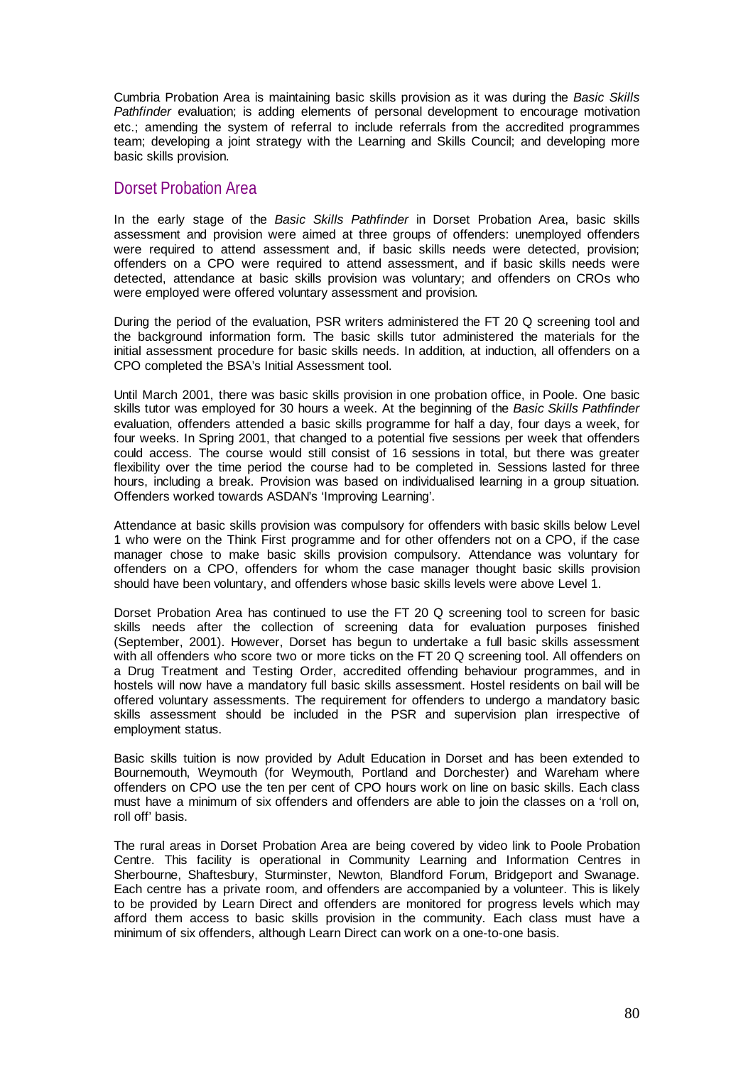Cumbria Probation Area is maintaining basic skills provision as it was during the *Basic Skills Pathfinder* evaluation; is adding elements of personal development to encourage motivation etc.; amending the system of referral to include referrals from the accredited programmes team; developing a joint strategy with the Learning and Skills Council; and developing more basic skills provision.

## Dorset Probation Area

In the early stage of the *Basic Skills Pathfinder* in Dorset Probation Area, basic skills assessment and provision were aimed at three groups of offenders: unemployed offenders were required to attend assessment and, if basic skills needs were detected, provision; offenders on a CPO were required to attend assessment, and if basic skills needs were detected, attendance at basic skills provision was voluntary; and offenders on CROs who were employed were offered voluntary assessment and provision.

During the period of the evaluation, PSR writers administered the FT 20 Q screening tool and the background information form. The basic skills tutor administered the materials for the initial assessment procedure for basic skills needs. In addition, at induction, all offenders on a CPO completed the BSA's Initial Assessment tool.

Until March 2001, there was basic skills provision in one probation office, in Poole. One basic skills tutor was employed for 30 hours a week. At the beginning of the *Basic Skills Pathfinder* evaluation, offenders attended a basic skills programme for half a day, four days a week, for four weeks. In Spring 2001, that changed to a potential five sessions per week that offenders could access. The course would still consist of 16 sessions in total, but there was greater flexibility over the time period the course had to be completed in. Sessions lasted for three hours, including a break. Provision was based on individualised learning in a group situation. Offenders worked towards ASDAN's 'Improving Learning'.

Attendance at basic skills provision was compulsory for offenders with basic skills below Level 1 who were on the Think First programme and for other offenders not on a CPO, if the case manager chose to make basic skills provision compulsory. Attendance was voluntary for offenders on a CPO, offenders for whom the case manager thought basic skills provision should have been voluntary, and offenders whose basic skills levels were above Level 1.

Dorset Probation Area has continued to use the FT 20 Q screening tool to screen for basic skills needs after the collection of screening data for evaluation purposes finished (September, 2001). However, Dorset has begun to undertake a full basic skills assessment with all offenders who score two or more ticks on the FT 20 Q screening tool. All offenders on a Drug Treatment and Testing Order, accredited offending behaviour programmes, and in hostels will now have a mandatory full basic skills assessment. Hostel residents on bail will be offered voluntary assessments. The requirement for offenders to undergo a mandatory basic skills assessment should be included in the PSR and supervision plan irrespective of employment status.

Basic skills tuition is now provided by Adult Education in Dorset and has been extended to Bournemouth, Weymouth (for Weymouth, Portland and Dorchester) and Wareham where offenders on CPO use the ten per cent of CPO hours work on line on basic skills. Each class must have a minimum of six offenders and offenders are able to join the classes on a 'roll on, roll off' basis.

The rural areas in Dorset Probation Area are being covered by video link to Poole Probation Centre. This facility is operational in Community Learning and Information Centres in Sherbourne, Shaftesbury, Sturminster, Newton, Blandford Forum, Bridgeport and Swanage. Each centre has a private room, and offenders are accompanied by a volunteer. This is likely to be provided by Learn Direct and offenders are monitored for progress levels which may afford them access to basic skills provision in the community. Each class must have a minimum of six offenders, although Learn Direct can work on a one-to-one basis.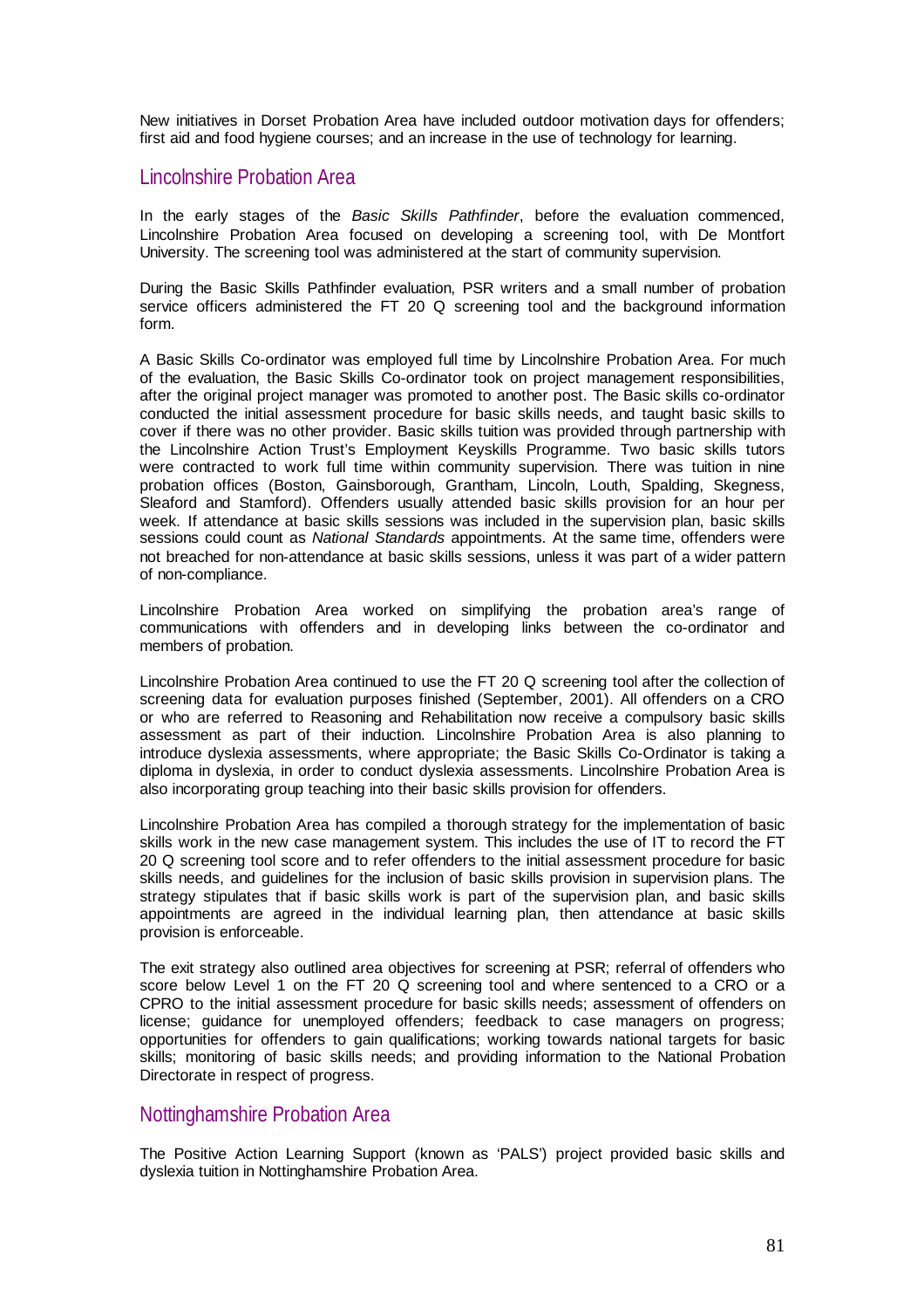New initiatives in Dorset Probation Area have included outdoor motivation days for offenders; first aid and food hygiene courses; and an increase in the use of technology for learning.

## Lincolnshire Probation Area

In the early stages of the *Basic Skills Pathfinder*, before the evaluation commenced, Lincolnshire Probation Area focused on developing a screening tool, with De Montfort University. The screening tool was administered at the start of community supervision.

During the Basic Skills Pathfinder evaluation, PSR writers and a small number of probation service officers administered the FT 20 Q screening tool and the background information form.

A Basic Skills Co-ordinator was employed full time by Lincolnshire Probation Area. For much of the evaluation, the Basic Skills Co-ordinator took on project management responsibilities, after the original project manager was promoted to another post. The Basic skills co-ordinator conducted the initial assessment procedure for basic skills needs, and taught basic skills to cover if there was no other provider. Basic skills tuition was provided through partnership with the Lincolnshire Action Trust's Employment Keyskills Programme. Two basic skills tutors were contracted to work full time within community supervision. There was tuition in nine probation offices (Boston, Gainsborough, Grantham, Lincoln, Louth, Spalding, Skegness, Sleaford and Stamford). Offenders usually attended basic skills provision for an hour per week. If attendance at basic skills sessions was included in the supervision plan, basic skills sessions could count as *National Standards* appointments. At the same time, offenders were not breached for non-attendance at basic skills sessions, unless it was part of a wider pattern of non-compliance.

Lincolnshire Probation Area worked on simplifying the probation area's range of communications with offenders and in developing links between the co-ordinator and members of probation.

Lincolnshire Probation Area continued to use the FT 20 Q screening tool after the collection of screening data for evaluation purposes finished (September, 2001). All offenders on a CRO or who are referred to Reasoning and Rehabilitation now receive a compulsory basic skills assessment as part of their induction. Lincolnshire Probation Area is also planning to introduce dyslexia assessments, where appropriate; the Basic Skills Co-Ordinator is taking a diploma in dyslexia, in order to conduct dyslexia assessments. Lincolnshire Probation Area is also incorporating group teaching into their basic skills provision for offenders.

Lincolnshire Probation Area has compiled a thorough strategy for the implementation of basic skills work in the new case management system. This includes the use of IT to record the FT 20 Q screening tool score and to refer offenders to the initial assessment procedure for basic skills needs, and guidelines for the inclusion of basic skills provision in supervision plans. The strategy stipulates that if basic skills work is part of the supervision plan, and basic skills appointments are agreed in the individual learning plan, then attendance at basic skills provision is enforceable.

The exit strategy also outlined area objectives for screening at PSR; referral of offenders who score below Level 1 on the FT 20 Q screening tool and where sentenced to a CRO or a CPRO to the initial assessment procedure for basic skills needs; assessment of offenders on license; guidance for unemployed offenders; feedback to case managers on progress; opportunities for offenders to gain qualifications; working towards national targets for basic skills; monitoring of basic skills needs; and providing information to the National Probation Directorate in respect of progress.

## Nottinghamshire Probation Area

The Positive Action Learning Support (known as 'PALS') project provided basic skills and dyslexia tuition in Nottinghamshire Probation Area.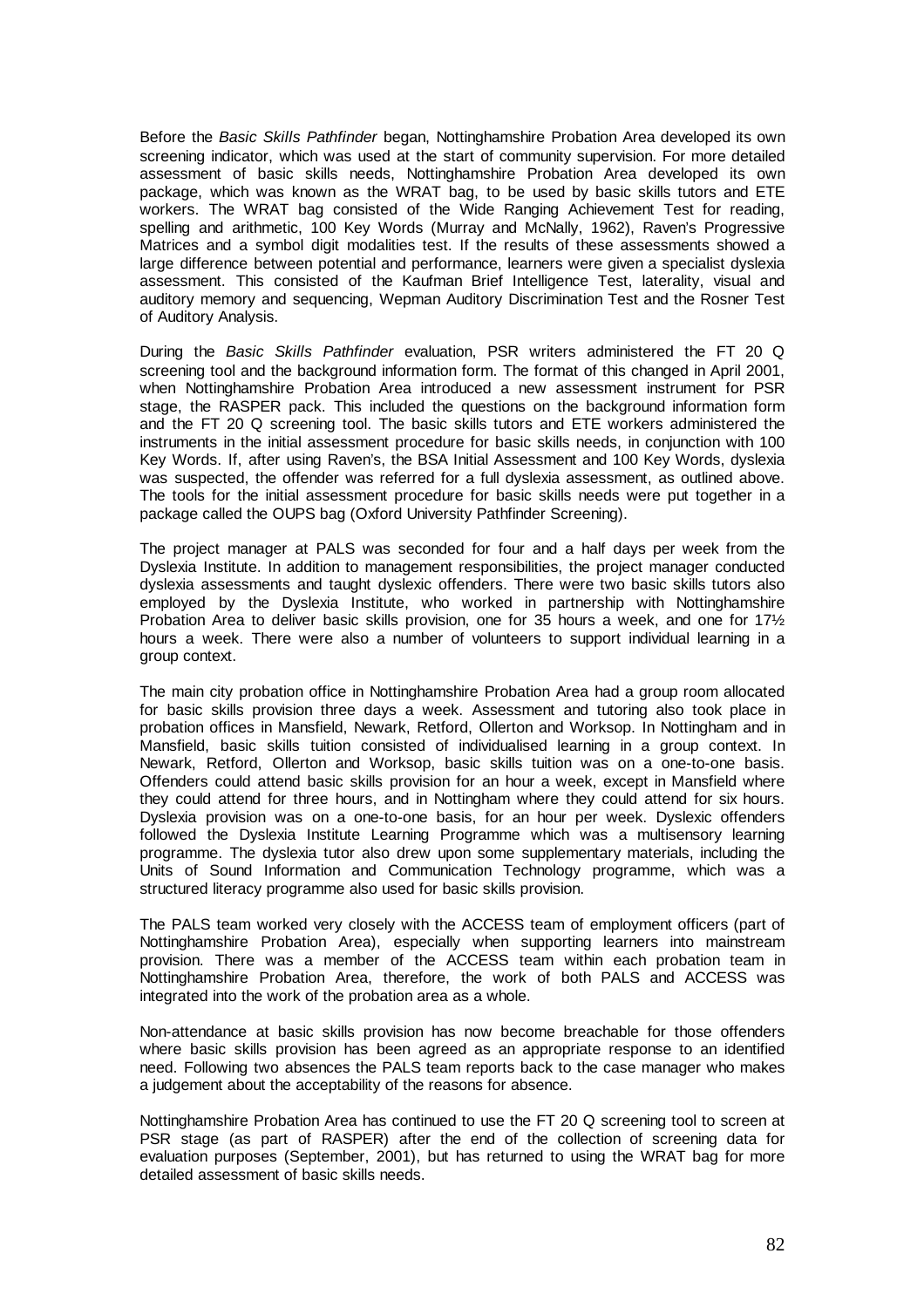Before the *Basic Skills Pathfinder* began, Nottinghamshire Probation Area developed its own screening indicator, which was used at the start of community supervision. For more detailed assessment of basic skills needs, Nottinghamshire Probation Area developed its own package, which was known as the WRAT bag, to be used by basic skills tutors and ETE workers. The WRAT bag consisted of the Wide Ranging Achievement Test for reading, spelling and arithmetic, 100 Key Words (Murray and McNally, 1962), Raven's Progressive Matrices and a symbol digit modalities test. If the results of these assessments showed a large difference between potential and performance, learners were given a specialist dyslexia assessment. This consisted of the Kaufman Brief Intelligence Test, laterality, visual and auditory memory and sequencing, Wepman Auditory Discrimination Test and the Rosner Test of Auditory Analysis.

During the *Basic Skills Pathfinder* evaluation, PSR writers administered the FT 20 Q screening tool and the background information form. The format of this changed in April 2001, when Nottinghamshire Probation Area introduced a new assessment instrument for PSR stage, the RASPER pack. This included the questions on the background information form and the FT 20 Q screening tool. The basic skills tutors and ETE workers administered the instruments in the initial assessment procedure for basic skills needs, in conjunction with 100 Key Words. If, after using Raven's, the BSA Initial Assessment and 100 Key Words, dyslexia was suspected, the offender was referred for a full dyslexia assessment, as outlined above. The tools for the initial assessment procedure for basic skills needs were put together in a package called the OUPS bag (Oxford University Pathfinder Screening).

The project manager at PALS was seconded for four and a half days per week from the Dyslexia Institute. In addition to management responsibilities, the project manager conducted dyslexia assessments and taught dyslexic offenders. There were two basic skills tutors also employed by the Dyslexia Institute, who worked in partnership with Nottinghamshire Probation Area to deliver basic skills provision, one for 35 hours a week, and one for 17½ hours a week. There were also a number of volunteers to support individual learning in a group context.

The main city probation office in Nottinghamshire Probation Area had a group room allocated for basic skills provision three days a week. Assessment and tutoring also took place in probation offices in Mansfield, Newark, Retford, Ollerton and Worksop. In Nottingham and in Mansfield, basic skills tuition consisted of individualised learning in a group context. In Newark, Retford, Ollerton and Worksop, basic skills tuition was on a one-to-one basis. Offenders could attend basic skills provision for an hour a week, except in Mansfield where they could attend for three hours, and in Nottingham where they could attend for six hours. Dyslexia provision was on a one-to-one basis, for an hour per week. Dyslexic offenders followed the Dyslexia Institute Learning Programme which was a multisensory learning programme. The dyslexia tutor also drew upon some supplementary materials, including the Units of Sound Information and Communication Technology programme, which was a structured literacy programme also used for basic skills provision.

The PALS team worked very closely with the ACCESS team of employment officers (part of Nottinghamshire Probation Area), especially when supporting learners into mainstream provision. There was a member of the ACCESS team within each probation team in Nottinghamshire Probation Area, therefore, the work of both PALS and ACCESS was integrated into the work of the probation area as a whole.

Non-attendance at basic skills provision has now become breachable for those offenders where basic skills provision has been agreed as an appropriate response to an identified need. Following two absences the PALS team reports back to the case manager who makes a judgement about the acceptability of the reasons for absence.

Nottinghamshire Probation Area has continued to use the FT 20 Q screening tool to screen at PSR stage (as part of RASPER) after the end of the collection of screening data for evaluation purposes (September, 2001), but has returned to using the WRAT bag for more detailed assessment of basic skills needs.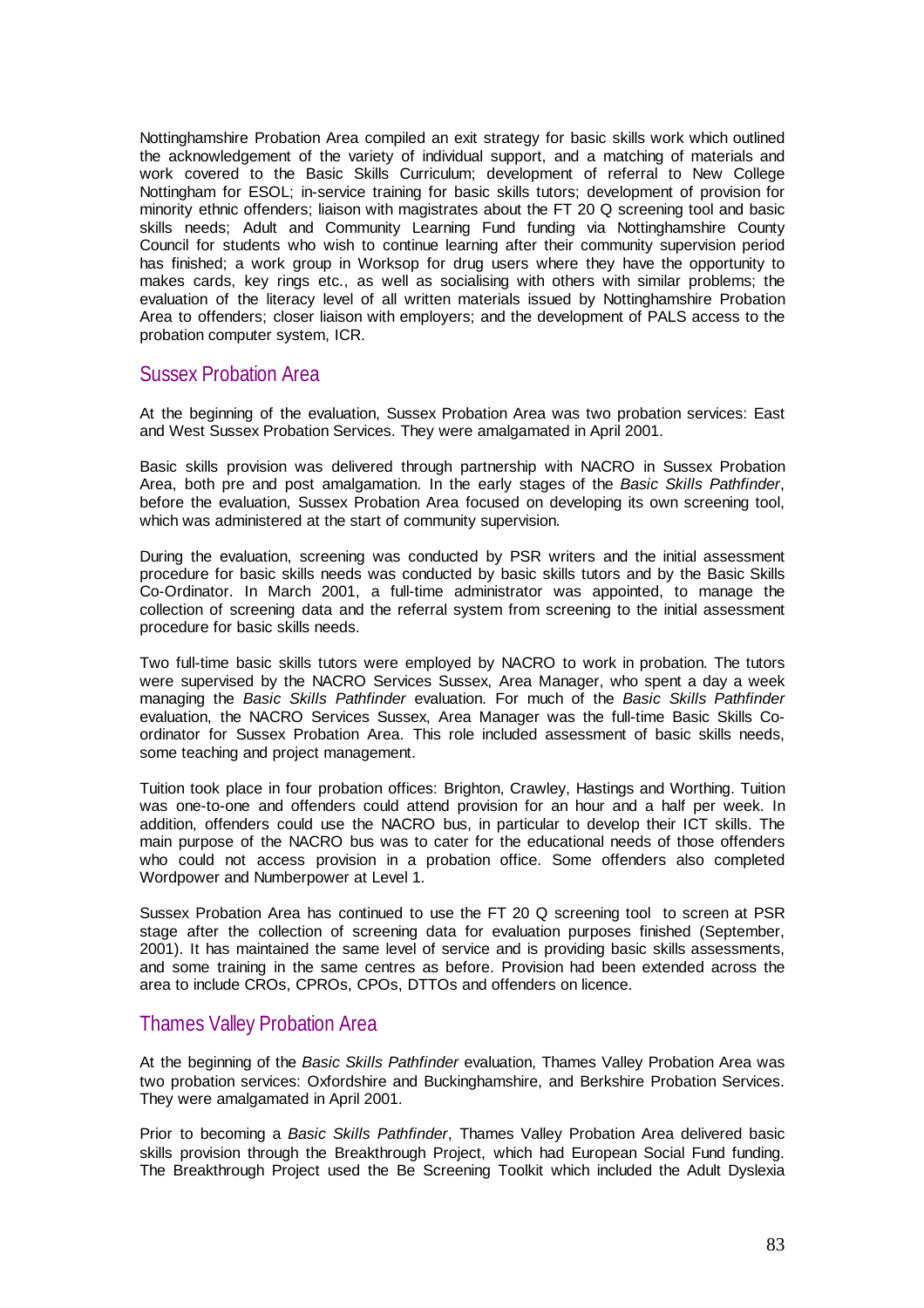Nottinghamshire Probation Area compiled an exit strategy for basic skills work which outlined the acknowledgement of the variety of individual support, and a matching of materials and work covered to the Basic Skills Curriculum; development of referral to New College Nottingham for ESOL; in-service training for basic skills tutors; development of provision for minority ethnic offenders; liaison with magistrates about the FT 20 Q screening tool and basic skills needs; Adult and Community Learning Fund funding via Nottinghamshire County Council for students who wish to continue learning after their community supervision period has finished; a work group in Worksop for drug users where they have the opportunity to makes cards, key rings etc., as well as socialising with others with similar problems; the evaluation of the literacy level of all written materials issued by Nottinghamshire Probation Area to offenders; closer liaison with employers; and the development of PALS access to the probation computer system, ICR.

## Sussex Probation Area

At the beginning of the evaluation, Sussex Probation Area was two probation services: East and West Sussex Probation Services. They were amalgamated in April 2001.

Basic skills provision was delivered through partnership with NACRO in Sussex Probation Area, both pre and post amalgamation. In the early stages of the *Basic Skills Pathfinder*, before the evaluation, Sussex Probation Area focused on developing its own screening tool, which was administered at the start of community supervision.

During the evaluation, screening was conducted by PSR writers and the initial assessment procedure for basic skills needs was conducted by basic skills tutors and by the Basic Skills Co-Ordinator. In March 2001, a full-time administrator was appointed, to manage the collection of screening data and the referral system from screening to the initial assessment procedure for basic skills needs.

Two full-time basic skills tutors were employed by NACRO to work in probation. The tutors were supervised by the NACRO Services Sussex, Area Manager, who spent a day a week managing the *Basic Skills Pathfinder* evaluation. For much of the *Basic Skills Pathfinder* evaluation, the NACRO Services Sussex, Area Manager was the full-time Basic Skills Co-ordinator for Sussex Probation Area. This role included assessment of basic skills needs, some teaching and project management.

Tuition took place in four probation offices: Brighton, Crawley, Hastings and Worthing. Tuition was one-to-one and offenders could attend provision for an hour and a half per week. In addition, offenders could use the NACRO bus, in particular to develop their ICT skills. The main purpose of the NACRO bus was to cater for the educational needs of those offenders who could not access provision in a probation office. Some offenders also completed Wordpower and Numberpower at Level 1.

Sussex Probation Area has continued to use the FT 20 Q screening tool to screen at PSR stage after the collection of screening data for evaluation purposes finished (September, 2001). It has maintained the same level of service and is providing basic skills assessments, and some training in the same centres as before. Provision had been extended across the area to include CROs, CPROs, CPOs, DTTOs and offenders on licence.

## Thames Valley Probation Area

At the beginning of the *Basic Skills Pathfinder* evaluation, Thames Valley Probation Area was two probation services: Oxfordshire and Buckinghamshire, and Berkshire Probation Services. They were amalgamated in April 2001.

Prior to becoming a *Basic Skills Pathfinder*, Thames Valley Probation Area delivered basic skills provision through the Breakthrough Project, which had European Social Fund funding. The Breakthrough Project used the Be Screening Toolkit which included the Adult Dyslexia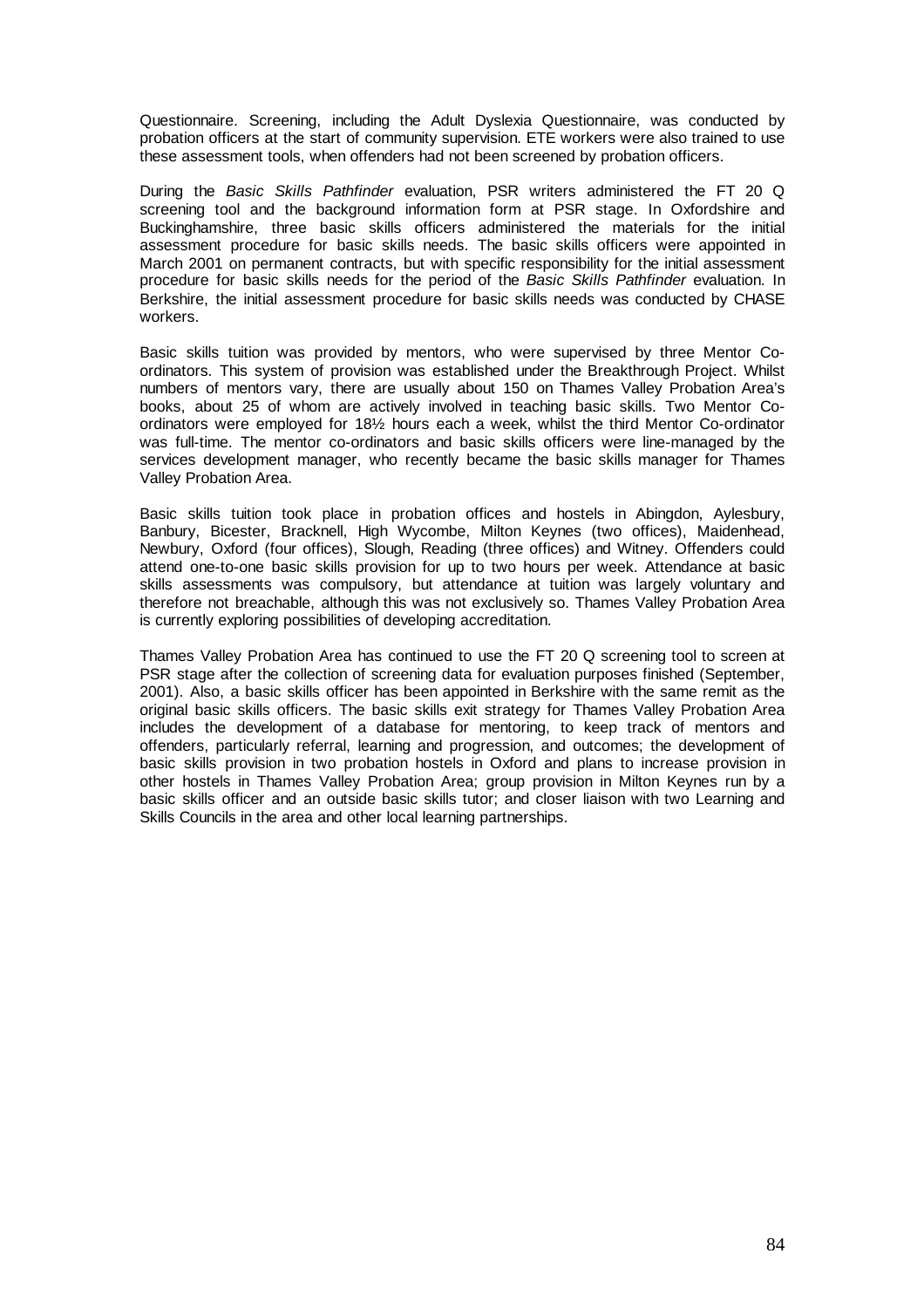Questionnaire. Screening, including the Adult Dyslexia Questionnaire, was conducted by probation officers at the start of community supervision. ETE workers were also trained to use these assessment tools, when offenders had not been screened by probation officers.

During the *Basic Skills Pathfinder* evaluation, PSR writers administered the FT 20 Q screening tool and the background information form at PSR stage. In Oxfordshire and Buckinghamshire, three basic skills officers administered the materials for the initial assessment procedure for basic skills needs. The basic skills officers were appointed in March 2001 on permanent contracts, but with specific responsibility for the initial assessment procedure for basic skills needs for the period of the *Basic Skills Pathfinder* evaluation. In Berkshire, the initial assessment procedure for basic skills needs was conducted by CHASE workers.

Basic skills tuition was provided by mentors, who were supervised by three Mentor Co-ordinators. This system of provision was established under the Breakthrough Project. Whilst numbers of mentors vary, there are usually about 150 on Thames Valley Probation Area's books, about 25 of whom are actively involved in teaching basic skills. Two Mentor Co-ordinators were employed for 18½ hours each a week, whilst the third Mentor Co-ordinator was full-time. The mentor co-ordinators and basic skills officers were line-managed by the services development manager, who recently became the basic skills manager for Thames Valley Probation Area.

Basic skills tuition took place in probation offices and hostels in Abingdon, Aylesbury, Banbury, Bicester, Bracknell, High Wycombe, Milton Keynes (two offices), Maidenhead, Newbury, Oxford (four offices), Slough, Reading (three offices) and Witney. Offenders could attend one-to-one basic skills provision for up to two hours per week. Attendance at basic skills assessments was compulsory, but attendance at tuition was largely voluntary and therefore not breachable, although this was not exclusively so. Thames Valley Probation Area is currently exploring possibilities of developing accreditation.

Thames Valley Probation Area has continued to use the FT 20 Q screening tool to screen at PSR stage after the collection of screening data for evaluation purposes finished (September, 2001). Also, a basic skills officer has been appointed in Berkshire with the same remit as the original basic skills officers. The basic skills exit strategy for Thames Valley Probation Area includes the development of a database for mentoring, to keep track of mentors and offenders, particularly referral, learning and progression, and outcomes; the development of basic skills provision in two probation hostels in Oxford and plans to increase provision in other hostels in Thames Valley Probation Area; group provision in Milton Keynes run by a basic skills officer and an outside basic skills tutor; and closer liaison with two Learning and Skills Councils in the area and other local learning partnerships.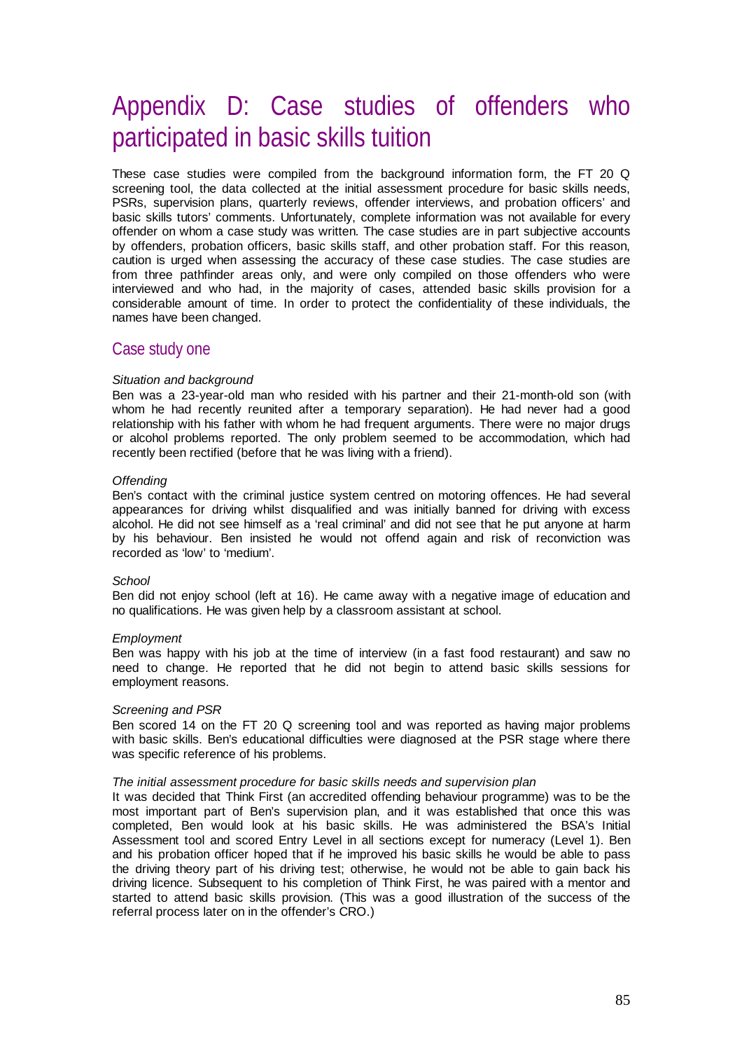# Appendix D: Case studies of offenders who participated in basic skills tuition

These case studies were compiled from the background information form, the FT 20 Q screening tool, the data collected at the initial assessment procedure for basic skills needs, PSRs, supervision plans, quarterly reviews, offender interviews, and probation officers' and basic skills tutors' comments. Unfortunately, complete information was not available for every offender on whom a case study was written. The case studies are in part subjective accounts by offenders, probation officers, basic skills staff, and other probation staff. For this reason, caution is urged when assessing the accuracy of these case studies. The case studies are from three pathfinder areas only, and were only compiled on those offenders who were interviewed and who had, in the majority of cases, attended basic skills provision for a considerable amount of time. In order to protect the confidentiality of these individuals, the names have been changed.

## Case study one

*Situation and background*

Ben was a 23-year-old man who resided with his partner and their 21-month-old son (with whom he had recently reunited after a temporary separation). He had never had a good relationship with his father with whom he had frequent arguments. There were no major drugs or alcohol problems reported. The only problem seemed to be accommodation, which had recently been rectified (before that he was living with a friend).

*Offending*

Ben's contact with the criminal justice system centred on motoring offences. He had several appearances for driving whilst disqualified and was initially banned for driving with excess alcohol. He did not see himself as a 'real criminal' and did not see that he put anyone at harm by his behaviour. Ben insisted he would not offend again and risk of reconviction was recorded as 'low' to 'medium'.

*School*

Ben did not enjoy school (left at 16). He came away with a negative image of education and no qualifications. He was given help by a classroom assistant at school.

*Employment*

Ben was happy with his job at the time of interview (in a fast food restaurant) and saw no need to change. He reported that he did not begin to attend basic skills sessions for employment reasons.

*Screening and PSR*

Ben scored 14 on the FT 20 Q screening tool and was reported as having major problems with basic skills. Ben's educational difficulties were diagnosed at the PSR stage where there was specific reference of his problems.

*The initial assessment procedure for basic skills needs and supervision plan*

It was decided that Think First (an accredited offending behaviour programme) was to be the most important part of Ben's supervision plan, and it was established that once this was completed, Ben would look at his basic skills. He was administered the BSA's Initial Assessment tool and scored Entry Level in all sections except for numeracy (Level 1). Ben and his probation officer hoped that if he improved his basic skills he would be able to pass the driving theory part of his driving test; otherwise, he would not be able to gain back his driving licence. Subsequent to his completion of Think First, he was paired with a mentor and started to attend basic skills provision. (This was a good illustration of the success of the referral process later on in the offender's CRO.)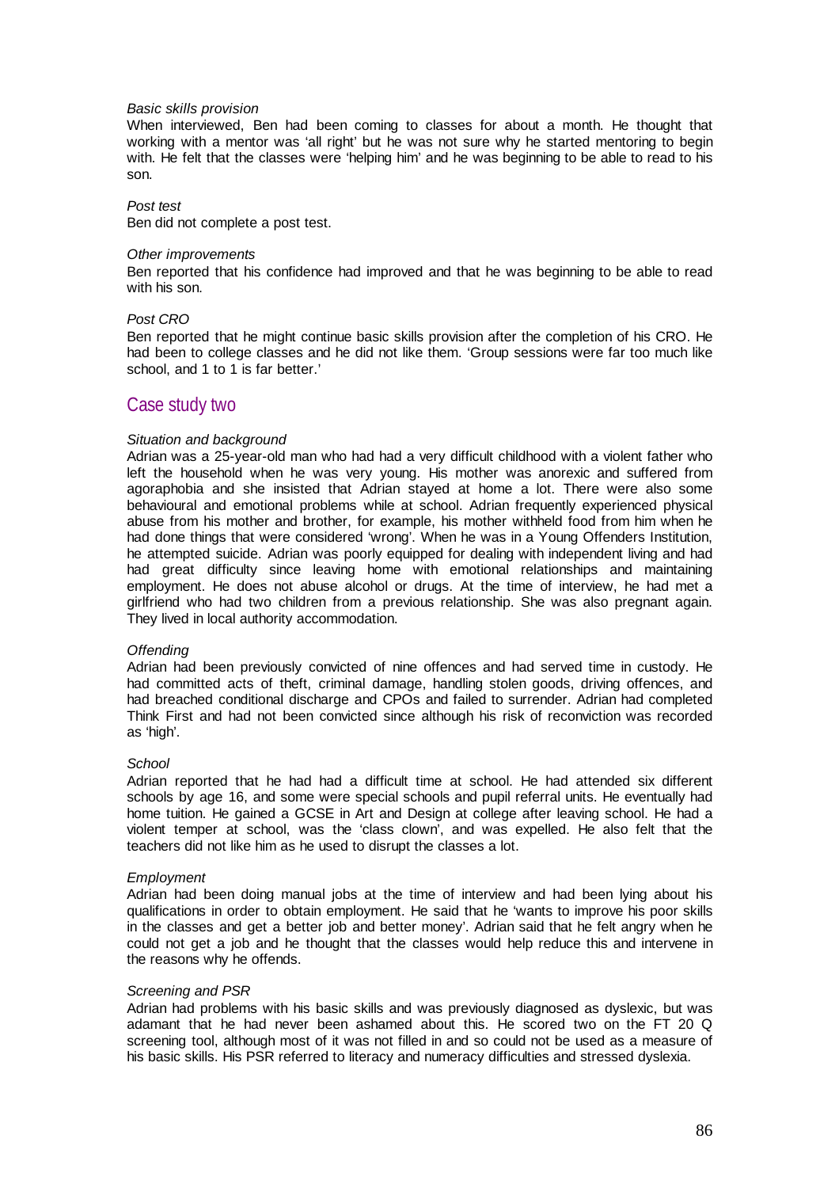*Basic skills provision*

When interviewed, Ben had been coming to classes for about a month. He thought that working with a mentor was 'all right' but he was not sure why he started mentoring to begin with. He felt that the classes were 'helping him' and he was beginning to be able to read to his son.

*Post test*

Ben did not complete a post test.

*Other improvements*

Ben reported that his confidence had improved and that he was beginning to be able to read with his son.

*Post CRO*

Ben reported that he might continue basic skills provision after the completion of his CRO. He had been to college classes and he did not like them. 'Group sessions were far too much like school, and 1 to 1 is far better.'

## Case study two

*Situation and background*

Adrian was a 25-year-old man who had had a very difficult childhood with a violent father who left the household when he was very young. His mother was anorexic and suffered from agoraphobia and she insisted that Adrian stayed at home a lot. There were also some behavioural and emotional problems while at school. Adrian frequently experienced physical abuse from his mother and brother, for example, his mother withheld food from him when he had done things that were considered 'wrong'. When he was in a Young Offenders Institution, he attempted suicide. Adrian was poorly equipped for dealing with independent living and had had great difficulty since leaving home with emotional relationships and maintaining employment. He does not abuse alcohol or drugs. At the time of interview, he had met a girlfriend who had two children from a previous relationship. She was also pregnant again. They lived in local authority accommodation.

*Offending*

Adrian had been previously convicted of nine offences and had served time in custody. He had committed acts of theft, criminal damage, handling stolen goods, driving offences, and had breached conditional discharge and CPOs and failed to surrender. Adrian had completed Think First and had not been convicted since although his risk of reconviction was recorded as 'high'.

*School*

Adrian reported that he had had a difficult time at school. He had attended six different schools by age 16, and some were special schools and pupil referral units. He eventually had home tuition. He gained a GCSE in Art and Design at college after leaving school. He had a violent temper at school, was the 'class clown', and was expelled. He also felt that the teachers did not like him as he used to disrupt the classes a lot.

*Employment*

Adrian had been doing manual jobs at the time of interview and had been lying about his qualifications in order to obtain employment. He said that he 'wants to improve his poor skills in the classes and get a better job and better money'. Adrian said that he felt angry when he could not get a job and he thought that the classes would help reduce this and intervene in the reasons why he offends.

*Screening and PSR*

Adrian had problems with his basic skills and was previously diagnosed as dyslexic, but was adamant that he had never been ashamed about this. He scored two on the FT 20 Q screening tool, although most of it was not filled in and so could not be used as a measure of his basic skills. His PSR referred to literacy and numeracy difficulties and stressed dyslexia.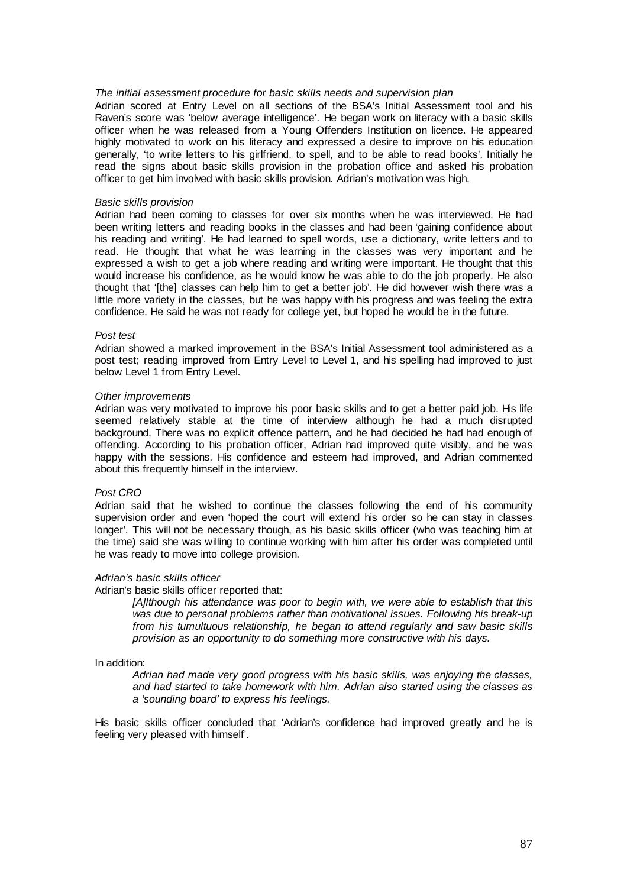*The initial assessment procedure for basic skills needs and supervision plan*

Adrian scored at Entry Level on all sections of the BSA's Initial Assessment tool and his Raven's score was 'below average intelligence'. He began work on literacy with a basic skills officer when he was released from a Young Offenders Institution on licence. He appeared highly motivated to work on his literacy and expressed a desire to improve on his education generally, 'to write letters to his girlfriend, to spell, and to be able to read books'. Initially he read the signs about basic skills provision in the probation office and asked his probation officer to get him involved with basic skills provision. Adrian's motivation was high.

*Basic skills provision*

Adrian had been coming to classes for over six months when he was interviewed. He had been writing letters and reading books in the classes and had been 'gaining confidence about his reading and writing'. He had learned to spell words, use a dictionary, write letters and to read. He thought that what he was learning in the classes was very important and he expressed a wish to get a job where reading and writing were important. He thought that this would increase his confidence, as he would know he was able to do the job properly. He also thought that '[the] classes can help him to get a better job'. He did however wish there was a little more variety in the classes, but he was happy with his progress and was feeling the extra confidence. He said he was not ready for college yet, but hoped he would be in the future.

*Post test*

Adrian showed a marked improvement in the BSA's Initial Assessment tool administered as a post test; reading improved from Entry Level to Level 1, and his spelling had improved to just below Level 1 from Entry Level.

*Other improvements*

Adrian was very motivated to improve his poor basic skills and to get a better paid job. His life seemed relatively stable at the time of interview although he had a much disrupted background. There was no explicit offence pattern, and he had decided he had had enough of offending. According to his probation officer, Adrian had improved quite visibly, and he was happy with the sessions. His confidence and esteem had improved, and Adrian commented about this frequently himself in the interview.

*Post CRO*

Adrian said that he wished to continue the classes following the end of his community supervision order and even 'hoped the court will extend his order so he can stay in classes longer'. This will not be necessary though, as his basic skills officer (who was teaching him at the time) said she was willing to continue working with him after his order was completed until he was ready to move into college provision.

*Adrian's basic skills officer*

Adrian's basic skills officer reported that:

> *[A]lthough his attendance was poor to begin with, we were able to establish that this was due to personal problems rather than motivational issues. Following his break-up from his tumultuous relationship, he began to attend regularly and saw basic skills provision as an opportunity to do something more constructive with his days.*

In addition:

> *Adrian had made very good progress with his basic skills, was enjoying the classes, and had started to take homework with him. Adrian also started using the classes as a 'sounding board' to express his feelings.*

His basic skills officer concluded that 'Adrian's confidence had improved greatly and he is feeling very pleased with himself'.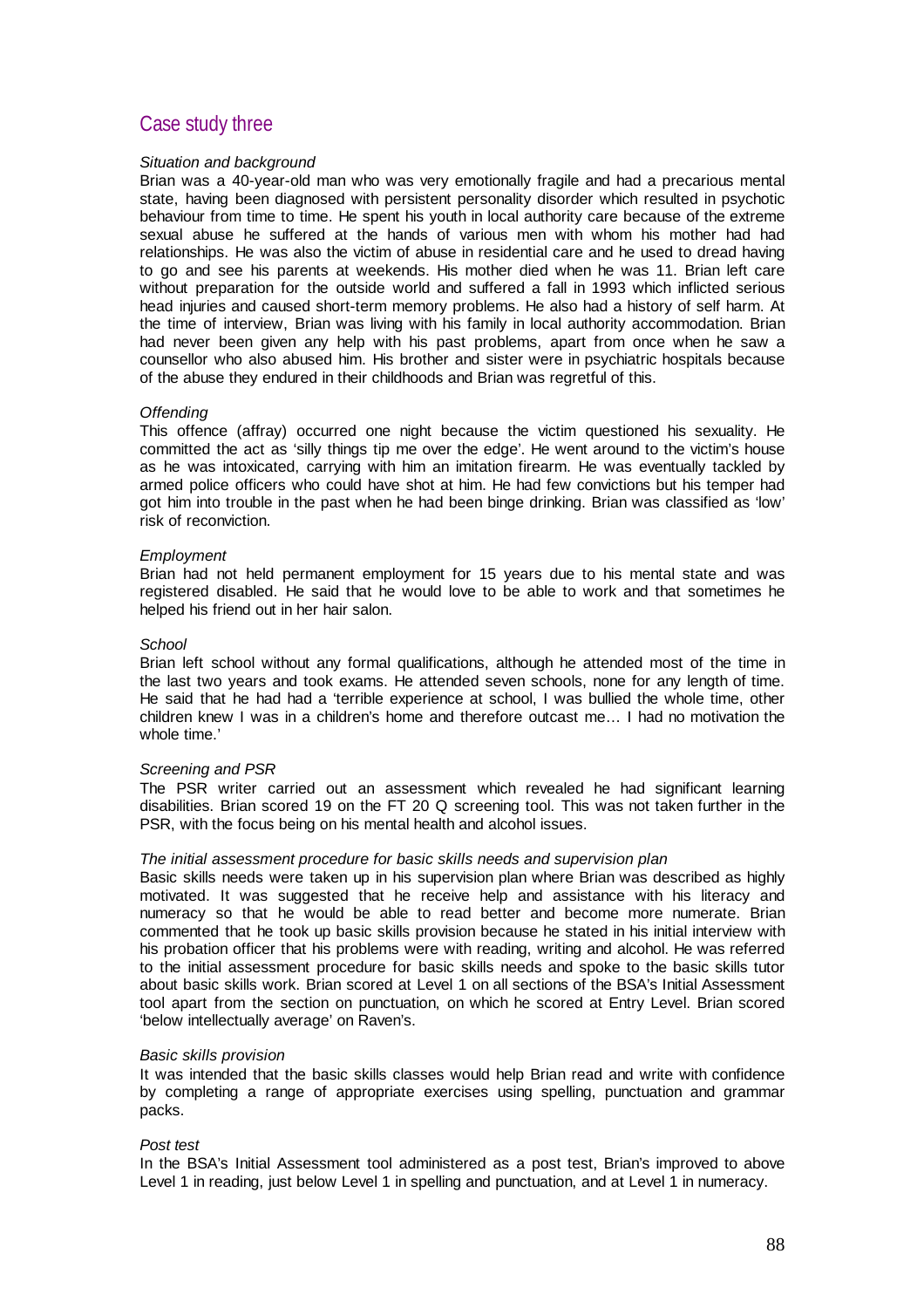## Case study three

*Situation and background*

Brian was a 40-year-old man who was very emotionally fragile and had a precarious mental state, having been diagnosed with persistent personality disorder which resulted in psychotic behaviour from time to time. He spent his youth in local authority care because of the extreme sexual abuse he suffered at the hands of various men with whom his mother had had relationships. He was also the victim of abuse in residential care and he used to dread having to go and see his parents at weekends. His mother died when he was 11. Brian left care without preparation for the outside world and suffered a fall in 1993 which inflicted serious head injuries and caused short-term memory problems. He also had a history of self harm. At the time of interview, Brian was living with his family in local authority accommodation. Brian had never been given any help with his past problems, apart from once when he saw a counsellor who also abused him. His brother and sister were in psychiatric hospitals because of the abuse they endured in their childhoods and Brian was regretful of this.

*Offending*

This offence (affray) occurred one night because the victim questioned his sexuality. He committed the act as 'silly things tip me over the edge'. He went around to the victim's house as he was intoxicated, carrying with him an imitation firearm. He was eventually tackled by armed police officers who could have shot at him. He had few convictions but his temper had got him into trouble in the past when he had been binge drinking. Brian was classified as 'low' risk of reconviction.

*Employment*

Brian had not held permanent employment for 15 years due to his mental state and was registered disabled. He said that he would love to be able to work and that sometimes he helped his friend out in her hair salon.

*School*

Brian left school without any formal qualifications, although he attended most of the time in the last two years and took exams. He attended seven schools, none for any length of time. He said that he had had a 'terrible experience at school, I was bullied the whole time, other children knew I was in a children's home and therefore outcast me… I had no motivation the whole time.'

*Screening and PSR*

The PSR writer carried out an assessment which revealed he had significant learning disabilities. Brian scored 19 on the FT 20 Q screening tool. This was not taken further in the PSR, with the focus being on his mental health and alcohol issues.

*The initial assessment procedure for basic skills needs and supervision plan*

Basic skills needs were taken up in his supervision plan where Brian was described as highly motivated. It was suggested that he receive help and assistance with his literacy and numeracy so that he would be able to read better and become more numerate. Brian commented that he took up basic skills provision because he stated in his initial interview with his probation officer that his problems were with reading, writing and alcohol. He was referred to the initial assessment procedure for basic skills needs and spoke to the basic skills tutor about basic skills work. Brian scored at Level 1 on all sections of the BSA's Initial Assessment tool apart from the section on punctuation, on which he scored at Entry Level. Brian scored 'below intellectually average' on Raven's.

*Basic skills provision*

It was intended that the basic skills classes would help Brian read and write with confidence by completing a range of appropriate exercises using spelling, punctuation and grammar packs.

*Post test*

In the BSA's Initial Assessment tool administered as a post test, Brian's improved to above Level 1 in reading, just below Level 1 in spelling and punctuation, and at Level 1 in numeracy.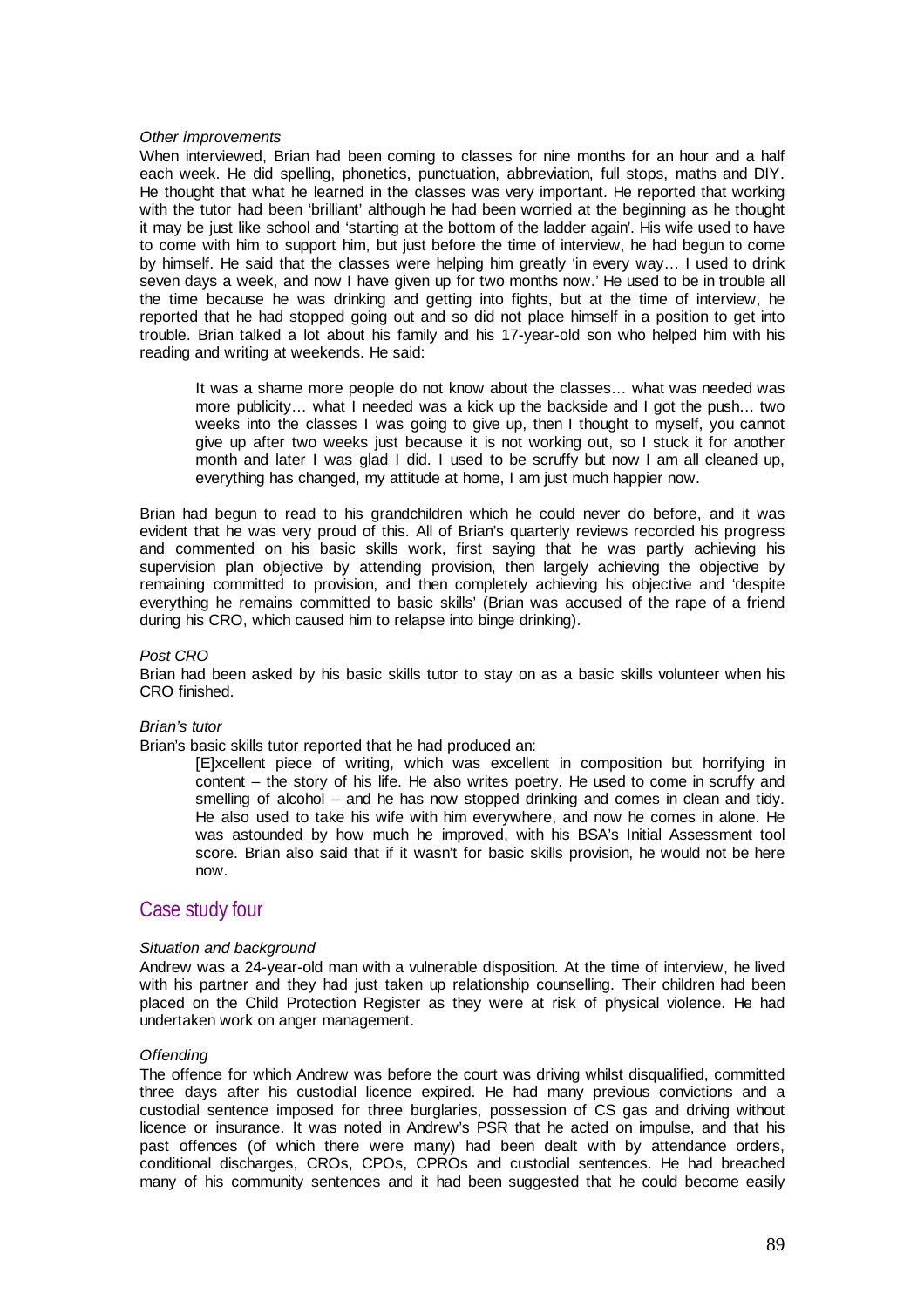*Other improvements*

When interviewed, Brian had been coming to classes for nine months for an hour and a half each week. He did spelling, phonetics, punctuation, abbreviation, full stops, maths and DIY. He thought that what he learned in the classes was very important. He reported that working with the tutor had been 'brilliant' although he had been worried at the beginning as he thought it may be just like school and 'starting at the bottom of the ladder again'. His wife used to have to come with him to support him, but just before the time of interview, he had begun to come by himself. He said that the classes were helping him greatly 'in every way… I used to drink seven days a week, and now I have given up for two months now.' He used to be in trouble all the time because he was drinking and getting into fights, but at the time of interview, he reported that he had stopped going out and so did not place himself in a position to get into trouble. Brian talked a lot about his family and his 17-year-old son who helped him with his reading and writing at weekends. He said:

> It was a shame more people do not know about the classes… what was needed was more publicity… what I needed was a kick up the backside and I got the push… two weeks into the classes I was going to give up, then I thought to myself, you cannot give up after two weeks just because it is not working out, so I stuck it for another month and later I was glad I did. I used to be scruffy but now I am all cleaned up, everything has changed, my attitude at home, I am just much happier now.

Brian had begun to read to his grandchildren which he could never do before, and it was evident that he was very proud of this. All of Brian's quarterly reviews recorded his progress and commented on his basic skills work, first saying that he was partly achieving his supervision plan objective by attending provision, then largely achieving the objective by remaining committed to provision, and then completely achieving his objective and 'despite everything he remains committed to basic skills' (Brian was accused of the rape of a friend during his CRO, which caused him to relapse into binge drinking).

*Post CRO*

Brian had been asked by his basic skills tutor to stay on as a basic skills volunteer when his CRO finished.

*Brian's tutor*

Brian's basic skills tutor reported that he had produced an:

> [E]xcellent piece of writing, which was excellent in composition but horrifying in content – the story of his life. He also writes poetry. He used to come in scruffy and smelling of alcohol – and he has now stopped drinking and comes in clean and tidy. He also used to take his wife with him everywhere, and now he comes in alone. He was astounded by how much he improved, with his BSA's Initial Assessment tool score. Brian also said that if it wasn't for basic skills provision, he would not be here now.

## Case study four

*Situation and background*

Andrew was a 24-year-old man with a vulnerable disposition. At the time of interview, he lived with his partner and they had just taken up relationship counselling. Their children had been placed on the Child Protection Register as they were at risk of physical violence. He had undertaken work on anger management.

*Offending*

The offence for which Andrew was before the court was driving whilst disqualified, committed three days after his custodial licence expired. He had many previous convictions and a custodial sentence imposed for three burglaries, possession of CS gas and driving without licence or insurance. It was noted in Andrew's PSR that he acted on impulse, and that his past offences (of which there were many) had been dealt with by attendance orders, conditional discharges, CROs, CPOs, CPROs and custodial sentences. He had breached many of his community sentences and it had been suggested that he could become easily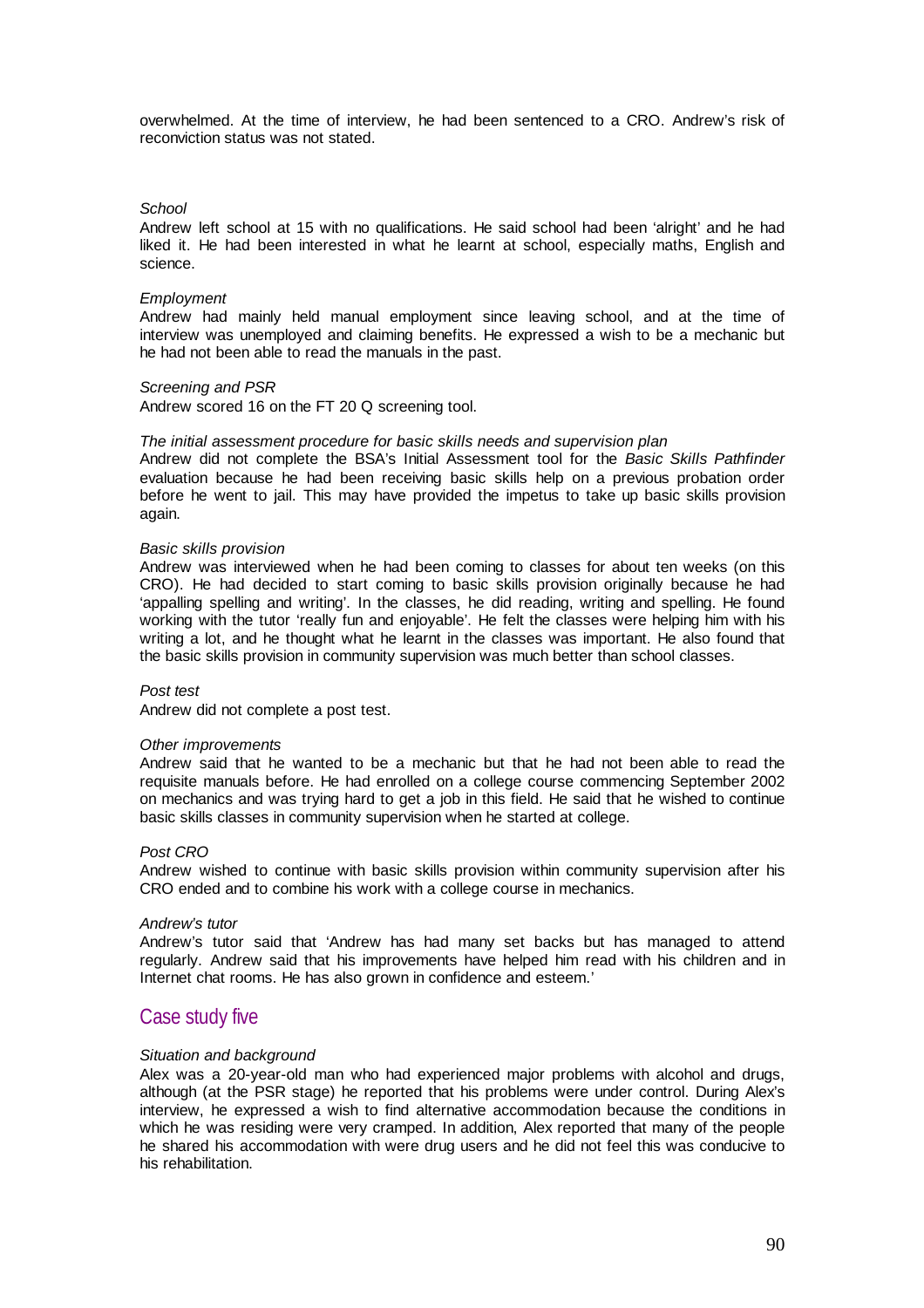overwhelmed. At the time of interview, he had been sentenced to a CRO. Andrew's risk of reconviction status was not stated.

*School*

Andrew left school at 15 with no qualifications. He said school had been 'alright' and he had liked it. He had been interested in what he learnt at school, especially maths, English and science.

*Employment*

Andrew had mainly held manual employment since leaving school, and at the time of interview was unemployed and claiming benefits. He expressed a wish to be a mechanic but he had not been able to read the manuals in the past.

*Screening and PSR*

Andrew scored 16 on the FT 20 Q screening tool.

*The initial assessment procedure for basic skills needs and supervision plan*

Andrew did not complete the BSA's Initial Assessment tool for the *Basic Skills Pathfinder* evaluation because he had been receiving basic skills help on a previous probation order before he went to jail. This may have provided the impetus to take up basic skills provision again.

*Basic skills provision*

Andrew was interviewed when he had been coming to classes for about ten weeks (on this CRO). He had decided to start coming to basic skills provision originally because he had 'appalling spelling and writing'. In the classes, he did reading, writing and spelling. He found working with the tutor 'really fun and enjoyable'. He felt the classes were helping him with his writing a lot, and he thought what he learnt in the classes was important. He also found that the basic skills provision in community supervision was much better than school classes.

*Post test*

Andrew did not complete a post test.

*Other improvements*

Andrew said that he wanted to be a mechanic but that he had not been able to read the requisite manuals before. He had enrolled on a college course commencing September 2002 on mechanics and was trying hard to get a job in this field. He said that he wished to continue basic skills classes in community supervision when he started at college.

*Post CRO*

Andrew wished to continue with basic skills provision within community supervision after his CRO ended and to combine his work with a college course in mechanics.

*Andrew's tutor*

Andrew's tutor said that 'Andrew has had many set backs but has managed to attend regularly. Andrew said that his improvements have helped him read with his children and in Internet chat rooms. He has also grown in confidence and esteem.'

## Case study five

*Situation and background*

Alex was a 20-year-old man who had experienced major problems with alcohol and drugs, although (at the PSR stage) he reported that his problems were under control. During Alex's interview, he expressed a wish to find alternative accommodation because the conditions in which he was residing were very cramped. In addition, Alex reported that many of the people he shared his accommodation with were drug users and he did not feel this was conducive to his rehabilitation.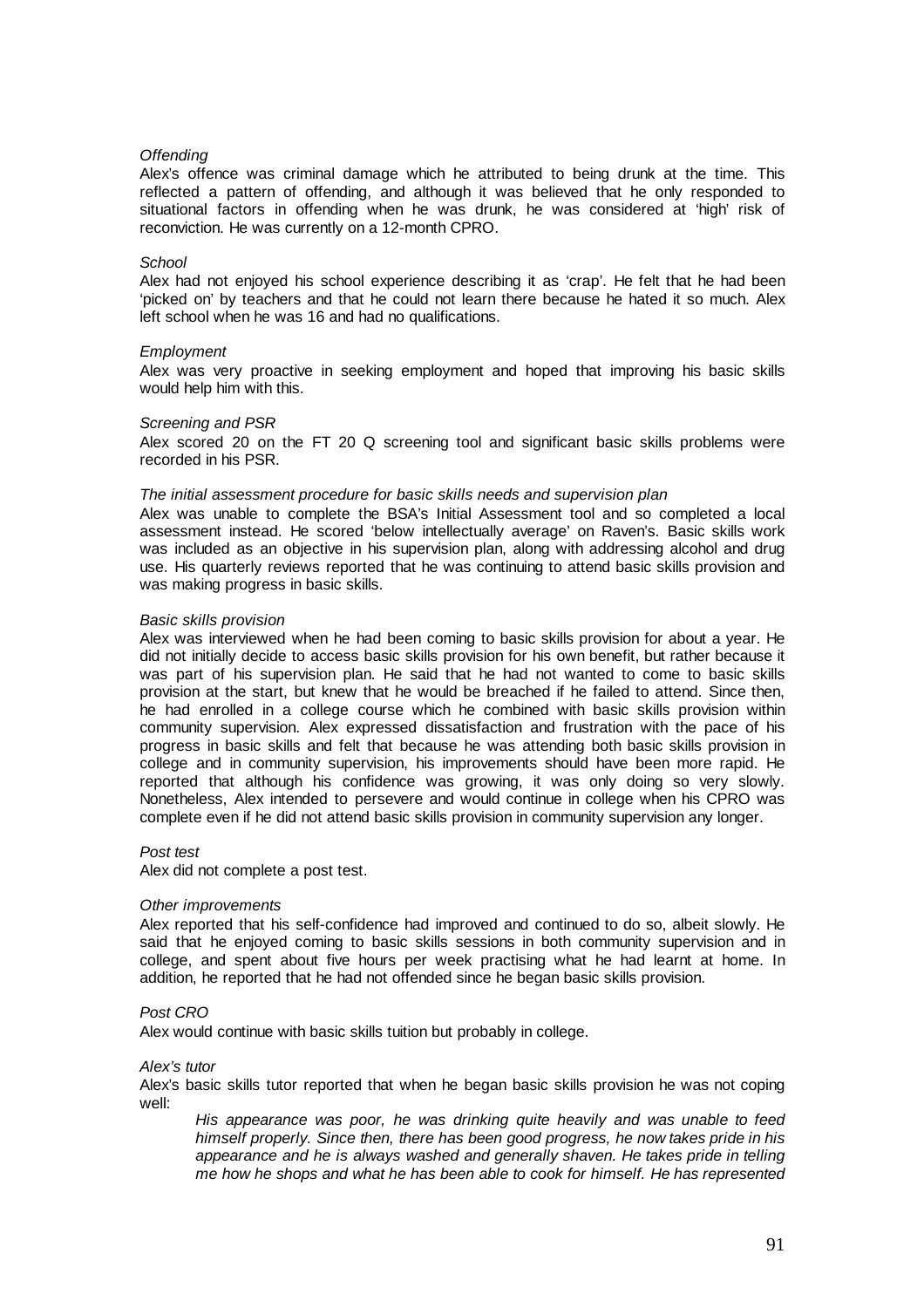*Offending*

Alex's offence was criminal damage which he attributed to being drunk at the time. This reflected a pattern of offending, and although it was believed that he only responded to situational factors in offending when he was drunk, he was considered at 'high' risk of reconviction. He was currently on a 12-month CPRO.

*School*

Alex had not enjoyed his school experience describing it as 'crap'. He felt that he had been 'picked on' by teachers and that he could not learn there because he hated it so much. Alex left school when he was 16 and had no qualifications.

*Employment*

Alex was very proactive in seeking employment and hoped that improving his basic skills would help him with this.

*Screening and PSR*

Alex scored 20 on the FT 20 Q screening tool and significant basic skills problems were recorded in his PSR.

*The initial assessment procedure for basic skills needs and supervision plan*

Alex was unable to complete the BSA's Initial Assessment tool and so completed a local assessment instead. He scored 'below intellectually average' on Raven's. Basic skills work was included as an objective in his supervision plan, along with addressing alcohol and drug use. His quarterly reviews reported that he was continuing to attend basic skills provision and was making progress in basic skills.

*Basic skills provision*

Alex was interviewed when he had been coming to basic skills provision for about a year. He did not initially decide to access basic skills provision for his own benefit, but rather because it was part of his supervision plan. He said that he had not wanted to come to basic skills provision at the start, but knew that he would be breached if he failed to attend. Since then, he had enrolled in a college course which he combined with basic skills provision within community supervision. Alex expressed dissatisfaction and frustration with the pace of his progress in basic skills and felt that because he was attending both basic skills provision in college and in community supervision, his improvements should have been more rapid. He reported that although his confidence was growing, it was only doing so very slowly. Nonetheless, Alex intended to persevere and would continue in college when his CPRO was complete even if he did not attend basic skills provision in community supervision any longer.

*Post test*

Alex did not complete a post test.

*Other improvements*

Alex reported that his self-confidence had improved and continued to do so, albeit slowly. He said that he enjoyed coming to basic skills sessions in both community supervision and in college, and spent about five hours per week practising what he had learnt at home. In addition, he reported that he had not offended since he began basic skills provision.

*Post CRO*

Alex would continue with basic skills tuition but probably in college.

*Alex's tutor*

Alex's basic skills tutor reported that when he began basic skills provision he was not coping well:

> *His appearance was poor, he was drinking quite heavily and was unable to feed himself properly. Since then, there has been good progress, he now takes pride in his appearance and he is always washed and generally shaven. He takes pride in telling me how he shops and what he has been able to cook for himself. He has represented*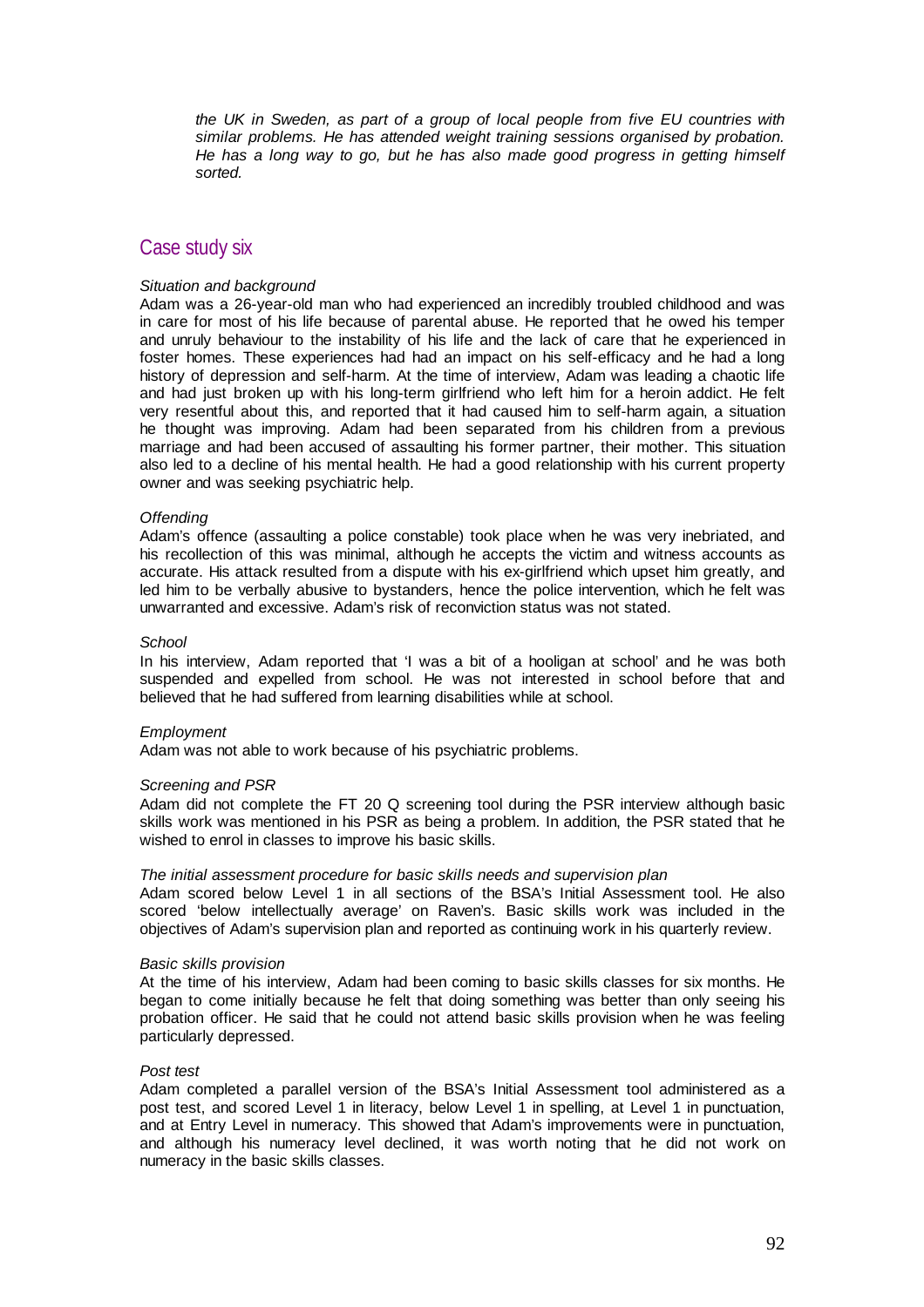*the UK in Sweden, as part of a group of local people from five EU countries with similar problems. He has attended weight training sessions organised by probation. He has a long way to go, but he has also made good progress in getting himself sorted.*

## Case study six

*Situation and background*

Adam was a 26-year-old man who had experienced an incredibly troubled childhood and was in care for most of his life because of parental abuse. He reported that he owed his temper and unruly behaviour to the instability of his life and the lack of care that he experienced in foster homes. These experiences had had an impact on his self-efficacy and he had a long history of depression and self-harm. At the time of interview, Adam was leading a chaotic life and had just broken up with his long-term girlfriend who left him for a heroin addict. He felt very resentful about this, and reported that it had caused him to self-harm again, a situation he thought was improving. Adam had been separated from his children from a previous marriage and had been accused of assaulting his former partner, their mother. This situation also led to a decline of his mental health. He had a good relationship with his current property owner and was seeking psychiatric help.

*Offending*

Adam's offence (assaulting a police constable) took place when he was very inebriated, and his recollection of this was minimal, although he accepts the victim and witness accounts as accurate. His attack resulted from a dispute with his ex-girlfriend which upset him greatly, and led him to be verbally abusive to bystanders, hence the police intervention, which he felt was unwarranted and excessive. Adam's risk of reconviction status was not stated.

*School*

In his interview, Adam reported that 'I was a bit of a hooligan at school' and he was both suspended and expelled from school. He was not interested in school before that and believed that he had suffered from learning disabilities while at school.

*Employment*

Adam was not able to work because of his psychiatric problems.

*Screening and PSR*

Adam did not complete the FT 20 Q screening tool during the PSR interview although basic skills work was mentioned in his PSR as being a problem. In addition, the PSR stated that he wished to enrol in classes to improve his basic skills.

*The initial assessment procedure for basic skills needs and supervision plan*

Adam scored below Level 1 in all sections of the BSA's Initial Assessment tool. He also scored 'below intellectually average' on Raven's. Basic skills work was included in the objectives of Adam's supervision plan and reported as continuing work in his quarterly review.

*Basic skills provision*

At the time of his interview, Adam had been coming to basic skills classes for six months. He began to come initially because he felt that doing something was better than only seeing his probation officer. He said that he could not attend basic skills provision when he was feeling particularly depressed.

*Post test*

Adam completed a parallel version of the BSA's Initial Assessment tool administered as a post test, and scored Level 1 in literacy, below Level 1 in spelling, at Level 1 in punctuation, and at Entry Level in numeracy. This showed that Adam's improvements were in punctuation, and although his numeracy level declined, it was worth noting that he did not work on numeracy in the basic skills classes.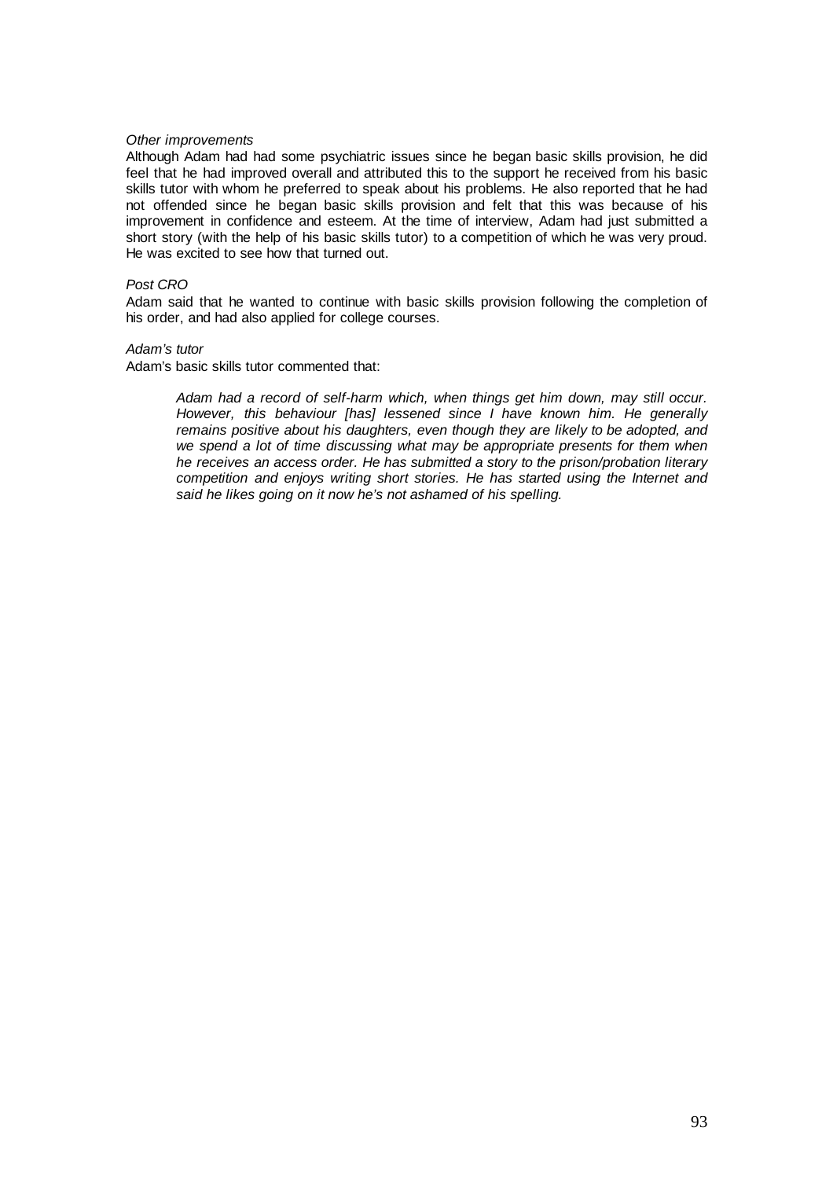*Other improvements*

Although Adam had had some psychiatric issues since he began basic skills provision, he did feel that he had improved overall and attributed this to the support he received from his basic skills tutor with whom he preferred to speak about his problems. He also reported that he had not offended since he began basic skills provision and felt that this was because of his improvement in confidence and esteem. At the time of interview, Adam had just submitted a short story (with the help of his basic skills tutor) to a competition of which he was very proud. He was excited to see how that turned out.

*Post CRO*

Adam said that he wanted to continue with basic skills provision following the completion of his order, and had also applied for college courses.

*Adam's tutor*

Adam's basic skills tutor commented that:

> *Adam had a record of self-harm which, when things get him down, may still occur. However, this behaviour [has] lessened since I have known him. He generally remains positive about his daughters, even though they are likely to be adopted, and we spend a lot of time discussing what may be appropriate presents for them when he receives an access order. He has submitted a story to the prison/probation literary competition and enjoys writing short stories. He has started using the Internet and said he likes going on it now he's not ashamed of his spelling.*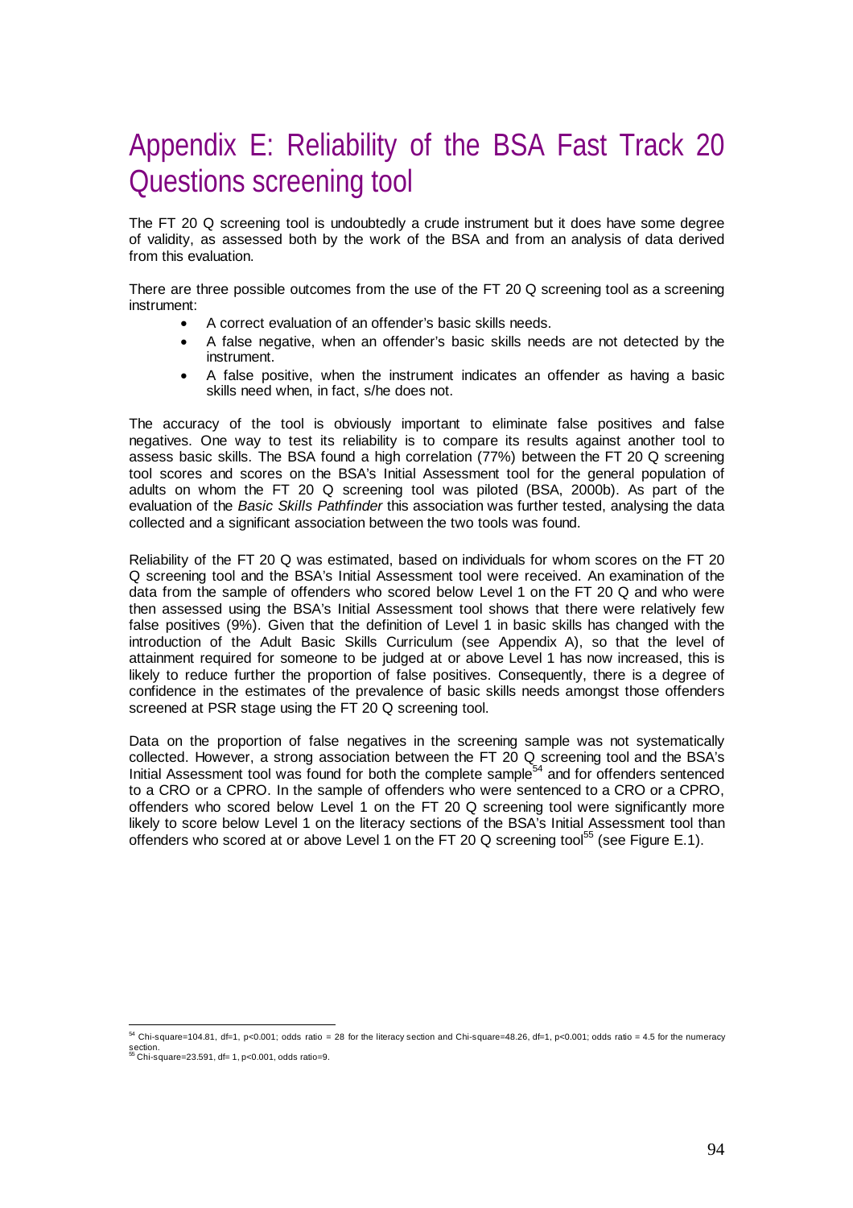# Appendix E: Reliability of the BSA Fast Track 20 Questions screening tool

The FT 20 Q screening tool is undoubtedly a crude instrument but it does have some degree of validity, as assessed both by the work of the BSA and from an analysis of data derived from this evaluation.

There are three possible outcomes from the use of the FT 20 Q screening tool as a screening instrument:

- A correct evaluation of an offender's basic skills needs.
- A false negative, when an offender's basic skills needs are not detected by the instrument.
- A false positive, when the instrument indicates an offender as having a basic skills need when, in fact, s/he does not.

The accuracy of the tool is obviously important to eliminate false positives and false negatives. One way to test its reliability is to compare its results against another tool to assess basic skills. The BSA found a high correlation (77%) between the FT 20 Q screening tool scores and scores on the BSA's Initial Assessment tool for the general population of adults on whom the FT 20 Q screening tool was piloted (BSA, 2000b). As part of the evaluation of the *Basic Skills Pathfinder* this association was further tested, analysing the data collected and a significant association between the two tools was found.

Reliability of the FT 20 Q was estimated, based on individuals for whom scores on the FT 20 Q screening tool and the BSA's Initial Assessment tool were received. An examination of the data from the sample of offenders who scored below Level 1 on the FT 20 Q and who were then assessed using the BSA's Initial Assessment tool shows that there were relatively few false positives (9%). Given that the definition of Level 1 in basic skills has changed with the introduction of the Adult Basic Skills Curriculum (see Appendix A), so that the level of attainment required for someone to be judged at or above Level 1 has now increased, this is likely to reduce further the proportion of false positives. Consequently, there is a degree of confidence in the estimates of the prevalence of basic skills needs amongst those offenders screened at PSR stage using the FT 20 Q screening tool.

Data on the proportion of false negatives in the screening sample was not systematically collected. However, a strong association between the FT 20 Q screening tool and the BSA's Initial Assessment tool was found for both the complete sample[54] and for offenders sentenced to a CRO or a CPRO. In the sample of offenders who were sentenced to a CRO or a CPRO, offenders who scored below Level 1 on the FT 20 Q screening tool were significantly more likely to score below Level 1 on the literacy sections of the BSA's Initial Assessment tool than offenders who scored at or above Level 1 on the FT 20 Q screening tool[55] (see Figure E.1).

---

[54] Chi-square=104.81, df=1, $p<0.001$; odds ratio = 28 for the literacy section and Chi-square=48.26, df=1, $p<0.001$; odds ratio = 4.5 for the numeracy section.

[55] Chi-square=23.591, df= 1, $p<0.001$, odds ratio=9.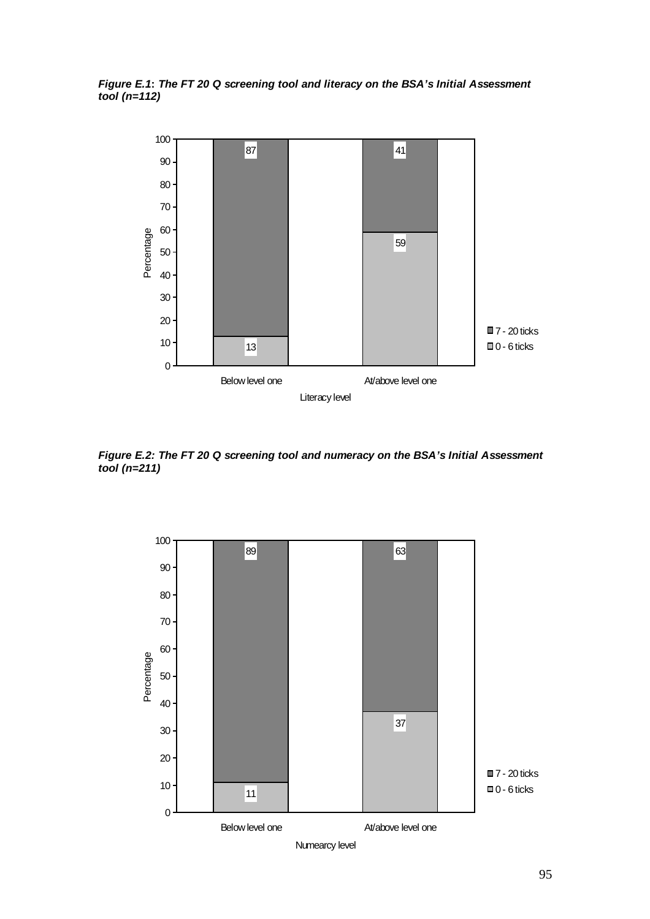***Figure E.1: The FT 20 Q screening tool and literacy on the BSA's Initial Assessment tool (n=112)***

| Literacy level | 0 - 6 ticks | 7 - 20 ticks |
|---|---|---|
| Below level one | 13 | 87 |
| At/above level one | 59 | 41 |

***Figure E.2: The FT 20 Q screening tool and numeracy on the BSA's Initial Assessment tool (n=211)***

| Numearcy level | 0 - 6 ticks | 7 - 20 ticks |
|---|---|---|
| Below level one | 11 | 89 |
| At/above level one | 37 | 63 |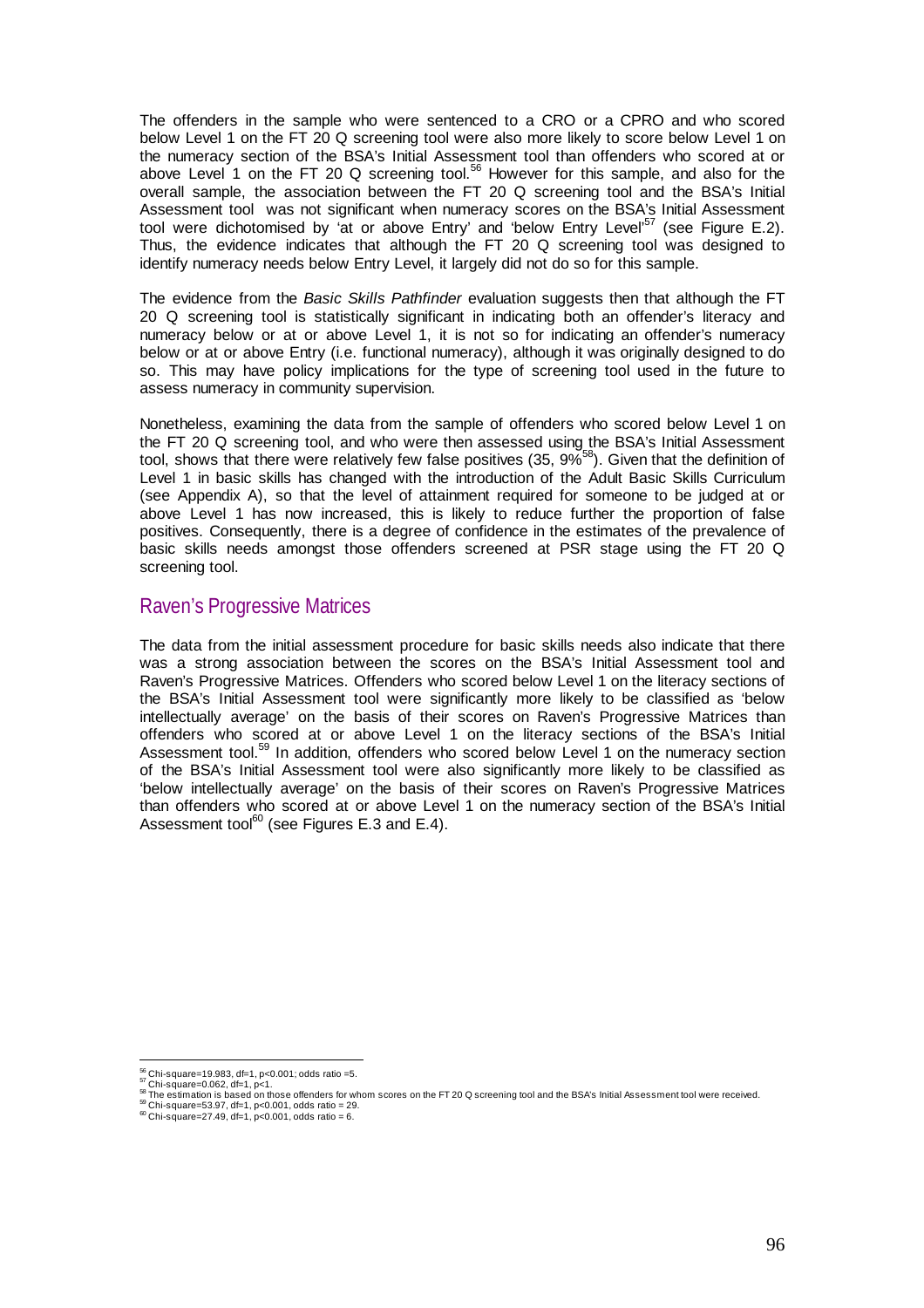The offenders in the sample who were sentenced to a CRO or a CPRO and who scored below Level 1 on the FT 20 Q screening tool were also more likely to score below Level 1 on the numeracy section of the BSA's Initial Assessment tool than offenders who scored at or above Level 1 on the FT 20 Q screening tool.[56] However for this sample, and also for the overall sample, the association between the FT 20 Q screening tool and the BSA's Initial Assessment tool was not significant when numeracy scores on the BSA's Initial Assessment tool were dichotomised by 'at or above Entry' and 'below Entry Level'[57] (see Figure E.2). Thus, the evidence indicates that although the FT 20 Q screening tool was designed to identify numeracy needs below Entry Level, it largely did not do so for this sample.

The evidence from the *Basic Skills Pathfinder* evaluation suggests then that although the FT 20 Q screening tool is statistically significant in indicating both an offender's literacy and numeracy below or at or above Level 1, it is not so for indicating an offender's numeracy below or at or above Entry (i.e. functional numeracy), although it was originally designed to do so. This may have policy implications for the type of screening tool used in the future to assess numeracy in community supervision.

Nonetheless, examining the data from the sample of offenders who scored below Level 1 on the FT 20 Q screening tool, and who were then assessed using the BSA's Initial Assessment tool, shows that there were relatively few false positives (35, 9%[58]). Given that the definition of Level 1 in basic skills has changed with the introduction of the Adult Basic Skills Curriculum (see Appendix A), so that the level of attainment required for someone to be judged at or above Level 1 has now increased, this is likely to reduce further the proportion of false positives. Consequently, there is a degree of confidence in the estimates of the prevalence of basic skills needs amongst those offenders screened at PSR stage using the FT 20 Q screening tool.

## Raven's Progressive Matrices

The data from the initial assessment procedure for basic skills needs also indicate that there was a strong association between the scores on the BSA's Initial Assessment tool and Raven's Progressive Matrices. Offenders who scored below Level 1 on the literacy sections of the BSA's Initial Assessment tool were significantly more likely to be classified as 'below intellectually average' on the basis of their scores on Raven's Progressive Matrices than offenders who scored at or above Level 1 on the literacy sections of the BSA's Initial Assessment tool.[59] In addition, offenders who scored below Level 1 on the numeracy section of the BSA's Initial Assessment tool were also significantly more likely to be classified as 'below intellectually average' on the basis of their scores on Raven's Progressive Matrices than offenders who scored at or above Level 1 on the numeracy section of the BSA's Initial Assessment tool[60] (see Figures E.3 and E.4).

---

[56] Chi-square=19.983, df=1, $p<0.001$; odds ratio =5.

[57] Chi-square=0.062, df=1, $p<1$.

[58] The estimation is based on those offenders for whom scores on the FT 20 Q screening tool and the BSA's Initial Assessment tool were received.

[59] Chi-square=53.97, df=1, $p<0.001$, odds ratio = 29.

[60] Chi-square=27.49, df=1, $p<0.001$, odds ratio = 6.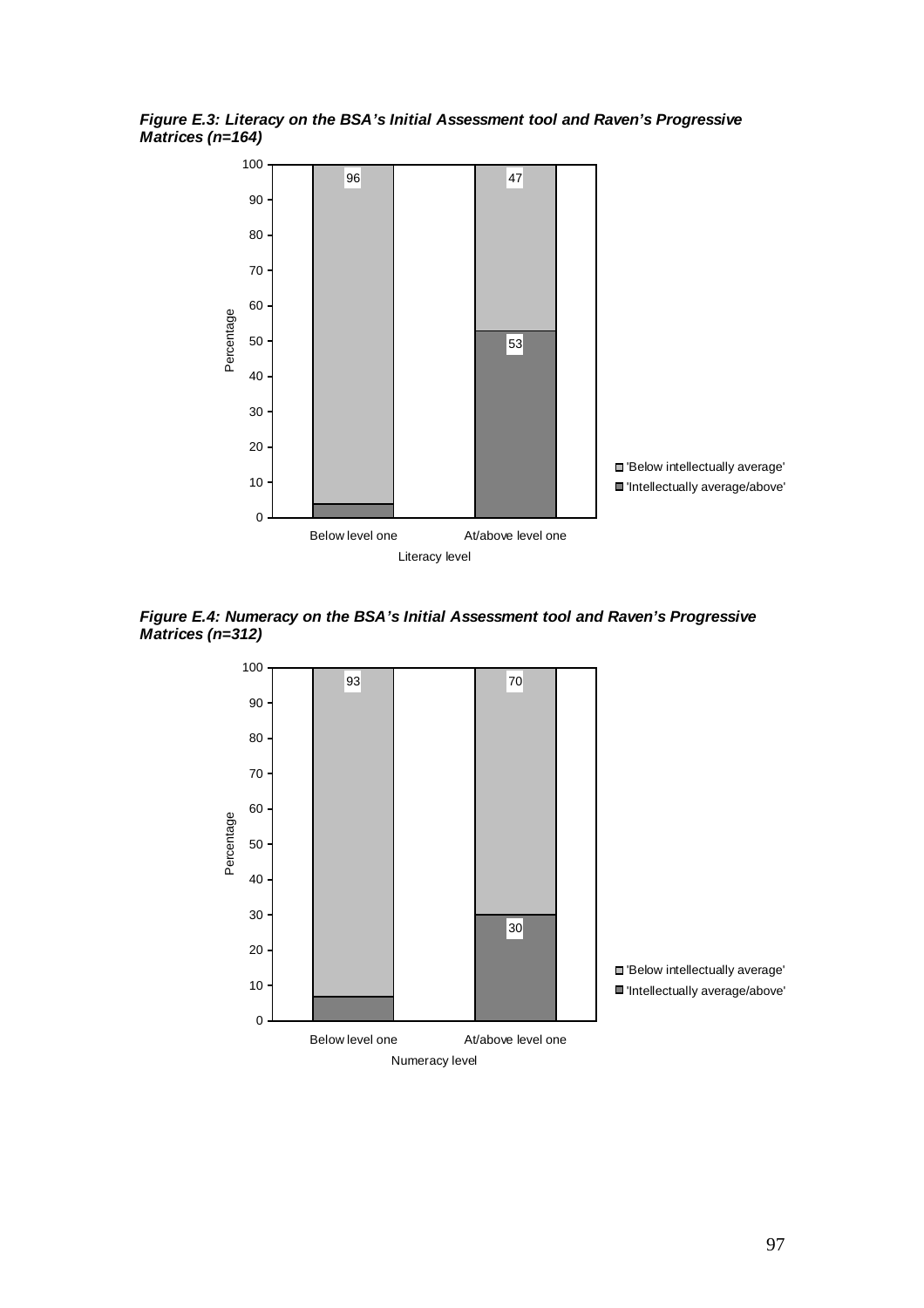***Figure E.3: Literacy on the BSA's Initial Assessment tool and Raven's Progressive Matrices (n=164)***

| Literacy level | 'Intellectually average/above' | 'Below intellectually average' |
|---|---|---|
| Below level one | | 96 |
| At/above level one | 53 | 47 |

***Figure E.4: Numeracy on the BSA's Initial Assessment tool and Raven's Progressive Matrices (n=312)***

| Numeracy level | 'Intellectually average/above' | 'Below intellectually average' |
|---|---|---|
| Below level one | | 93 |
| At/above level one | 30 | 70 |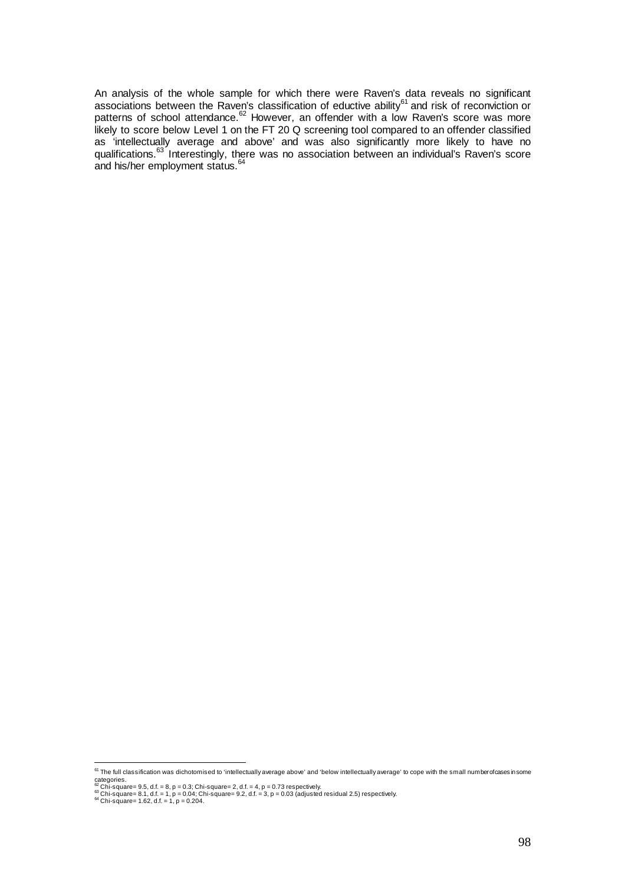An analysis of the whole sample for which there were Raven's data reveals no significant associations between the Raven's classification of eductive ability[61] and risk of reconviction or patterns of school attendance.[62] However, an offender with a low Raven's score was more likely to score below Level 1 on the FT 20 Q screening tool compared to an offender classified as 'intellectually average and above' and was also significantly more likely to have no qualifications.[63] Interestingly, there was no association between an individual's Raven's score and his/her employment status.[64]

---

[61] The full classification was dichotomised to 'intellectually average above' and 'below intellectually average' to cope with the small number of cases in some categories.

[62] Chi-square= 9.5, d.f. = 8, p = 0.3; Chi-square= 2, d.f. = 4, p = 0.73 respectively.

[63] Chi-square= 8.1, d.f. = 1, p = 0.04; Chi-square= 9.2, d.f. = 3, p = 0.03 (adjusted residual 2.5) respectively.

[64] Chi-square= 1.62, d.f. = 1, p = 0.204.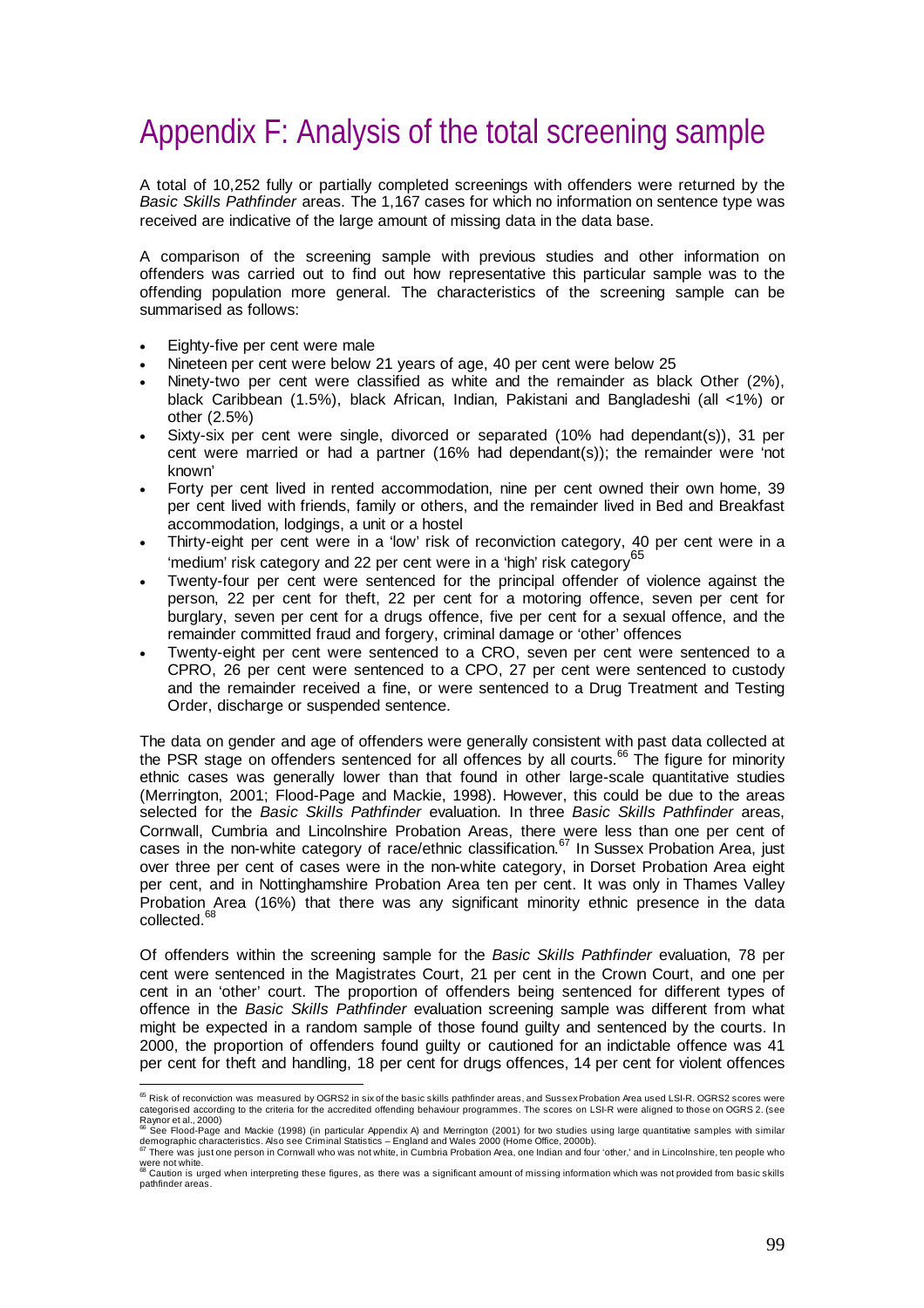# Appendix F: Analysis of the total screening sample

A total of 10,252 fully or partially completed screenings with offenders were returned by the *Basic Skills Pathfinder* areas. The 1,167 cases for which no information on sentence type was received are indicative of the large amount of missing data in the data base.

A comparison of the screening sample with previous studies and other information on offenders was carried out to find out how representative this particular sample was to the offending population more general. The characteristics of the screening sample can be summarised as follows:

- Eighty-five per cent were male
- Nineteen per cent were below 21 years of age, 40 per cent were below 25
- Ninety-two per cent were classified as white and the remainder as black Other (2%), black Caribbean (1.5%), black African, Indian, Pakistani and Bangladeshi (all <1%) or other (2.5%)
- Sixty-six per cent were single, divorced or separated (10% had dependant(s)), 31 per cent were married or had a partner (16% had dependant(s)); the remainder were 'not known'
- Forty per cent lived in rented accommodation, nine per cent owned their own home, 39 per cent lived with friends, family or others, and the remainder lived in Bed and Breakfast accommodation, lodgings, a unit or a hostel
- Thirty-eight per cent were in a 'low' risk of reconviction category, 40 per cent were in a 'medium' risk category and 22 per cent were in a 'high' risk category[65]
- Twenty-four per cent were sentenced for the principal offender of violence against the person, 22 per cent for theft, 22 per cent for a motoring offence, seven per cent for burglary, seven per cent for a drugs offence, five per cent for a sexual offence, and the remainder committed fraud and forgery, criminal damage or 'other' offences
- Twenty-eight per cent were sentenced to a CRO, seven per cent were sentenced to a CPRO, 26 per cent were sentenced to a CPO, 27 per cent were sentenced to custody and the remainder received a fine, or were sentenced to a Drug Treatment and Testing Order, discharge or suspended sentence.

The data on gender and age of offenders were generally consistent with past data collected at the PSR stage on offenders sentenced for all offences by all courts.[66] The figure for minority ethnic cases was generally lower than that found in other large-scale quantitative studies (Merrington, 2001; Flood-Page and Mackie, 1998). However, this could be due to the areas selected for the *Basic Skills Pathfinder* evaluation. In three *Basic Skills Pathfinder* areas, Cornwall, Cumbria and Lincolnshire Probation Areas, there were less than one per cent of cases in the non-white category of race/ethnic classification.[67] In Sussex Probation Area, just over three per cent of cases were in the non-white category, in Dorset Probation Area eight per cent, and in Nottinghamshire Probation Area ten per cent. It was only in Thames Valley Probation Area (16%) that there was any significant minority ethnic presence in the data collected.[68]

Of offenders within the screening sample for the *Basic Skills Pathfinder* evaluation, 78 per cent were sentenced in the Magistrates Court, 21 per cent in the Crown Court, and one per cent in an 'other' court. The proportion of offenders being sentenced for different types of offence in the *Basic Skills Pathfinder* evaluation screening sample was different from what might be expected in a random sample of those found guilty and sentenced by the courts. In 2000, the proportion of offenders found guilty or cautioned for an indictable offence was 41 per cent for theft and handling, 18 per cent for drugs offences, 14 per cent for violent offences

---

[65] Risk of reconviction was measured by OGRS2 in six of the basic skills pathfinder areas, and Sussex Probation Area used LSI-R. OGRS2 scores were categorised according to the criteria for the accredited offending behaviour programmes. The scores on LSI-R were aligned to those on OGRS 2. (see Raynor et al., 2000)

[66] See Flood-Page and Mackie (1998) (in particular Appendix A) and Merrington (2001) for two studies using large quantitative samples with similar demographic characteristics. Also see Criminal Statistics – England and Wales 2000 (Home Office, 2000b).

[67] There was just one person in Cornwall who was not white, in Cumbria Probation Area, one Indian and four 'other,' and in Lincolnshire, ten people who were not white.

[68] Caution is urged when interpreting these figures, as there was a significant amount of missing information which was not provided from basic skills pathfinder areas.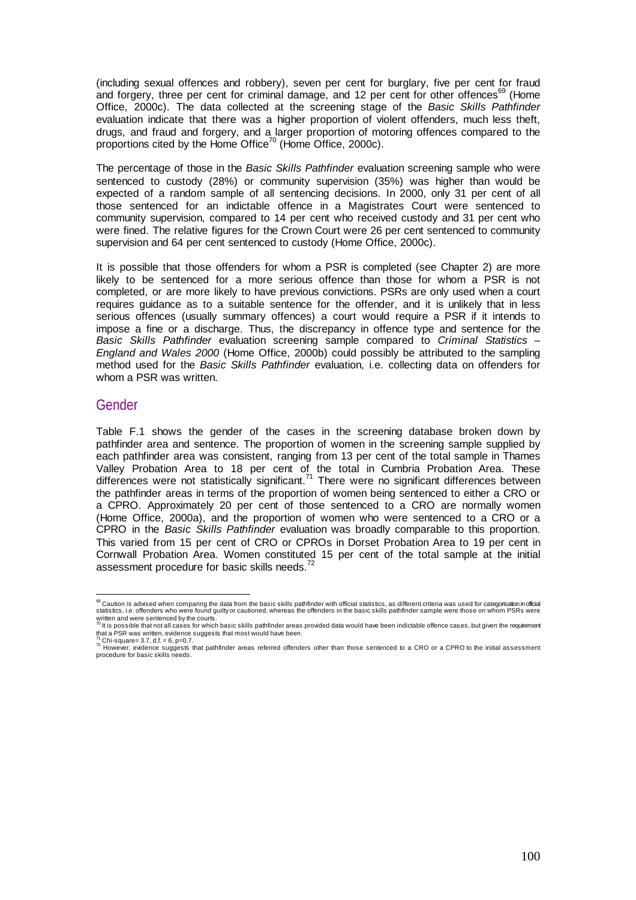(including sexual offences and robbery), seven per cent for burglary, five per cent for fraud and forgery, three per cent for criminal damage, and 12 per cent for other offences[69] (Home Office, 2000c). The data collected at the screening stage of the *Basic Skills Pathfinder* evaluation indicate that there was a higher proportion of violent offenders, much less theft, drugs, and fraud and forgery, and a larger proportion of motoring offences compared to the proportions cited by the Home Office[70] (Home Office, 2000c).

The percentage of those in the *Basic Skills Pathfinder* evaluation screening sample who were sentenced to custody (28%) or community supervision (35%) was higher than would be expected of a random sample of all sentencing decisions. In 2000, only 31 per cent of all those sentenced for an indictable offence in a Magistrates Court were sentenced to community supervision, compared to 14 per cent who received custody and 31 per cent who were fined. The relative figures for the Crown Court were 26 per cent sentenced to community supervision and 64 per cent sentenced to custody (Home Office, 2000c).

It is possible that those offenders for whom a PSR is completed (see Chapter 2) are more likely to be sentenced for a more serious offence than those for whom a PSR is not completed, or are more likely to have previous convictions. PSRs are only used when a court requires guidance as to a suitable sentence for the offender, and it is unlikely that in less serious offences (usually summary offences) a court would require a PSR if it intends to impose a fine or a discharge. Thus, the discrepancy in offence type and sentence for the *Basic Skills Pathfinder* evaluation screening sample compared to *Criminal Statistics – England and Wales 2000* (Home Office, 2000b) could possibly be attributed to the sampling method used for the *Basic Skills Pathfinder* evaluation, i.e. collecting data on offenders for whom a PSR was written.

## Gender

Table F.1 shows the gender of the cases in the screening database broken down by pathfinder area and sentence. The proportion of women in the screening sample supplied by each pathfinder area was consistent, ranging from 13 per cent of the total sample in Thames Valley Probation Area to 18 per cent of the total in Cumbria Probation Area. These differences were not statistically significant.[71] There were no significant differences between the pathfinder areas in terms of the proportion of women being sentenced to either a CRO or a CPRO. Approximately 20 per cent of those sentenced to a CRO are normally women (Home Office, 2000a), and the proportion of women who were sentenced to a CRO or a CPRO in the *Basic Skills Pathfinder* evaluation was broadly comparable to this proportion. This varied from 15 per cent of CRO or CPROs in Dorset Probation Area to 19 per cent in Cornwall Probation Area. Women constituted 15 per cent of the total sample at the initial assessment procedure for basic skills needs.[72]

---

[69] Caution is advised when comparing the data from the basic skills pathfinder with official statistics, as different criteria was used for categorisation in official statistics, i.e. offenders who were found guilty or cautioned, whereas the offenders in the basic skills pathfinder sample were those on whom PSRs were written and were sentenced by the courts.

[70] It is possible that not all cases for which basic skills pathfinder areas provided data would have been indictable offence cases, but given the requirement that a PSR was written, evidence suggests that most would have been.

[71] Chi-square= 3.7, d.f. = 6, p=0.7.

[72] However, evidence suggests that pathfinder areas referred offenders other than those sentenced to a CRO or a CPRO to the initial assessment procedure for basic skills needs.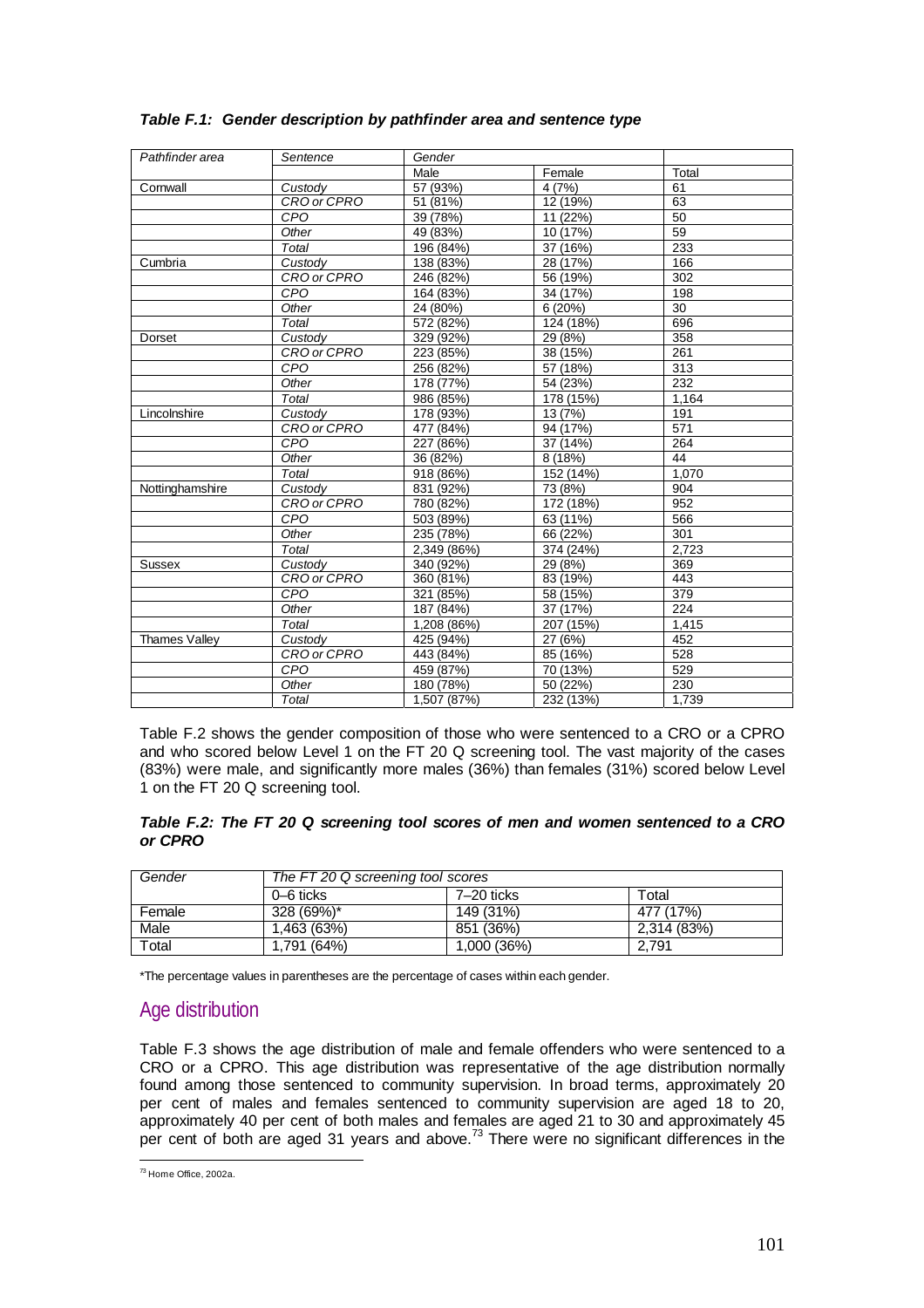***Table F.1: Gender description by pathfinder area and sentence type***

| *Pathfinder area* | *Sentence* | *Gender* | | |
|---|---|---|---|---|
| | | Male | Female | Total |
| Cornwall | *Custody* | 57 (93%) | 4 (7%) | 61 |
| | *CRO or CPRO* | 51 (81%) | 12 (19%) | 63 |
| | *CPO* | 39 (78%) | 11 (22%) | 50 |
| | *Other* | 49 (83%) | 10 (17%) | 59 |
| | *Total* | 196 (84%) | 37 (16%) | 233 |
| Cumbria | *Custody* | 138 (83%) | 28 (17%) | 166 |
| | *CRO or CPRO* | 246 (82%) | 56 (19%) | 302 |
| | *CPO* | 164 (83%) | 34 (17%) | 198 |
| | *Other* | 24 (80%) | 6 (20%) | 30 |
| | *Total* | 572 (82%) | 124 (18%) | 696 |
| Dorset | *Custody* | 329 (92%) | 29 (8%) | 358 |
| | *CRO or CPRO* | 223 (85%) | 38 (15%) | 261 |
| | *CPO* | 256 (82%) | 57 (18%) | 313 |
| | *Other* | 178 (77%) | 54 (23%) | 232 |
| | *Total* | 986 (85%) | 178 (15%) | 1,164 |
| Lincolnshire | *Custody* | 178 (93%) | 13 (7%) | 191 |
| | *CRO or CPRO* | 477 (84%) | 94 (17%) | 571 |
| | *CPO* | 227 (86%) | 37 (14%) | 264 |
| | *Other* | 36 (82%) | 8 (18%) | 44 |
| | *Total* | 918 (86%) | 152 (14%) | 1,070 |
| Nottinghamshire | *Custody* | 831 (92%) | 73 (8%) | 904 |
| | *CRO or CPRO* | 780 (82%) | 172 (18%) | 952 |
| | *CPO* | 503 (89%) | 63 (11%) | 566 |
| | *Other* | 235 (78%) | 66 (22%) | 301 |
| | *Total* | 2,349 (86%) | 374 (24%) | 2,723 |
| Sussex | *Custody* | 340 (92%) | 29 (8%) | 369 |
| | *CRO or CPRO* | 360 (81%) | 83 (19%) | 443 |
| | *CPO* | 321 (85%) | 58 (15%) | 379 |
| | *Other* | 187 (84%) | 37 (17%) | 224 |
| | *Total* | 1,208 (86%) | 207 (15%) | 1,415 |
| Thames Valley | *Custody* | 425 (94%) | 27 (6%) | 452 |
| | *CRO or CPRO* | 443 (84%) | 85 (16%) | 528 |
| | *CPO* | 459 (87%) | 70 (13%) | 529 |
| | *Other* | 180 (78%) | 50 (22%) | 230 |
| | *Total* | 1,507 (87%) | 232 (13%) | 1,739 |

Table F.2 shows the gender composition of those who were sentenced to a CRO or a CPRO and who scored below Level 1 on the FT 20 Q screening tool. The vast majority of the cases (83%) were male, and significantly more males (36%) than females (31%) scored below Level 1 on the FT 20 Q screening tool.

***Table F.2: The FT 20 Q screening tool scores of men and women sentenced to a CRO or CPRO***

| *Gender* | *The FT 20 Q screening tool scores* | | |
|---|---|---|---|
| | 0–6 ticks | 7–20 ticks | Total |
| Female | 328 (69%)* | 149 (31%) | 477 (17%) |
| Male | 1,463 (63%) | 851 (36%) | 2,314 (83%) |
| Total | 1,791 (64%) | 1,000 (36%) | 2,791 |

*The percentage values in parentheses are the percentage of cases within each gender.

## Age distribution

Table F.3 shows the age distribution of male and female offenders who were sentenced to a CRO or a CPRO. This age distribution was representative of the age distribution normally found among those sentenced to community supervision. In broad terms, approximately 20 per cent of males and females sentenced to community supervision are aged 18 to 20, approximately 40 per cent of both males and females are aged 21 to 30 and approximately 45 per cent of both are aged 31 years and above.[73] There were no significant differences in the

[73] Home Office, 2002a.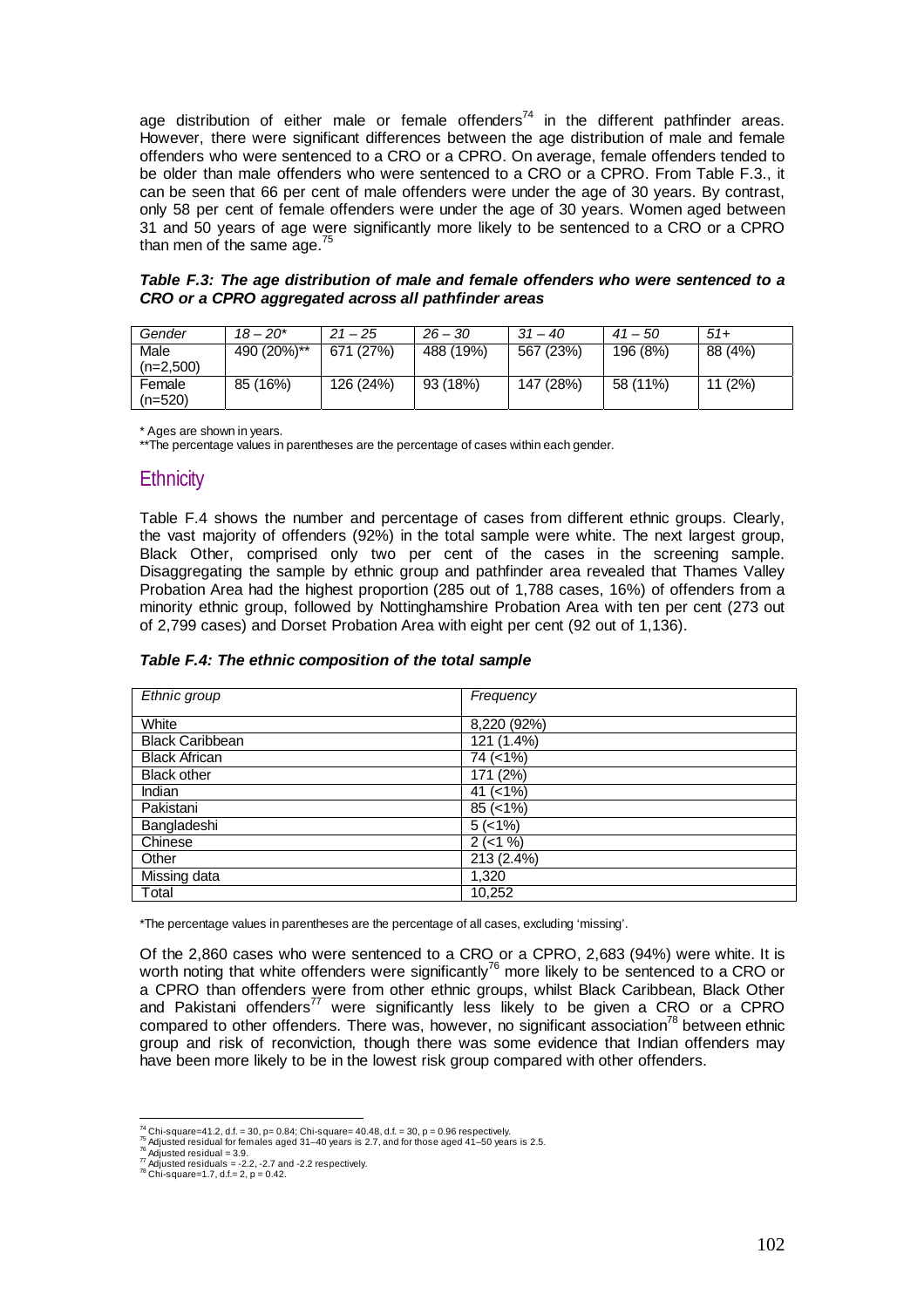age distribution of either male or female offenders[74] in the different pathfinder areas. However, there were significant differences between the age distribution of male and female offenders who were sentenced to a CRO or a CPRO. On average, female offenders tended to be older than male offenders who were sentenced to a CRO or a CPRO. From Table F.3., it can be seen that 66 per cent of male offenders were under the age of 30 years. By contrast, only 58 per cent of female offenders were under the age of 30 years. Women aged between 31 and 50 years of age were significantly more likely to be sentenced to a CRO or a CPRO than men of the same age.[75]

***Table F.3: The age distribution of male and female offenders who were sentenced to a CRO or a CPRO aggregated across all pathfinder areas***

| *Gender* | *18 – 20** | *21 – 25* | *26 – 30* | *31 – 40* | *41 – 50* | *51+* |
|---|---|---|---|---|---|---|
| Male (n=2,500) | 490 (20%)** | 671 (27%) | 488 (19%) | 567 (23%) | 196 (8%) | 88 (4%) |
| Female (n=520) | 85 (16%) | 126 (24%) | 93 (18%) | 147 (28%) | 58 (11%) | 11 (2%) |

\* Ages are shown in years.
**The percentage values in parentheses are the percentage of cases within each gender.

## Ethnicity

Table F.4 shows the number and percentage of cases from different ethnic groups. Clearly, the vast majority of offenders (92%) in the total sample were white. The next largest group, Black Other, comprised only two per cent of the cases in the screening sample. Disaggregating the sample by ethnic group and pathfinder area revealed that Thames Valley Probation Area had the highest proportion (285 out of 1,788 cases, 16%) of offenders from a minority ethnic group, followed by Nottinghamshire Probation Area with ten per cent (273 out of 2,799 cases) and Dorset Probation Area with eight per cent (92 out of 1,136).

***Table F.4: The ethnic composition of the total sample***

| *Ethnic group* | *Frequency* |
|---|---|
| White | 8,220 (92%) |
| Black Caribbean | 121 (1.4%) |
| Black African | 74 (<1%) |
| Black other | 171 (2%) |
| Indian | 41 (<1%) |
| Pakistani | 85 (<1%) |
| Bangladeshi | 5 (<1%) |
| Chinese | 2 (<1 %) |
| Other | 213 (2.4%) |
| Missing data | 1,320 |
| Total | 10,252 |

*The percentage values in parentheses are the percentage of all cases, excluding 'missing'.

Of the 2,860 cases who were sentenced to a CRO or a CPRO, 2,683 (94%) were white. It is worth noting that white offenders were significantly[76] more likely to be sentenced to a CRO or a CPRO than offenders were from other ethnic groups, whilst Black Caribbean, Black Other and Pakistani offenders[77] were significantly less likely to be given a CRO or a CPRO compared to other offenders. There was, however, no significant association[78] between ethnic group and risk of reconviction, though there was some evidence that Indian offenders may have been more likely to be in the lowest risk group compared with other offenders.

---

[74] Chi-square=41.2, d.f. = 30, p= 0.84; Chi-square= 40.48, d.f. = 30, p = 0.96 respectively.
[75] Adjusted residual for females aged 31–40 years is 2.7, and for those aged 41–50 years is 2.5.
[76] Adjusted residual = 3.9.
[77] Adjusted residuals = -2.2, -2.7 and -2.2 respectively.
[78] Chi-square=1.7, d.f.= 2, p = 0.42.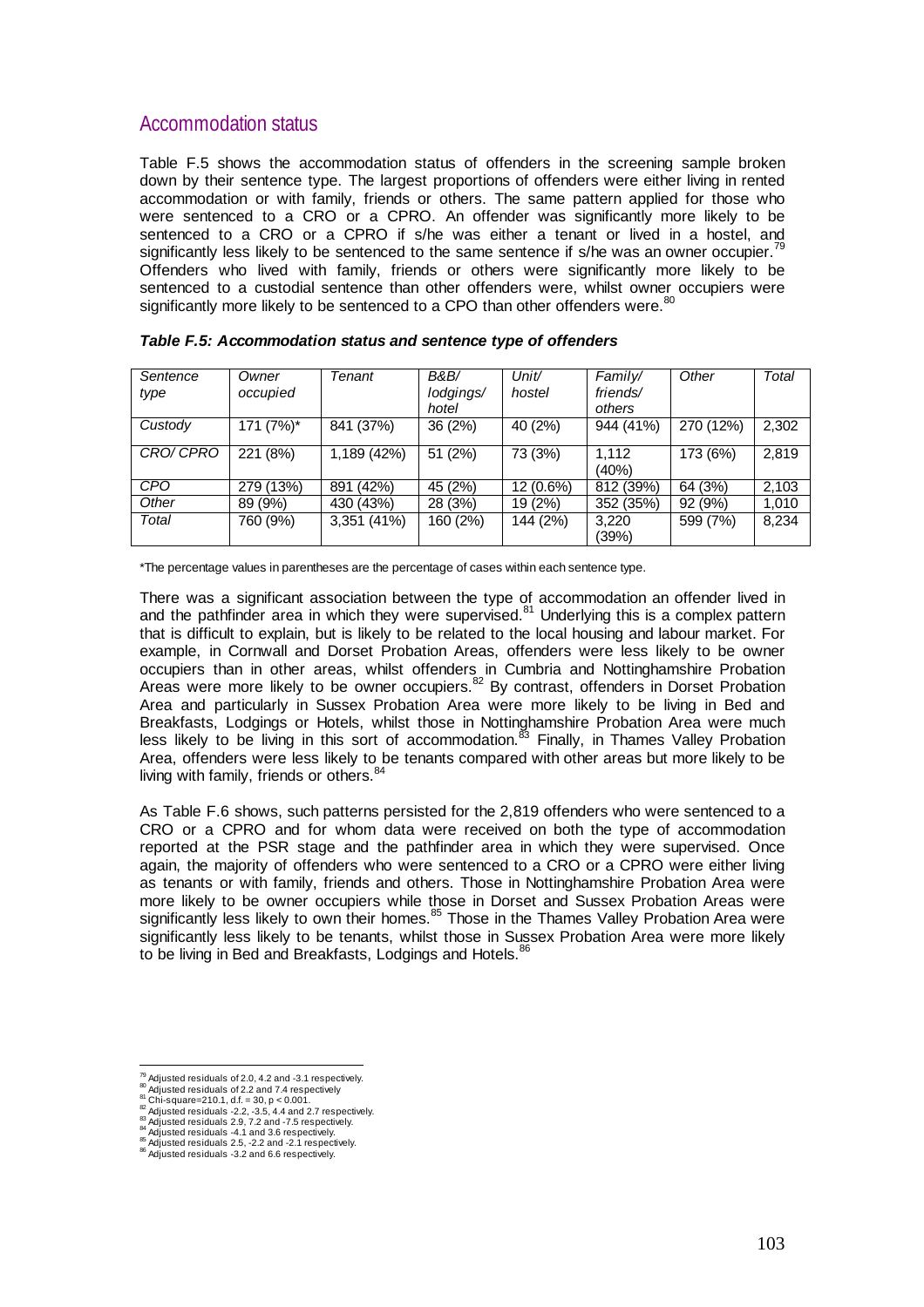## Accommodation status

Table F.5 shows the accommodation status of offenders in the screening sample broken down by their sentence type. The largest proportions of offenders were either living in rented accommodation or with family, friends or others. The same pattern applied for those who were sentenced to a CRO or a CPRO. An offender was significantly more likely to be sentenced to a CRO or a CPRO if s/he was either a tenant or lived in a hostel, and significantly less likely to be sentenced to the same sentence if s/he was an owner occupier.[79] Offenders who lived with family, friends or others were significantly more likely to be sentenced to a custodial sentence than other offenders were, whilst owner occupiers were significantly more likely to be sentenced to a CPO than other offenders were.[80]

***Table F.5: Accommodation status and sentence type of offenders***

| *Sentence type* | *Owner occupied* | *Tenant* | *B&B/ lodgings/ hotel* | *Unit/ hostel* | *Family/ friends/ others* | *Other* | *Total* |
|---|---|---|---|---|---|---|---|
| *Custody* | 171 (7%)* | 841 (37%) | 36 (2%) | 40 (2%) | 944 (41%) | 270 (12%) | 2,302 |
| *CRO/ CPRO* | 221 (8%) | 1,189 (42%) | 51 (2%) | 73 (3%) | 1,112 (40%) | 173 (6%) | 2,819 |
| *CPO* | 279 (13%) | 891 (42%) | 45 (2%) | 12 (0.6%) | 812 (39%) | 64 (3%) | 2,103 |
| *Other* | 89 (9%) | 430 (43%) | 28 (3%) | 19 (2%) | 352 (35%) | 92 (9%) | 1,010 |
| *Total* | 760 (9%) | 3,351 (41%) | 160 (2%) | 144 (2%) | 3,220 (39%) | 599 (7%) | 8,234 |

*The percentage values in parentheses are the percentage of cases within each sentence type.

There was a significant association between the type of accommodation an offender lived in and the pathfinder area in which they were supervised.[81] Underlying this is a complex pattern that is difficult to explain, but is likely to be related to the local housing and labour market. For example, in Cornwall and Dorset Probation Areas, offenders were less likely to be owner occupiers than in other areas, whilst offenders in Cumbria and Nottinghamshire Probation Areas were more likely to be owner occupiers.[82] By contrast, offenders in Dorset Probation Area and particularly in Sussex Probation Area were more likely to be living in Bed and Breakfasts, Lodgings or Hotels, whilst those in Nottinghamshire Probation Area were much less likely to be living in this sort of accommodation.[83] Finally, in Thames Valley Probation Area, offenders were less likely to be tenants compared with other areas but more likely to be living with family, friends or others.[84]

As Table F.6 shows, such patterns persisted for the 2,819 offenders who were sentenced to a CRO or a CPRO and for whom data were received on both the type of accommodation reported at the PSR stage and the pathfinder area in which they were supervised. Once again, the majority of offenders who were sentenced to a CRO or a CPRO were either living as tenants or with family, friends and others. Those in Nottinghamshire Probation Area were more likely to be owner occupiers while those in Dorset and Sussex Probation Areas were significantly less likely to own their homes.[85] Those in the Thames Valley Probation Area were significantly less likely to be tenants, whilst those in Sussex Probation Area were more likely to be living in Bed and Breakfasts, Lodgings and Hotels.[86]

[79] Adjusted residuals of 2.0, 4.2 and -3.1 respectively.
[80] Adjusted residuals of 2.2 and 7.4 respectively
[81] Chi-square=210.1, d.f. = 30, $p < 0.001$.
[82] Adjusted residuals -2.2, -3.5, 4.4 and 2.7 respectively.
[83] Adjusted residuals 2.9, 7.2 and -7.5 respectively.
[84] Adjusted residuals -4.1 and 3.6 respectively.
[85] Adjusted residuals 2.5, -2.2 and -2.1 respectively.
[86] Adjusted residuals -3.2 and 6.6 respectively.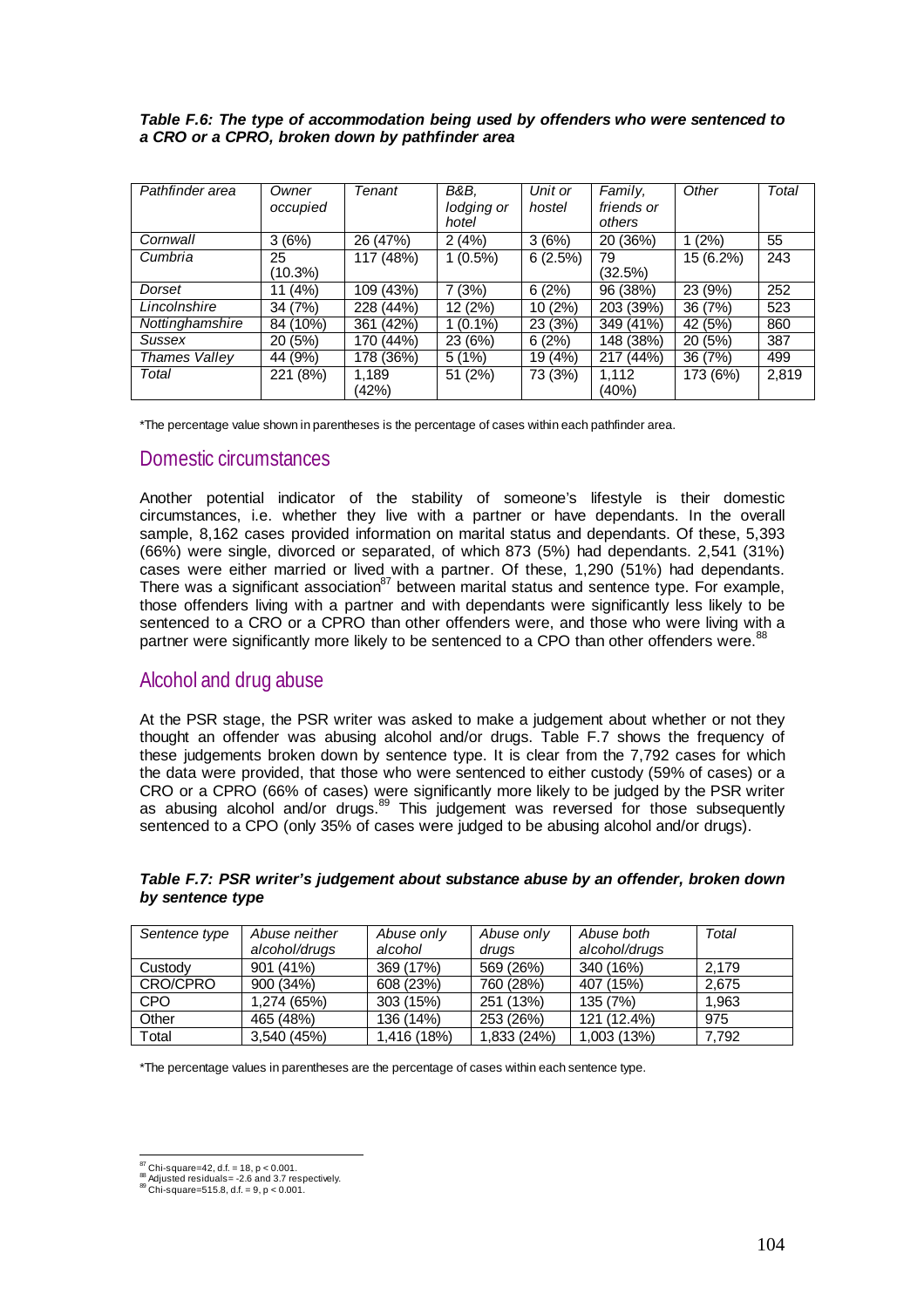***Table F.6: The type of accommodation being used by offenders who were sentenced to a CRO or a CPRO, broken down by pathfinder area***

| *Pathfinder area* | *Owner occupied* | *Tenant* | *B&B, lodging or hotel* | *Unit or hostel* | *Family, friends or others* | *Other* | *Total* |
|---|---|---|---|---|---|---|---|
| *Cornwall* | 3 (6%) | 26 (47%) | 2 (4%) | 3 (6%) | 20 (36%) | 1 (2%) | 55 |
| *Cumbria* | 25 (10.3%) | 117 (48%) | 1 (0.5%) | 6 (2.5%) | 79 (32.5%) | 15 (6.2%) | 243 |
| *Dorset* | 11 (4%) | 109 (43%) | 7 (3%) | 6 (2%) | 96 (38%) | 23 (9%) | 252 |
| *Lincolnshire* | 34 (7%) | 228 (44%) | 12 (2%) | 10 (2%) | 203 (39%) | 36 (7%) | 523 |
| *Nottinghamshire* | 84 (10%) | 361 (42%) | 1 (0.1%) | 23 (3%) | 349 (41%) | 42 (5%) | 860 |
| *Sussex* | 20 (5%) | 170 (44%) | 23 (6%) | 6 (2%) | 148 (38%) | 20 (5%) | 387 |
| *Thames Valley* | 44 (9%) | 178 (36%) | 5 (1%) | 19 (4%) | 217 (44%) | 36 (7%) | 499 |
| *Total* | 221 (8%) | 1,189 (42%) | 51 (2%) | 73 (3%) | 1,112 (40%) | 173 (6%) | 2,819 |

*The percentage value shown in parentheses is the percentage of cases within each pathfinder area.

## Domestic circumstances

Another potential indicator of the stability of someone's lifestyle is their domestic circumstances, i.e. whether they live with a partner or have dependants. In the overall sample, 8,162 cases provided information on marital status and dependants. Of these, 5,393 (66%) were single, divorced or separated, of which 873 (5%) had dependants. 2,541 (31%) cases were either married or lived with a partner. Of these, 1,290 (51%) had dependants. There was a significant association[87] between marital status and sentence type. For example, those offenders living with a partner and with dependants were significantly less likely to be sentenced to a CRO or a CPRO than other offenders were, and those who were living with a partner were significantly more likely to be sentenced to a CPO than other offenders were.[88]

## Alcohol and drug abuse

At the PSR stage, the PSR writer was asked to make a judgement about whether or not they thought an offender was abusing alcohol and/or drugs. Table F.7 shows the frequency of these judgements broken down by sentence type. It is clear from the 7,792 cases for which the data were provided, that those who were sentenced to either custody (59% of cases) or a CRO or a CPRO (66% of cases) were significantly more likely to be judged by the PSR writer as abusing alcohol and/or drugs.[89] This judgement was reversed for those subsequently sentenced to a CPO (only 35% of cases were judged to be abusing alcohol and/or drugs).

***Table F.7: PSR writer's judgement about substance abuse by an offender, broken down by sentence type***

| *Sentence type* | *Abuse neither alcohol/drugs* | *Abuse only alcohol* | *Abuse only drugs* | *Abuse both alcohol/drugs* | *Total* |
|---|---|---|---|---|---|
| Custody | 901 (41%) | 369 (17%) | 569 (26%) | 340 (16%) | 2,179 |
| CRO/CPRO | 900 (34%) | 608 (23%) | 760 (28%) | 407 (15%) | 2,675 |
| CPO | 1,274 (65%) | 303 (15%) | 251 (13%) | 135 (7%) | 1,963 |
| Other | 465 (48%) | 136 (14%) | 253 (26%) | 121 (12.4%) | 975 |
| Total | 3,540 (45%) | 1,416 (18%) | 1,833 (24%) | 1,003 (13%) | 7,792 |

*The percentage values in parentheses are the percentage of cases within each sentence type.

[87] Chi-square=42, d.f. = 18, $p < 0.001$.
[88] Adjusted residuals= -2.6 and 3.7 respectively.
[89] Chi-square=515.8, d.f. = 9, $p < 0.001$.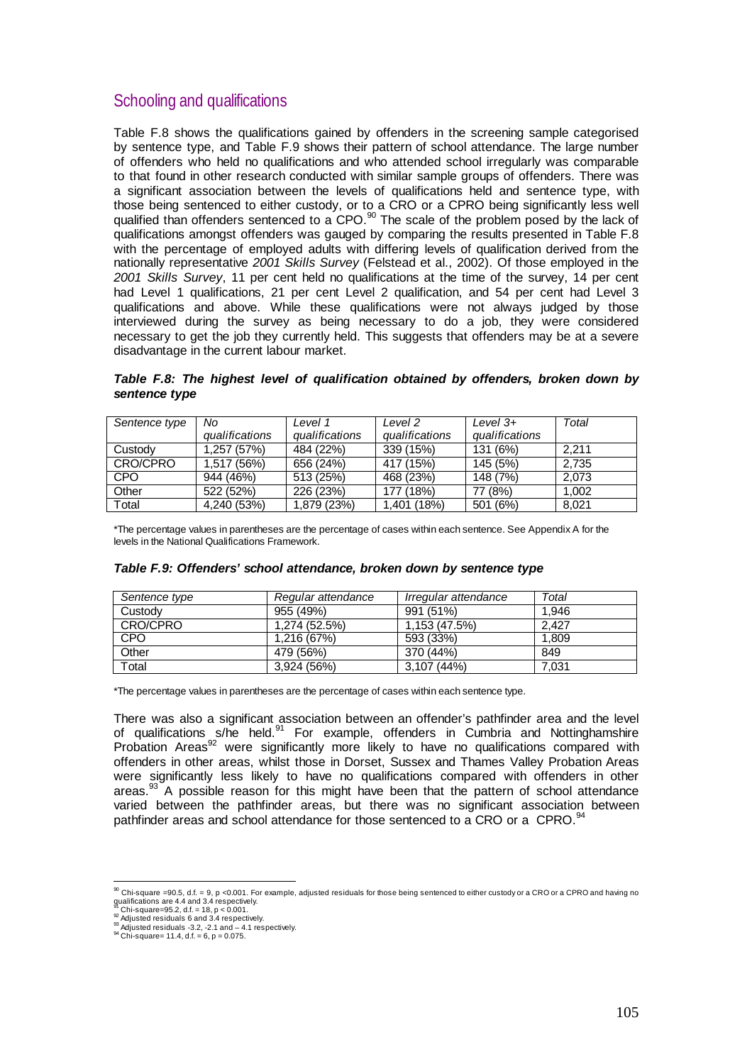## Schooling and qualifications

Table F.8 shows the qualifications gained by offenders in the screening sample categorised by sentence type, and Table F.9 shows their pattern of school attendance. The large number of offenders who held no qualifications and who attended school irregularly was comparable to that found in other research conducted with similar sample groups of offenders. There was a significant association between the levels of qualifications held and sentence type, with those being sentenced to either custody, or to a CRO or a CPRO being significantly less well qualified than offenders sentenced to a CPO.[90] The scale of the problem posed by the lack of qualifications amongst offenders was gauged by comparing the results presented in Table F.8 with the percentage of employed adults with differing levels of qualification derived from the nationally representative *2001 Skills Survey* (Felstead et al., 2002). Of those employed in the *2001 Skills Survey*, 11 per cent held no qualifications at the time of the survey, 14 per cent had Level 1 qualifications, 21 per cent Level 2 qualification, and 54 per cent had Level 3 qualifications and above. While these qualifications were not always judged by those interviewed during the survey as being necessary to do a job, they were considered necessary to get the job they currently held. This suggests that offenders may be at a severe disadvantage in the current labour market.

***Table F.8: The highest level of qualification obtained by offenders, broken down by sentence type***

| *Sentence type* | *No qualifications* | *Level 1 qualifications* | *Level 2 qualifications* | *Level 3+ qualifications* | *Total* |
|---|---|---|---|---|---|
| Custody | 1,257 (57%) | 484 (22%) | 339 (15%) | 131 (6%) | 2,211 |
| CRO/CPRO | 1,517 (56%) | 656 (24%) | 417 (15%) | 145 (5%) | 2,735 |
| CPO | 944 (46%) | 513 (25%) | 468 (23%) | 148 (7%) | 2,073 |
| Other | 522 (52%) | 226 (23%) | 177 (18%) | 77 (8%) | 1,002 |
| Total | 4,240 (53%) | 1,879 (23%) | 1,401 (18%) | 501 (6%) | 8,021 |

*The percentage values in parentheses are the percentage of cases within each sentence. See Appendix A for the levels in the National Qualifications Framework.

***Table F.9: Offenders' school attendance, broken down by sentence type***

| *Sentence type* | *Regular attendance* | *Irregular attendance* | *Total* |
|---|---|---|---|
| Custody | 955 (49%) | 991 (51%) | 1,946 |
| CRO/CPRO | 1,274 (52.5%) | 1,153 (47.5%) | 2,427 |
| CPO | 1,216 (67%) | 593 (33%) | 1,809 |
| Other | 479 (56%) | 370 (44%) | 849 |
| Total | 3,924 (56%) | 3,107 (44%) | 7,031 |

*The percentage values in parentheses are the percentage of cases within each sentence type.

There was also a significant association between an offender's pathfinder area and the level of qualifications s/he held.[91] For example, offenders in Cumbria and Nottinghamshire Probation Areas[92] were significantly more likely to have no qualifications compared with offenders in other areas, whilst those in Dorset, Sussex and Thames Valley Probation Areas were significantly less likely to have no qualifications compared with offenders in other areas.[93] A possible reason for this might have been that the pattern of school attendance varied between the pathfinder areas, but there was no significant association between pathfinder areas and school attendance for those sentenced to a CRO or a CPRO.[94]

---

[90] Chi-square =90.5, d.f. = 9, $p < 0.001$. For example, adjusted residuals for those being sentenced to either custody or a CRO or a CPRO and having no qualifications are 4.4 and 3.4 respectively.

[91] Chi-square=95.2, d.f. = 18, $p < 0.001$.

[92] Adjusted residuals 6 and 3.4 respectively.

[93] Adjusted residuals -3.2, -2.1 and – 4.1 respectively.

[94] Chi-square= 11.4, d.f. = 6, $p = 0.075$.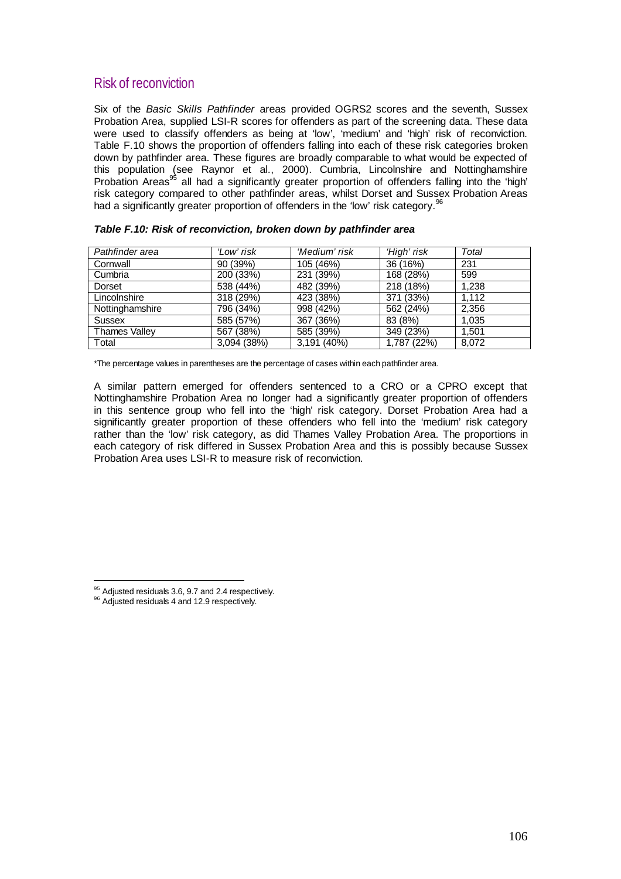## Risk of reconviction

Six of the *Basic Skills Pathfinder* areas provided OGRS2 scores and the seventh, Sussex Probation Area, supplied LSI-R scores for offenders as part of the screening data. These data were used to classify offenders as being at 'low', 'medium' and 'high' risk of reconviction. Table F.10 shows the proportion of offenders falling into each of these risk categories broken down by pathfinder area. These figures are broadly comparable to what would be expected of this population (see Raynor et al., 2000). Cumbria, Lincolnshire and Nottinghamshire Probation Areas[95] all had a significantly greater proportion of offenders falling into the 'high' risk category compared to other pathfinder areas, whilst Dorset and Sussex Probation Areas had a significantly greater proportion of offenders in the 'low' risk category.[96]

***Table F.10: Risk of reconviction, broken down by pathfinder area***

| *Pathfinder area* | *'Low' risk* | *'Medium' risk* | *'High' risk* | *Total* |
|---|---|---|---|---|
| Cornwall | 90 (39%) | 105 (46%) | 36 (16%) | 231 |
| Cumbria | 200 (33%) | 231 (39%) | 168 (28%) | 599 |
| Dorset | 538 (44%) | 482 (39%) | 218 (18%) | 1,238 |
| Lincolnshire | 318 (29%) | 423 (38%) | 371 (33%) | 1,112 |
| Nottinghamshire | 796 (34%) | 998 (42%) | 562 (24%) | 2,356 |
| Sussex | 585 (57%) | 367 (36%) | 83 (8%) | 1,035 |
| Thames Valley | 567 (38%) | 585 (39%) | 349 (23%) | 1,501 |
| Total | 3,094 (38%) | 3,191 (40%) | 1,787 (22%) | 8,072 |

*The percentage values in parentheses are the percentage of cases within each pathfinder area.

A similar pattern emerged for offenders sentenced to a CRO or a CPRO except that Nottinghamshire Probation Area no longer had a significantly greater proportion of offenders in this sentence group who fell into the 'high' risk category. Dorset Probation Area had a significantly greater proportion of these offenders who fell into the 'medium' risk category rather than the 'low' risk category, as did Thames Valley Probation Area. The proportions in each category of risk differed in Sussex Probation Area and this is possibly because Sussex Probation Area uses LSI-R to measure risk of reconviction.

[95] Adjusted residuals 3.6, 9.7 and 2.4 respectively.

[96] Adjusted residuals 4 and 12.9 respectively.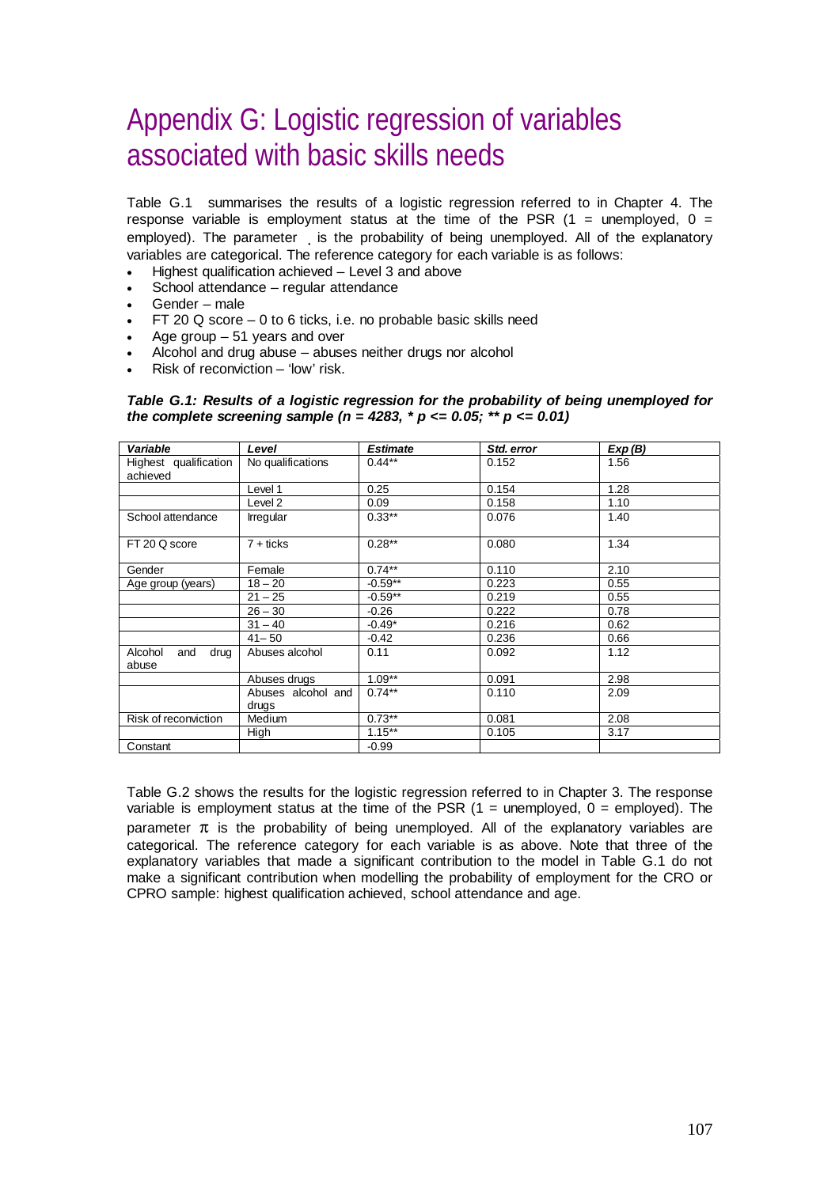# Appendix G: Logistic regression of variables associated with basic skills needs

Table G.1 summarises the results of a logistic regression referred to in Chapter 4. The response variable is employment status at the time of the PSR (1 = unemployed, 0 = employed). The parameter  is the probability of being unemployed. All of the explanatory variables are categorical. The reference category for each variable is as follows:

- Highest qualification achieved – Level 3 and above
- School attendance – regular attendance
- Gender – male
- FT 20 Q score – 0 to 6 ticks, i.e. no probable basic skills need
- Age group – 51 years and over
- Alcohol and drug abuse – abuses neither drugs nor alcohol
- Risk of reconviction – 'low' risk.

***Table G.1: Results of a logistic regression for the probability of being unemployed for the complete screening sample (n = 4283, * p <= 0.05; ** p <= 0.01)***

| *Variable* | *Level* | *Estimate* | *Std. error* | *Exp (B)* |
|---|---|---|---|---|
| Highest qualification achieved | No qualifications | 0.44** | 0.152 | 1.56 |
| | Level 1 | 0.25 | 0.154 | 1.28 |
| | Level 2 | 0.09 | 0.158 | 1.10 |
| School attendance | Irregular | 0.33** | 0.076 | 1.40 |
| FT 20 Q score | 7 + ticks | 0.28** | 0.080 | 1.34 |
| Gender | Female | 0.74** | 0.110 | 2.10 |
| Age group (years) | 18 – 20 | -0.59** | 0.223 | 0.55 |
| | 21 – 25 | -0.59** | 0.219 | 0.55 |
| | 26 – 30 | -0.26 | 0.222 | 0.78 |
| | 31 – 40 | -0.49* | 0.216 | 0.62 |
| | 41 – 50 | -0.42 | 0.236 | 0.66 |
| Alcohol and drug abuse | Abuses alcohol | 0.11 | 0.092 | 1.12 |
| | Abuses drugs | 1.09** | 0.091 | 2.98 |
| | Abuses alcohol and drugs | 0.74** | 0.110 | 2.09 |
| Risk of reconviction | Medium | 0.73** | 0.081 | 2.08 |
| | High | 1.15** | 0.105 | 3.17 |
| Constant | | -0.99 | | |

Table G.2 shows the results for the logistic regression referred to in Chapter 3. The response variable is employment status at the time of the PSR (1 = unemployed, 0 = employed). The parameter $\pi$ is the probability of being unemployed. All of the explanatory variables are categorical. The reference category for each variable is as above. Note that three of the explanatory variables that made a significant contribution to the model in Table G.1 do not make a significant contribution when modelling the probability of employment for the CRO or CPRO sample: highest qualification achieved, school attendance and age.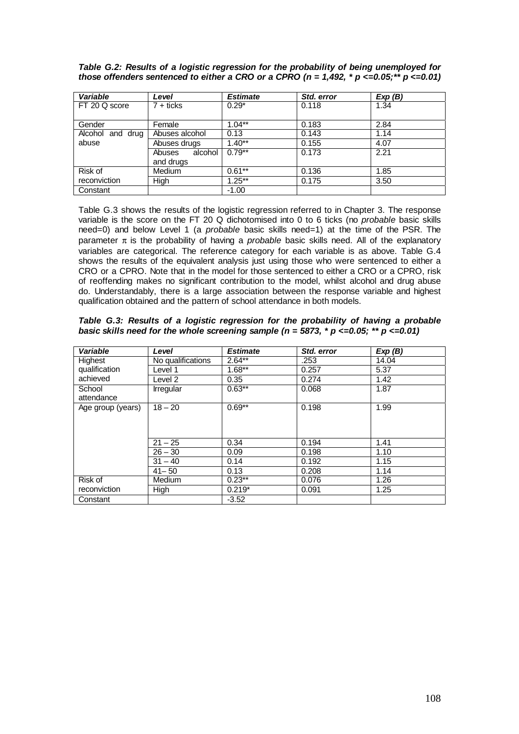***Table G.2: Results of a logistic regression for the probability of being unemployed for those offenders sentenced to either a CRO or a CPRO (n = 1,492, * p <=0.05;** p <=0.01)***

| *Variable* | *Level* | *Estimate* | *Std. error* | *Exp (B)* |
|---|---|---|---|---|
| FT 20 Q score | 7 + ticks | 0.29* | 0.118 | 1.34 |
| Gender | Female | 1.04** | 0.183 | 2.84 |
| Alcohol and drug abuse | Abuses alcohol | 0.13 | 0.143 | 1.14 |
| | Abuses drugs | 1.40** | 0.155 | 4.07 |
| | Abuses alcohol and drugs | 0.79** | 0.173 | 2.21 |
| Risk of reconviction | Medium | 0.61** | 0.136 | 1.85 |
| | High | 1.25** | 0.175 | 3.50 |
| Constant | | -1.00 | | |

Table G.3 shows the results of the logistic regression referred to in Chapter 3. The response variable is the score on the FT 20 Q dichotomised into 0 to 6 ticks (no *probable* basic skills need=0) and below Level 1 (a *probable* basic skills need=1) at the time of the PSR. The parameter $\pi$ is the probability of having a *probable* basic skills need. All of the explanatory variables are categorical. The reference category for each variable is as above. Table G.4 shows the results of the equivalent analysis just using those who were sentenced to either a CRO or a CPRO. Note that in the model for those sentenced to either a CRO or a CPRO, risk of reoffending makes no significant contribution to the model, whilst alcohol and drug abuse do. Understandably, there is a large association between the response variable and highest qualification obtained and the pattern of school attendance in both models.

***Table G.3: Results of a logistic regression for the probability of having a probable basic skills need for the whole screening sample (n = 5873, * p <=0.05; ** p <=0.01)***

| *Variable* | *Level* | *Estimate* | *Std. error* | *Exp (B)* |
|---|---|---|---|---|
| Highest qualification achieved | No qualifications | 2.64** | .253 | 14.04 |
| | Level 1 | 1.68** | 0.257 | 5.37 |
| | Level 2 | 0.35 | 0.274 | 1.42 |
| School attendance | Irregular | 0.63** | 0.068 | 1.87 |
| Age group (years) | 18 – 20 | 0.69** | 0.198 | 1.99 |
| | 21 – 25 | 0.34 | 0.194 | 1.41 |
| | 26 – 30 | 0.09 | 0.198 | 1.10 |
| | 31 – 40 | 0.14 | 0.192 | 1.15 |
| | 41– 50 | 0.13 | 0.208 | 1.14 |
| Risk of reconviction | Medium | 0.23** | 0.076 | 1.26 |
| | High | 0.219* | 0.091 | 1.25 |
| Constant | | -3.52 | | |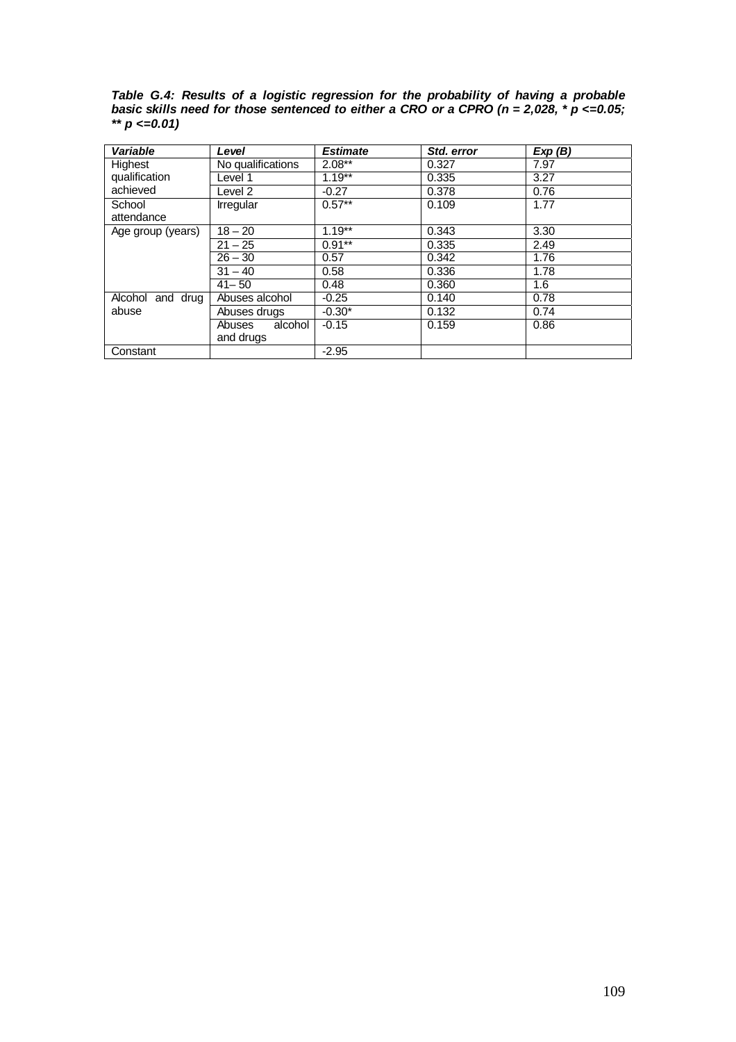***Table G.4: Results of a logistic regression for the probability of having a probable basic skills need for those sentenced to either a CRO or a CPRO (n = 2,028, * p <=0.05; ** p <=0.01)***

| *Variable* | *Level* | *Estimate* | *Std. error* | *Exp (B)* |
|---|---|---|---|---|
| Highest qualification achieved | No qualifications | 2.08** | 0.327 | 7.97 |
| | Level 1 | 1.19** | 0.335 | 3.27 |
| | Level 2 | -0.27 | 0.378 | 0.76 |
| School attendance | Irregular | 0.57** | 0.109 | 1.77 |
| Age group (years) | 18 – 20 | 1.19** | 0.343 | 3.30 |
| | 21 – 25 | 0.91** | 0.335 | 2.49 |
| | 26 – 30 | 0.57 | 0.342 | 1.76 |
| | 31 – 40 | 0.58 | 0.336 | 1.78 |
| | 41– 50 | 0.48 | 0.360 | 1.6 |
| Alcohol and drug abuse | Abuses alcohol | -0.25 | 0.140 | 0.78 |
| | Abuses drugs | -0.30* | 0.132 | 0.74 |
| | Abuses alcohol and drugs | -0.15 | 0.159 | 0.86 |
| Constant | | -2.95 | | |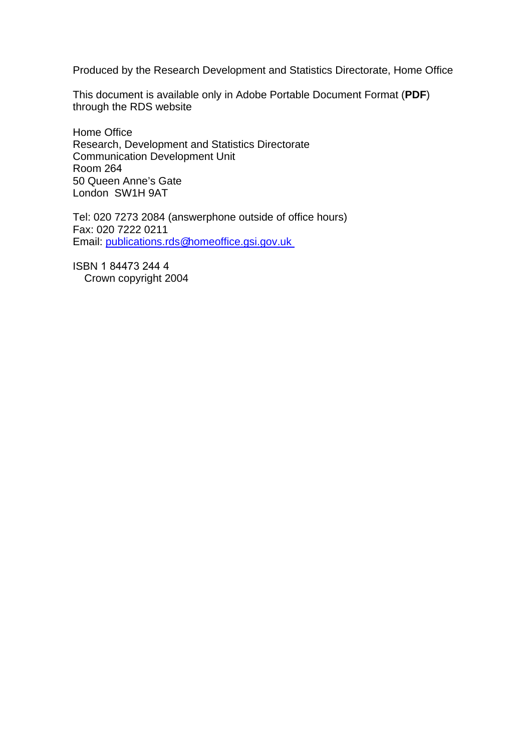Produced by the Research Development and Statistics Directorate, Home Office

This document is available only in Adobe Portable Document Format (**PDF**) through the RDS website

Home Office
Research, Development and Statistics Directorate
Communication Development Unit
Room 264
50 Queen Anne's Gate
London SW1H 9AT

Tel: 020 7273 2084 (answerphone outside of office hours)
Fax: 020 7222 0211
Email: publications.rds@homeoffice.gsi.gov.uk

ISBN 1 84473 244 4
Crown copyright 2004